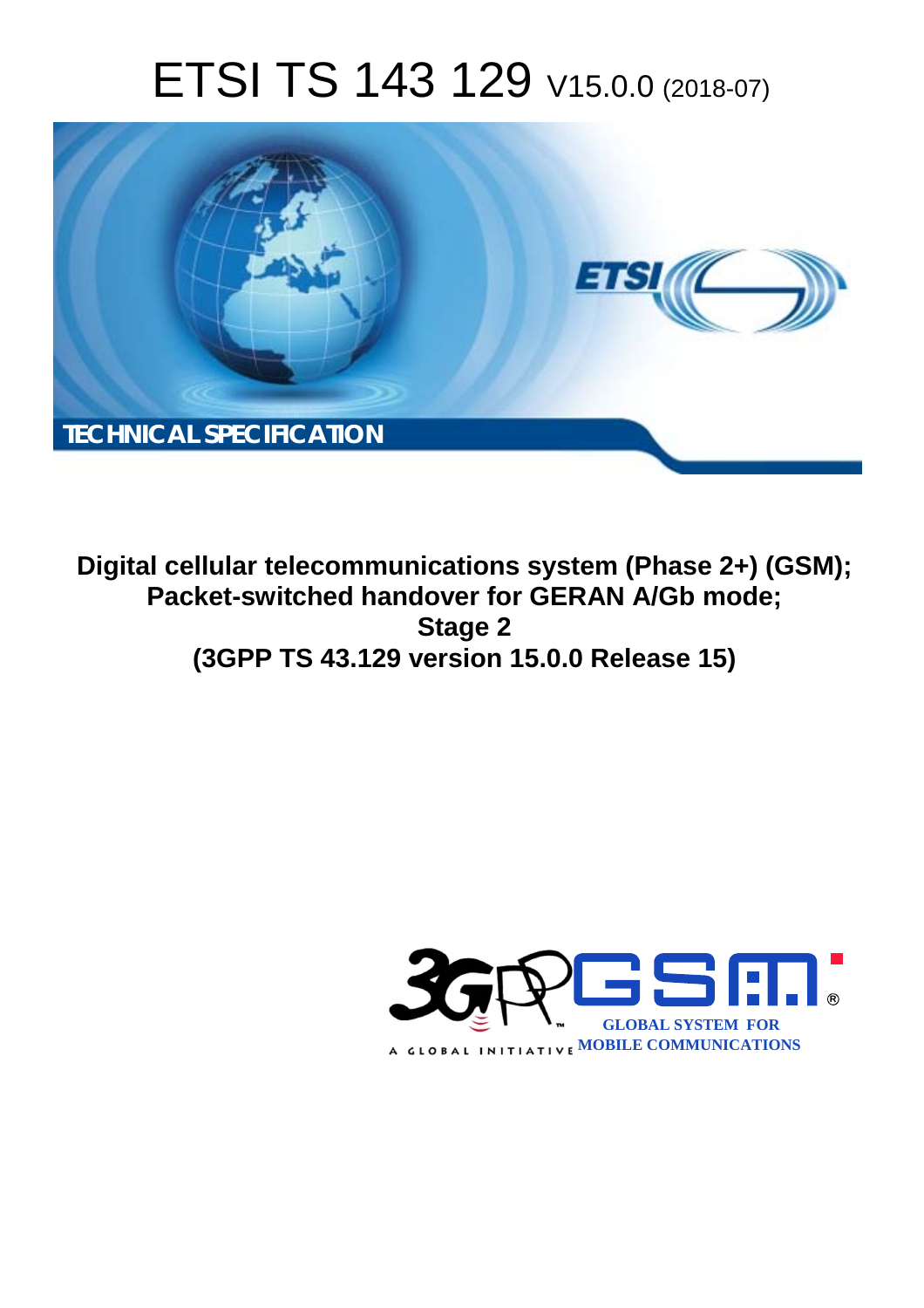# ETSI TS 143 129 V15.0.0 (2018-07)

TECHNICAL SPECIFICATION

**Digital cellular telecommunications system (Phase 2+) (GSM); Packet-switched handover for GERAN A/Gb mode; Stage 2 (3GPP TS 43.129 version 15.0.0 Release 15)**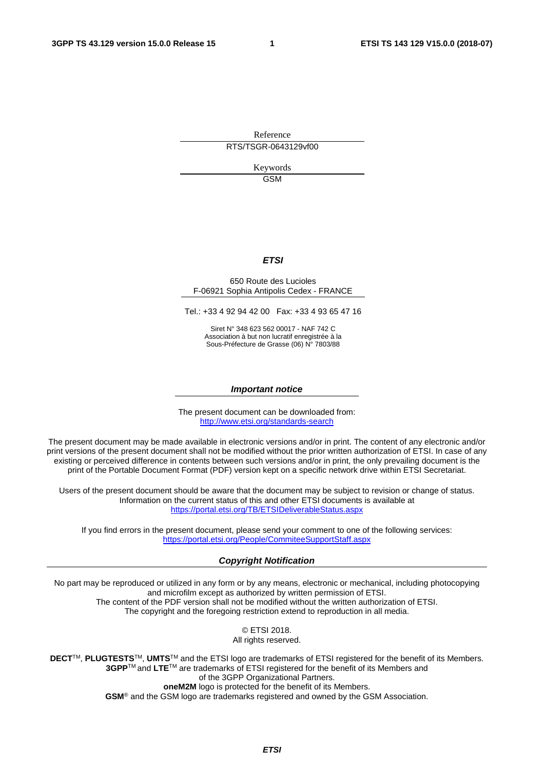Reference

RTS/TSGR-0643129vf00

Keywords

GSM

***ETSI***

650 Route des Lucioles
F-06921 Sophia Antipolis Cedex - FRANCE

Tel.: +33 4 92 94 42 00   Fax: +33 4 93 65 47 16

Siret N° 348 623 562 00017 - NAF 742 C
Association à but non lucratif enregistrée à la
Sous-Préfecture de Grasse (06) N° 7803/88

***Important notice***

The present document can be downloaded from:
http://www.etsi.org/standards-search

The present document may be made available in electronic versions and/or in print. The content of any electronic and/or print versions of the present document shall not be modified without the prior written authorization of ETSI. In case of any existing or perceived difference in contents between such versions and/or in print, the only prevailing document is the print of the Portable Document Format (PDF) version kept on a specific network drive within ETSI Secretariat.

Users of the present document should be aware that the document may be subject to revision or change of status. Information on the current status of this and other ETSI documents is available at
https://portal.etsi.org/TB/ETSIDeliverableStatus.aspx

If you find errors in the present document, please send your comment to one of the following services:
https://portal.etsi.org/People/CommiteeSupportStaff.aspx

***Copyright Notification***

No part may be reproduced or utilized in any form or by any means, electronic or mechanical, including photocopying and microfilm except as authorized by written permission of ETSI.
The content of the PDF version shall not be modified without the written authorization of ETSI.
The copyright and the foregoing restriction extend to reproduction in all media.

© ETSI 2018.
All rights reserved.

**DECT**™, **PLUGTESTS**™, **UMTS**™ and the ETSI logo are trademarks of ETSI registered for the benefit of its Members.
**3GPP**™ and **LTE**™ are trademarks of ETSI registered for the benefit of its Members and of the 3GPP Organizational Partners.
**oneM2M** logo is protected for the benefit of its Members.
**GSM**® and the GSM logo are trademarks registered and owned by the GSM Association.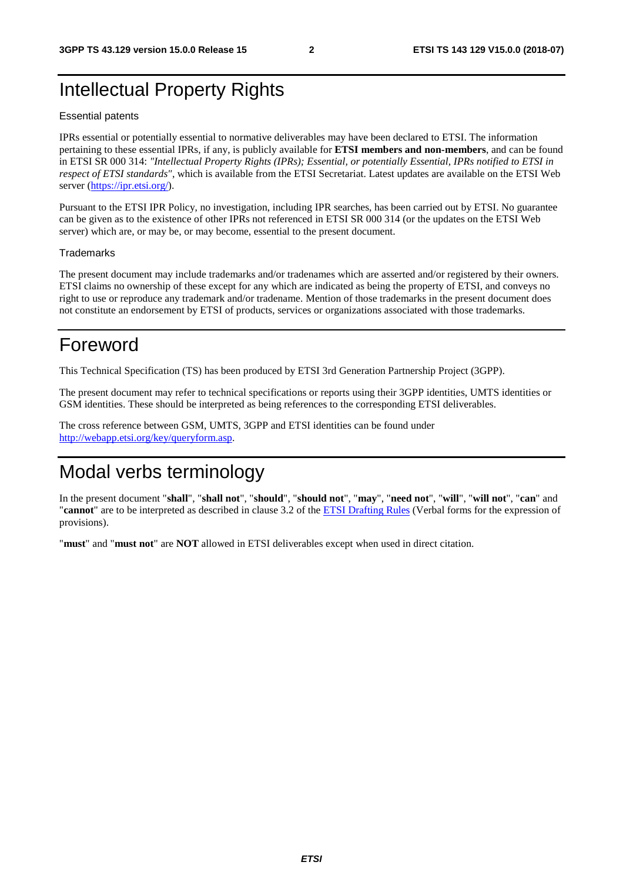# Intellectual Property Rights

Essential patents

IPRs essential or potentially essential to normative deliverables may have been declared to ETSI. The information pertaining to these essential IPRs, if any, is publicly available for **ETSI members and non-members**, and can be found in ETSI SR 000 314: *"Intellectual Property Rights (IPRs); Essential, or potentially Essential, IPRs notified to ETSI in respect of ETSI standards"*, which is available from the ETSI Secretariat. Latest updates are available on the ETSI Web server (https://ipr.etsi.org/).

Pursuant to the ETSI IPR Policy, no investigation, including IPR searches, has been carried out by ETSI. No guarantee can be given as to the existence of other IPRs not referenced in ETSI SR 000 314 (or the updates on the ETSI Web server) which are, or may be, or may become, essential to the present document.

Trademarks

The present document may include trademarks and/or tradenames which are asserted and/or registered by their owners. ETSI claims no ownership of these except for any which are indicated as being the property of ETSI, and conveys no right to use or reproduce any trademark and/or tradename. Mention of those trademarks in the present document does not constitute an endorsement by ETSI of products, services or organizations associated with those trademarks.

# Foreword

This Technical Specification (TS) has been produced by ETSI 3rd Generation Partnership Project (3GPP).

The present document may refer to technical specifications or reports using their 3GPP identities, UMTS identities or GSM identities. These should be interpreted as being references to the corresponding ETSI deliverables.

The cross reference between GSM, UMTS, 3GPP and ETSI identities can be found under http://webapp.etsi.org/key/queryform.asp.

# Modal verbs terminology

In the present document "**shall**", "**shall not**", "**should**", "**should not**", "**may**", "**need not**", "**will**", "**will not**", "**can**" and "**cannot**" are to be interpreted as described in clause 3.2 of the ETSI Drafting Rules (Verbal forms for the expression of provisions).

"**must**" and "**must not**" are **NOT** allowed in ETSI deliverables except when used in direct citation.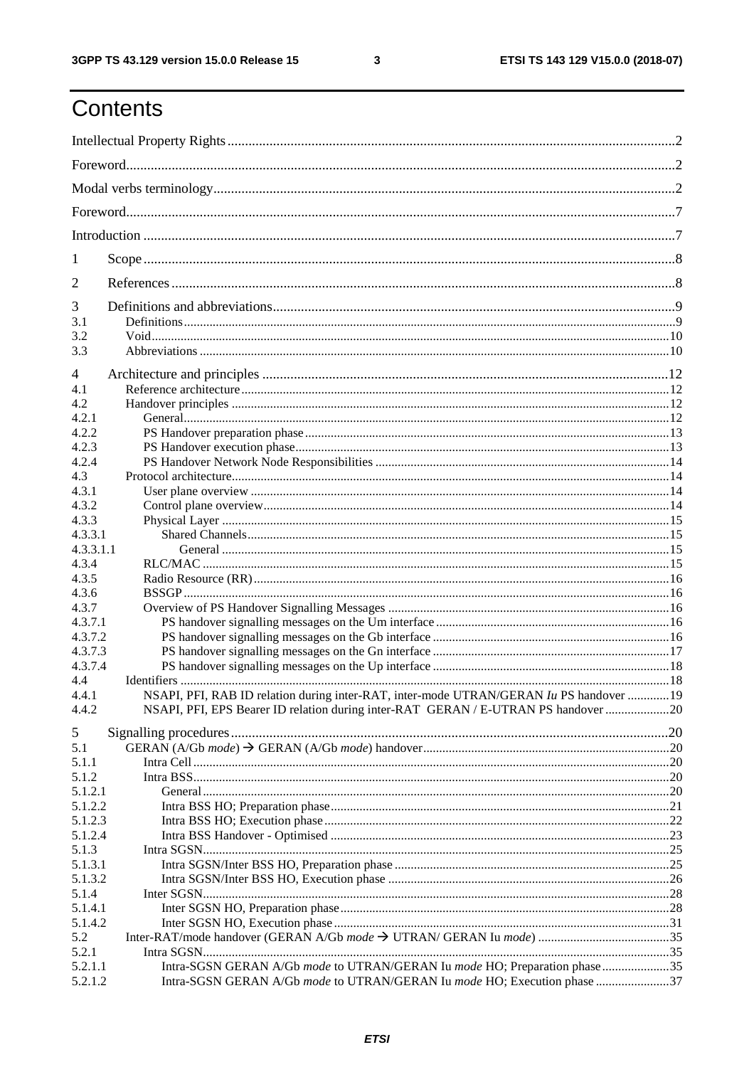# Contents

Intellectual Property Rights ........................................................................................................................2

Foreword........................................................................................................................................................2

Modal verbs terminology...............................................................................................................................2

Foreword........................................................................................................................................................7

Introduction ..................................................................................................................................................7

1 Scope ........................................................................................................................................................8

2 References ................................................................................................................................................8

3 Definitions and abbreviations...................................................................................................................9

3.1 Definitions ...........................................................................................................................................9

3.2 Void ...................................................................................................................................................10

3.3 Abbreviations ....................................................................................................................................10

4 Architecture and principles ....................................................................................................................12

4.1 Reference architecture .......................................................................................................................12

4.2 Handover principles ...........................................................................................................................12

4.2.1 General .........................................................................................................................................12

4.2.2 PS Handover preparation phase ..................................................................................................13

4.2.3 PS Handover execution phase .....................................................................................................13

4.2.4 PS Handover Network Node Responsibilities .............................................................................14

4.3 Protocol architecture ..........................................................................................................................14

4.3.1 User plane overview ....................................................................................................................14

4.3.2 Control plane overview ................................................................................................................14

4.3.3 Physical Layer .............................................................................................................................15

4.3.3.1 Shared Channels .....................................................................................................................15

4.3.3.1.1 General .............................................................................................................................15

4.3.4 RLC/MAC ...................................................................................................................................15

4.3.5 Radio Resource (RR) ..................................................................................................................16

4.3.6 BSSGP .........................................................................................................................................16

4.3.7 Overview of PS Handover Signalling Messages .........................................................................16

4.3.7.1 PS handover signalling messages on the Um interface ..........................................................16

4.3.7.2 PS handover signalling messages on the Gb interface ...........................................................16

4.3.7.3 PS handover signalling messages on the Gn interface ...........................................................17

4.3.7.4 PS handover signalling messages on the Up interface ...........................................................18

4.4 Identifiers ..........................................................................................................................................18

4.4.1 NSAPI, PFI, RAB ID relation during inter-RAT, inter-mode UTRAN/GERAN *Iu* PS handover .............19

4.4.2 NSAPI, PFI, EPS Bearer ID relation during inter-RAT GERAN / E-UTRAN PS handover ....................20

5 Signalling procedures .............................................................................................................................20

5.1 GERAN (A/Gb *mode*) → GERAN (A/Gb *mode*) handover ...................................................................20

5.1.1 Intra Cell ......................................................................................................................................20

5.1.2 Intra BSS ......................................................................................................................................20

5.1.2.1 General ...................................................................................................................................20

5.1.2.2 Intra BSS HO; Preparation phase ..........................................................................................21

5.1.2.3 Intra BSS HO; Execution phase .............................................................................................22

5.1.2.4 Intra BSS Handover - Optimised ...........................................................................................23

5.1.3 Intra SGSN ...................................................................................................................................25

5.1.3.1 Intra SGSN/Inter BSS HO, Preparation phase .......................................................................25

5.1.3.2 Intra SGSN/Inter BSS HO, Execution phase .........................................................................26

5.1.4 Inter SGSN ...................................................................................................................................28

5.1.4.1 Inter SGSN HO, Preparation phase .......................................................................................28

5.1.4.2 Inter SGSN HO, Execution phase ..........................................................................................31

5.2 Inter-RAT/mode handover (GERAN A/Gb *mode* → UTRAN/ GERAN Iu *mode*) .........................................35

5.2.1 Intra SGSN ...................................................................................................................................35

5.2.1.1 Intra-SGSN GERAN A/Gb *mode* to UTRAN/GERAN Iu *mode* HO; Preparation phase .....................35

5.2.1.2 Intra-SGSN GERAN A/Gb *mode* to UTRAN/GERAN Iu *mode* HO; Execution phase .......................37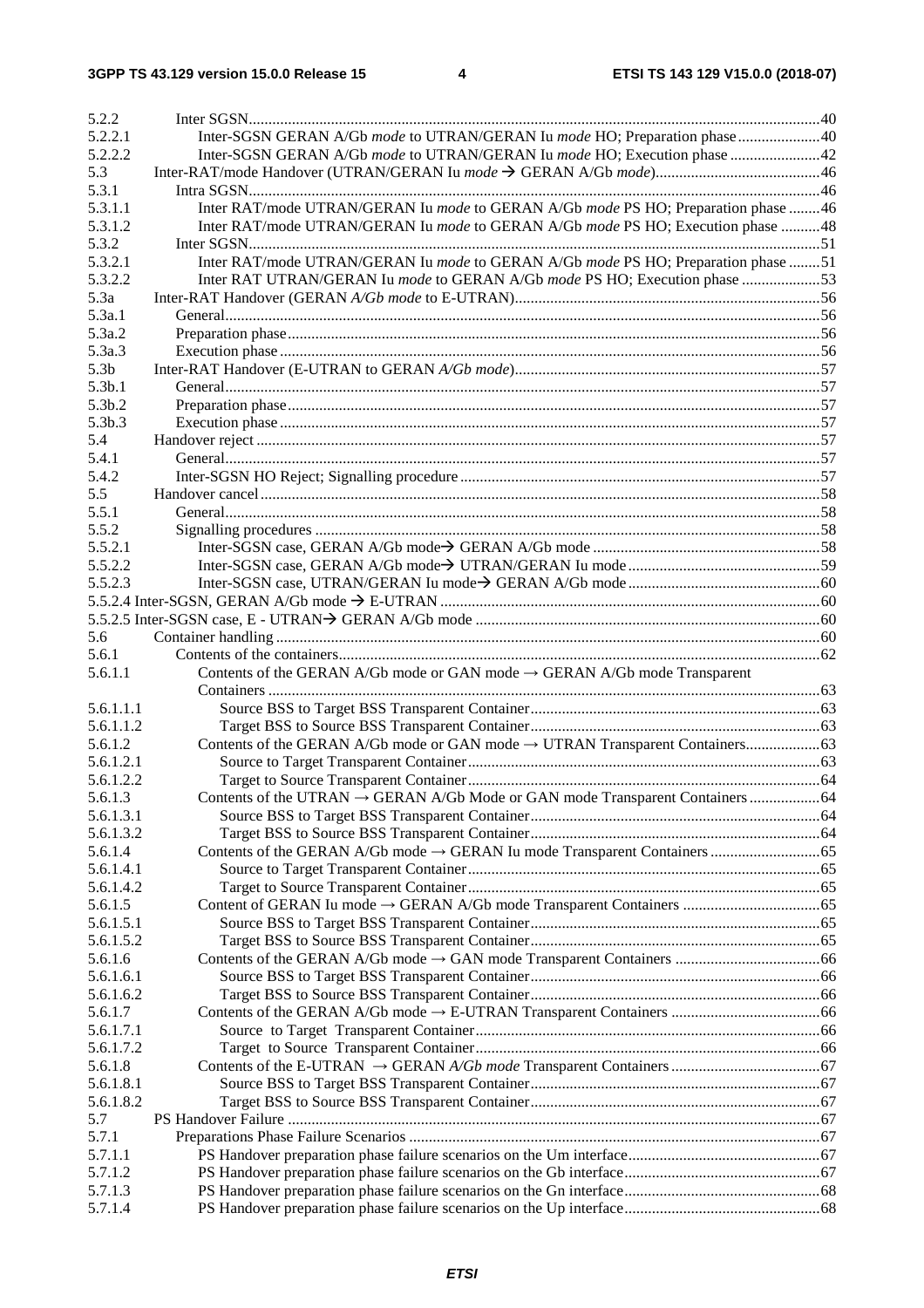5.2.2 Inter SGSN....................................................................................................................................................40
5.2.2.1 Inter-SGSN GERAN A/Gb *mode* to UTRAN/GERAN Iu *mode* HO; Preparation phase.....................40
5.2.2.2 Inter-SGSN GERAN A/Gb *mode* to UTRAN/GERAN Iu *mode* HO; Execution phase .......................42
5.3 Inter-RAT/mode Handover (UTRAN/GERAN Iu *mode* → GERAN A/Gb *mode*).........................................46
5.3.1 Intra SGSN....................................................................................................................................................46
5.3.1.1 Inter RAT/mode UTRAN/GERAN Iu *mode* to GERAN A/Gb *mode* PS HO; Preparation phase ........46
5.3.1.2 Inter RAT/mode UTRAN/GERAN Iu *mode* to GERAN A/Gb *mode* PS HO; Execution phase ..........48
5.3.2 Inter SGSN....................................................................................................................................................51
5.3.2.1 Inter RAT/mode UTRAN/GERAN Iu *mode* to GERAN A/Gb *mode* PS HO; Preparation phase ........51
5.3.2.2 Inter RAT UTRAN/GERAN Iu *mode* to GERAN A/Gb *mode* PS HO; Execution phase ....................53
5.3a Inter-RAT Handover (GERAN *A/Gb mode* to E-UTRAN).............................................................................56
5.3a.1 General.......................................................................................................................................................56
5.3a.2 Preparation phase......................................................................................................................................56
5.3a.3 Execution phase.........................................................................................................................................56
5.3b Inter-RAT Handover (E-UTRAN to GERAN *A/Gb mode*).............................................................................57
5.3b.1 General.......................................................................................................................................................57
5.3b.2 Preparation phase......................................................................................................................................57
5.3b.3 Execution phase.........................................................................................................................................57
5.4 Handover reject ..............................................................................................................................................57
5.4.1 General........................................................................................................................................................57
5.4.2 Inter-SGSN HO Reject; Signalling procedure ...........................................................................................57
5.5 Handover cancel..............................................................................................................................................58
5.5.1 General........................................................................................................................................................58
5.5.2 Signalling procedures .................................................................................................................................58
5.5.2.1 Inter-SGSN case, GERAN A/Gb mode→ GERAN A/Gb mode ..........................................................58
5.5.2.2 Inter-SGSN case, GERAN A/Gb mode→ UTRAN/GERAN Iu mode.................................................59
5.5.2.3 Inter-SGSN case, UTRAN/GERAN Iu mode→ GERAN A/Gb mode.................................................60
5.5.2.4 Inter-SGSN, GERAN A/Gb mode → E-UTRAN ................................................................................60
5.5.2.5 Inter-SGSN case, E - UTRAN→ GERAN A/Gb mode .......................................................................60
5.6 Container handling ..........................................................................................................................................60
5.6.1 Contents of the containers..........................................................................................................................62
5.6.1.1 Contents of the GERAN A/Gb mode or GAN mode → GERAN A/Gb mode Transparent Containers ............................................................................................................................................63
5.6.1.1.1 Source BSS to Target BSS Transparent Container..........................................................................63
5.6.1.1.2 Target BSS to Source BSS Transparent Container..........................................................................63
5.6.1.2 Contents of the GERAN A/Gb mode or GAN mode → UTRAN Transparent Containers...................63
5.6.1.2.1 Source to Target Transparent Container..........................................................................................63
5.6.1.2.2 Target to Source Transparent Container..........................................................................................64
5.6.1.3 Contents of the UTRAN → GERAN A/Gb Mode or GAN mode Transparent Containers..................64
5.6.1.3.1 Source BSS to Target BSS Transparent Container..........................................................................64
5.6.1.3.2 Target BSS to Source BSS Transparent Container..........................................................................64
5.6.1.4 Contents of the GERAN A/Gb mode → GERAN Iu mode Transparent Containers ............................65
5.6.1.4.1 Source to Target Transparent Container..........................................................................................65
5.6.1.4.2 Target to Source Transparent Container..........................................................................................65
5.6.1.5 Content of GERAN Iu mode → GERAN A/Gb mode Transparent Containers ..................................65
5.6.1.5.1 Source BSS to Target BSS Transparent Container..........................................................................65
5.6.1.5.2 Target BSS to Source BSS Transparent Container..........................................................................65
5.6.1.6 Contents of the GERAN A/Gb mode → GAN mode Transparent Containers .....................................66
5.6.1.6.1 Source BSS to Target BSS Transparent Container..........................................................................66
5.6.1.6.2 Target BSS to Source BSS Transparent Container..........................................................................66
5.6.1.7 Contents of the GERAN A/Gb mode → E-UTRAN Transparent Containers ......................................66
5.6.1.7.1 Source to Target Transparent Container..........................................................................................66
5.6.1.7.2 Target to Source Transparent Container..........................................................................................66
5.6.1.8 Contents of the E-UTRAN → GERAN *A/Gb mode* Transparent Containers......................................67
5.6.1.8.1 Source BSS to Target BSS Transparent Container..........................................................................67
5.6.1.8.2 Target BSS to Source BSS Transparent Container..........................................................................67
5.7 PS Handover Failure .......................................................................................................................................67
5.7.1 Preparations Phase Failure Scenarios ........................................................................................................67
5.7.1.1 PS Handover preparation phase failure scenarios on the Um interface.................................................67
5.7.1.2 PS Handover preparation phase failure scenarios on the Gb interface..................................................67
5.7.1.3 PS Handover preparation phase failure scenarios on the Gn interface..................................................68
5.7.1.4 PS Handover preparation phase failure scenarios on the Up interface..................................................68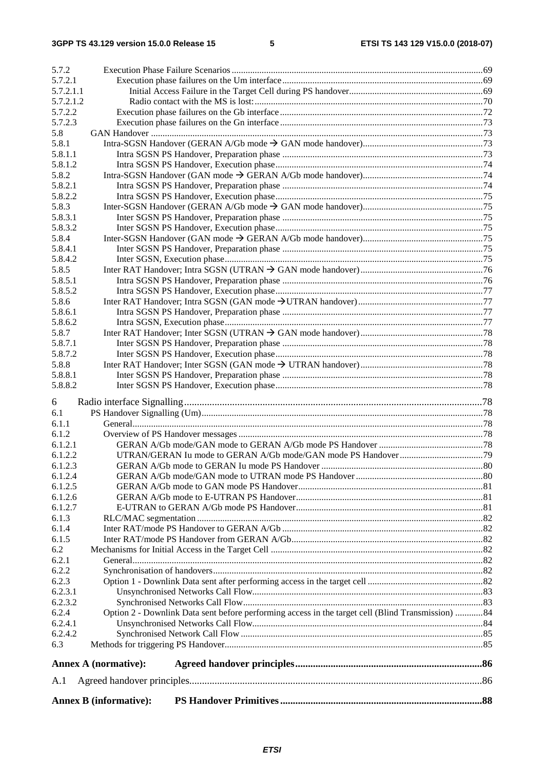5.7.2 Execution Phase Failure Scenarios ....69
5.7.2.1 Execution phase failures on the Um interface ....69
5.7.2.1.1 Initial Access Failure in the Target Cell during PS handover ....69
5.7.2.1.2 Radio contact with the MS is lost: ....70
5.7.2.2 Execution phase failures on the Gb interface ....72
5.7.2.3 Execution phase failures on the Gn interface ....73
5.8 GAN Handover ....73
5.8.1 Intra-SGSN Handover (GERAN A/Gb mode → GAN mode handover) ....73
5.8.1.1 Intra SGSN PS Handover, Preparation phase ....73
5.8.1.2 Intra SGSN PS Handover, Execution phase ....74
5.8.2 Intra-SGSN Handover (GAN mode → GERAN A/Gb mode handover) ....74
5.8.2.1 Intra SGSN PS Handover, Preparation phase ....74
5.8.2.2 Intra SGSN PS Handover, Execution phase ....75
5.8.3 Inter-SGSN Handover (GERAN A/Gb mode → GAN mode handover) ....75
5.8.3.1 Inter SGSN PS Handover, Preparation phase ....75
5.8.3.2 Inter SGSN PS Handover, Execution phase ....75
5.8.4 Inter-SGSN Handover (GAN mode → GERAN A/Gb mode handover) ....75
5.8.4.1 Inter SGSN PS Handover, Preparation phase ....75
5.8.4.2 Inter SGSN, Execution phase ....75
5.8.5 Inter RAT Handover; Intra SGSN (UTRAN → GAN mode handover) ....76
5.8.5.1 Intra SGSN PS Handover, Preparation phase ....76
5.8.5.2 Intra SGSN PS Handover, Execution phase ....77
5.8.6 Inter RAT Handover; Intra SGSN (GAN mode →UTRAN handover) ....77
5.8.6.1 Intra SGSN PS Handover, Preparation phase ....77
5.8.6.2 Intra SGSN, Execution phase ....77
5.8.7 Inter RAT Handover; Inter SGSN (UTRAN → GAN mode handover) ....78
5.8.7.1 Inter SGSN PS Handover, Preparation phase ....78
5.8.7.2 Inter SGSN PS Handover, Execution phase ....78
5.8.8 Inter RAT Handover; Inter SGSN (GAN mode → UTRAN handover) ....78
5.8.8.1 Inter SGSN PS Handover, Preparation phase ....78
5.8.8.2 Inter SGSN PS Handover, Execution phase ....78

6 Radio interface Signalling ....78
6.1 PS Handover Signalling (Um) ....78
6.1.1 General ....78
6.1.2 Overview of PS Handover messages ....78
6.1.2.1 GERAN A/Gb mode/GAN mode to GERAN A/Gb mode PS Handover ....78
6.1.2.2 UTRAN/GERAN Iu mode to GERAN A/Gb mode/GAN mode PS Handover ....79
6.1.2.3 GERAN A/Gb mode to GERAN Iu mode PS Handover ....80
6.1.2.4 GERAN A/Gb mode/GAN mode to UTRAN mode PS Handover ....80
6.1.2.5 GERAN A/Gb mode to GAN mode PS Handover ....81
6.1.2.6 GERAN A/Gb mode to E-UTRAN PS Handover ....81
6.1.2.7 E-UTRAN to GERAN A/Gb mode PS Handover ....81
6.1.3 RLC/MAC segmentation ....82
6.1.4 Inter RAT/mode PS Handover to GERAN A/Gb ....82
6.1.5 Inter RAT/mode PS Handover from GERAN A/Gb ....82
6.2 Mechanisms for Initial Access in the Target Cell ....82
6.2.1 General ....82
6.2.2 Synchronisation of handovers ....82
6.2.3 Option 1 - Downlink Data sent after performing access in the target cell ....82
6.2.3.1 Unsynchronised Networks Call Flow ....83
6.2.3.2 Synchronised Networks Call Flow ....83
6.2.4 Option 2 - Downlink Data sent before performing access in the target cell (Blind Transmission) ....84
6.2.4.1 Unsynchronised Networks Call Flow ....84
6.2.4.2 Synchronised Network Call Flow ....85
6.3 Methods for triggering PS Handover ....85

**Annex A (normative): Agreed handover principles ....86**

A.1 Agreed handover principles ....86

**Annex B (informative): PS Handover Primitives ....88**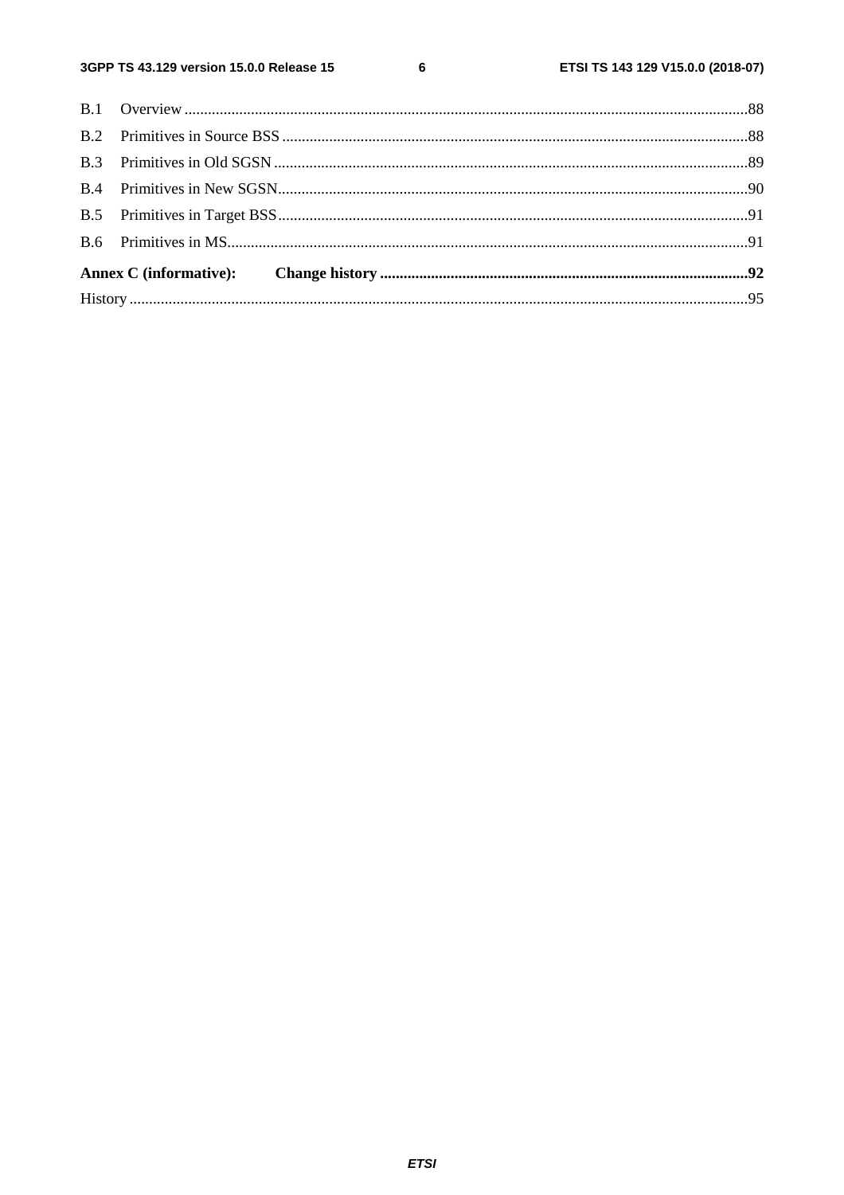B.1 Overview ..............................................................................................................................................88

B.2 Primitives in Source BSS ......................................................................................................................88

B.3 Primitives in Old SGSN ........................................................................................................................89

B.4 Primitives in New SGSN .......................................................................................................................90

B.5 Primitives in Target BSS .......................................................................................................................91

B.6 Primitives in MS ....................................................................................................................................91

**Annex C (informative): Change history ..............................................................................................92**

History ............................................................................................................................................................95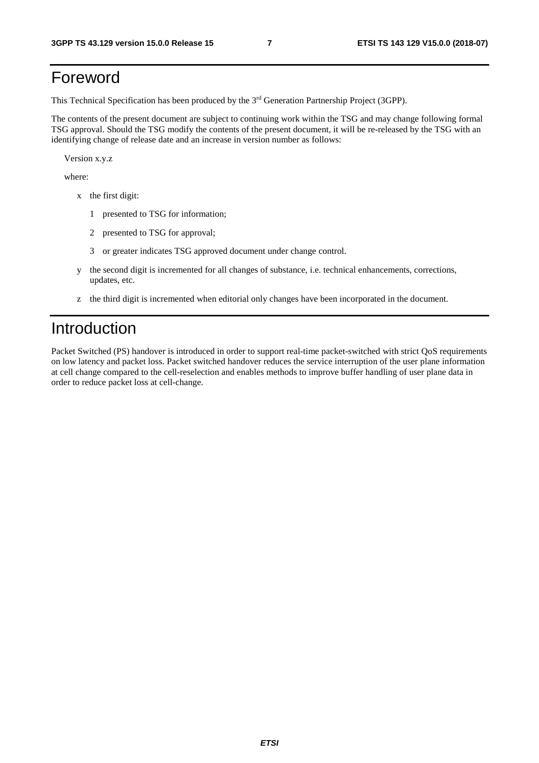# Foreword

This Technical Specification has been produced by the 3rd Generation Partnership Project (3GPP).

The contents of the present document are subject to continuing work within the TSG and may change following formal TSG approval. Should the TSG modify the contents of the present document, it will be re-released by the TSG with an identifying change of release date and an increase in version number as follows:

Version x.y.z

where:

- x the first digit:
  - 1 presented to TSG for information;
  - 2 presented to TSG for approval;
  - 3 or greater indicates TSG approved document under change control.
- y the second digit is incremented for all changes of substance, i.e. technical enhancements, corrections, updates, etc.
- z the third digit is incremented when editorial only changes have been incorporated in the document.

# Introduction

Packet Switched (PS) handover is introduced in order to support real-time packet-switched with strict QoS requirements on low latency and packet loss. Packet switched handover reduces the service interruption of the user plane information at cell change compared to the cell-reselection and enables methods to improve buffer handling of user plane data in order to reduce packet loss at cell-change.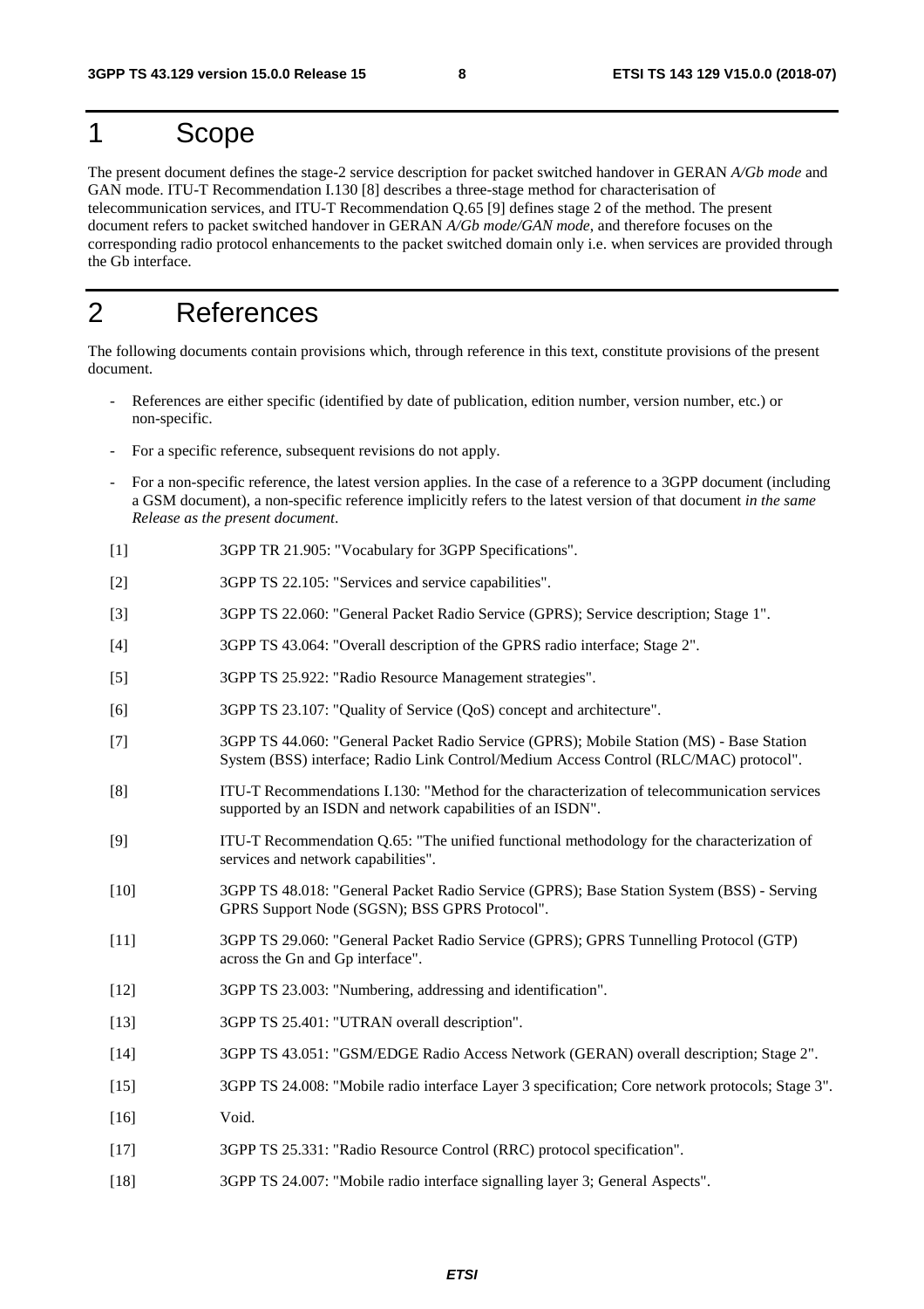# 1 Scope

The present document defines the stage-2 service description for packet switched handover in GERAN *A/Gb mode* and GAN mode. ITU-T Recommendation I.130 [8] describes a three-stage method for characterisation of telecommunication services, and ITU-T Recommendation Q.65 [9] defines stage 2 of the method. The present document refers to packet switched handover in GERAN *A/Gb mode/GAN mode,* and therefore focuses on the corresponding radio protocol enhancements to the packet switched domain only i.e. when services are provided through the Gb interface.

# 2 References

The following documents contain provisions which, through reference in this text, constitute provisions of the present document.

- References are either specific (identified by date of publication, edition number, version number, etc.) or non-specific.
- For a specific reference, subsequent revisions do not apply.
- For a non-specific reference, the latest version applies. In the case of a reference to a 3GPP document (including a GSM document), a non-specific reference implicitly refers to the latest version of that document *in the same Release as the present document*.

[1] 3GPP TR 21.905: "Vocabulary for 3GPP Specifications".

[2] 3GPP TS 22.105: "Services and service capabilities".

[3] 3GPP TS 22.060: "General Packet Radio Service (GPRS); Service description; Stage 1".

[4] 3GPP TS 43.064: "Overall description of the GPRS radio interface; Stage 2".

[5] 3GPP TS 25.922: "Radio Resource Management strategies".

[6] 3GPP TS 23.107: "Quality of Service (QoS) concept and architecture".

[7] 3GPP TS 44.060: "General Packet Radio Service (GPRS); Mobile Station (MS) - Base Station System (BSS) interface; Radio Link Control/Medium Access Control (RLC/MAC) protocol".

[8] ITU-T Recommendations I.130: "Method for the characterization of telecommunication services supported by an ISDN and network capabilities of an ISDN".

[9] ITU-T Recommendation Q.65: "The unified functional methodology for the characterization of services and network capabilities".

[10] 3GPP TS 48.018: "General Packet Radio Service (GPRS); Base Station System (BSS) - Serving GPRS Support Node (SGSN); BSS GPRS Protocol".

[11] 3GPP TS 29.060: "General Packet Radio Service (GPRS); GPRS Tunnelling Protocol (GTP) across the Gn and Gp interface".

[12] 3GPP TS 23.003: "Numbering, addressing and identification".

[13] 3GPP TS 25.401: "UTRAN overall description".

[14] 3GPP TS 43.051: "GSM/EDGE Radio Access Network (GERAN) overall description; Stage 2".

[15] 3GPP TS 24.008: "Mobile radio interface Layer 3 specification; Core network protocols; Stage 3".

[16] Void.

[17] 3GPP TS 25.331: "Radio Resource Control (RRC) protocol specification".

[18] 3GPP TS 24.007: "Mobile radio interface signalling layer 3; General Aspects".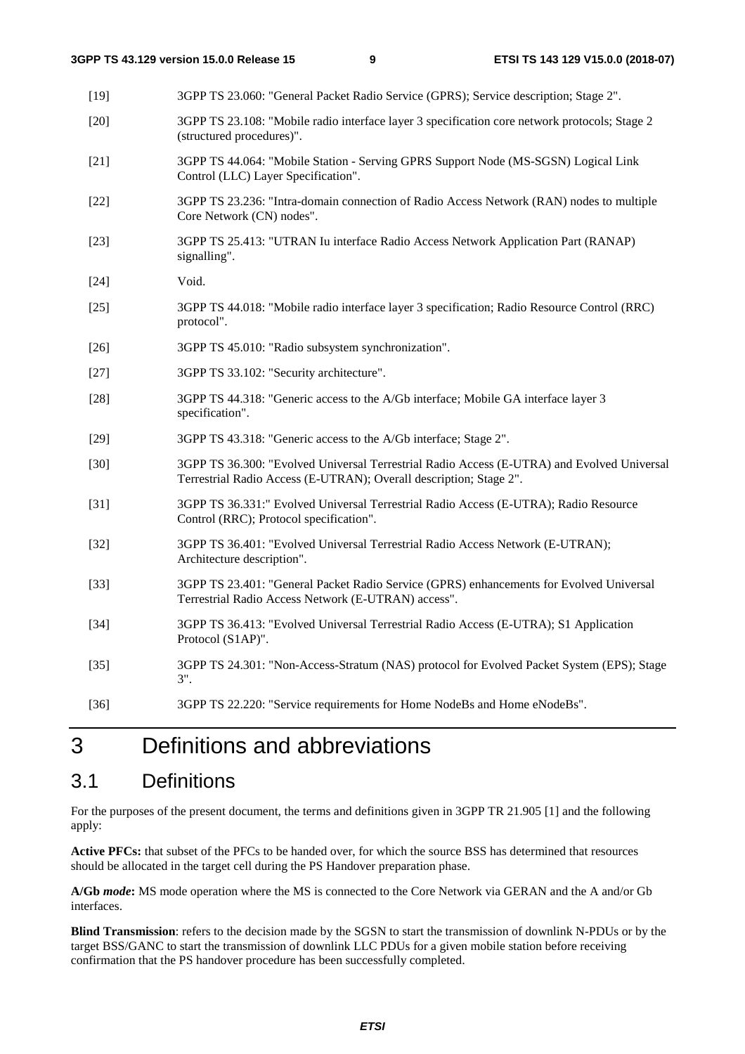[19] 3GPP TS 23.060: "General Packet Radio Service (GPRS); Service description; Stage 2".

[20] 3GPP TS 23.108: "Mobile radio interface layer 3 specification core network protocols; Stage 2 (structured procedures)".

[21] 3GPP TS 44.064: "Mobile Station - Serving GPRS Support Node (MS-SGSN) Logical Link Control (LLC) Layer Specification".

[22] 3GPP TS 23.236: "Intra-domain connection of Radio Access Network (RAN) nodes to multiple Core Network (CN) nodes".

[23] 3GPP TS 25.413: "UTRAN Iu interface Radio Access Network Application Part (RANAP) signalling".

[24] Void.

[25] 3GPP TS 44.018: "Mobile radio interface layer 3 specification; Radio Resource Control (RRC) protocol".

[26] 3GPP TS 45.010: "Radio subsystem synchronization".

[27] 3GPP TS 33.102: "Security architecture".

[28] 3GPP TS 44.318: "Generic access to the A/Gb interface; Mobile GA interface layer 3 specification".

[29] 3GPP TS 43.318: "Generic access to the A/Gb interface; Stage 2".

[30] 3GPP TS 36.300: "Evolved Universal Terrestrial Radio Access (E-UTRA) and Evolved Universal Terrestrial Radio Access (E-UTRAN); Overall description; Stage 2".

[31] 3GPP TS 36.331:" Evolved Universal Terrestrial Radio Access (E-UTRA); Radio Resource Control (RRC); Protocol specification".

[32] 3GPP TS 36.401: "Evolved Universal Terrestrial Radio Access Network (E-UTRAN); Architecture description".

[33] 3GPP TS 23.401: "General Packet Radio Service (GPRS) enhancements for Evolved Universal Terrestrial Radio Access Network (E-UTRAN) access".

[34] 3GPP TS 36.413: "Evolved Universal Terrestrial Radio Access (E-UTRA); S1 Application Protocol (S1AP)".

[35] 3GPP TS 24.301: "Non-Access-Stratum (NAS) protocol for Evolved Packet System (EPS); Stage 3".

[36] 3GPP TS 22.220: "Service requirements for Home NodeBs and Home eNodeBs".

# 3 Definitions and abbreviations

## 3.1 Definitions

For the purposes of the present document, the terms and definitions given in 3GPP TR 21.905 [1] and the following apply:

**Active PFCs:** that subset of the PFCs to be handed over, for which the source BSS has determined that resources should be allocated in the target cell during the PS Handover preparation phase.

**A/Gb *mode*:** MS mode operation where the MS is connected to the Core Network via GERAN and the A and/or Gb interfaces.

**Blind Transmission**: refers to the decision made by the SGSN to start the transmission of downlink N-PDUs or by the target BSS/GANC to start the transmission of downlink LLC PDUs for a given mobile station before receiving confirmation that the PS handover procedure has been successfully completed.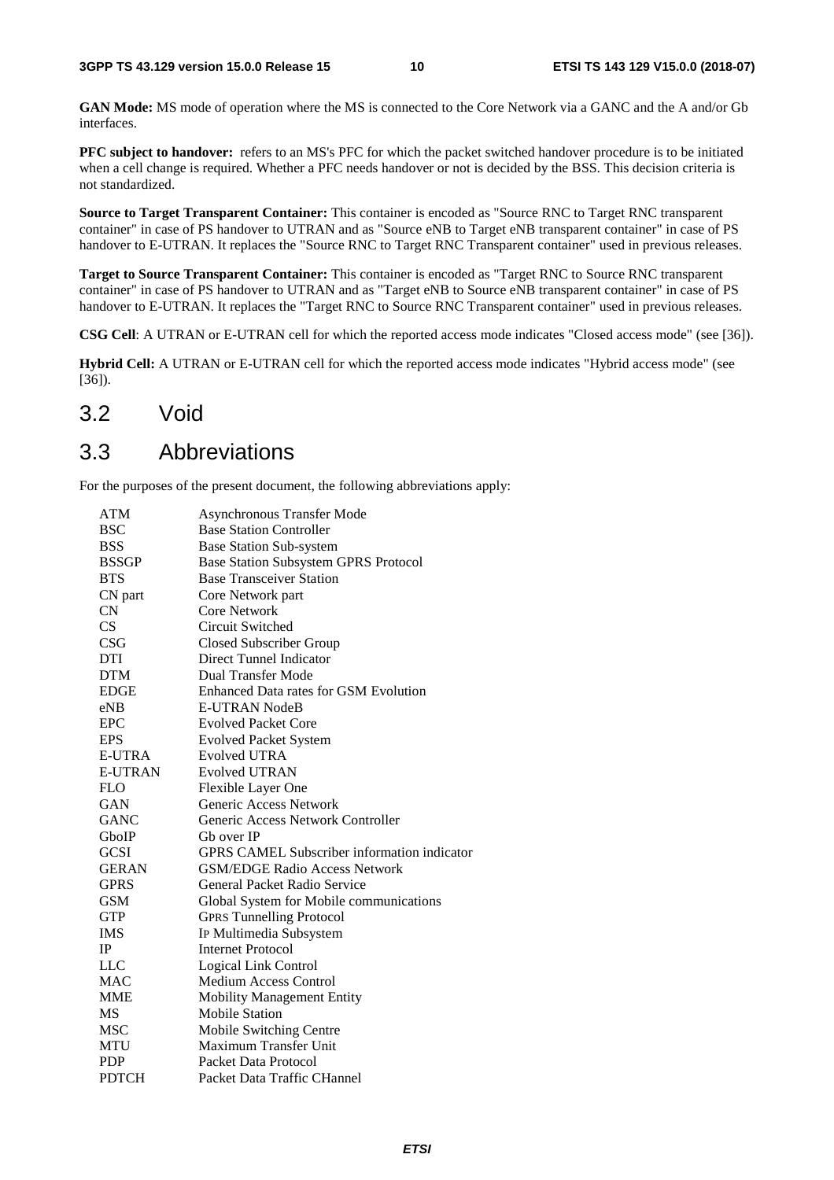**GAN Mode:** MS mode of operation where the MS is connected to the Core Network via a GANC and the A and/or Gb interfaces.

**PFC subject to handover:** refers to an MS's PFC for which the packet switched handover procedure is to be initiated when a cell change is required. Whether a PFC needs handover or not is decided by the BSS. This decision criteria is not standardized.

**Source to Target Transparent Container:** This container is encoded as "Source RNC to Target RNC transparent container" in case of PS handover to UTRAN and as "Source eNB to Target eNB transparent container" in case of PS handover to E-UTRAN. It replaces the "Source RNC to Target RNC Transparent container" used in previous releases.

**Target to Source Transparent Container:** This container is encoded as "Target RNC to Source RNC transparent container" in case of PS handover to UTRAN and as "Target eNB to Source eNB transparent container" in case of PS handover to E-UTRAN. It replaces the "Target RNC to Source RNC Transparent container" used in previous releases.

**CSG Cell**: A UTRAN or E-UTRAN cell for which the reported access mode indicates "Closed access mode" (see [36]).

**Hybrid Cell:** A UTRAN or E-UTRAN cell for which the reported access mode indicates "Hybrid access mode" (see [36]).

## 3.2 Void

## 3.3 Abbreviations

For the purposes of the present document, the following abbreviations apply:

| | |
|---|---|
| ATM | Asynchronous Transfer Mode |
| BSC | Base Station Controller |
| BSS | Base Station Sub-system |
| BSSGP | Base Station Subsystem GPRS Protocol |
| BTS | Base Transceiver Station |
| CN part | Core Network part |
| CN | Core Network |
| CS | Circuit Switched |
| CSG | Closed Subscriber Group |
| DTI | Direct Tunnel Indicator |
| DTM | Dual Transfer Mode |
| EDGE | Enhanced Data rates for GSM Evolution |
| eNB | E-UTRAN NodeB |
| EPC | Evolved Packet Core |
| EPS | Evolved Packet System |
| E-UTRA | Evolved UTRA |
| E-UTRAN | Evolved UTRAN |
| FLO | Flexible Layer One |
| GAN | Generic Access Network |
| GANC | Generic Access Network Controller |
| GboIP | Gb over IP |
| GCSI | GPRS CAMEL Subscriber information indicator |
| GERAN | GSM/EDGE Radio Access Network |
| GPRS | General Packet Radio Service |
| GSM | Global System for Mobile communications |
| GTP | GPRS Tunnelling Protocol |
| IMS | IP Multimedia Subsystem |
| IP | Internet Protocol |
| LLC | Logical Link Control |
| MAC | Medium Access Control |
| MME | Mobility Management Entity |
| MS | Mobile Station |
| MSC | Mobile Switching Centre |
| MTU | Maximum Transfer Unit |
| PDP | Packet Data Protocol |
| PDTCH | Packet Data Traffic CHannel |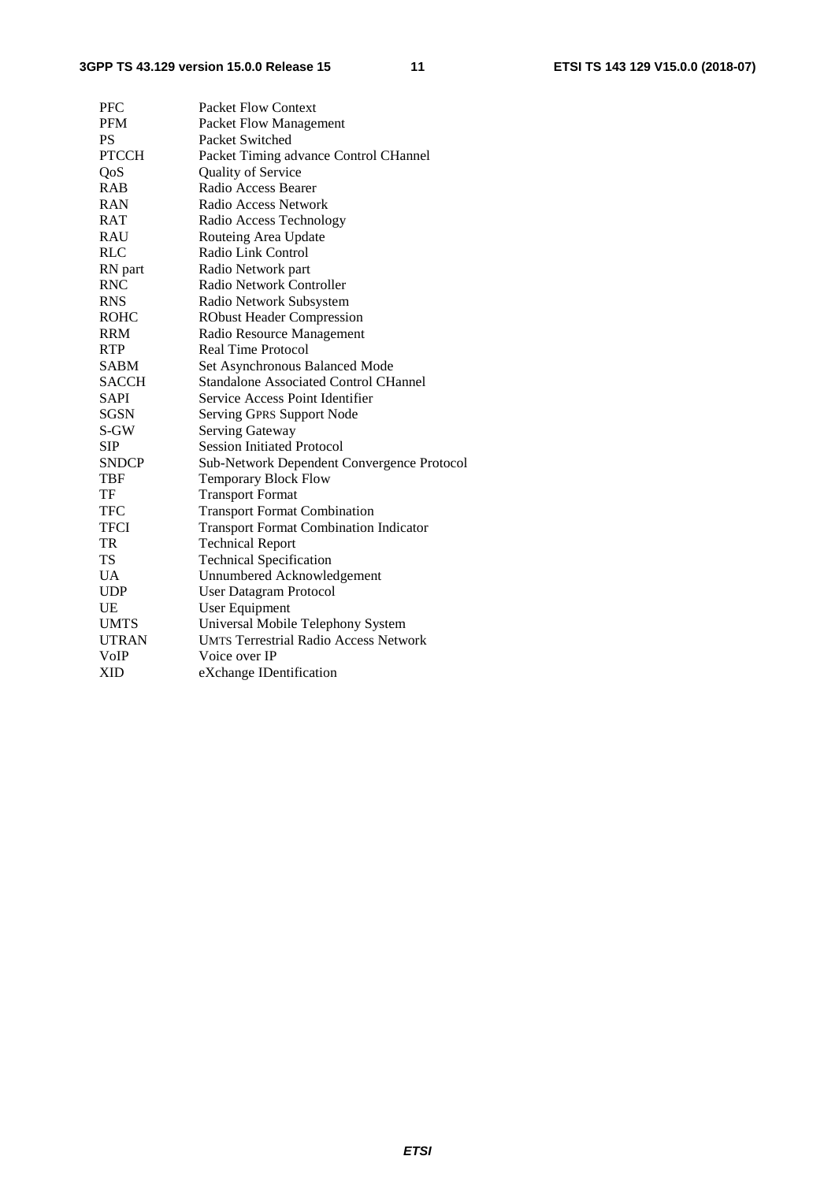| | |
|---|---|
| PFC | Packet Flow Context |
| PFM | Packet Flow Management |
| PS | Packet Switched |
| PTCCH | Packet Timing advance Control CHannel |
| QoS | Quality of Service |
| RAB | Radio Access Bearer |
| RAN | Radio Access Network |
| RAT | Radio Access Technology |
| RAU | Routeing Area Update |
| RLC | Radio Link Control |
| RN part | Radio Network part |
| RNC | Radio Network Controller |
| RNS | Radio Network Subsystem |
| ROHC | RObust Header Compression |
| RRM | Radio Resource Management |
| RTP | Real Time Protocol |
| SABM | Set Asynchronous Balanced Mode |
| SACCH | Standalone Associated Control CHannel |
| SAPI | Service Access Point Identifier |
| SGSN | Serving GPRS Support Node |
| S-GW | Serving Gateway |
| SIP | Session Initiated Protocol |
| SNDCP | Sub-Network Dependent Convergence Protocol |
| TBF | Temporary Block Flow |
| TF | Transport Format |
| TFC | Transport Format Combination |
| TFCI | Transport Format Combination Indicator |
| TR | Technical Report |
| TS | Technical Specification |
| UA | Unnumbered Acknowledgement |
| UDP | User Datagram Protocol |
| UE | User Equipment |
| UMTS | Universal Mobile Telephony System |
| UTRAN | UMTS Terrestrial Radio Access Network |
| VoIP | Voice over IP |
| XID | eXchange IDentification |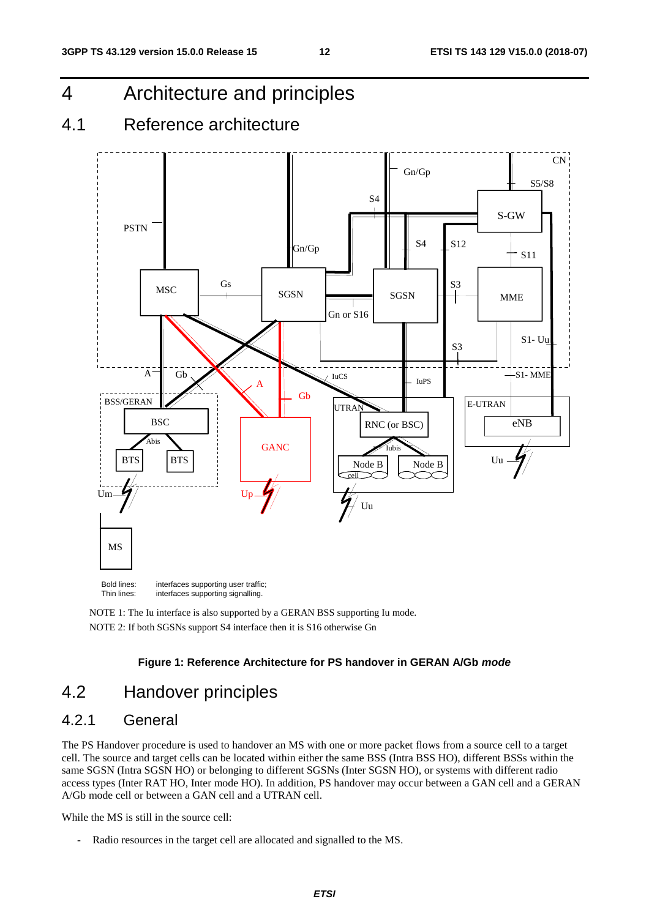# 4 Architecture and principles

## 4.1 Reference architecture

Bold lines: interfaces supporting user traffic;
Thin lines: interfaces supporting signalling.

NOTE 1: The Iu interface is also supported by a GERAN BSS supporting Iu mode.

NOTE 2: If both SGSNs support S4 interface then it is S16 otherwise Gn

**Figure 1: Reference Architecture for PS handover in GERAN A/Gb *mode***

## 4.2 Handover principles

### 4.2.1 General

The PS Handover procedure is used to handover an MS with one or more packet flows from a source cell to a target cell. The source and target cells can be located within either the same BSS (Intra BSS HO), different BSSs within the same SGSN (Intra SGSN HO) or belonging to different SGSNs (Inter SGSN HO), or systems with different radio access types (Inter RAT HO, Inter mode HO). In addition, PS handover may occur between a GAN cell and a GERAN A/Gb mode cell or between a GAN cell and a UTRAN cell.

While the MS is still in the source cell:

- Radio resources in the target cell are allocated and signalled to the MS.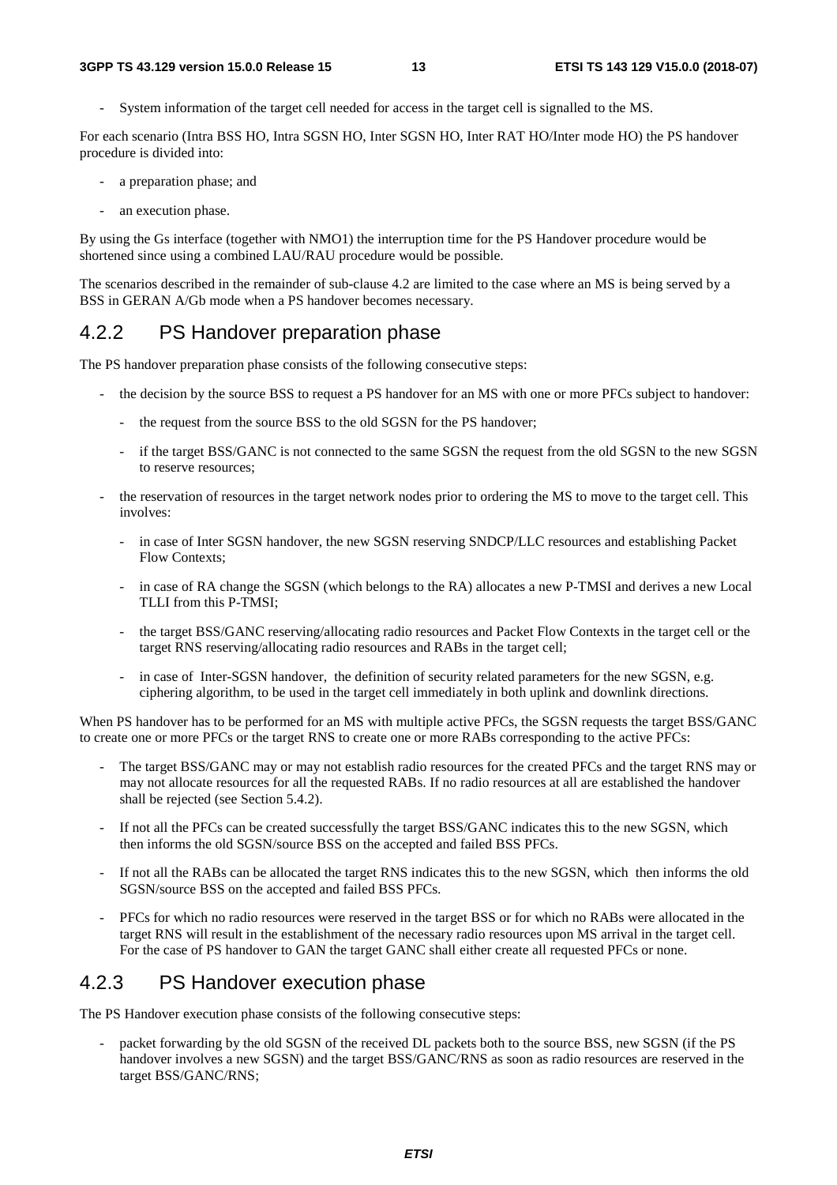- System information of the target cell needed for access in the target cell is signalled to the MS.

For each scenario (Intra BSS HO, Intra SGSN HO, Inter SGSN HO, Inter RAT HO/Inter mode HO) the PS handover procedure is divided into:

- a preparation phase; and
- an execution phase.

By using the Gs interface (together with NMO1) the interruption time for the PS Handover procedure would be shortened since using a combined LAU/RAU procedure would be possible.

The scenarios described in the remainder of sub-clause 4.2 are limited to the case where an MS is being served by a BSS in GERAN A/Gb mode when a PS handover becomes necessary.

## 4.2.2 PS Handover preparation phase

The PS handover preparation phase consists of the following consecutive steps:

- the decision by the source BSS to request a PS handover for an MS with one or more PFCs subject to handover:
  - the request from the source BSS to the old SGSN for the PS handover;
  - if the target BSS/GANC is not connected to the same SGSN the request from the old SGSN to the new SGSN to reserve resources;
- the reservation of resources in the target network nodes prior to ordering the MS to move to the target cell. This involves:
  - in case of Inter SGSN handover, the new SGSN reserving SNDCP/LLC resources and establishing Packet Flow Contexts;
  - in case of RA change the SGSN (which belongs to the RA) allocates a new P-TMSI and derives a new Local TLLI from this P-TMSI;
  - the target BSS/GANC reserving/allocating radio resources and Packet Flow Contexts in the target cell or the target RNS reserving/allocating radio resources and RABs in the target cell;
  - in case of Inter-SGSN handover, the definition of security related parameters for the new SGSN, e.g. ciphering algorithm, to be used in the target cell immediately in both uplink and downlink directions.

When PS handover has to be performed for an MS with multiple active PFCs, the SGSN requests the target BSS/GANC to create one or more PFCs or the target RNS to create one or more RABs corresponding to the active PFCs:

- The target BSS/GANC may or may not establish radio resources for the created PFCs and the target RNS may or may not allocate resources for all the requested RABs. If no radio resources at all are established the handover shall be rejected (see Section 5.4.2).
- If not all the PFCs can be created successfully the target BSS/GANC indicates this to the new SGSN, which then informs the old SGSN/source BSS on the accepted and failed BSS PFCs.
- If not all the RABs can be allocated the target RNS indicates this to the new SGSN, which then informs the old SGSN/source BSS on the accepted and failed BSS PFCs.
- PFCs for which no radio resources were reserved in the target BSS or for which no RABs were allocated in the target RNS will result in the establishment of the necessary radio resources upon MS arrival in the target cell. For the case of PS handover to GAN the target GANC shall either create all requested PFCs or none.

## 4.2.3 PS Handover execution phase

The PS Handover execution phase consists of the following consecutive steps:

- packet forwarding by the old SGSN of the received DL packets both to the source BSS, new SGSN (if the PS handover involves a new SGSN) and the target BSS/GANC/RNS as soon as radio resources are reserved in the target BSS/GANC/RNS;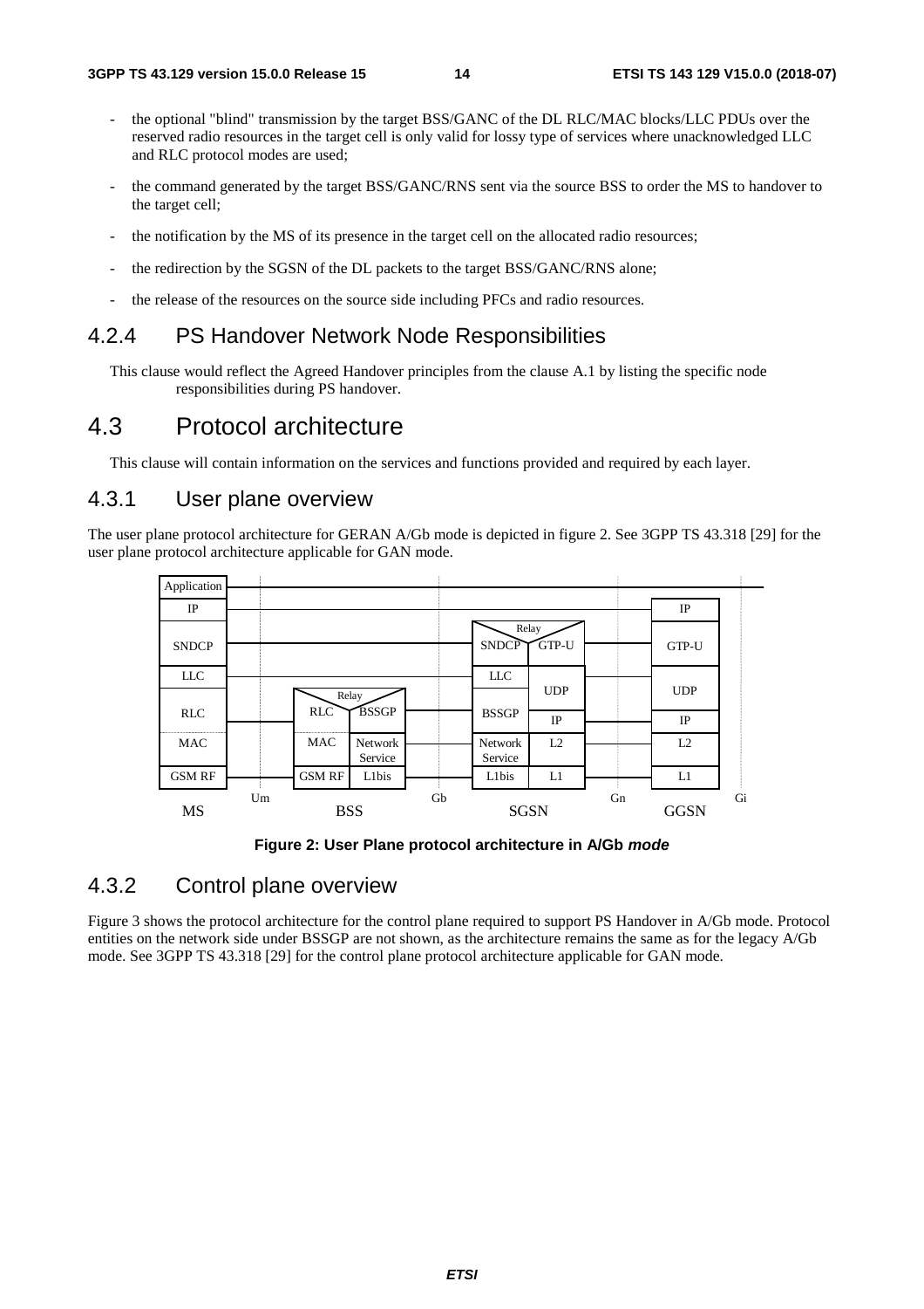- the optional "blind" transmission by the target BSS/GANC of the DL RLC/MAC blocks/LLC PDUs over the reserved radio resources in the target cell is only valid for lossy type of services where unacknowledged LLC and RLC protocol modes are used;
- the command generated by the target BSS/GANC/RNS sent via the source BSS to order the MS to handover to the target cell;
- the notification by the MS of its presence in the target cell on the allocated radio resources;
- the redirection by the SGSN of the DL packets to the target BSS/GANC/RNS alone;
- the release of the resources on the source side including PFCs and radio resources.

### 4.2.4 PS Handover Network Node Responsibilities

This clause would reflect the Agreed Handover principles from the clause A.1 by listing the specific node responsibilities during PS handover.

## 4.3 Protocol architecture

This clause will contain information on the services and functions provided and required by each layer.

### 4.3.1 User plane overview

The user plane protocol architecture for GERAN A/Gb mode is depicted in figure 2. See 3GPP TS 43.318 [29] for the user plane protocol architecture applicable for GAN mode.

Application
IP
SNDCP
LLC
RLC
MAC
GSM RF
Relay
RLC
BSSGP
MAC
Network Service
GSM RF
L1bis
Relay
SNDCP
GTP-U
LLC
BSSGP
Network Service
L1bis
UDP
IP
L2
L1
IP
GTP-U
UDP
IP
L2
L1
Um
Gb
Gn
Gi
MS
BSS
SGSN
GGSN

**Figure 2: User Plane protocol architecture in A/Gb *mode***

### 4.3.2 Control plane overview

Figure 3 shows the protocol architecture for the control plane required to support PS Handover in A/Gb mode. Protocol entities on the network side under BSSGP are not shown, as the architecture remains the same as for the legacy A/Gb mode. See 3GPP TS 43.318 [29] for the control plane protocol architecture applicable for GAN mode.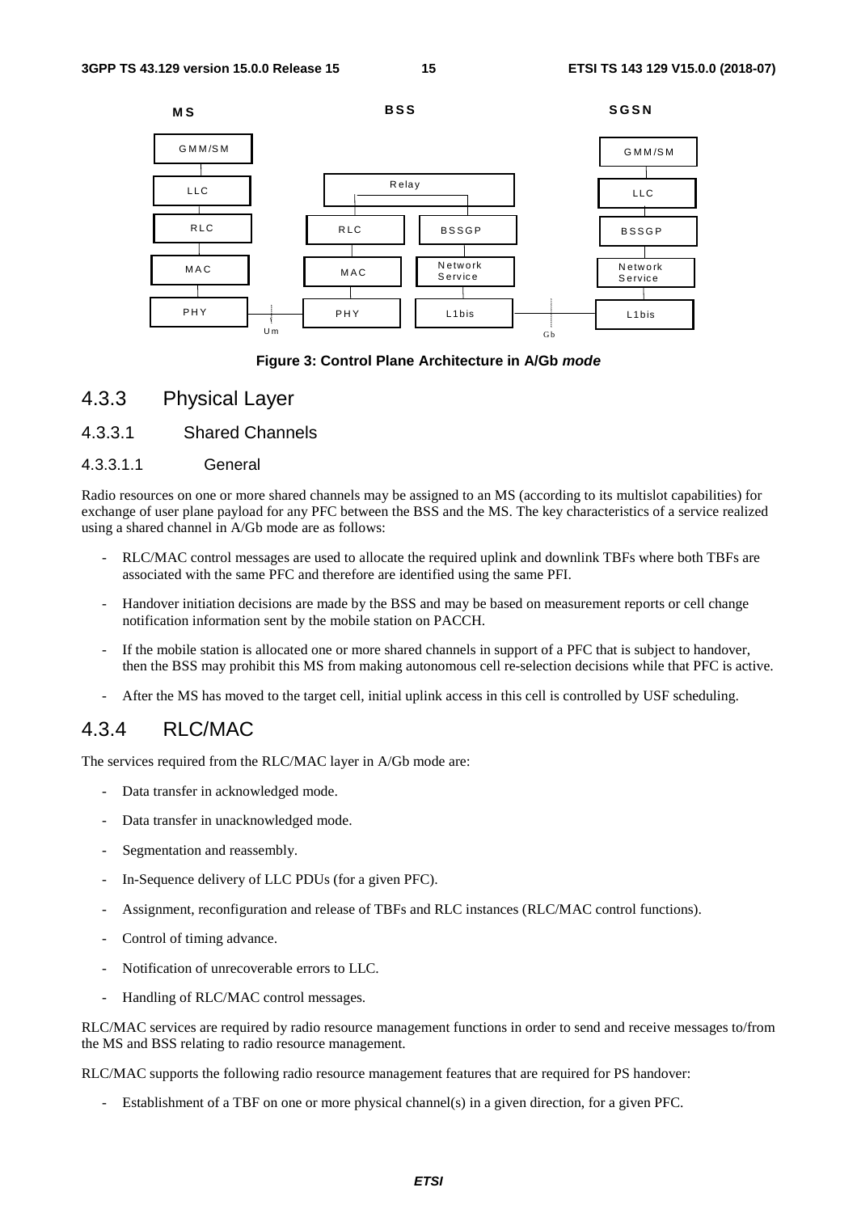MS

BSS

SGSN

GMM/SM

LLC

RLC

MAC

PHY

Relay

RLC

MAC

PHY

BSSGP

Network Service

L1bis

GMM/SM

LLC

BSSGP

Network Service

L1bis

Um

Gb

**Figure 3: Control Plane Architecture in A/Gb *mode***

## 4.3.3 Physical Layer

### 4.3.3.1 Shared Channels

#### 4.3.3.1.1 General

Radio resources on one or more shared channels may be assigned to an MS (according to its multislot capabilities) for exchange of user plane payload for any PFC between the BSS and the MS. The key characteristics of a service realized using a shared channel in A/Gb mode are as follows:

- RLC/MAC control messages are used to allocate the required uplink and downlink TBFs where both TBFs are associated with the same PFC and therefore are identified using the same PFI.
- Handover initiation decisions are made by the BSS and may be based on measurement reports or cell change notification information sent by the mobile station on PACCH.
- If the mobile station is allocated one or more shared channels in support of a PFC that is subject to handover, then the BSS may prohibit this MS from making autonomous cell re-selection decisions while that PFC is active.
- After the MS has moved to the target cell, initial uplink access in this cell is controlled by USF scheduling.

## 4.3.4 RLC/MAC

The services required from the RLC/MAC layer in A/Gb mode are:

- Data transfer in acknowledged mode.
- Data transfer in unacknowledged mode.
- Segmentation and reassembly.
- In-Sequence delivery of LLC PDUs (for a given PFC).
- Assignment, reconfiguration and release of TBFs and RLC instances (RLC/MAC control functions).
- Control of timing advance.
- Notification of unrecoverable errors to LLC.
- Handling of RLC/MAC control messages.

RLC/MAC services are required by radio resource management functions in order to send and receive messages to/from the MS and BSS relating to radio resource management.

RLC/MAC supports the following radio resource management features that are required for PS handover:

- Establishment of a TBF on one or more physical channel(s) in a given direction, for a given PFC.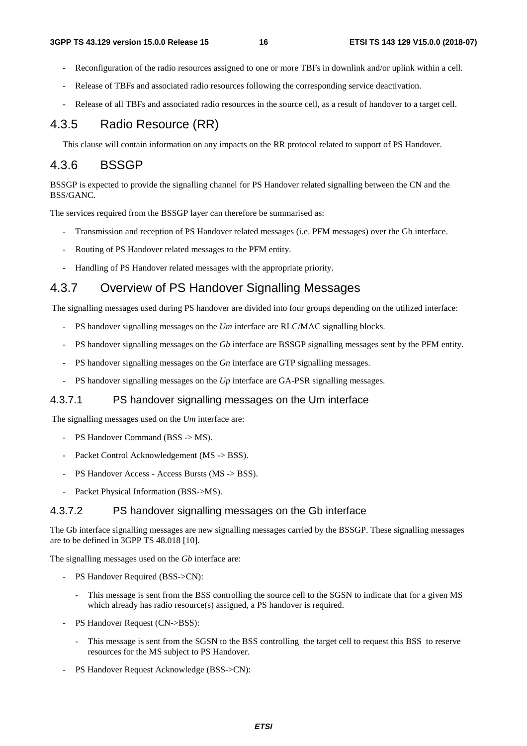- Reconfiguration of the radio resources assigned to one or more TBFs in downlink and/or uplink within a cell.
- Release of TBFs and associated radio resources following the corresponding service deactivation.
- Release of all TBFs and associated radio resources in the source cell, as a result of handover to a target cell.

### 4.3.5 Radio Resource (RR)

This clause will contain information on any impacts on the RR protocol related to support of PS Handover.

### 4.3.6 BSSGP

BSSGP is expected to provide the signalling channel for PS Handover related signalling between the CN and the BSS/GANC.

The services required from the BSSGP layer can therefore be summarised as:

- Transmission and reception of PS Handover related messages (i.e. PFM messages) over the Gb interface.
- Routing of PS Handover related messages to the PFM entity.
- Handling of PS Handover related messages with the appropriate priority.

### 4.3.7 Overview of PS Handover Signalling Messages

The signalling messages used during PS handover are divided into four groups depending on the utilized interface:

- PS handover signalling messages on the *Um* interface are RLC/MAC signalling blocks.
- PS handover signalling messages on the *Gb* interface are BSSGP signalling messages sent by the PFM entity.
- PS handover signalling messages on the *Gn* interface are GTP signalling messages.
- PS handover signalling messages on the *Up* interface are GA-PSR signalling messages.

#### 4.3.7.1 PS handover signalling messages on the Um interface

The signalling messages used on the *Um* interface are:

- PS Handover Command (BSS -> MS).
- Packet Control Acknowledgement (MS -> BSS).
- PS Handover Access - Access Bursts (MS -> BSS).
- Packet Physical Information (BSS->MS).

#### 4.3.7.2 PS handover signalling messages on the Gb interface

The Gb interface signalling messages are new signalling messages carried by the BSSGP. These signalling messages are to be defined in 3GPP TS 48.018 [10].

The signalling messages used on the *Gb* interface are:

- PS Handover Required (BSS->CN):
  - This message is sent from the BSS controlling the source cell to the SGSN to indicate that for a given MS which already has radio resource(s) assigned, a PS handover is required.
- PS Handover Request (CN->BSS):
  - This message is sent from the SGSN to the BSS controlling the target cell to request this BSS to reserve resources for the MS subject to PS Handover.
- PS Handover Request Acknowledge (BSS->CN):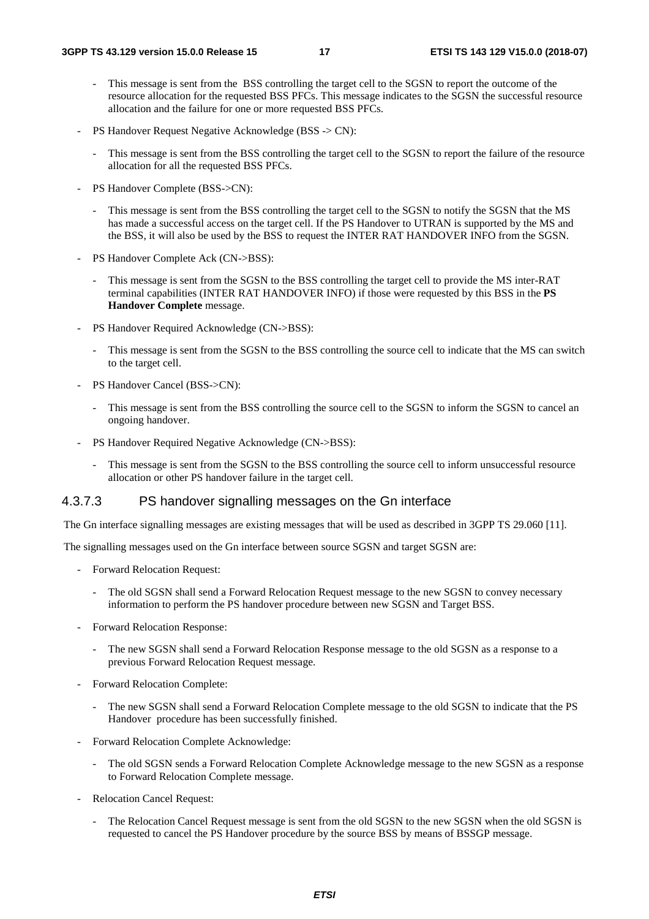- This message is sent from the BSS controlling the target cell to the SGSN to report the outcome of the resource allocation for the requested BSS PFCs. This message indicates to the SGSN the successful resource allocation and the failure for one or more requested BSS PFCs.

- PS Handover Request Negative Acknowledge (BSS -> CN):
  - This message is sent from the BSS controlling the target cell to the SGSN to report the failure of the resource allocation for all the requested BSS PFCs.
- PS Handover Complete (BSS->CN):
  - This message is sent from the BSS controlling the target cell to the SGSN to notify the SGSN that the MS has made a successful access on the target cell. If the PS Handover to UTRAN is supported by the MS and the BSS, it will also be used by the BSS to request the INTER RAT HANDOVER INFO from the SGSN.
- PS Handover Complete Ack (CN->BSS):
  - This message is sent from the SGSN to the BSS controlling the target cell to provide the MS inter-RAT terminal capabilities (INTER RAT HANDOVER INFO) if those were requested by this BSS in the **PS Handover Complete** message.
- PS Handover Required Acknowledge (CN->BSS):
  - This message is sent from the SGSN to the BSS controlling the source cell to indicate that the MS can switch to the target cell.
- PS Handover Cancel (BSS->CN):
  - This message is sent from the BSS controlling the source cell to the SGSN to inform the SGSN to cancel an ongoing handover.
- PS Handover Required Negative Acknowledge (CN->BSS):
  - This message is sent from the SGSN to the BSS controlling the source cell to inform unsuccessful resource allocation or other PS handover failure in the target cell.

#### 4.3.7.3 PS handover signalling messages on the Gn interface

The Gn interface signalling messages are existing messages that will be used as described in 3GPP TS 29.060 [11].

The signalling messages used on the Gn interface between source SGSN and target SGSN are:

- Forward Relocation Request:
  - The old SGSN shall send a Forward Relocation Request message to the new SGSN to convey necessary information to perform the PS handover procedure between new SGSN and Target BSS.
- Forward Relocation Response:
  - The new SGSN shall send a Forward Relocation Response message to the old SGSN as a response to a previous Forward Relocation Request message.
- Forward Relocation Complete:
  - The new SGSN shall send a Forward Relocation Complete message to the old SGSN to indicate that the PS Handover procedure has been successfully finished.
- Forward Relocation Complete Acknowledge:
  - The old SGSN sends a Forward Relocation Complete Acknowledge message to the new SGSN as a response to Forward Relocation Complete message.
- Relocation Cancel Request:
  - The Relocation Cancel Request message is sent from the old SGSN to the new SGSN when the old SGSN is requested to cancel the PS Handover procedure by the source BSS by means of BSSGP message.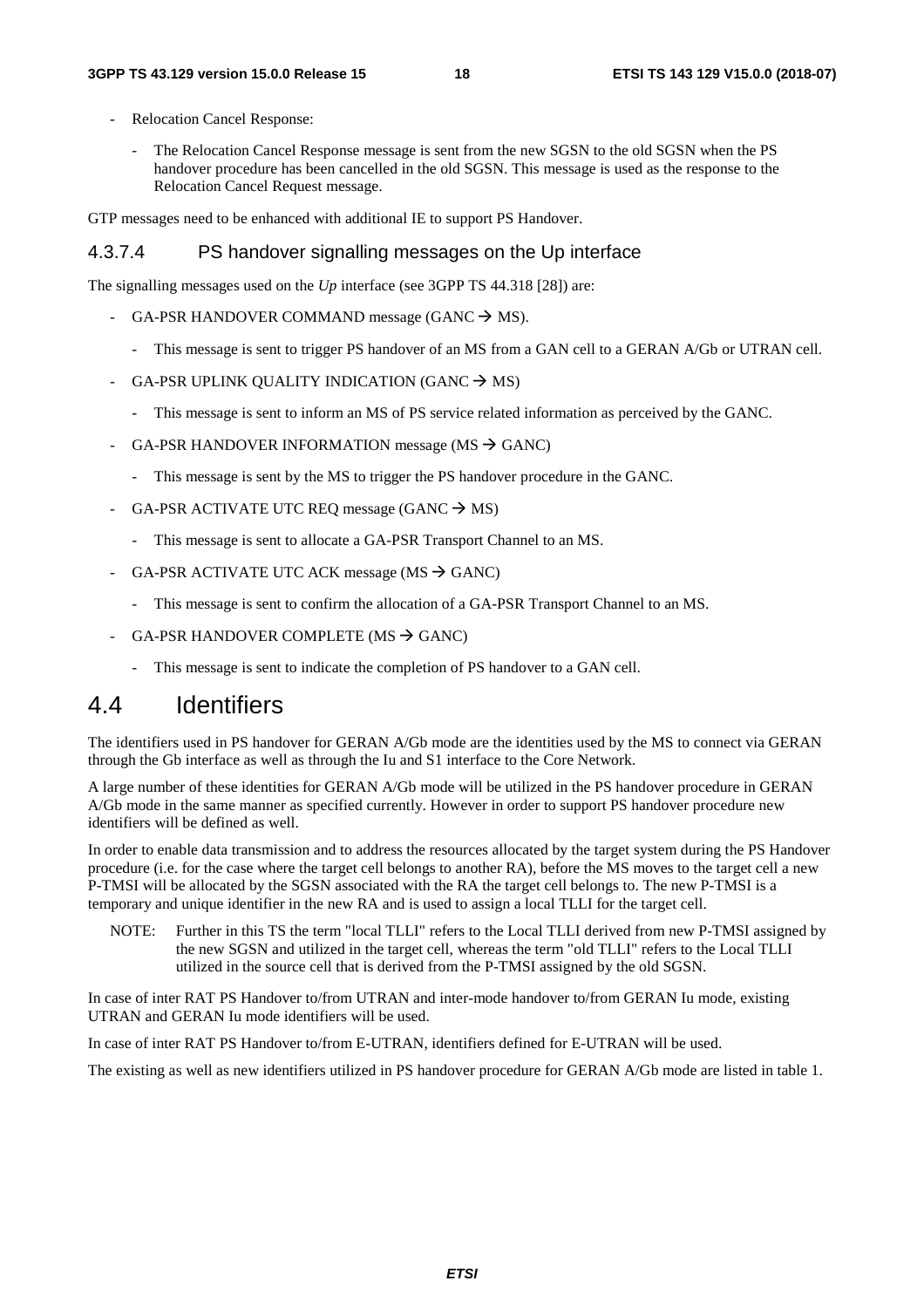- Relocation Cancel Response:
  - The Relocation Cancel Response message is sent from the new SGSN to the old SGSN when the PS handover procedure has been cancelled in the old SGSN. This message is used as the response to the Relocation Cancel Request message.

GTP messages need to be enhanced with additional IE to support PS Handover.

### 4.3.7.4 PS handover signalling messages on the Up interface

The signalling messages used on the *Up* interface (see 3GPP TS 44.318 [28]) are:

- GA-PSR HANDOVER COMMAND message (GANC → MS).
  - This message is sent to trigger PS handover of an MS from a GAN cell to a GERAN A/Gb or UTRAN cell.
- GA-PSR UPLINK QUALITY INDICATION (GANC → MS)
  - This message is sent to inform an MS of PS service related information as perceived by the GANC.
- GA-PSR HANDOVER INFORMATION message (MS → GANC)
  - This message is sent by the MS to trigger the PS handover procedure in the GANC.
- GA-PSR ACTIVATE UTC REQ message (GANC → MS)
  - This message is sent to allocate a GA-PSR Transport Channel to an MS.
- GA-PSR ACTIVATE UTC ACK message (MS → GANC)
  - This message is sent to confirm the allocation of a GA-PSR Transport Channel to an MS.
- GA-PSR HANDOVER COMPLETE (MS → GANC)
  - This message is sent to indicate the completion of PS handover to a GAN cell.

## 4.4 Identifiers

The identifiers used in PS handover for GERAN A/Gb mode are the identities used by the MS to connect via GERAN through the Gb interface as well as through the Iu and S1 interface to the Core Network.

A large number of these identities for GERAN A/Gb mode will be utilized in the PS handover procedure in GERAN A/Gb mode in the same manner as specified currently. However in order to support PS handover procedure new identifiers will be defined as well.

In order to enable data transmission and to address the resources allocated by the target system during the PS Handover procedure (i.e. for the case where the target cell belongs to another RA), before the MS moves to the target cell a new P-TMSI will be allocated by the SGSN associated with the RA the target cell belongs to. The new P-TMSI is a temporary and unique identifier in the new RA and is used to assign a local TLLI for the target cell.

NOTE: Further in this TS the term "local TLLI" refers to the Local TLLI derived from new P-TMSI assigned by the new SGSN and utilized in the target cell, whereas the term "old TLLI" refers to the Local TLLI utilized in the source cell that is derived from the P-TMSI assigned by the old SGSN.

In case of inter RAT PS Handover to/from UTRAN and inter-mode handover to/from GERAN Iu mode, existing UTRAN and GERAN Iu mode identifiers will be used.

In case of inter RAT PS Handover to/from E-UTRAN, identifiers defined for E-UTRAN will be used.

The existing as well as new identifiers utilized in PS handover procedure for GERAN A/Gb mode are listed in table 1.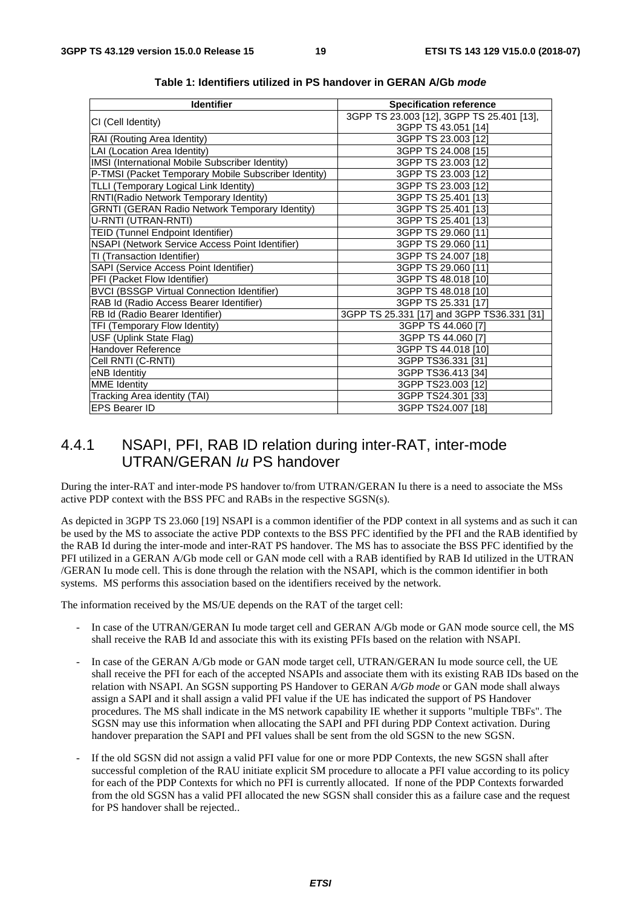**Table 1: Identifiers utilized in PS handover in GERAN A/Gb *mode***

| Identifier | Specification reference |
|---|---|
| CI (Cell Identity) | 3GPP TS 23.003 [12], 3GPP TS 25.401 [13], 3GPP TS 43.051 [14] |
| RAI (Routing Area Identity) | 3GPP TS 23.003 [12] |
| LAI (Location Area Identity) | 3GPP TS 24.008 [15] |
| IMSI (International Mobile Subscriber Identity) | 3GPP TS 23.003 [12] |
| P-TMSI (Packet Temporary Mobile Subscriber Identity) | 3GPP TS 23.003 [12] |
| TLLI (Temporary Logical Link Identity) | 3GPP TS 23.003 [12] |
| RNTI(Radio Network Temporary Identity) | 3GPP TS 25.401 [13] |
| GRNTI (GERAN Radio Network Temporary Identity) | 3GPP TS 25.401 [13] |
| U-RNTI (UTRAN-RNTI) | 3GPP TS 25.401 [13] |
| TEID (Tunnel Endpoint Identifier) | 3GPP TS 29.060 [11] |
| NSAPI (Network Service Access Point Identifier) | 3GPP TS 29.060 [11] |
| TI (Transaction Identifier) | 3GPP TS 24.007 [18] |
| SAPI (Service Access Point Identifier) | 3GPP TS 29.060 [11] |
| PFI (Packet Flow Identifier) | 3GPP TS 48.018 [10] |
| BVCI (BSSGP Virtual Connection Identifier) | 3GPP TS 48.018 [10] |
| RAB Id (Radio Access Bearer Identifier) | 3GPP TS 25.331 [17] |
| RB Id (Radio Bearer Identifier) | 3GPP TS 25.331 [17] and 3GPP TS36.331 [31] |
| TFI (Temporary Flow Identity) | 3GPP TS 44.060 [7] |
| USF (Uplink State Flag) | 3GPP TS 44.060 [7] |
| Handover Reference | 3GPP TS 44.018 [10] |
| Cell RNTI (C-RNTI) | 3GPP TS36.331 [31] |
| eNB Identitiy | 3GPP TS36.413 [34] |
| MME Identity | 3GPP TS23.003 [12] |
| Tracking Area identity (TAI) | 3GPP TS24.301 [33] |
| EPS Bearer ID | 3GPP TS24.007 [18] |

### 4.4.1 NSAPI, PFI, RAB ID relation during inter-RAT, inter-mode UTRAN/GERAN *Iu* PS handover

During the inter-RAT and inter-mode PS handover to/from UTRAN/GERAN Iu there is a need to associate the MSs active PDP context with the BSS PFC and RABs in the respective SGSN(s).

As depicted in 3GPP TS 23.060 [19] NSAPI is a common identifier of the PDP context in all systems and as such it can be used by the MS to associate the active PDP contexts to the BSS PFC identified by the PFI and the RAB identified by the RAB Id during the inter-mode and inter-RAT PS handover. The MS has to associate the BSS PFC identified by the PFI utilized in a GERAN A/Gb mode cell or GAN mode cell with a RAB identified by RAB Id utilized in the UTRAN /GERAN Iu mode cell. This is done through the relation with the NSAPI, which is the common identifier in both systems. MS performs this association based on the identifiers received by the network.

The information received by the MS/UE depends on the RAT of the target cell:

- In case of the UTRAN/GERAN Iu mode target cell and GERAN A/Gb mode or GAN mode source cell, the MS shall receive the RAB Id and associate this with its existing PFIs based on the relation with NSAPI.
- In case of the GERAN A/Gb mode or GAN mode target cell, UTRAN/GERAN Iu mode source cell, the UE shall receive the PFI for each of the accepted NSAPIs and associate them with its existing RAB IDs based on the relation with NSAPI. An SGSN supporting PS Handover to GERAN *A/Gb mode* or GAN mode shall always assign a SAPI and it shall assign a valid PFI value if the UE has indicated the support of PS Handover procedures. The MS shall indicate in the MS network capability IE whether it supports "multiple TBFs". The SGSN may use this information when allocating the SAPI and PFI during PDP Context activation. During handover preparation the SAPI and PFI values shall be sent from the old SGSN to the new SGSN.
- If the old SGSN did not assign a valid PFI value for one or more PDP Contexts, the new SGSN shall after successful completion of the RAU initiate explicit SM procedure to allocate a PFI value according to its policy for each of the PDP Contexts for which no PFI is currently allocated. If none of the PDP Contexts forwarded from the old SGSN has a valid PFI allocated the new SGSN shall consider this as a failure case and the request for PS handover shall be rejected..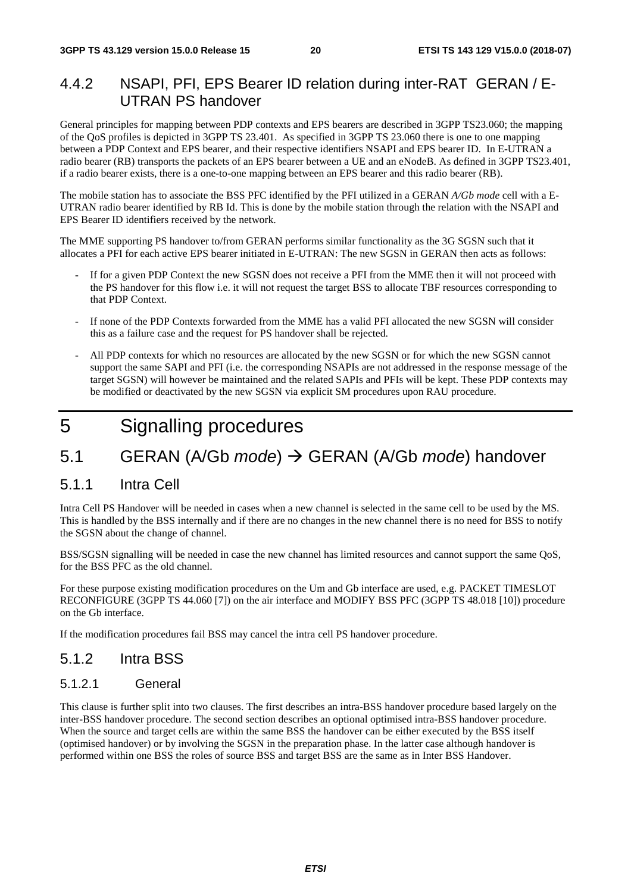### 4.4.2 NSAPI, PFI, EPS Bearer ID relation during inter-RAT GERAN / E-UTRAN PS handover

General principles for mapping between PDP contexts and EPS bearers are described in 3GPP TS23.060; the mapping of the QoS profiles is depicted in 3GPP TS 23.401. As specified in 3GPP TS 23.060 there is one to one mapping between a PDP Context and EPS bearer, and their respective identifiers NSAPI and EPS bearer ID. In E-UTRAN a radio bearer (RB) transports the packets of an EPS bearer between a UE and an eNodeB. As defined in 3GPP TS23.401, if a radio bearer exists, there is a one-to-one mapping between an EPS bearer and this radio bearer (RB).

The mobile station has to associate the BSS PFC identified by the PFI utilized in a GERAN *A/Gb mode* cell with a E-UTRAN radio bearer identified by RB Id. This is done by the mobile station through the relation with the NSAPI and EPS Bearer ID identifiers received by the network.

The MME supporting PS handover to/from GERAN performs similar functionality as the 3G SGSN such that it allocates a PFI for each active EPS bearer initiated in E-UTRAN: The new SGSN in GERAN then acts as follows:

- If for a given PDP Context the new SGSN does not receive a PFI from the MME then it will not proceed with the PS handover for this flow i.e. it will not request the target BSS to allocate TBF resources corresponding to that PDP Context.
- If none of the PDP Contexts forwarded from the MME has a valid PFI allocated the new SGSN will consider this as a failure case and the request for PS handover shall be rejected.
- All PDP contexts for which no resources are allocated by the new SGSN or for which the new SGSN cannot support the same SAPI and PFI (i.e. the corresponding NSAPIs are not addressed in the response message of the target SGSN) will however be maintained and the related SAPIs and PFIs will be kept. These PDP contexts may be modified or deactivated by the new SGSN via explicit SM procedures upon RAU procedure.

# 5 Signalling procedures

## 5.1 GERAN (A/Gb *mode*) → GERAN (A/Gb *mode*) handover

### 5.1.1 Intra Cell

Intra Cell PS Handover will be needed in cases when a new channel is selected in the same cell to be used by the MS. This is handled by the BSS internally and if there are no changes in the new channel there is no need for BSS to notify the SGSN about the change of channel.

BSS/SGSN signalling will be needed in case the new channel has limited resources and cannot support the same QoS, for the BSS PFC as the old channel.

For these purpose existing modification procedures on the Um and Gb interface are used, e.g. PACKET TIMESLOT RECONFIGURE (3GPP TS 44.060 [7]) on the air interface and MODIFY BSS PFC (3GPP TS 48.018 [10]) procedure on the Gb interface.

If the modification procedures fail BSS may cancel the intra cell PS handover procedure.

### 5.1.2 Intra BSS

#### 5.1.2.1 General

This clause is further split into two clauses. The first describes an intra-BSS handover procedure based largely on the inter-BSS handover procedure. The second section describes an optional optimised intra-BSS handover procedure. When the source and target cells are within the same BSS the handover can be either executed by the BSS itself (optimised handover) or by involving the SGSN in the preparation phase. In the latter case although handover is performed within one BSS the roles of source BSS and target BSS are the same as in Inter BSS Handover.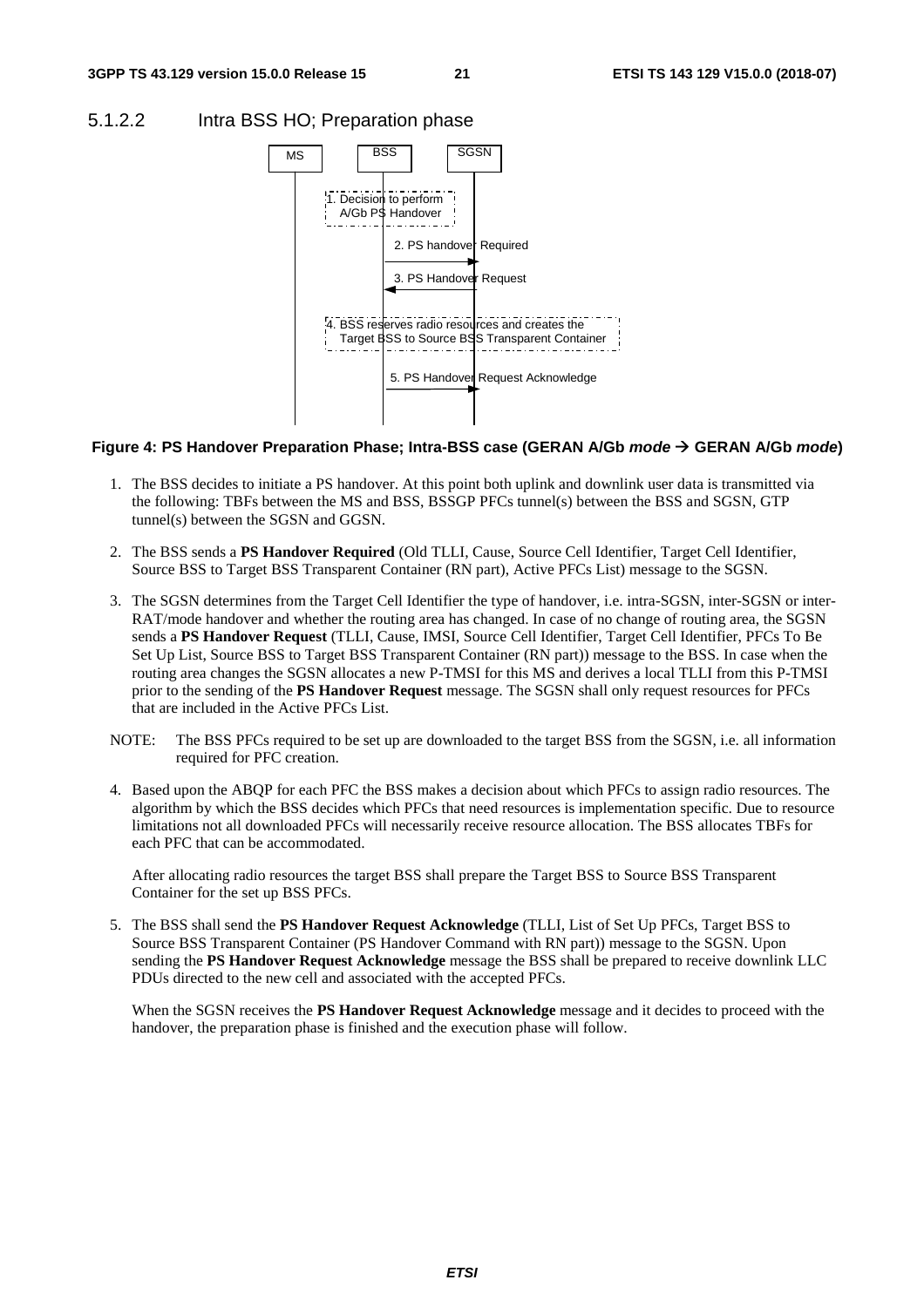### 5.1.2.2 Intra BSS HO; Preparation phase

MS

BSS

SGSN

1. Decision to perform A/Gb PS Handover

2. PS handover Required

3. PS Handover Request

4. BSS reserves radio resources and creates the Target BSS to Source BSS Transparent Container

5. PS Handover Request Acknowledge

**Figure 4: PS Handover Preparation Phase; Intra-BSS case (GERAN A/Gb *mode* → GERAN A/Gb *mode*)**

1. The BSS decides to initiate a PS handover. At this point both uplink and downlink user data is transmitted via the following: TBFs between the MS and BSS, BSSGP PFCs tunnel(s) between the BSS and SGSN, GTP tunnel(s) between the SGSN and GGSN.

2. The BSS sends a **PS Handover Required** (Old TLLI, Cause, Source Cell Identifier, Target Cell Identifier, Source BSS to Target BSS Transparent Container (RN part), Active PFCs List) message to the SGSN.

3. The SGSN determines from the Target Cell Identifier the type of handover, i.e. intra-SGSN, inter-SGSN or inter-RAT/mode handover and whether the routing area has changed. In case of no change of routing area, the SGSN sends a **PS Handover Request** (TLLI, Cause, IMSI, Source Cell Identifier, Target Cell Identifier, PFCs To Be Set Up List, Source BSS to Target BSS Transparent Container (RN part)) message to the BSS. In case when the routing area changes the SGSN allocates a new P-TMSI for this MS and derives a local TLLI from this P-TMSI prior to the sending of the **PS Handover Request** message. The SGSN shall only request resources for PFCs that are included in the Active PFCs List.

NOTE: The BSS PFCs required to be set up are downloaded to the target BSS from the SGSN, i.e. all information required for PFC creation.

4. Based upon the ABQP for each PFC the BSS makes a decision about which PFCs to assign radio resources. The algorithm by which the BSS decides which PFCs that need resources is implementation specific. Due to resource limitations not all downloaded PFCs will necessarily receive resource allocation. The BSS allocates TBFs for each PFC that can be accommodated.

   After allocating radio resources the target BSS shall prepare the Target BSS to Source BSS Transparent Container for the set up BSS PFCs.

5. The BSS shall send the **PS Handover Request Acknowledge** (TLLI, List of Set Up PFCs, Target BSS to Source BSS Transparent Container (PS Handover Command with RN part)) message to the SGSN. Upon sending the **PS Handover Request Acknowledge** message the BSS shall be prepared to receive downlink LLC PDUs directed to the new cell and associated with the accepted PFCs.

   When the SGSN receives the **PS Handover Request Acknowledge** message and it decides to proceed with the handover, the preparation phase is finished and the execution phase will follow.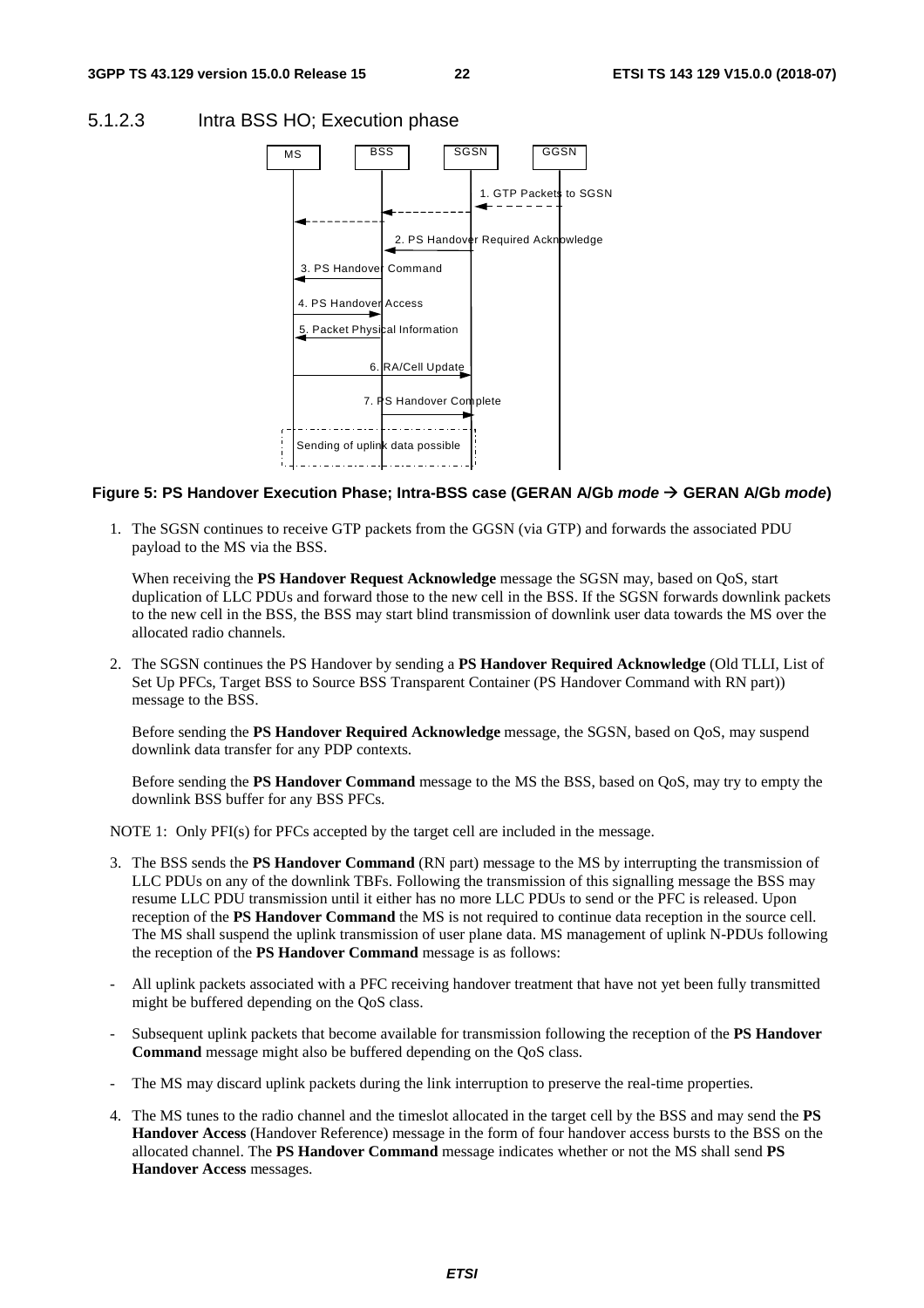#### 5.1.2.3 Intra BSS HO; Execution phase

MS

BSS

SGSN

GGSN

1. GTP Packets to SGSN

2. PS Handover Required Acknowledge

3. PS Handover Command

4. PS Handover Access

5. Packet Physical Information

6. RA/Cell Update

7. PS Handover Complete

Sending of uplink data possible

**Figure 5: PS Handover Execution Phase; Intra-BSS case (GERAN A/Gb *mode* → GERAN A/Gb *mode*)**

1. The SGSN continues to receive GTP packets from the GGSN (via GTP) and forwards the associated PDU payload to the MS via the BSS.

   When receiving the **PS Handover Request Acknowledge** message the SGSN may, based on QoS, start duplication of LLC PDUs and forward those to the new cell in the BSS. If the SGSN forwards downlink packets to the new cell in the BSS, the BSS may start blind transmission of downlink user data towards the MS over the allocated radio channels.

2. The SGSN continues the PS Handover by sending a **PS Handover Required Acknowledge** (Old TLLI, List of Set Up PFCs, Target BSS to Source BSS Transparent Container (PS Handover Command with RN part)) message to the BSS.

   Before sending the **PS Handover Required Acknowledge** message, the SGSN, based on QoS, may suspend downlink data transfer for any PDP contexts.

   Before sending the **PS Handover Command** message to the MS the BSS, based on QoS, may try to empty the downlink BSS buffer for any BSS PFCs.

NOTE 1: Only PFI(s) for PFCs accepted by the target cell are included in the message.

3. The BSS sends the **PS Handover Command** (RN part) message to the MS by interrupting the transmission of LLC PDUs on any of the downlink TBFs. Following the transmission of this signalling message the BSS may resume LLC PDU transmission until it either has no more LLC PDUs to send or the PFC is released. Upon reception of the **PS Handover Command** the MS is not required to continue data reception in the source cell. The MS shall suspend the uplink transmission of user plane data. MS management of uplink N-PDUs following the reception of the **PS Handover Command** message is as follows:

- All uplink packets associated with a PFC receiving handover treatment that have not yet been fully transmitted might be buffered depending on the QoS class.
- Subsequent uplink packets that become available for transmission following the reception of the **PS Handover Command** message might also be buffered depending on the QoS class.
- The MS may discard uplink packets during the link interruption to preserve the real-time properties.

4. The MS tunes to the radio channel and the timeslot allocated in the target cell by the BSS and may send the **PS Handover Access** (Handover Reference) message in the form of four handover access bursts to the BSS on the allocated channel. The **PS Handover Command** message indicates whether or not the MS shall send **PS Handover Access** messages.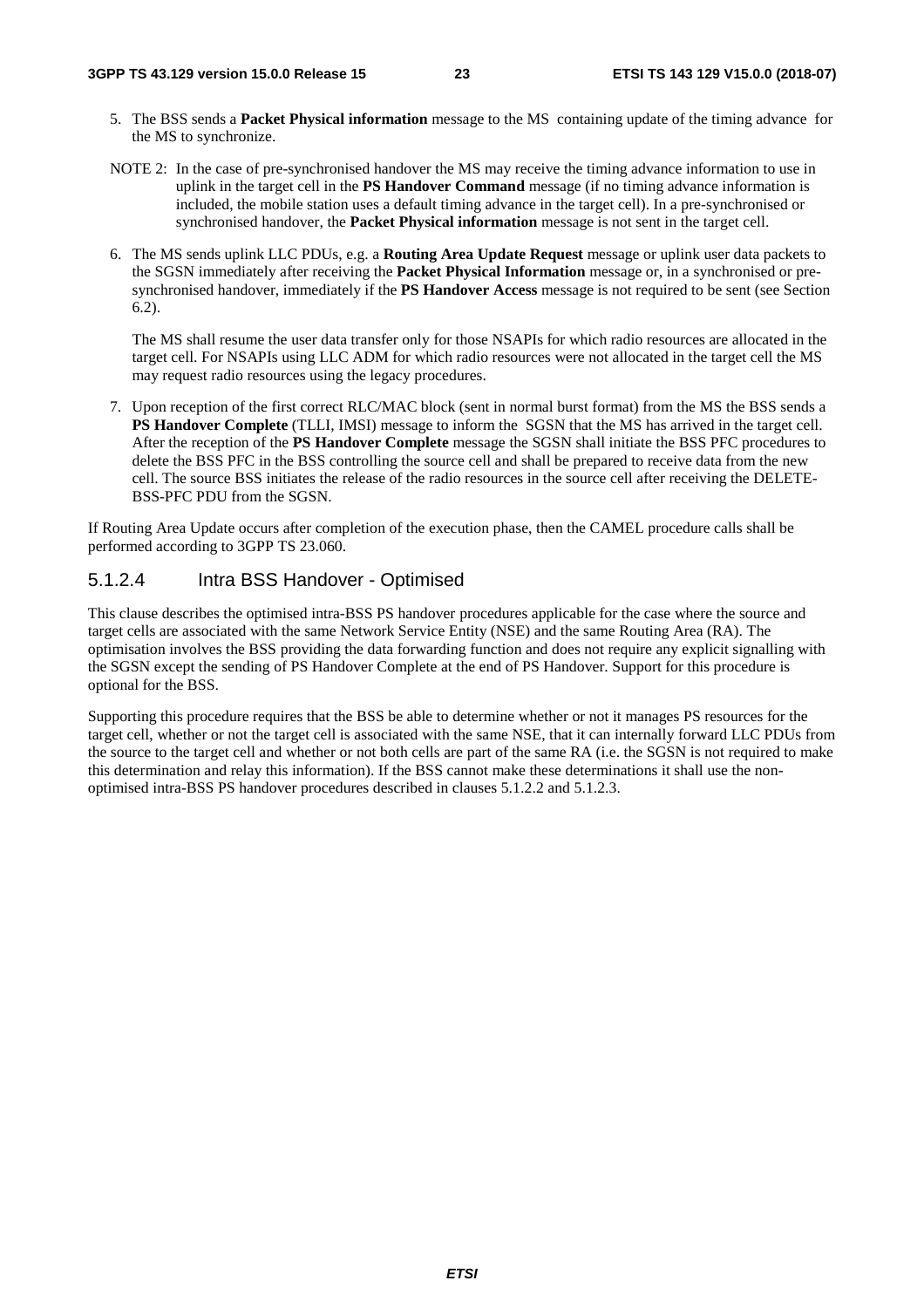5. The BSS sends a **Packet Physical information** message to the MS containing update of the timing advance for the MS to synchronize.

NOTE 2: In the case of pre-synchronised handover the MS may receive the timing advance information to use in uplink in the target cell in the **PS Handover Command** message (if no timing advance information is included, the mobile station uses a default timing advance in the target cell). In a pre-synchronised or synchronised handover, the **Packet Physical information** message is not sent in the target cell.

6. The MS sends uplink LLC PDUs, e.g. a **Routing Area Update Request** message or uplink user data packets to the SGSN immediately after receiving the **Packet Physical Information** message or, in a synchronised or pre-synchronised handover, immediately if the **PS Handover Access** message is not required to be sent (see Section 6.2).

   The MS shall resume the user data transfer only for those NSAPIs for which radio resources are allocated in the target cell. For NSAPIs using LLC ADM for which radio resources were not allocated in the target cell the MS may request radio resources using the legacy procedures.

7. Upon reception of the first correct RLC/MAC block (sent in normal burst format) from the MS the BSS sends a **PS Handover Complete** (TLLI, IMSI) message to inform the SGSN that the MS has arrived in the target cell. After the reception of the **PS Handover Complete** message the SGSN shall initiate the BSS PFC procedures to delete the BSS PFC in the BSS controlling the source cell and shall be prepared to receive data from the new cell. The source BSS initiates the release of the radio resources in the source cell after receiving the DELETE-BSS-PFC PDU from the SGSN.

If Routing Area Update occurs after completion of the execution phase, then the CAMEL procedure calls shall be performed according to 3GPP TS 23.060.

### 5.1.2.4 Intra BSS Handover - Optimised

This clause describes the optimised intra-BSS PS handover procedures applicable for the case where the source and target cells are associated with the same Network Service Entity (NSE) and the same Routing Area (RA). The optimisation involves the BSS providing the data forwarding function and does not require any explicit signalling with the SGSN except the sending of PS Handover Complete at the end of PS Handover. Support for this procedure is optional for the BSS.

Supporting this procedure requires that the BSS be able to determine whether or not it manages PS resources for the target cell, whether or not the target cell is associated with the same NSE, that it can internally forward LLC PDUs from the source to the target cell and whether or not both cells are part of the same RA (i.e. the SGSN is not required to make this determination and relay this information). If the BSS cannot make these determinations it shall use the non-optimised intra-BSS PS handover procedures described in clauses 5.1.2.2 and 5.1.2.3.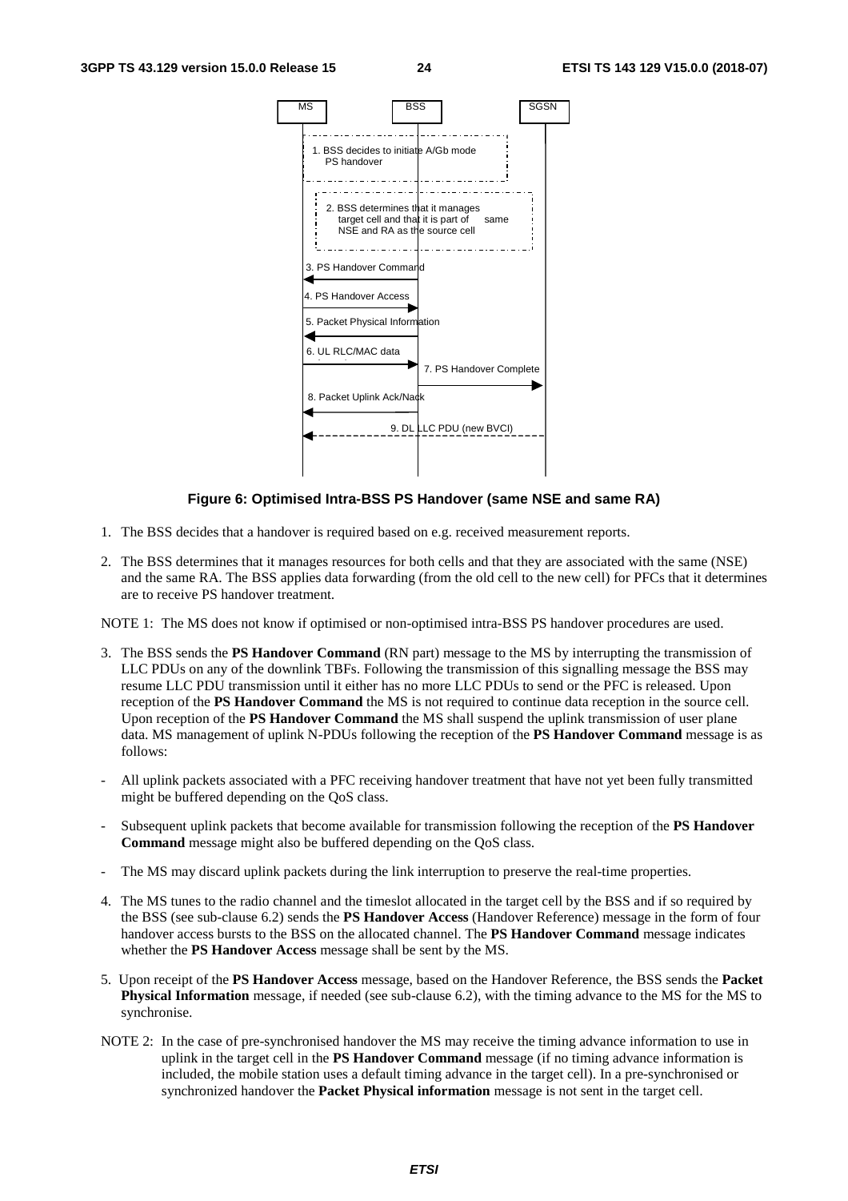MS BSS SGSN

1. BSS decides to initiate A/Gb mode PS handover

2. BSS determines that it manages target cell and that it is part of same NSE and RA as the source cell

3. PS Handover Command

4. PS Handover Access

5. Packet Physical Information

6. UL RLC/MAC data

7. PS Handover Complete

8. Packet Uplink Ack/Nack

9. DL LLC PDU (new BVCI)

**Figure 6: Optimised Intra-BSS PS Handover (same NSE and same RA)**

1. The BSS decides that a handover is required based on e.g. received measurement reports.

2. The BSS determines that it manages resources for both cells and that they are associated with the same (NSE) and the same RA. The BSS applies data forwarding (from the old cell to the new cell) for PFCs that it determines are to receive PS handover treatment.

NOTE 1: The MS does not know if optimised or non-optimised intra-BSS PS handover procedures are used.

3. The BSS sends the **PS Handover Command** (RN part) message to the MS by interrupting the transmission of LLC PDUs on any of the downlink TBFs. Following the transmission of this signalling message the BSS may resume LLC PDU transmission until it either has no more LLC PDUs to send or the PFC is released. Upon reception of the **PS Handover Command** the MS is not required to continue data reception in the source cell. Upon reception of the **PS Handover Command** the MS shall suspend the uplink transmission of user plane data. MS management of uplink N-PDUs following the reception of the **PS Handover Command** message is as follows:

- All uplink packets associated with a PFC receiving handover treatment that have not yet been fully transmitted might be buffered depending on the QoS class.

- Subsequent uplink packets that become available for transmission following the reception of the **PS Handover Command** message might also be buffered depending on the QoS class.

- The MS may discard uplink packets during the link interruption to preserve the real-time properties.

4. The MS tunes to the radio channel and the timeslot allocated in the target cell by the BSS and if so required by the BSS (see sub-clause 6.2) sends the **PS Handover Access** (Handover Reference) message in the form of four handover access bursts to the BSS on the allocated channel. The **PS Handover Command** message indicates whether the **PS Handover Access** message shall be sent by the MS.

5. Upon receipt of the **PS Handover Access** message, based on the Handover Reference, the BSS sends the **Packet Physical Information** message, if needed (see sub-clause 6.2), with the timing advance to the MS for the MS to synchronise.

NOTE 2: In the case of pre-synchronised handover the MS may receive the timing advance information to use in uplink in the target cell in the **PS Handover Command** message (if no timing advance information is included, the mobile station uses a default timing advance in the target cell). In a pre-synchronised or synchronized handover the **Packet Physical information** message is not sent in the target cell.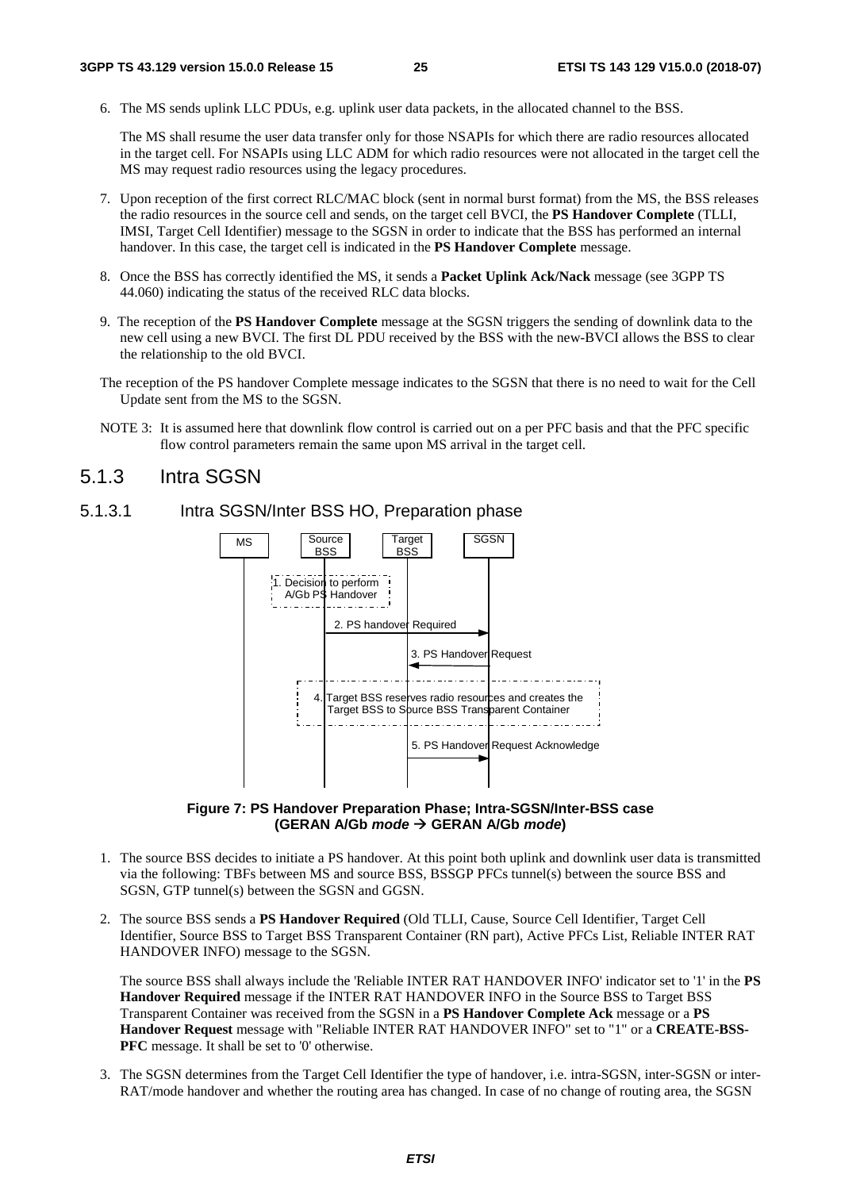6. The MS sends uplink LLC PDUs, e.g. uplink user data packets, in the allocated channel to the BSS.

   The MS shall resume the user data transfer only for those NSAPIs for which there are radio resources allocated in the target cell. For NSAPIs using LLC ADM for which radio resources were not allocated in the target cell the MS may request radio resources using the legacy procedures.

7. Upon reception of the first correct RLC/MAC block (sent in normal burst format) from the MS, the BSS releases the radio resources in the source cell and sends, on the target cell BVCI, the **PS Handover Complete** (TLLI, IMSI, Target Cell Identifier) message to the SGSN in order to indicate that the BSS has performed an internal handover. In this case, the target cell is indicated in the **PS Handover Complete** message.

8. Once the BSS has correctly identified the MS, it sends a **Packet Uplink Ack/Nack** message (see 3GPP TS 44.060) indicating the status of the received RLC data blocks.

9. The reception of the **PS Handover Complete** message at the SGSN triggers the sending of downlink data to the new cell using a new BVCI. The first DL PDU received by the BSS with the new-BVCI allows the BSS to clear the relationship to the old BVCI.

The reception of the PS handover Complete message indicates to the SGSN that there is no need to wait for the Cell Update sent from the MS to the SGSN.

NOTE 3: It is assumed here that downlink flow control is carried out on a per PFC basis and that the PFC specific flow control parameters remain the same upon MS arrival in the target cell.

## 5.1.3 Intra SGSN

### 5.1.3.1 Intra SGSN/Inter BSS HO, Preparation phase

MS

Source BSS

Target BSS

SGSN

1. Decision to perform A/Gb PS Handover

2. PS handover Required

3. PS Handover Request

4. Target BSS reserves radio resources and creates the Target BSS to Source BSS Transparent Container

5. PS Handover Request Acknowledge

**Figure 7: PS Handover Preparation Phase; Intra-SGSN/Inter-BSS case (GERAN A/Gb *mode* → GERAN A/Gb *mode*)**

1. The source BSS decides to initiate a PS handover. At this point both uplink and downlink user data is transmitted via the following: TBFs between MS and source BSS, BSSGP PFCs tunnel(s) between the source BSS and SGSN, GTP tunnel(s) between the SGSN and GGSN.

2. The source BSS sends a **PS Handover Required** (Old TLLI, Cause, Source Cell Identifier, Target Cell Identifier, Source BSS to Target BSS Transparent Container (RN part), Active PFCs List, Reliable INTER RAT HANDOVER INFO) message to the SGSN.

   The source BSS shall always include the 'Reliable INTER RAT HANDOVER INFO' indicator set to '1' in the **PS Handover Required** message if the INTER RAT HANDOVER INFO in the Source BSS to Target BSS Transparent Container was received from the SGSN in a **PS Handover Complete Ack** message or a **PS Handover Request** message with "Reliable INTER RAT HANDOVER INFO" set to "1" or a **CREATE-BSS-PFC** message. It shall be set to '0' otherwise.

3. The SGSN determines from the Target Cell Identifier the type of handover, i.e. intra-SGSN, inter-SGSN or inter-RAT/mode handover and whether the routing area has changed. In case of no change of routing area, the SGSN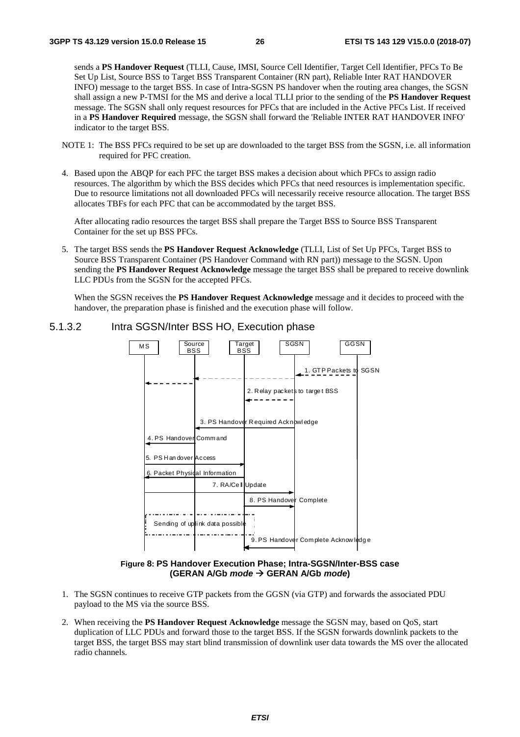sends a **PS Handover Request** (TLLI, Cause, IMSI, Source Cell Identifier, Target Cell Identifier, PFCs To Be Set Up List, Source BSS to Target BSS Transparent Container (RN part), Reliable Inter RAT HANDOVER INFO) message to the target BSS. In case of Intra-SGSN PS handover when the routing area changes, the SGSN shall assign a new P-TMSI for the MS and derive a local TLLI prior to the sending of the **PS Handover Request** message. The SGSN shall only request resources for PFCs that are included in the Active PFCs List. If received in a **PS Handover Required** message, the SGSN shall forward the 'Reliable INTER RAT HANDOVER INFO' indicator to the target BSS.

NOTE 1: The BSS PFCs required to be set up are downloaded to the target BSS from the SGSN, i.e. all information required for PFC creation.

4. Based upon the ABQP for each PFC the target BSS makes a decision about which PFCs to assign radio resources. The algorithm by which the BSS decides which PFCs that need resources is implementation specific. Due to resource limitations not all downloaded PFCs will necessarily receive resource allocation. The target BSS allocates TBFs for each PFC that can be accommodated by the target BSS.

   After allocating radio resources the target BSS shall prepare the Target BSS to Source BSS Transparent Container for the set up BSS PFCs.

5. The target BSS sends the **PS Handover Request Acknowledge** (TLLI, List of Set Up PFCs, Target BSS to Source BSS Transparent Container (PS Handover Command with RN part)) message to the SGSN. Upon sending the **PS Handover Request Acknowledge** message the target BSS shall be prepared to receive downlink LLC PDUs from the SGSN for the accepted PFCs.

   When the SGSN receives the **PS Handover Request Acknowledge** message and it decides to proceed with the handover, the preparation phase is finished and the execution phase will follow.

### 5.1.3.2 Intra SGSN/Inter BSS HO, Execution phase

MS
Source BSS
Target BSS
SGSN
GGSN
1. GTP Packets to SGSN
2. Relay packets to target BSS
3. PS Handover Required Acknowledge
4. PS Handover Command
5. PS Handover Access
6. Packet Physical Information
7. RA/Cell Update
8. PS Handover Complete
Sending of uplink data possible
9. PS Handover Complete Acknowledge

**Figure 8: PS Handover Execution Phase; Intra-SGSN/Inter-BSS case (GERAN A/Gb *mode* → GERAN A/Gb *mode*)**

1. The SGSN continues to receive GTP packets from the GGSN (via GTP) and forwards the associated PDU payload to the MS via the source BSS.

2. When receiving the **PS Handover Request Acknowledge** message the SGSN may, based on QoS, start duplication of LLC PDUs and forward those to the target BSS. If the SGSN forwards downlink packets to the target BSS, the target BSS may start blind transmission of downlink user data towards the MS over the allocated radio channels.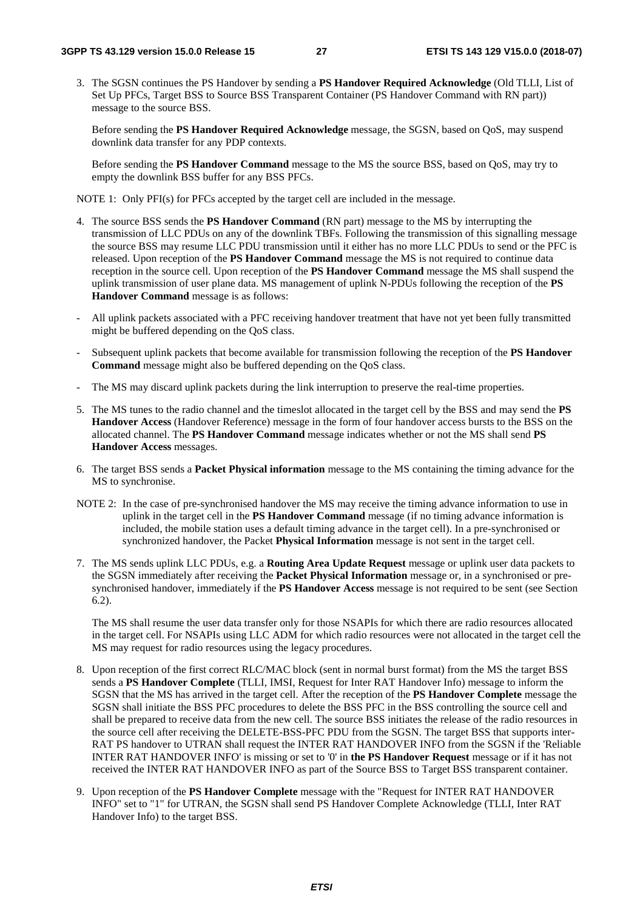3. The SGSN continues the PS Handover by sending a **PS Handover Required Acknowledge** (Old TLLI, List of Set Up PFCs, Target BSS to Source BSS Transparent Container (PS Handover Command with RN part)) message to the source BSS.

   Before sending the **PS Handover Required Acknowledge** message, the SGSN, based on QoS, may suspend downlink data transfer for any PDP contexts.

   Before sending the **PS Handover Command** message to the MS the source BSS, based on QoS, may try to empty the downlink BSS buffer for any BSS PFCs.

NOTE 1: Only PFI(s) for PFCs accepted by the target cell are included in the message.

4. The source BSS sends the **PS Handover Command** (RN part) message to the MS by interrupting the transmission of LLC PDUs on any of the downlink TBFs. Following the transmission of this signalling message the source BSS may resume LLC PDU transmission until it either has no more LLC PDUs to send or the PFC is released. Upon reception of the **PS Handover Command** message the MS is not required to continue data reception in the source cell. Upon reception of the **PS Handover Command** message the MS shall suspend the uplink transmission of user plane data. MS management of uplink N-PDUs following the reception of the **PS Handover Command** message is as follows:

- All uplink packets associated with a PFC receiving handover treatment that have not yet been fully transmitted might be buffered depending on the QoS class.
- Subsequent uplink packets that become available for transmission following the reception of the **PS Handover Command** message might also be buffered depending on the QoS class.
- The MS may discard uplink packets during the link interruption to preserve the real-time properties.

5. The MS tunes to the radio channel and the timeslot allocated in the target cell by the BSS and may send the **PS Handover Access** (Handover Reference) message in the form of four handover access bursts to the BSS on the allocated channel. The **PS Handover Command** message indicates whether or not the MS shall send **PS Handover Access** messages.

6. The target BSS sends a **Packet Physical information** message to the MS containing the timing advance for the MS to synchronise.

NOTE 2: In the case of pre-synchronised handover the MS may receive the timing advance information to use in uplink in the target cell in the **PS Handover Command** message (if no timing advance information is included, the mobile station uses a default timing advance in the target cell). In a pre-synchronised or synchronized handover, the Packet **Physical Information** message is not sent in the target cell.

7. The MS sends uplink LLC PDUs, e.g. a **Routing Area Update Request** message or uplink user data packets to the SGSN immediately after receiving the **Packet Physical Information** message or, in a synchronised or pre-synchronised handover, immediately if the **PS Handover Access** message is not required to be sent (see Section 6.2).

   The MS shall resume the user data transfer only for those NSAPIs for which there are radio resources allocated in the target cell. For NSAPIs using LLC ADM for which radio resources were not allocated in the target cell the MS may request for radio resources using the legacy procedures.

8. Upon reception of the first correct RLC/MAC block (sent in normal burst format) from the MS the target BSS sends a **PS Handover Complete** (TLLI, IMSI, Request for Inter RAT Handover Info) message to inform the SGSN that the MS has arrived in the target cell. After the reception of the **PS Handover Complete** message the SGSN shall initiate the BSS PFC procedures to delete the BSS PFC in the BSS controlling the source cell and shall be prepared to receive data from the new cell. The source BSS initiates the release of the radio resources in the source cell after receiving the DELETE-BSS-PFC PDU from the SGSN. The target BSS that supports inter-RAT PS handover to UTRAN shall request the INTER RAT HANDOVER INFO from the SGSN if the 'Reliable INTER RAT HANDOVER INFO' is missing or set to '0' in **the PS Handover Request** message or if it has not received the INTER RAT HANDOVER INFO as part of the Source BSS to Target BSS transparent container.

9. Upon reception of the **PS Handover Complete** message with the "Request for INTER RAT HANDOVER INFO" set to "1" for UTRAN, the SGSN shall send PS Handover Complete Acknowledge (TLLI, Inter RAT Handover Info) to the target BSS.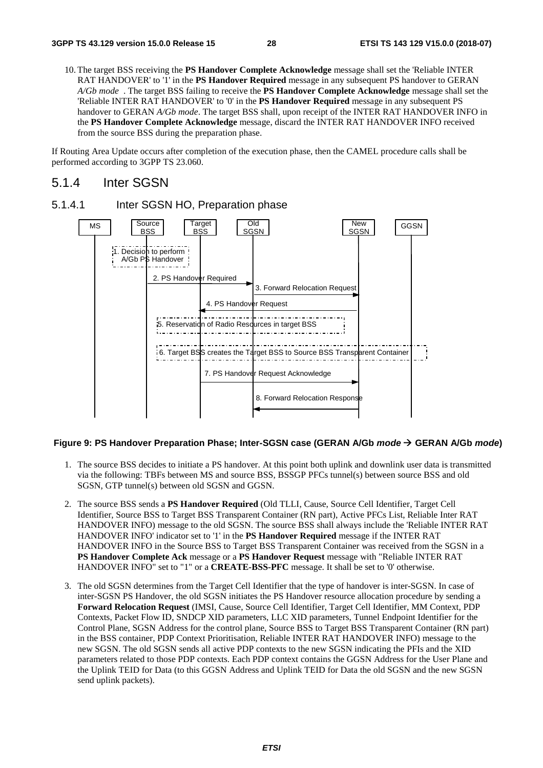10. The target BSS receiving the **PS Handover Complete Acknowledge** message shall set the 'Reliable INTER RAT HANDOVER' to '1' in the **PS Handover Required** message in any subsequent PS handover to GERAN *A/Gb mode* . The target BSS failing to receive the **PS Handover Complete Acknowledge** message shall set the 'Reliable INTER RAT HANDOVER' to '0' in the **PS Handover Required** message in any subsequent PS handover to GERAN *A/Gb mode*. The target BSS shall, upon receipt of the INTER RAT HANDOVER INFO in the **PS Handover Complete Acknowledge** message, discard the INTER RAT HANDOVER INFO received from the source BSS during the preparation phase.

If Routing Area Update occurs after completion of the execution phase, then the CAMEL procedure calls shall be performed according to 3GPP TS 23.060.

## 5.1.4 Inter SGSN

### 5.1.4.1 Inter SGSN HO, Preparation phase

MS
Source BSS
Target BSS
Old SGSN
New SGSN
GGSN

1. Decision to perform A/Gb PS Handover
2. PS Handover Required
3. Forward Relocation Request
4. PS Handover Request
5. Reservation of Radio Resources in target BSS
6. Target BSS creates the Target BSS to Source BSS Transparent Container
7. PS Handover Request Acknowledge
8. Forward Relocation Response

**Figure 9: PS Handover Preparation Phase; Inter-SGSN case (GERAN A/Gb *mode* → GERAN A/Gb *mode*)**

1. The source BSS decides to initiate a PS handover. At this point both uplink and downlink user data is transmitted via the following: TBFs between MS and source BSS, BSSGP PFCs tunnel(s) between source BSS and old SGSN, GTP tunnel(s) between old SGSN and GGSN.

2. The source BSS sends a **PS Handover Required** (Old TLLI, Cause, Source Cell Identifier, Target Cell Identifier, Source BSS to Target BSS Transparent Container (RN part), Active PFCs List, Reliable Inter RAT HANDOVER INFO) message to the old SGSN. The source BSS shall always include the 'Reliable INTER RAT HANDOVER INFO' indicator set to '1' in the **PS Handover Required** message if the INTER RAT HANDOVER INFO in the Source BSS to Target BSS Transparent Container was received from the SGSN in a **PS Handover Complete Ack** message or a **PS Handover Request** message with "Reliable INTER RAT HANDOVER INFO" set to "1" or a **CREATE-BSS-PFC** message. It shall be set to '0' otherwise.

3. The old SGSN determines from the Target Cell Identifier that the type of handover is inter-SGSN. In case of inter-SGSN PS Handover, the old SGSN initiates the PS Handover resource allocation procedure by sending a **Forward Relocation Request** (IMSI, Cause, Source Cell Identifier, Target Cell Identifier, MM Context, PDP Contexts, Packet Flow ID, SNDCP XID parameters, LLC XID parameters, Tunnel Endpoint Identifier for the Control Plane, SGSN Address for the control plane, Source BSS to Target BSS Transparent Container (RN part) in the BSS container, PDP Context Prioritisation, Reliable INTER RAT HANDOVER INFO) message to the new SGSN. The old SGSN sends all active PDP contexts to the new SGSN indicating the PFIs and the XID parameters related to those PDP contexts. Each PDP context contains the GGSN Address for the User Plane and the Uplink TEID for Data (to this GGSN Address and Uplink TEID for Data the old SGSN and the new SGSN send uplink packets).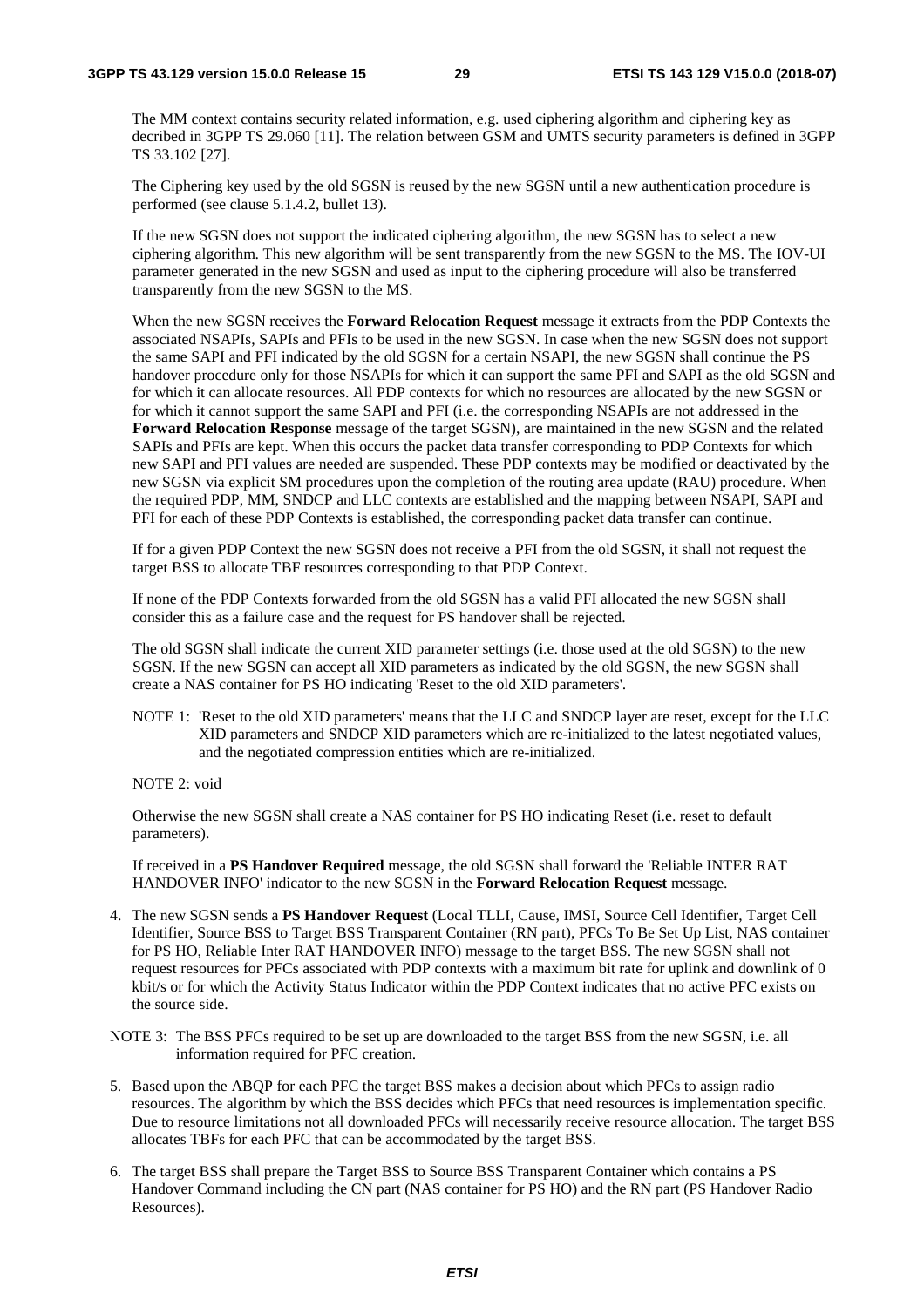The MM context contains security related information, e.g. used ciphering algorithm and ciphering key as decribed in 3GPP TS 29.060 [11]. The relation between GSM and UMTS security parameters is defined in 3GPP TS 33.102 [27].

The Ciphering key used by the old SGSN is reused by the new SGSN until a new authentication procedure is performed (see clause 5.1.4.2, bullet 13).

If the new SGSN does not support the indicated ciphering algorithm, the new SGSN has to select a new ciphering algorithm. This new algorithm will be sent transparently from the new SGSN to the MS. The IOV-UI parameter generated in the new SGSN and used as input to the ciphering procedure will also be transferred transparently from the new SGSN to the MS.

When the new SGSN receives the **Forward Relocation Request** message it extracts from the PDP Contexts the associated NSAPIs, SAPIs and PFIs to be used in the new SGSN. In case when the new SGSN does not support the same SAPI and PFI indicated by the old SGSN for a certain NSAPI, the new SGSN shall continue the PS handover procedure only for those NSAPIs for which it can support the same PFI and SAPI as the old SGSN and for which it can allocate resources. All PDP contexts for which no resources are allocated by the new SGSN or for which it cannot support the same SAPI and PFI (i.e. the corresponding NSAPIs are not addressed in the **Forward Relocation Response** message of the target SGSN), are maintained in the new SGSN and the related SAPIs and PFIs are kept. When this occurs the packet data transfer corresponding to PDP Contexts for which new SAPI and PFI values are needed are suspended. These PDP contexts may be modified or deactivated by the new SGSN via explicit SM procedures upon the completion of the routing area update (RAU) procedure. When the required PDP, MM, SNDCP and LLC contexts are established and the mapping between NSAPI, SAPI and PFI for each of these PDP Contexts is established, the corresponding packet data transfer can continue.

If for a given PDP Context the new SGSN does not receive a PFI from the old SGSN, it shall not request the target BSS to allocate TBF resources corresponding to that PDP Context.

If none of the PDP Contexts forwarded from the old SGSN has a valid PFI allocated the new SGSN shall consider this as a failure case and the request for PS handover shall be rejected.

The old SGSN shall indicate the current XID parameter settings (i.e. those used at the old SGSN) to the new SGSN. If the new SGSN can accept all XID parameters as indicated by the old SGSN, the new SGSN shall create a NAS container for PS HO indicating 'Reset to the old XID parameters'.

NOTE 1: 'Reset to the old XID parameters' means that the LLC and SNDCP layer are reset, except for the LLC XID parameters and SNDCP XID parameters which are re-initialized to the latest negotiated values, and the negotiated compression entities which are re-initialized.

NOTE 2: void

Otherwise the new SGSN shall create a NAS container for PS HO indicating Reset (i.e. reset to default parameters).

If received in a **PS Handover Required** message, the old SGSN shall forward the 'Reliable INTER RAT HANDOVER INFO' indicator to the new SGSN in the **Forward Relocation Request** message.

4. The new SGSN sends a **PS Handover Request** (Local TLLI, Cause, IMSI, Source Cell Identifier, Target Cell Identifier, Source BSS to Target BSS Transparent Container (RN part), PFCs To Be Set Up List, NAS container for PS HO, Reliable Inter RAT HANDOVER INFO) message to the target BSS. The new SGSN shall not request resources for PFCs associated with PDP contexts with a maximum bit rate for uplink and downlink of 0 kbit/s or for which the Activity Status Indicator within the PDP Context indicates that no active PFC exists on the source side.

NOTE 3: The BSS PFCs required to be set up are downloaded to the target BSS from the new SGSN, i.e. all information required for PFC creation.

5. Based upon the ABQP for each PFC the target BSS makes a decision about which PFCs to assign radio resources. The algorithm by which the BSS decides which PFCs that need resources is implementation specific. Due to resource limitations not all downloaded PFCs will necessarily receive resource allocation. The target BSS allocates TBFs for each PFC that can be accommodated by the target BSS.

6. The target BSS shall prepare the Target BSS to Source BSS Transparent Container which contains a PS Handover Command including the CN part (NAS container for PS HO) and the RN part (PS Handover Radio Resources).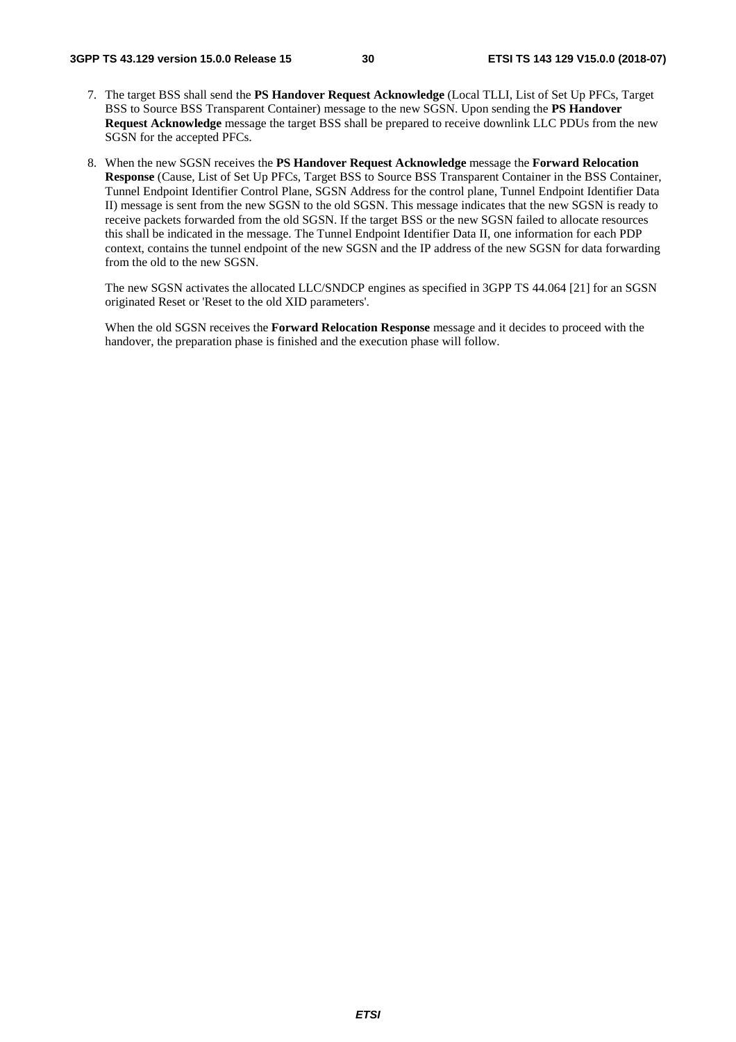7. The target BSS shall send the **PS Handover Request Acknowledge** (Local TLLI, List of Set Up PFCs, Target BSS to Source BSS Transparent Container) message to the new SGSN. Upon sending the **PS Handover Request Acknowledge** message the target BSS shall be prepared to receive downlink LLC PDUs from the new SGSN for the accepted PFCs.

8. When the new SGSN receives the **PS Handover Request Acknowledge** message the **Forward Relocation Response** (Cause, List of Set Up PFCs, Target BSS to Source BSS Transparent Container in the BSS Container, Tunnel Endpoint Identifier Control Plane, SGSN Address for the control plane, Tunnel Endpoint Identifier Data II) message is sent from the new SGSN to the old SGSN. This message indicates that the new SGSN is ready to receive packets forwarded from the old SGSN. If the target BSS or the new SGSN failed to allocate resources this shall be indicated in the message. The Tunnel Endpoint Identifier Data II, one information for each PDP context, contains the tunnel endpoint of the new SGSN and the IP address of the new SGSN for data forwarding from the old to the new SGSN.

   The new SGSN activates the allocated LLC/SNDCP engines as specified in 3GPP TS 44.064 [21] for an SGSN originated Reset or 'Reset to the old XID parameters'.

   When the old SGSN receives the **Forward Relocation Response** message and it decides to proceed with the handover, the preparation phase is finished and the execution phase will follow.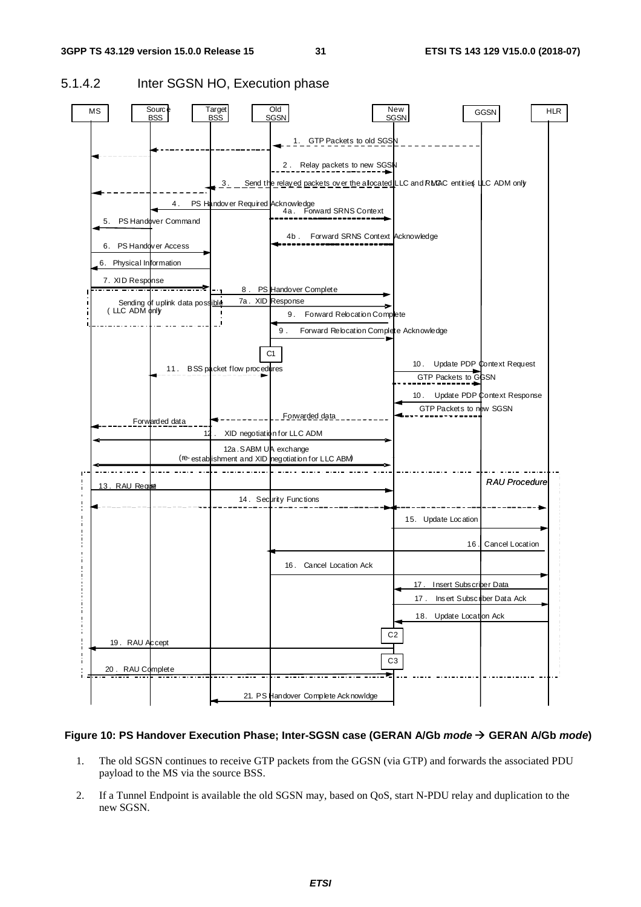### 5.1.4.2 Inter SGSN HO, Execution phase

MS
Source BSS
Target BSS
Old SGSN
New SGSN
GGSN
HLR

1. GTP Packets to old SGSN
2. Relay packets to new SGSN
3. Send the relayed packets over the allocated LLC and RLC/MAC entities (LLC ADM only)
4. PS Handover Required Acknowledge
4a. Forward SRNS Context
5. PS Handover Command
4b. Forward SRNS Context Acknowledge
6. PS Handover Access
6. Physical Information
7. XID Response
8. PS Handover Complete
7a. XID Response
Sending of uplink data possible (LLC ADM only)
9. Forward Relocation Complete
9. Forward Relocation Complete Acknowledge
C1
10. Update PDP Context Request
11. BSS packet flow procedures
GTP Packets to GGSN
10. Update PDP Context Response
GTP Packets to new SGSN
Forwarded data
Forwarded data
12. XID negotiation for LLC ADM
12a. SABM UA exchange (re-establishment and XID negotiation for LLC ABM)
RAU Procedure
13. RAU Request
14. Security Functions
15. Update Location
16. Cancel Location
16. Cancel Location Ack
17. Insert Subscriber Data
17. Insert Subscriber Data Ack
18. Update Location Ack
C2
19. RAU Accept
C3
20. RAU Complete
21. PS Handover Complete Acknowldge

**Figure 10: PS Handover Execution Phase; Inter-SGSN case (GERAN A/Gb *mode* → GERAN A/Gb *mode*)**

1. The old SGSN continues to receive GTP packets from the GGSN (via GTP) and forwards the associated PDU payload to the MS via the source BSS.
2. If a Tunnel Endpoint is available the old SGSN may, based on QoS, start N-PDU relay and duplication to the new SGSN.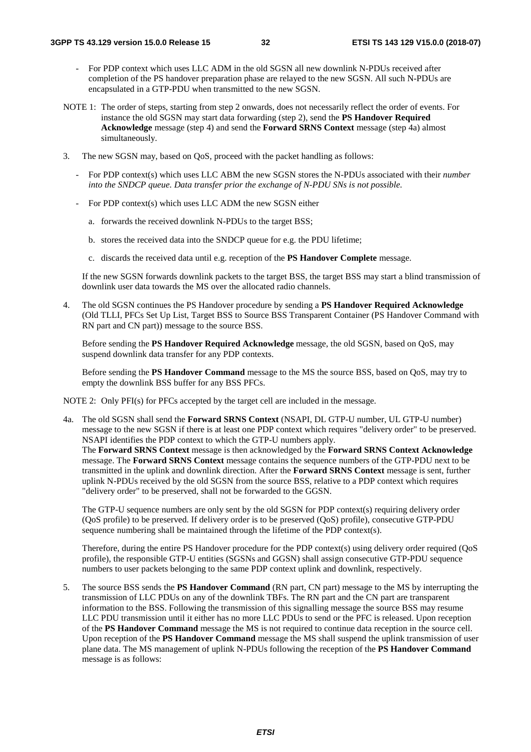- For PDP context which uses LLC ADM in the old SGSN all new downlink N-PDUs received after completion of the PS handover preparation phase are relayed to the new SGSN. All such N-PDUs are encapsulated in a GTP-PDU when transmitted to the new SGSN.

NOTE 1: The order of steps, starting from step 2 onwards, does not necessarily reflect the order of events. For instance the old SGSN may start data forwarding (step 2), send the **PS Handover Required Acknowledge** message (step 4) and send the **Forward SRNS Context** message (step 4a) almost simultaneously.

3. The new SGSN may, based on QoS, proceed with the packet handling as follows:

   - For PDP context(s) which uses LLC ABM the new SGSN stores the N-PDUs associated with their *number into the SNDCP queue. Data transfer prior the exchange of N-PDU SNs is not possible.*

   - For PDP context(s) which uses LLC ADM the new SGSN either

     a. forwards the received downlink N-PDUs to the target BSS;

     b. stores the received data into the SNDCP queue for e.g. the PDU lifetime;

     c. discards the received data until e.g. reception of the **PS Handover Complete** message.

   If the new SGSN forwards downlink packets to the target BSS, the target BSS may start a blind transmission of downlink user data towards the MS over the allocated radio channels.

4. The old SGSN continues the PS Handover procedure by sending a **PS Handover Required Acknowledge** (Old TLLI, PFCs Set Up List, Target BSS to Source BSS Transparent Container (PS Handover Command with RN part and CN part)) message to the source BSS.

   Before sending the **PS Handover Required Acknowledge** message, the old SGSN, based on QoS, may suspend downlink data transfer for any PDP contexts.

   Before sending the **PS Handover Command** message to the MS the source BSS, based on QoS, may try to empty the downlink BSS buffer for any BSS PFCs.

NOTE 2: Only PFI(s) for PFCs accepted by the target cell are included in the message.

4a. The old SGSN shall send the **Forward SRNS Context** (NSAPI, DL GTP-U number, UL GTP-U number) message to the new SGSN if there is at least one PDP context which requires "delivery order" to be preserved. NSAPI identifies the PDP context to which the GTP-U numbers apply.
   The **Forward SRNS Context** message is then acknowledged by the **Forward SRNS Context Acknowledge** message. The **Forward SRNS Context** message contains the sequence numbers of the GTP-PDU next to be transmitted in the uplink and downlink direction. After the **Forward SRNS Context** message is sent, further uplink N-PDUs received by the old SGSN from the source BSS, relative to a PDP context which requires "delivery order" to be preserved, shall not be forwarded to the GGSN.

   The GTP-U sequence numbers are only sent by the old SGSN for PDP context(s) requiring delivery order (QoS profile) to be preserved. If delivery order is to be preserved (QoS) profile), consecutive GTP-PDU sequence numbering shall be maintained through the lifetime of the PDP context(s).

   Therefore, during the entire PS Handover procedure for the PDP context(s) using delivery order required (QoS profile), the responsible GTP-U entities (SGSNs and GGSN) shall assign consecutive GTP-PDU sequence numbers to user packets belonging to the same PDP context uplink and downlink, respectively.

5. The source BSS sends the **PS Handover Command** (RN part, CN part) message to the MS by interrupting the transmission of LLC PDUs on any of the downlink TBFs. The RN part and the CN part are transparent information to the BSS. Following the transmission of this signalling message the source BSS may resume LLC PDU transmission until it either has no more LLC PDUs to send or the PFC is released. Upon reception of the **PS Handover Command** message the MS is not required to continue data reception in the source cell. Upon reception of the **PS Handover Command** message the MS shall suspend the uplink transmission of user plane data. The MS management of uplink N-PDUs following the reception of the **PS Handover Command** message is as follows: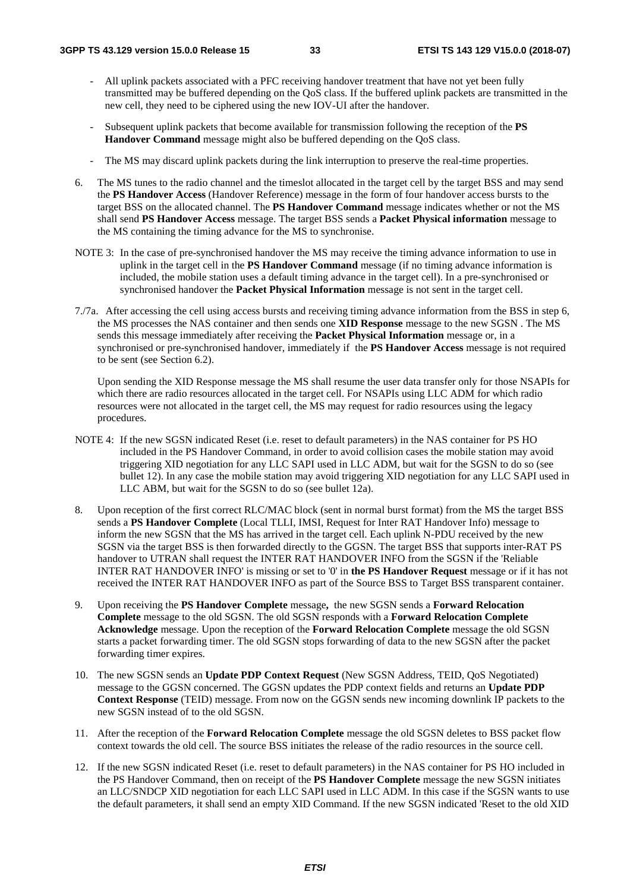- All uplink packets associated with a PFC receiving handover treatment that have not yet been fully transmitted may be buffered depending on the QoS class. If the buffered uplink packets are transmitted in the new cell, they need to be ciphered using the new IOV-UI after the handover.

- Subsequent uplink packets that become available for transmission following the reception of the **PS Handover Command** message might also be buffered depending on the QoS class.

- The MS may discard uplink packets during the link interruption to preserve the real-time properties.

6. The MS tunes to the radio channel and the timeslot allocated in the target cell by the target BSS and may send the **PS Handover Access** (Handover Reference) message in the form of four handover access bursts to the target BSS on the allocated channel. The **PS Handover Command** message indicates whether or not the MS shall send **PS Handover Access** message. The target BSS sends a **Packet Physical information** message to the MS containing the timing advance for the MS to synchronise.

NOTE 3: In the case of pre-synchronised handover the MS may receive the timing advance information to use in uplink in the target cell in the **PS Handover Command** message (if no timing advance information is included, the mobile station uses a default timing advance in the target cell). In a pre-synchronised or synchronised handover the **Packet Physical Information** message is not sent in the target cell.

7./7a. After accessing the cell using access bursts and receiving timing advance information from the BSS in step 6, the MS processes the NAS container and then sends one **XID Response** message to the new SGSN . The MS sends this message immediately after receiving the **Packet Physical Information** message or, in a synchronised or pre-synchronised handover, immediately if the **PS Handover Access** message is not required to be sent (see Section 6.2).

Upon sending the XID Response message the MS shall resume the user data transfer only for those NSAPIs for which there are radio resources allocated in the target cell. For NSAPIs using LLC ADM for which radio resources were not allocated in the target cell, the MS may request for radio resources using the legacy procedures.

NOTE 4: If the new SGSN indicated Reset (i.e. reset to default parameters) in the NAS container for PS HO included in the PS Handover Command, in order to avoid collision cases the mobile station may avoid triggering XID negotiation for any LLC SAPI used in LLC ADM, but wait for the SGSN to do so (see bullet 12). In any case the mobile station may avoid triggering XID negotiation for any LLC SAPI used in LLC ABM, but wait for the SGSN to do so (see bullet 12a).

8. Upon reception of the first correct RLC/MAC block (sent in normal burst format) from the MS the target BSS sends a **PS Handover Complete** (Local TLLI, IMSI, Request for Inter RAT Handover Info) message to inform the new SGSN that the MS has arrived in the target cell. Each uplink N-PDU received by the new SGSN via the target BSS is then forwarded directly to the GGSN. The target BSS that supports inter-RAT PS handover to UTRAN shall request the INTER RAT HANDOVER INFO from the SGSN if the 'Reliable INTER RAT HANDOVER INFO' is missing or set to '0' in **the PS Handover Request** message or if it has not received the INTER RAT HANDOVER INFO as part of the Source BSS to Target BSS transparent container.

9. Upon receiving the **PS Handover Complete** message**,** the new SGSN sends a **Forward Relocation Complete** message to the old SGSN. The old SGSN responds with a **Forward Relocation Complete Acknowledge** message. Upon the reception of the **Forward Relocation Complete** message the old SGSN starts a packet forwarding timer. The old SGSN stops forwarding of data to the new SGSN after the packet forwarding timer expires.

10. The new SGSN sends an **Update PDP Context Request** (New SGSN Address, TEID, QoS Negotiated) message to the GGSN concerned. The GGSN updates the PDP context fields and returns an **Update PDP Context Response** (TEID) message. From now on the GGSN sends new incoming downlink IP packets to the new SGSN instead of to the old SGSN.

11. After the reception of the **Forward Relocation Complete** message the old SGSN deletes to BSS packet flow context towards the old cell. The source BSS initiates the release of the radio resources in the source cell.

12. If the new SGSN indicated Reset (i.e. reset to default parameters) in the NAS container for PS HO included in the PS Handover Command, then on receipt of the **PS Handover Complete** message the new SGSN initiates an LLC/SNDCP XID negotiation for each LLC SAPI used in LLC ADM. In this case if the SGSN wants to use the default parameters, it shall send an empty XID Command. If the new SGSN indicated 'Reset to the old XID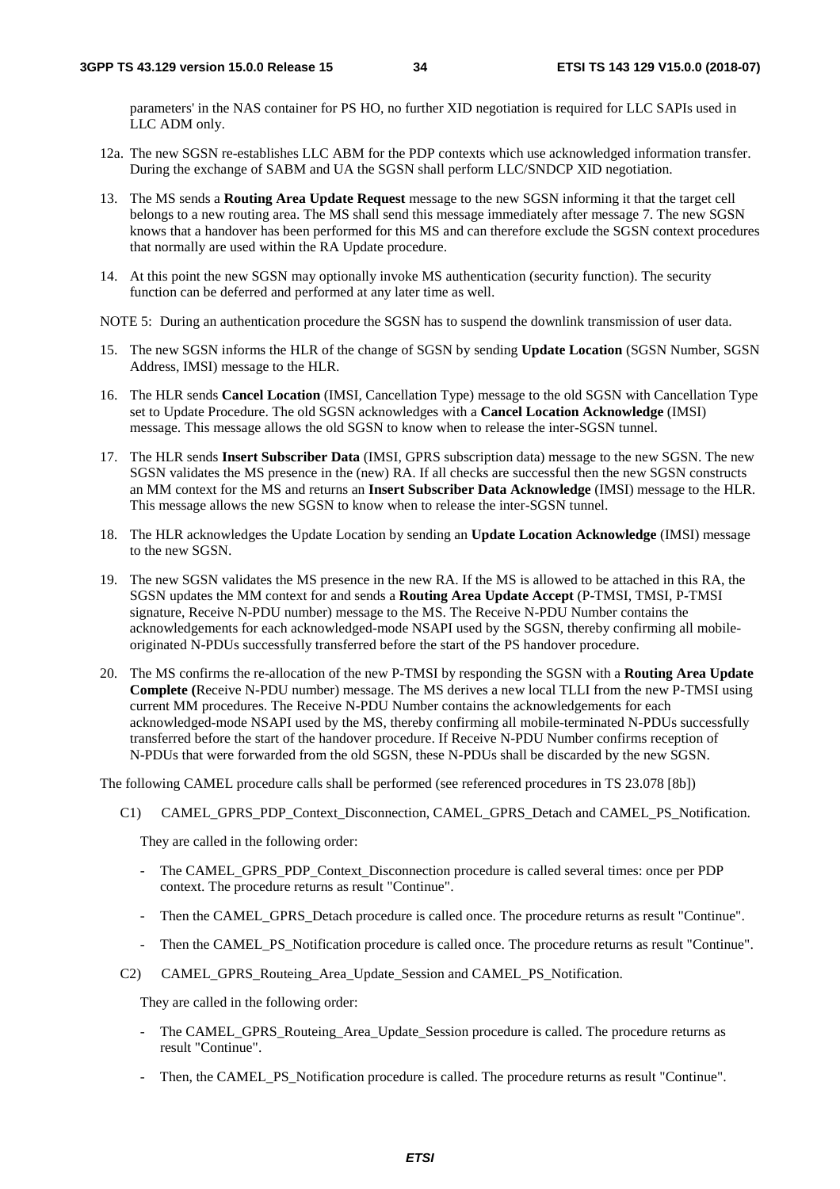parameters' in the NAS container for PS HO, no further XID negotiation is required for LLC SAPIs used in LLC ADM only.

12a. The new SGSN re-establishes LLC ABM for the PDP contexts which use acknowledged information transfer. During the exchange of SABM and UA the SGSN shall perform LLC/SNDCP XID negotiation.

13. The MS sends a **Routing Area Update Request** message to the new SGSN informing it that the target cell belongs to a new routing area. The MS shall send this message immediately after message 7. The new SGSN knows that a handover has been performed for this MS and can therefore exclude the SGSN context procedures that normally are used within the RA Update procedure.

14. At this point the new SGSN may optionally invoke MS authentication (security function). The security function can be deferred and performed at any later time as well.

NOTE 5: During an authentication procedure the SGSN has to suspend the downlink transmission of user data.

15. The new SGSN informs the HLR of the change of SGSN by sending **Update Location** (SGSN Number, SGSN Address, IMSI) message to the HLR.

16. The HLR sends **Cancel Location** (IMSI, Cancellation Type) message to the old SGSN with Cancellation Type set to Update Procedure. The old SGSN acknowledges with a **Cancel Location Acknowledge** (IMSI) message. This message allows the old SGSN to know when to release the inter-SGSN tunnel.

17. The HLR sends **Insert Subscriber Data** (IMSI, GPRS subscription data) message to the new SGSN. The new SGSN validates the MS presence in the (new) RA. If all checks are successful then the new SGSN constructs an MM context for the MS and returns an **Insert Subscriber Data Acknowledge** (IMSI) message to the HLR. This message allows the new SGSN to know when to release the inter-SGSN tunnel.

18. The HLR acknowledges the Update Location by sending an **Update Location Acknowledge** (IMSI) message to the new SGSN.

19. The new SGSN validates the MS presence in the new RA. If the MS is allowed to be attached in this RA, the SGSN updates the MM context for and sends a **Routing Area Update Accept** (P-TMSI, TMSI, P-TMSI signature, Receive N-PDU number) message to the MS. The Receive N-PDU Number contains the acknowledgements for each acknowledged-mode NSAPI used by the SGSN, thereby confirming all mobile-originated N-PDUs successfully transferred before the start of the PS handover procedure.

20. The MS confirms the re-allocation of the new P-TMSI by responding the SGSN with a **Routing Area Update Complete (**Receive N-PDU number) message. The MS derives a new local TLLI from the new P-TMSI using current MM procedures. The Receive N-PDU Number contains the acknowledgements for each acknowledged-mode NSAPI used by the MS, thereby confirming all mobile-terminated N-PDUs successfully transferred before the start of the handover procedure. If Receive N-PDU Number confirms reception of N-PDUs that were forwarded from the old SGSN, these N-PDUs shall be discarded by the new SGSN.

The following CAMEL procedure calls shall be performed (see referenced procedures in TS 23.078 [8b])

C1) CAMEL_GPRS_PDP_Context_Disconnection, CAMEL_GPRS_Detach and CAMEL_PS_Notification.

They are called in the following order:

- The CAMEL_GPRS_PDP_Context_Disconnection procedure is called several times: once per PDP context. The procedure returns as result "Continue".
- Then the CAMEL_GPRS_Detach procedure is called once. The procedure returns as result "Continue".
- Then the CAMEL_PS_Notification procedure is called once. The procedure returns as result "Continue".

C2) CAMEL_GPRS_Routeing_Area_Update_Session and CAMEL_PS_Notification.

They are called in the following order:

- The CAMEL_GPRS_Routeing_Area_Update_Session procedure is called. The procedure returns as result "Continue".
- Then, the CAMEL_PS_Notification procedure is called. The procedure returns as result "Continue".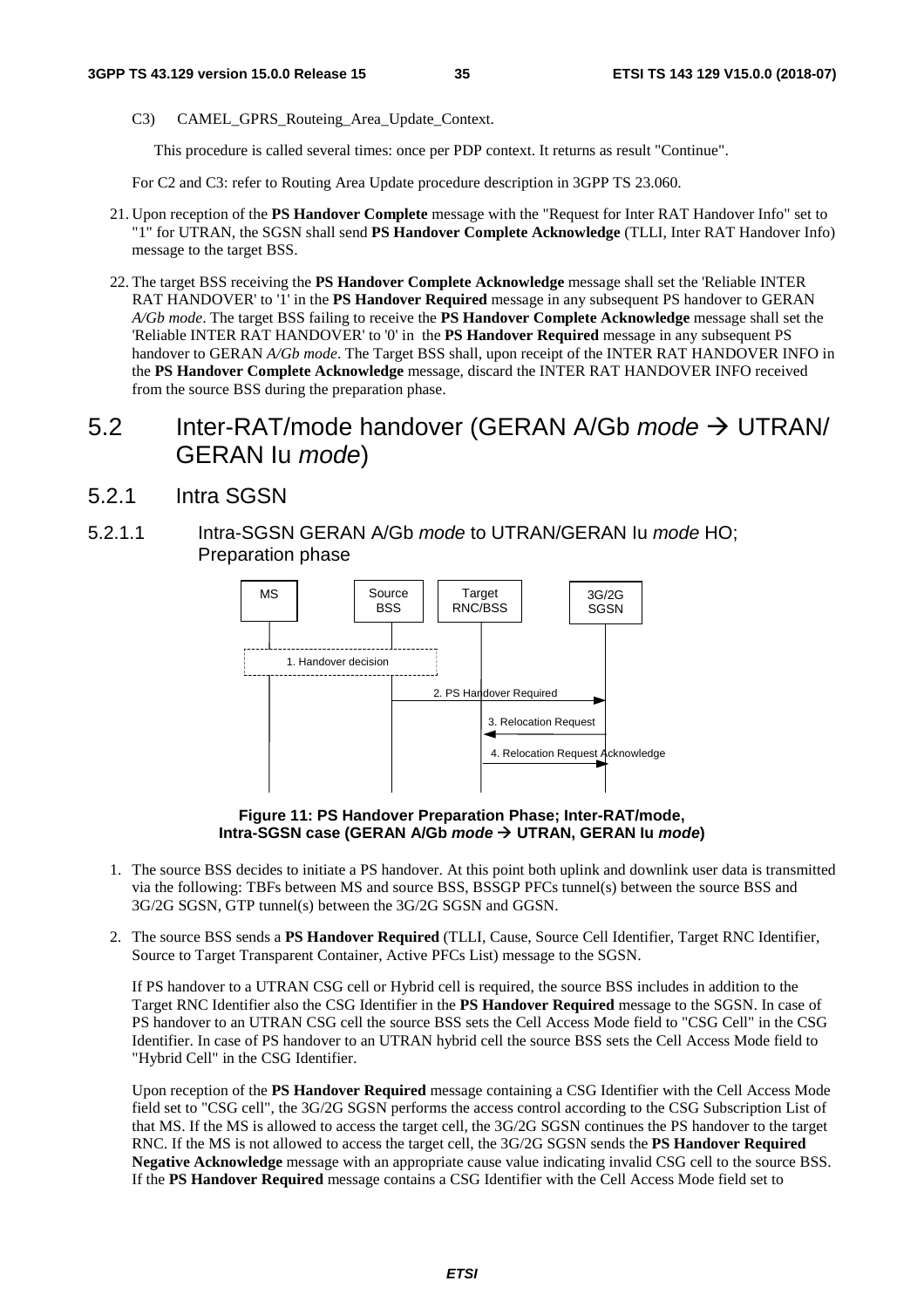C3) CAMEL_GPRS_Routeing_Area_Update_Context.

This procedure is called several times: once per PDP context. It returns as result "Continue".

For C2 and C3: refer to Routing Area Update procedure description in 3GPP TS 23.060.

21. Upon reception of the **PS Handover Complete** message with the "Request for Inter RAT Handover Info" set to "1" for UTRAN, the SGSN shall send **PS Handover Complete Acknowledge** (TLLI, Inter RAT Handover Info) message to the target BSS.

22. The target BSS receiving the **PS Handover Complete Acknowledge** message shall set the 'Reliable INTER RAT HANDOVER' to '1' in the **PS Handover Required** message in any subsequent PS handover to GERAN *A/Gb mode*. The target BSS failing to receive the **PS Handover Complete Acknowledge** message shall set the 'Reliable INTER RAT HANDOVER' to '0' in the **PS Handover Required** message in any subsequent PS handover to GERAN *A/Gb mode*. The Target BSS shall, upon receipt of the INTER RAT HANDOVER INFO in the **PS Handover Complete Acknowledge** message, discard the INTER RAT HANDOVER INFO received from the source BSS during the preparation phase.

## 5.2 Inter-RAT/mode handover (GERAN A/Gb *mode* → UTRAN/ GERAN Iu *mode*)

### 5.2.1 Intra SGSN

#### 5.2.1.1 Intra-SGSN GERAN A/Gb *mode* to UTRAN/GERAN Iu *mode* HO; Preparation phase

MS
Source BSS
Target RNC/BSS
3G/2G SGSN
1. Handover decision
2. PS Handover Required
3. Relocation Request
4. Relocation Request Acknowledge

**Figure 11: PS Handover Preparation Phase; Inter-RAT/mode, Intra-SGSN case (GERAN A/Gb *mode* → UTRAN, GERAN Iu *mode*)**

1. The source BSS decides to initiate a PS handover. At this point both uplink and downlink user data is transmitted via the following: TBFs between MS and source BSS, BSSGP PFCs tunnel(s) between the source BSS and 3G/2G SGSN, GTP tunnel(s) between the 3G/2G SGSN and GGSN.

2. The source BSS sends a **PS Handover Required** (TLLI, Cause, Source Cell Identifier, Target RNC Identifier, Source to Target Transparent Container, Active PFCs List) message to the SGSN.

   If PS handover to a UTRAN CSG cell or Hybrid cell is required, the source BSS includes in addition to the Target RNC Identifier also the CSG Identifier in the **PS Handover Required** message to the SGSN. In case of PS handover to an UTRAN CSG cell the source BSS sets the Cell Access Mode field to "CSG Cell" in the CSG Identifier. In case of PS handover to an UTRAN hybrid cell the source BSS sets the Cell Access Mode field to "Hybrid Cell" in the CSG Identifier.

   Upon reception of the **PS Handover Required** message containing a CSG Identifier with the Cell Access Mode field set to "CSG cell", the 3G/2G SGSN performs the access control according to the CSG Subscription List of that MS. If the MS is allowed to access the target cell, the 3G/2G SGSN continues the PS handover to the target RNC. If the MS is not allowed to access the target cell, the 3G/2G SGSN sends the **PS Handover Required Negative Acknowledge** message with an appropriate cause value indicating invalid CSG cell to the source BSS. If the **PS Handover Required** message contains a CSG Identifier with the Cell Access Mode field set to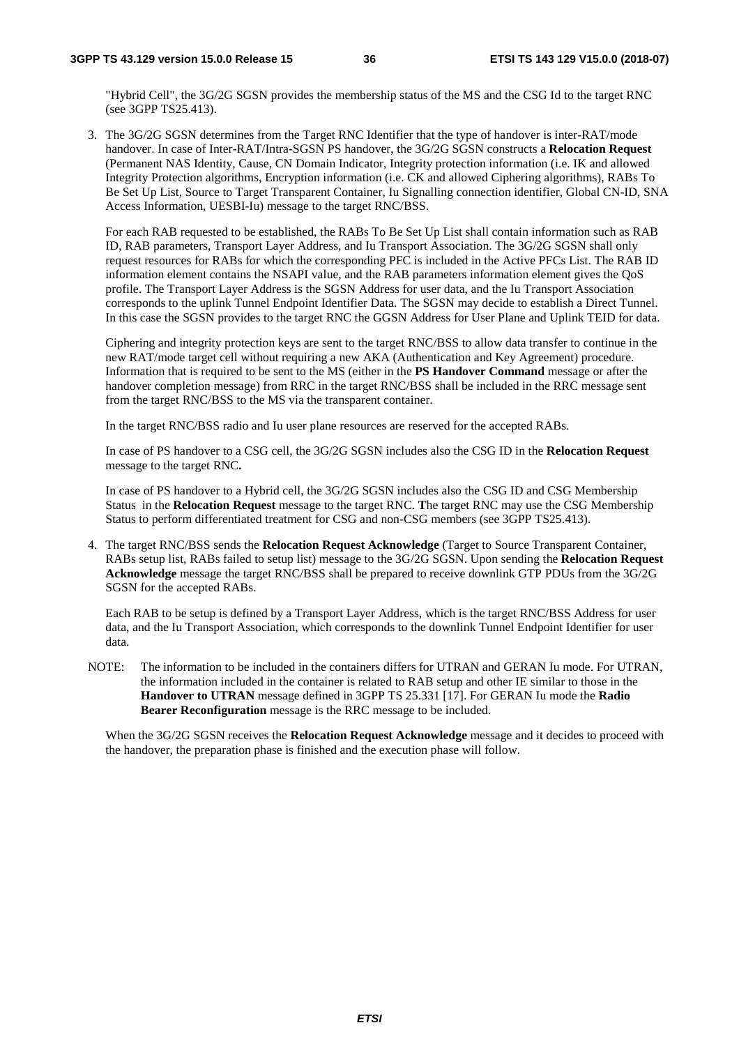"Hybrid Cell", the 3G/2G SGSN provides the membership status of the MS and the CSG Id to the target RNC (see 3GPP TS25.413).

3. The 3G/2G SGSN determines from the Target RNC Identifier that the type of handover is inter-RAT/mode handover. In case of Inter-RAT/Intra-SGSN PS handover, the 3G/2G SGSN constructs a **Relocation Request** (Permanent NAS Identity, Cause, CN Domain Indicator, Integrity protection information (i.e. IK and allowed Integrity Protection algorithms, Encryption information (i.e. CK and allowed Ciphering algorithms), RABs To Be Set Up List, Source to Target Transparent Container, Iu Signalling connection identifier, Global CN-ID, SNA Access Information, UESBI-Iu) message to the target RNC/BSS.

   For each RAB requested to be established, the RABs To Be Set Up List shall contain information such as RAB ID, RAB parameters, Transport Layer Address, and Iu Transport Association. The 3G/2G SGSN shall only request resources for RABs for which the corresponding PFC is included in the Active PFCs List. The RAB ID information element contains the NSAPI value, and the RAB parameters information element gives the QoS profile. The Transport Layer Address is the SGSN Address for user data, and the Iu Transport Association corresponds to the uplink Tunnel Endpoint Identifier Data. The SGSN may decide to establish a Direct Tunnel. In this case the SGSN provides to the target RNC the GGSN Address for User Plane and Uplink TEID for data.

   Ciphering and integrity protection keys are sent to the target RNC/BSS to allow data transfer to continue in the new RAT/mode target cell without requiring a new AKA (Authentication and Key Agreement) procedure. Information that is required to be sent to the MS (either in the **PS Handover Command** message or after the handover completion message) from RRC in the target RNC/BSS shall be included in the RRC message sent from the target RNC/BSS to the MS via the transparent container.

   In the target RNC/BSS radio and Iu user plane resources are reserved for the accepted RABs.

   In case of PS handover to a CSG cell, the 3G/2G SGSN includes also the CSG ID in the **Relocation Request** message to the target RNC**.**

   In case of PS handover to a Hybrid cell, the 3G/2G SGSN includes also the CSG ID and CSG Membership Status in the **Relocation Request** message to the target RNC. **T**he target RNC may use the CSG Membership Status to perform differentiated treatment for CSG and non-CSG members (see 3GPP TS25.413).

4. The target RNC/BSS sends the **Relocation Request Acknowledge** (Target to Source Transparent Container, RABs setup list, RABs failed to setup list) message to the 3G/2G SGSN. Upon sending the **Relocation Request Acknowledge** message the target RNC/BSS shall be prepared to receive downlink GTP PDUs from the 3G/2G SGSN for the accepted RABs.

   Each RAB to be setup is defined by a Transport Layer Address, which is the target RNC/BSS Address for user data, and the Iu Transport Association, which corresponds to the downlink Tunnel Endpoint Identifier for user data.

NOTE: The information to be included in the containers differs for UTRAN and GERAN Iu mode. For UTRAN, the information included in the container is related to RAB setup and other IE similar to those in the **Handover to UTRAN** message defined in 3GPP TS 25.331 [17]. For GERAN Iu mode the **Radio Bearer Reconfiguration** message is the RRC message to be included.

When the 3G/2G SGSN receives the **Relocation Request Acknowledge** message and it decides to proceed with the handover, the preparation phase is finished and the execution phase will follow.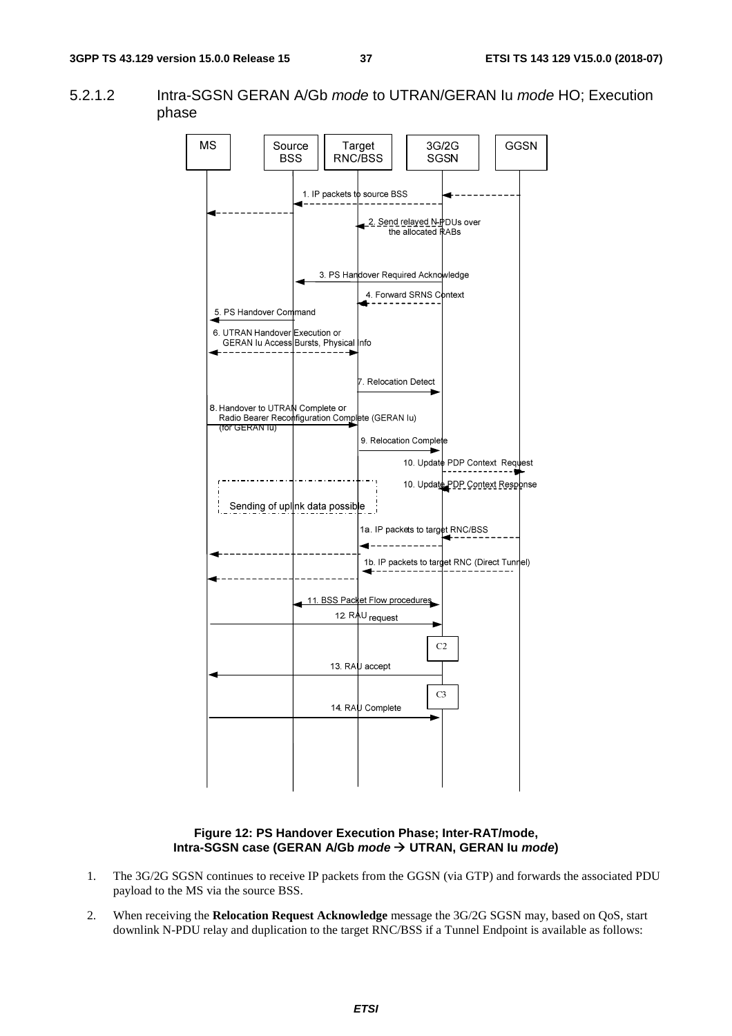#### 5.2.1.2 Intra-SGSN GERAN A/Gb *mode* to UTRAN/GERAN Iu *mode* HO; Execution phase

MS

Source BSS

Target RNC/BSS

3G/2G SGSN

GGSN

1. IP packets to source BSS

2. Send relayed N-PDUs over the allocated RABs

3. PS Handover Required Acknowledge

4. Forward SRNS Context

5. PS Handover Command

6. UTRAN Handover Execution or GERAN Iu Access Bursts, Physical Info

7. Relocation Detect

8. Handover to UTRAN Complete or Radio Bearer Reconfiguration Complete (GERAN Iu) (for GERAN Iu)

9. Relocation Complete

10. Update PDP Context Request

10. Update PDP Context Response

Sending of uplink data possible

1a. IP packets to target RNC/BSS

1b. IP packets to target RNC (Direct Tunnel)

11. BSS Packet Flow procedures

12. RAU request

C2

13. RAU accept

C3

14. RAU Complete

**Figure 12: PS Handover Execution Phase; Inter-RAT/mode, Intra-SGSN case (GERAN A/Gb *mode* → UTRAN, GERAN Iu *mode*)**

1. The 3G/2G SGSN continues to receive IP packets from the GGSN (via GTP) and forwards the associated PDU payload to the MS via the source BSS.

2. When receiving the **Relocation Request Acknowledge** message the 3G/2G SGSN may, based on QoS, start downlink N-PDU relay and duplication to the target RNC/BSS if a Tunnel Endpoint is available as follows: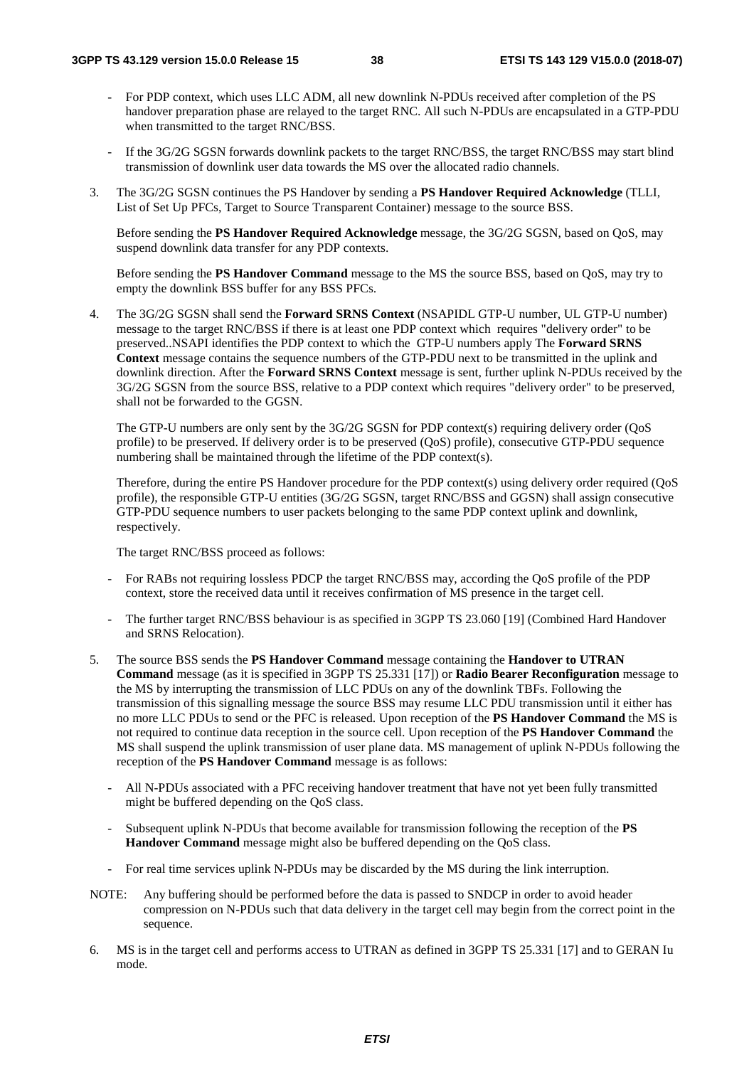- For PDP context, which uses LLC ADM, all new downlink N-PDUs received after completion of the PS handover preparation phase are relayed to the target RNC. All such N-PDUs are encapsulated in a GTP-PDU when transmitted to the target RNC/BSS.
- If the 3G/2G SGSN forwards downlink packets to the target RNC/BSS, the target RNC/BSS may start blind transmission of downlink user data towards the MS over the allocated radio channels.

3. The 3G/2G SGSN continues the PS Handover by sending a **PS Handover Required Acknowledge** (TLLI, List of Set Up PFCs, Target to Source Transparent Container) message to the source BSS.

   Before sending the **PS Handover Required Acknowledge** message, the 3G/2G SGSN, based on QoS, may suspend downlink data transfer for any PDP contexts.

   Before sending the **PS Handover Command** message to the MS the source BSS, based on QoS, may try to empty the downlink BSS buffer for any BSS PFCs.

4. The 3G/2G SGSN shall send the **Forward SRNS Context** (NSAPIDL GTP-U number, UL GTP-U number) message to the target RNC/BSS if there is at least one PDP context which requires "delivery order" to be preserved..NSAPI identifies the PDP context to which the GTP-U numbers apply The **Forward SRNS Context** message contains the sequence numbers of the GTP-PDU next to be transmitted in the uplink and downlink direction. After the **Forward SRNS Context** message is sent, further uplink N-PDUs received by the 3G/2G SGSN from the source BSS, relative to a PDP context which requires "delivery order" to be preserved, shall not be forwarded to the GGSN.

   The GTP-U numbers are only sent by the 3G/2G SGSN for PDP context(s) requiring delivery order (QoS profile) to be preserved. If delivery order is to be preserved (QoS) profile), consecutive GTP-PDU sequence numbering shall be maintained through the lifetime of the PDP context(s).

   Therefore, during the entire PS Handover procedure for the PDP context(s) using delivery order required (QoS profile), the responsible GTP-U entities (3G/2G SGSN, target RNC/BSS and GGSN) shall assign consecutive GTP-PDU sequence numbers to user packets belonging to the same PDP context uplink and downlink, respectively.

   The target RNC/BSS proceed as follows:

   - For RABs not requiring lossless PDCP the target RNC/BSS may, according the QoS profile of the PDP context, store the received data until it receives confirmation of MS presence in the target cell.
   - The further target RNC/BSS behaviour is as specified in 3GPP TS 23.060 [19] (Combined Hard Handover and SRNS Relocation).

5. The source BSS sends the **PS Handover Command** message containing the **Handover to UTRAN Command** message (as it is specified in 3GPP TS 25.331 [17]) or **Radio Bearer Reconfiguration** message to the MS by interrupting the transmission of LLC PDUs on any of the downlink TBFs. Following the transmission of this signalling message the source BSS may resume LLC PDU transmission until it either has no more LLC PDUs to send or the PFC is released. Upon reception of the **PS Handover Command** the MS is not required to continue data reception in the source cell. Upon reception of the **PS Handover Command** the MS shall suspend the uplink transmission of user plane data. MS management of uplink N-PDUs following the reception of the **PS Handover Command** message is as follows:

   - All N-PDUs associated with a PFC receiving handover treatment that have not yet been fully transmitted might be buffered depending on the QoS class.
   - Subsequent uplink N-PDUs that become available for transmission following the reception of the **PS Handover Command** message might also be buffered depending on the QoS class.
   - For real time services uplink N-PDUs may be discarded by the MS during the link interruption.

NOTE: Any buffering should be performed before the data is passed to SNDCP in order to avoid header compression on N-PDUs such that data delivery in the target cell may begin from the correct point in the sequence.

6. MS is in the target cell and performs access to UTRAN as defined in 3GPP TS 25.331 [17] and to GERAN Iu mode.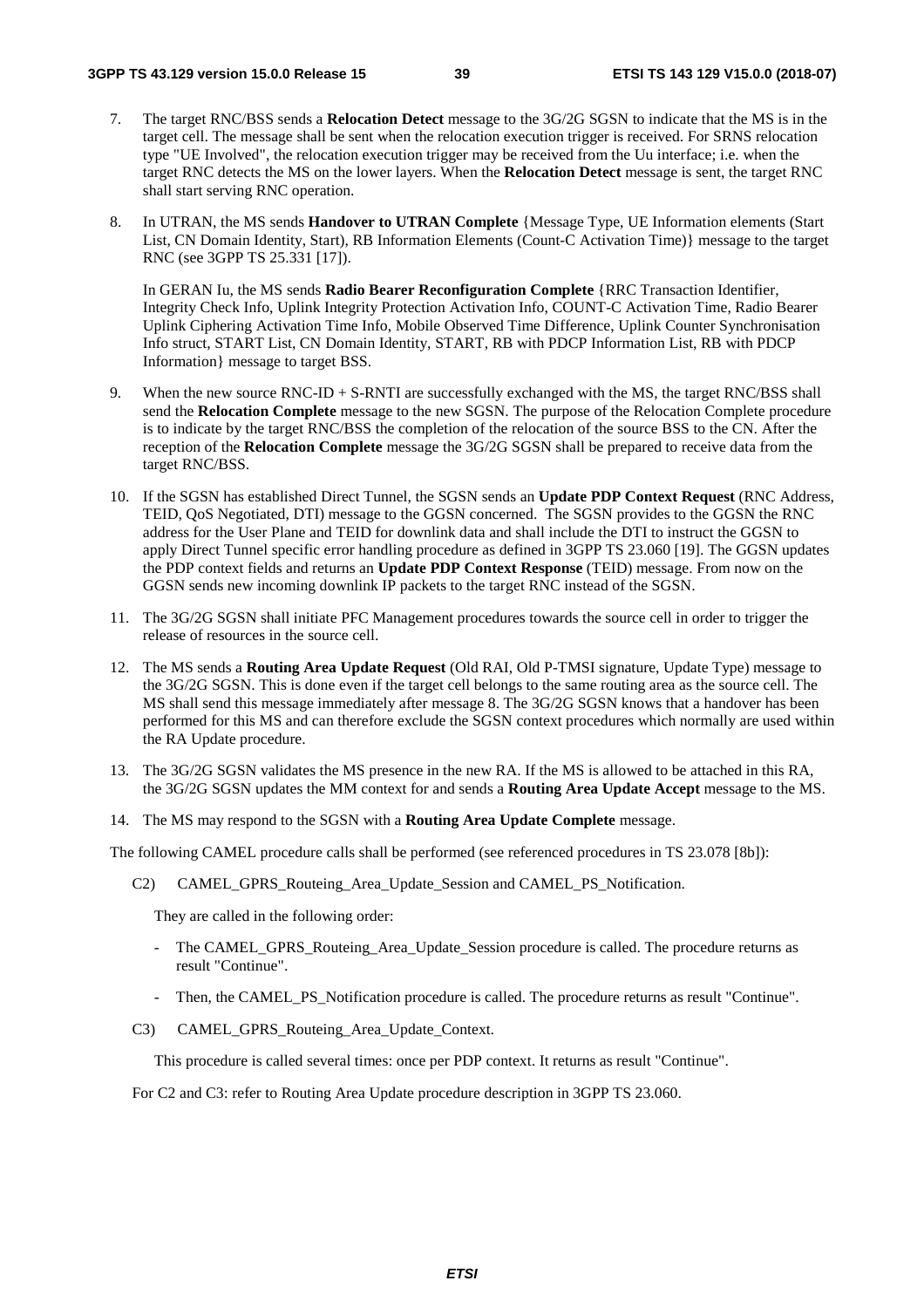7. The target RNC/BSS sends a **Relocation Detect** message to the 3G/2G SGSN to indicate that the MS is in the target cell. The message shall be sent when the relocation execution trigger is received. For SRNS relocation type "UE Involved", the relocation execution trigger may be received from the Uu interface; i.e. when the target RNC detects the MS on the lower layers. When the **Relocation Detect** message is sent, the target RNC shall start serving RNC operation.

8. In UTRAN, the MS sends **Handover to UTRAN Complete** {Message Type, UE Information elements (Start List, CN Domain Identity, Start), RB Information Elements (Count-C Activation Time)} message to the target RNC (see 3GPP TS 25.331 [17]).

   In GERAN Iu, the MS sends **Radio Bearer Reconfiguration Complete** {RRC Transaction Identifier, Integrity Check Info, Uplink Integrity Protection Activation Info, COUNT-C Activation Time, Radio Bearer Uplink Ciphering Activation Time Info, Mobile Observed Time Difference, Uplink Counter Synchronisation Info struct, START List, CN Domain Identity, START, RB with PDCP Information List, RB with PDCP Information} message to target BSS.

9. When the new source RNC-ID + S-RNTI are successfully exchanged with the MS, the target RNC/BSS shall send the **Relocation Complete** message to the new SGSN. The purpose of the Relocation Complete procedure is to indicate by the target RNC/BSS the completion of the relocation of the source BSS to the CN. After the reception of the **Relocation Complete** message the 3G/2G SGSN shall be prepared to receive data from the target RNC/BSS.

10. If the SGSN has established Direct Tunnel, the SGSN sends an **Update PDP Context Request** (RNC Address, TEID, QoS Negotiated, DTI) message to the GGSN concerned. The SGSN provides to the GGSN the RNC address for the User Plane and TEID for downlink data and shall include the DTI to instruct the GGSN to apply Direct Tunnel specific error handling procedure as defined in 3GPP TS 23.060 [19]. The GGSN updates the PDP context fields and returns an **Update PDP Context Response** (TEID) message. From now on the GGSN sends new incoming downlink IP packets to the target RNC instead of the SGSN.

11. The 3G/2G SGSN shall initiate PFC Management procedures towards the source cell in order to trigger the release of resources in the source cell.

12. The MS sends a **Routing Area Update Request** (Old RAI, Old P-TMSI signature, Update Type) message to the 3G/2G SGSN. This is done even if the target cell belongs to the same routing area as the source cell. The MS shall send this message immediately after message 8. The 3G/2G SGSN knows that a handover has been performed for this MS and can therefore exclude the SGSN context procedures which normally are used within the RA Update procedure.

13. The 3G/2G SGSN validates the MS presence in the new RA. If the MS is allowed to be attached in this RA, the 3G/2G SGSN updates the MM context for and sends a **Routing Area Update Accept** message to the MS.

14. The MS may respond to the SGSN with a **Routing Area Update Complete** message.

The following CAMEL procedure calls shall be performed (see referenced procedures in TS 23.078 [8b]):

C2) CAMEL_GPRS_Routeing_Area_Update_Session and CAMEL_PS_Notification.

They are called in the following order:

- The CAMEL_GPRS_Routeing_Area_Update_Session procedure is called. The procedure returns as result "Continue".
- Then, the CAMEL_PS_Notification procedure is called. The procedure returns as result "Continue".

C3) CAMEL_GPRS_Routeing_Area_Update_Context.

This procedure is called several times: once per PDP context. It returns as result "Continue".

For C2 and C3: refer to Routing Area Update procedure description in 3GPP TS 23.060.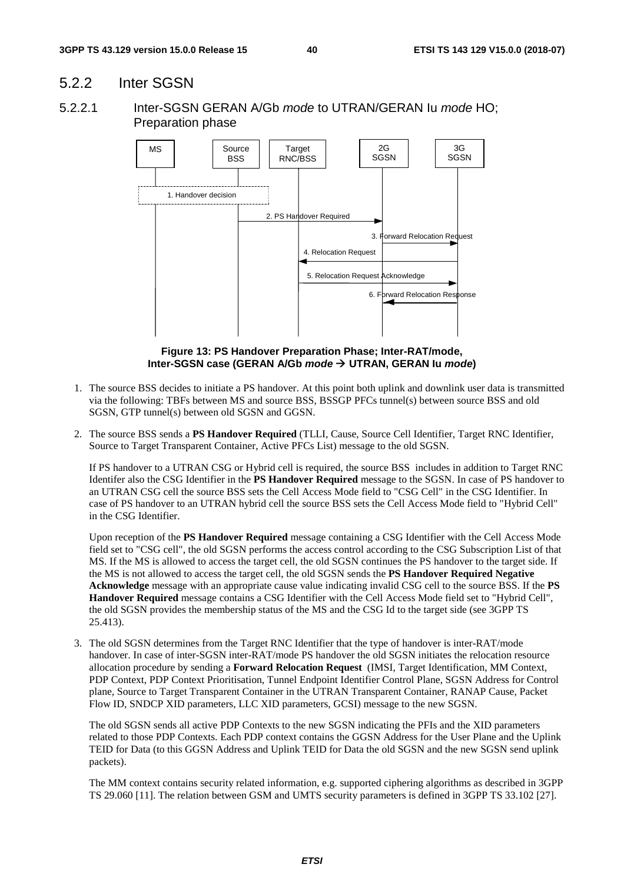### 5.2.2 Inter SGSN

#### 5.2.2.1 Inter-SGSN GERAN A/Gb *mode* to UTRAN/GERAN Iu *mode* HO; Preparation phase

MS

Source BSS

Target RNC/BSS

2G SGSN

3G SGSN

1. Handover decision

2. PS Handover Required

3. Forward Relocation Request

4. Relocation Request

5. Relocation Request Acknowledge

6. Forward Relocation Response

**Figure 13: PS Handover Preparation Phase; Inter-RAT/mode, Inter-SGSN case (GERAN A/Gb *mode* → UTRAN, GERAN Iu *mode*)**

1. The source BSS decides to initiate a PS handover. At this point both uplink and downlink user data is transmitted via the following: TBFs between MS and source BSS, BSSGP PFCs tunnel(s) between source BSS and old SGSN, GTP tunnel(s) between old SGSN and GGSN.

2. The source BSS sends a **PS Handover Required** (TLLI, Cause, Source Cell Identifier, Target RNC Identifier, Source to Target Transparent Container, Active PFCs List) message to the old SGSN.

   If PS handover to a UTRAN CSG or Hybrid cell is required, the source BSS includes in addition to Target RNC Identifer also the CSG Identifier in the **PS Handover Required** message to the SGSN. In case of PS handover to an UTRAN CSG cell the source BSS sets the Cell Access Mode field to "CSG Cell" in the CSG Identifier. In case of PS handover to an UTRAN hybrid cell the source BSS sets the Cell Access Mode field to "Hybrid Cell" in the CSG Identifier.

   Upon reception of the **PS Handover Required** message containing a CSG Identifier with the Cell Access Mode field set to "CSG cell", the old SGSN performs the access control according to the CSG Subscription List of that MS. If the MS is allowed to access the target cell, the old SGSN continues the PS handover to the target side. If the MS is not allowed to access the target cell, the old SGSN sends the **PS Handover Required Negative Acknowledge** message with an appropriate cause value indicating invalid CSG cell to the source BSS. If the **PS Handover Required** message contains a CSG Identifier with the Cell Access Mode field set to "Hybrid Cell", the old SGSN provides the membership status of the MS and the CSG Id to the target side (see 3GPP TS 25.413).

3. The old SGSN determines from the Target RNC Identifier that the type of handover is inter-RAT/mode handover. In case of inter-SGSN inter-RAT/mode PS handover the old SGSN initiates the relocation resource allocation procedure by sending a **Forward Relocation Request** (IMSI, Target Identification, MM Context, PDP Context, PDP Context Prioritisation, Tunnel Endpoint Identifier Control Plane, SGSN Address for Control plane, Source to Target Transparent Container in the UTRAN Transparent Container, RANAP Cause, Packet Flow ID, SNDCP XID parameters, LLC XID parameters, GCSI) message to the new SGSN.

   The old SGSN sends all active PDP Contexts to the new SGSN indicating the PFIs and the XID parameters related to those PDP Contexts. Each PDP context contains the GGSN Address for the User Plane and the Uplink TEID for Data (to this GGSN Address and Uplink TEID for Data the old SGSN and the new SGSN send uplink packets).

   The MM context contains security related information, e.g. supported ciphering algorithms as described in 3GPP TS 29.060 [11]. The relation between GSM and UMTS security parameters is defined in 3GPP TS 33.102 [27].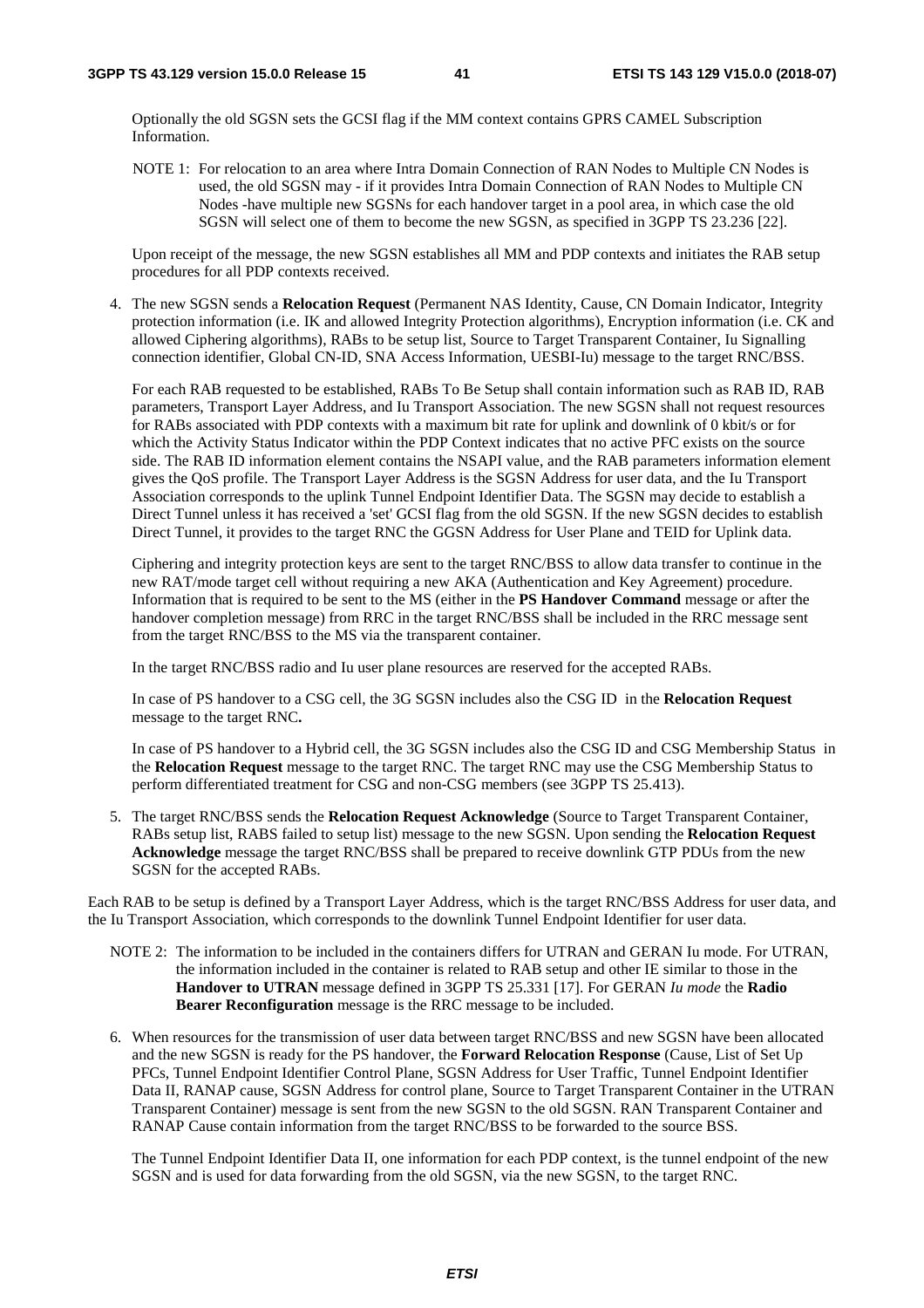Optionally the old SGSN sets the GCSI flag if the MM context contains GPRS CAMEL Subscription Information.

NOTE 1: For relocation to an area where Intra Domain Connection of RAN Nodes to Multiple CN Nodes is used, the old SGSN may - if it provides Intra Domain Connection of RAN Nodes to Multiple CN Nodes -have multiple new SGSNs for each handover target in a pool area, in which case the old SGSN will select one of them to become the new SGSN, as specified in 3GPP TS 23.236 [22].

Upon receipt of the message, the new SGSN establishes all MM and PDP contexts and initiates the RAB setup procedures for all PDP contexts received.

4. The new SGSN sends a **Relocation Request** (Permanent NAS Identity, Cause, CN Domain Indicator, Integrity protection information (i.e. IK and allowed Integrity Protection algorithms), Encryption information (i.e. CK and allowed Ciphering algorithms), RABs to be setup list, Source to Target Transparent Container, Iu Signalling connection identifier, Global CN-ID, SNA Access Information, UESBI-Iu) message to the target RNC/BSS.

   For each RAB requested to be established, RABs To Be Setup shall contain information such as RAB ID, RAB parameters, Transport Layer Address, and Iu Transport Association. The new SGSN shall not request resources for RABs associated with PDP contexts with a maximum bit rate for uplink and downlink of 0 kbit/s or for which the Activity Status Indicator within the PDP Context indicates that no active PFC exists on the source side. The RAB ID information element contains the NSAPI value, and the RAB parameters information element gives the QoS profile. The Transport Layer Address is the SGSN Address for user data, and the Iu Transport Association corresponds to the uplink Tunnel Endpoint Identifier Data. The SGSN may decide to establish a Direct Tunnel unless it has received a 'set' GCSI flag from the old SGSN. If the new SGSN decides to establish Direct Tunnel, it provides to the target RNC the GGSN Address for User Plane and TEID for Uplink data.

   Ciphering and integrity protection keys are sent to the target RNC/BSS to allow data transfer to continue in the new RAT/mode target cell without requiring a new AKA (Authentication and Key Agreement) procedure. Information that is required to be sent to the MS (either in the **PS Handover Command** message or after the handover completion message) from RRC in the target RNC/BSS shall be included in the RRC message sent from the target RNC/BSS to the MS via the transparent container.

   In the target RNC/BSS radio and Iu user plane resources are reserved for the accepted RABs.

   In case of PS handover to a CSG cell, the 3G SGSN includes also the CSG ID in the **Relocation Request** message to the target RNC**.**

   In case of PS handover to a Hybrid cell, the 3G SGSN includes also the CSG ID and CSG Membership Status in the **Relocation Request** message to the target RNC. The target RNC may use the CSG Membership Status to perform differentiated treatment for CSG and non-CSG members (see 3GPP TS 25.413).

5. The target RNC/BSS sends the **Relocation Request Acknowledge** (Source to Target Transparent Container, RABs setup list, RABS failed to setup list) message to the new SGSN. Upon sending the **Relocation Request Acknowledge** message the target RNC/BSS shall be prepared to receive downlink GTP PDUs from the new SGSN for the accepted RABs.

Each RAB to be setup is defined by a Transport Layer Address, which is the target RNC/BSS Address for user data, and the Iu Transport Association, which corresponds to the downlink Tunnel Endpoint Identifier for user data.

NOTE 2: The information to be included in the containers differs for UTRAN and GERAN Iu mode. For UTRAN, the information included in the container is related to RAB setup and other IE similar to those in the **Handover to UTRAN** message defined in 3GPP TS 25.331 [17]. For GERAN *Iu mode* the **Radio Bearer Reconfiguration** message is the RRC message to be included.

6. When resources for the transmission of user data between target RNC/BSS and new SGSN have been allocated and the new SGSN is ready for the PS handover, the **Forward Relocation Response** (Cause, List of Set Up PFCs, Tunnel Endpoint Identifier Control Plane, SGSN Address for User Traffic, Tunnel Endpoint Identifier Data II, RANAP cause, SGSN Address for control plane, Source to Target Transparent Container in the UTRAN Transparent Container) message is sent from the new SGSN to the old SGSN. RAN Transparent Container and RANAP Cause contain information from the target RNC/BSS to be forwarded to the source BSS.

   The Tunnel Endpoint Identifier Data II, one information for each PDP context, is the tunnel endpoint of the new SGSN and is used for data forwarding from the old SGSN, via the new SGSN, to the target RNC.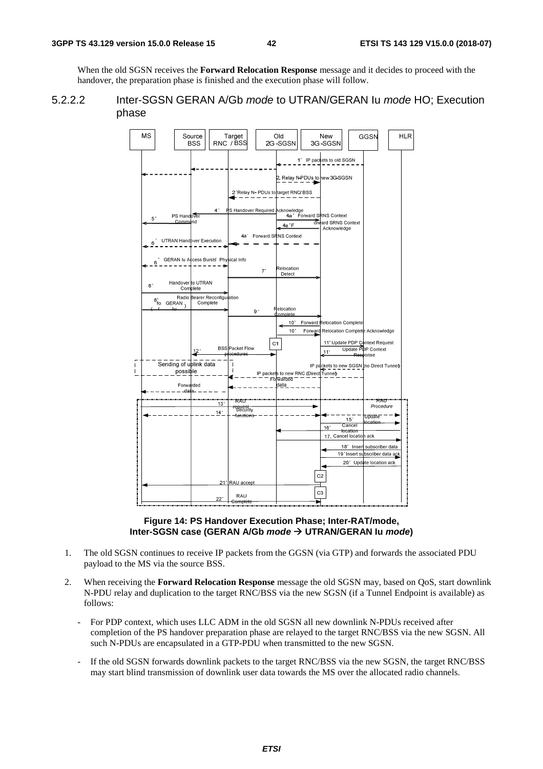When the old SGSN receives the **Forward Relocation Response** message and it decides to proceed with the handover, the preparation phase is finished and the execution phase will follow.

### 5.2.2.2 Inter-SGSN GERAN A/Gb *mode* to UTRAN/GERAN Iu *mode* HO; Execution phase

**Figure 14: PS Handover Execution Phase; Inter-RAT/mode, Inter-SGSN case (GERAN A/Gb *mode* → UTRAN/GERAN Iu *mode*)**

1. The old SGSN continues to receive IP packets from the GGSN (via GTP) and forwards the associated PDU payload to the MS via the source BSS.

2. When receiving the **Forward Relocation Response** message the old SGSN may, based on QoS, start downlink N-PDU relay and duplication to the target RNC/BSS via the new SGSN (if a Tunnel Endpoint is available) as follows:

   - For PDP context, which uses LLC ADM in the old SGSN all new downlink N-PDUs received after completion of the PS handover preparation phase are relayed to the target RNC/BSS via the new SGSN. All such N-PDUs are encapsulated in a GTP-PDU when transmitted to the new SGSN.

   - If the old SGSN forwards downlink packets to the target RNC/BSS via the new SGSN, the target RNC/BSS may start blind transmission of downlink user data towards the MS over the allocated radio channels.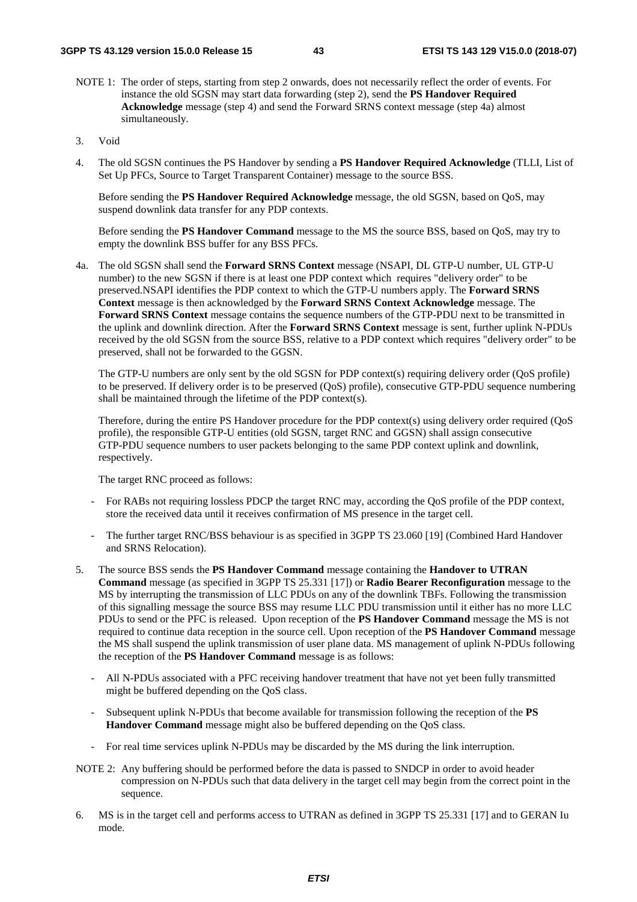NOTE 1: The order of steps, starting from step 2 onwards, does not necessarily reflect the order of events. For instance the old SGSN may start data forwarding (step 2), send the **PS Handover Required Acknowledge** message (step 4) and send the Forward SRNS context message (step 4a) almost simultaneously.

3. Void

4. The old SGSN continues the PS Handover by sending a **PS Handover Required Acknowledge** (TLLI, List of Set Up PFCs, Source to Target Transparent Container) message to the source BSS.

   Before sending the **PS Handover Required Acknowledge** message, the old SGSN, based on QoS, may suspend downlink data transfer for any PDP contexts.

   Before sending the **PS Handover Command** message to the MS the source BSS, based on QoS, may try to empty the downlink BSS buffer for any BSS PFCs.

4a. The old SGSN shall send the **Forward SRNS Context** message (NSAPI, DL GTP-U number, UL GTP-U number) to the new SGSN if there is at least one PDP context which requires "delivery order" to be preserved.NSAPI identifies the PDP context to which the GTP-U numbers apply. The **Forward SRNS Context** message is then acknowledged by the **Forward SRNS Context Acknowledge** message. The **Forward SRNS Context** message contains the sequence numbers of the GTP-PDU next to be transmitted in the uplink and downlink direction. After the **Forward SRNS Context** message is sent, further uplink N-PDUs received by the old SGSN from the source BSS, relative to a PDP context which requires "delivery order" to be preserved, shall not be forwarded to the GGSN.

   The GTP-U numbers are only sent by the old SGSN for PDP context(s) requiring delivery order (QoS profile) to be preserved. If delivery order is to be preserved (QoS) profile), consecutive GTP-PDU sequence numbering shall be maintained through the lifetime of the PDP context(s).

   Therefore, during the entire PS Handover procedure for the PDP context(s) using delivery order required (QoS profile), the responsible GTP-U entities (old SGSN, target RNC and GGSN) shall assign consecutive GTP-PDU sequence numbers to user packets belonging to the same PDP context uplink and downlink, respectively.

   The target RNC proceed as follows:

   - For RABs not requiring lossless PDCP the target RNC may, according the QoS profile of the PDP context, store the received data until it receives confirmation of MS presence in the target cell.
   - The further target RNC/BSS behaviour is as specified in 3GPP TS 23.060 [19] (Combined Hard Handover and SRNS Relocation).

5. The source BSS sends the **PS Handover Command** message containing the **Handover to UTRAN Command** message (as specified in 3GPP TS 25.331 [17]) or **Radio Bearer Reconfiguration** message to the MS by interrupting the transmission of LLC PDUs on any of the downlink TBFs. Following the transmission of this signalling message the source BSS may resume LLC PDU transmission until it either has no more LLC PDUs to send or the PFC is released. Upon reception of the **PS Handover Command** message the MS is not required to continue data reception in the source cell. Upon reception of the **PS Handover Command** message the MS shall suspend the uplink transmission of user plane data. MS management of uplink N-PDUs following the reception of the **PS Handover Command** message is as follows:

   - All N-PDUs associated with a PFC receiving handover treatment that have not yet been fully transmitted might be buffered depending on the QoS class.
   - Subsequent uplink N-PDUs that become available for transmission following the reception of the **PS Handover Command** message might also be buffered depending on the QoS class.
   - For real time services uplink N-PDUs may be discarded by the MS during the link interruption.

NOTE 2: Any buffering should be performed before the data is passed to SNDCP in order to avoid header compression on N-PDUs such that data delivery in the target cell may begin from the correct point in the sequence.

6. MS is in the target cell and performs access to UTRAN as defined in 3GPP TS 25.331 [17] and to GERAN Iu mode.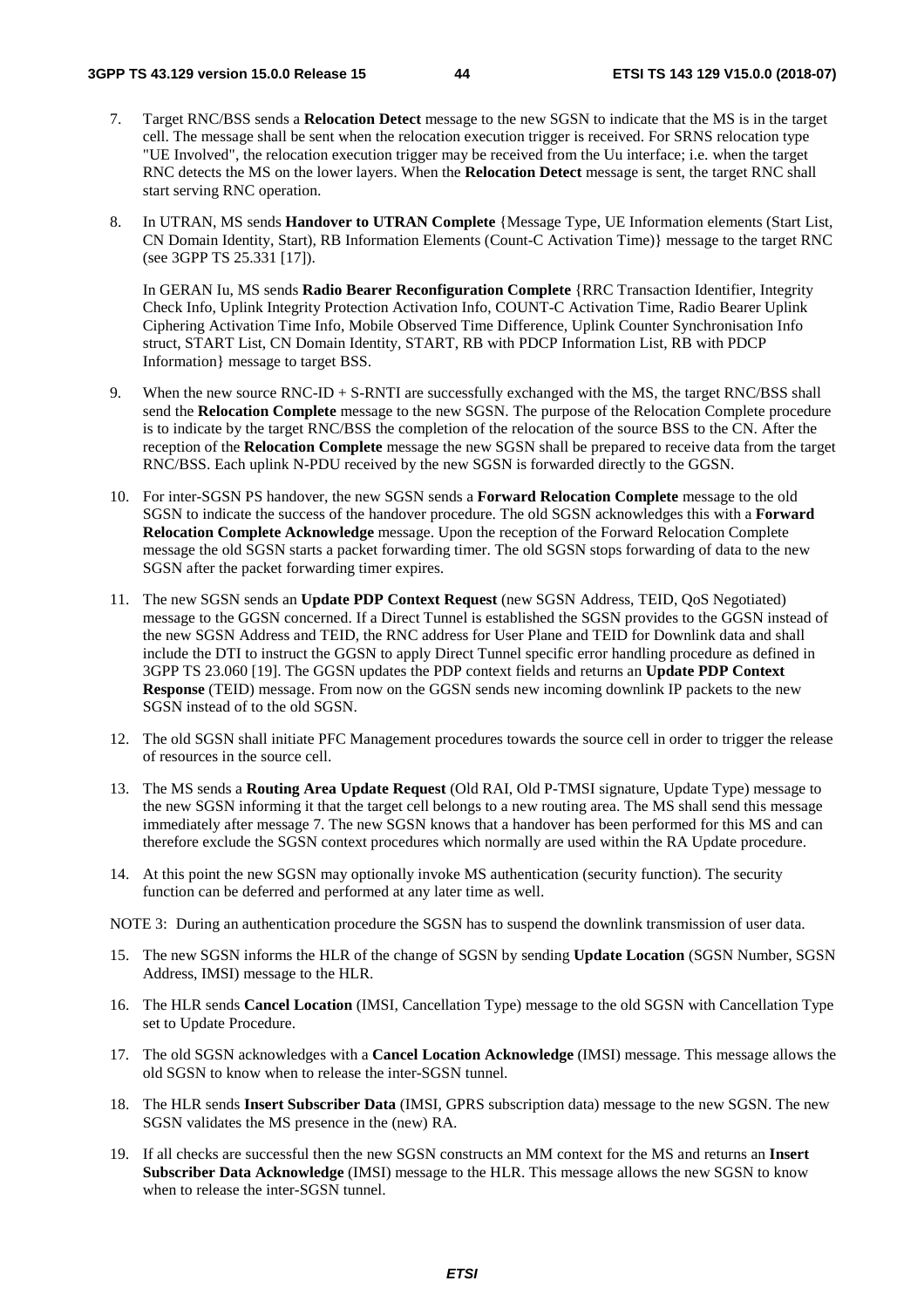7. Target RNC/BSS sends a **Relocation Detect** message to the new SGSN to indicate that the MS is in the target cell. The message shall be sent when the relocation execution trigger is received. For SRNS relocation type "UE Involved", the relocation execution trigger may be received from the Uu interface; i.e. when the target RNC detects the MS on the lower layers. When the **Relocation Detect** message is sent, the target RNC shall start serving RNC operation.

8. In UTRAN, MS sends **Handover to UTRAN Complete** {Message Type, UE Information elements (Start List, CN Domain Identity, Start), RB Information Elements (Count-C Activation Time)} message to the target RNC (see 3GPP TS 25.331 [17]).

   In GERAN Iu, MS sends **Radio Bearer Reconfiguration Complete** {RRC Transaction Identifier, Integrity Check Info, Uplink Integrity Protection Activation Info, COUNT-C Activation Time, Radio Bearer Uplink Ciphering Activation Time Info, Mobile Observed Time Difference, Uplink Counter Synchronisation Info struct, START List, CN Domain Identity, START, RB with PDCP Information List, RB with PDCP Information} message to target BSS.

9. When the new source RNC-ID + S-RNTI are successfully exchanged with the MS, the target RNC/BSS shall send the **Relocation Complete** message to the new SGSN. The purpose of the Relocation Complete procedure is to indicate by the target RNC/BSS the completion of the relocation of the source BSS to the CN. After the reception of the **Relocation Complete** message the new SGSN shall be prepared to receive data from the target RNC/BSS. Each uplink N-PDU received by the new SGSN is forwarded directly to the GGSN.

10. For inter-SGSN PS handover, the new SGSN sends a **Forward Relocation Complete** message to the old SGSN to indicate the success of the handover procedure. The old SGSN acknowledges this with a **Forward Relocation Complete Acknowledge** message. Upon the reception of the Forward Relocation Complete message the old SGSN starts a packet forwarding timer. The old SGSN stops forwarding of data to the new SGSN after the packet forwarding timer expires.

11. The new SGSN sends an **Update PDP Context Request** (new SGSN Address, TEID, QoS Negotiated) message to the GGSN concerned. If a Direct Tunnel is established the SGSN provides to the GGSN instead of the new SGSN Address and TEID, the RNC address for User Plane and TEID for Downlink data and shall include the DTI to instruct the GGSN to apply Direct Tunnel specific error handling procedure as defined in 3GPP TS 23.060 [19]. The GGSN updates the PDP context fields and returns an **Update PDP Context Response** (TEID) message. From now on the GGSN sends new incoming downlink IP packets to the new SGSN instead of to the old SGSN.

12. The old SGSN shall initiate PFC Management procedures towards the source cell in order to trigger the release of resources in the source cell.

13. The MS sends a **Routing Area Update Request** (Old RAI, Old P-TMSI signature, Update Type) message to the new SGSN informing it that the target cell belongs to a new routing area. The MS shall send this message immediately after message 7. The new SGSN knows that a handover has been performed for this MS and can therefore exclude the SGSN context procedures which normally are used within the RA Update procedure.

14. At this point the new SGSN may optionally invoke MS authentication (security function). The security function can be deferred and performed at any later time as well.

NOTE 3: During an authentication procedure the SGSN has to suspend the downlink transmission of user data.

15. The new SGSN informs the HLR of the change of SGSN by sending **Update Location** (SGSN Number, SGSN Address, IMSI) message to the HLR.

16. The HLR sends **Cancel Location** (IMSI, Cancellation Type) message to the old SGSN with Cancellation Type set to Update Procedure.

17. The old SGSN acknowledges with a **Cancel Location Acknowledge** (IMSI) message. This message allows the old SGSN to know when to release the inter-SGSN tunnel.

18. The HLR sends **Insert Subscriber Data** (IMSI, GPRS subscription data) message to the new SGSN. The new SGSN validates the MS presence in the (new) RA.

19. If all checks are successful then the new SGSN constructs an MM context for the MS and returns an **Insert Subscriber Data Acknowledge** (IMSI) message to the HLR. This message allows the new SGSN to know when to release the inter-SGSN tunnel.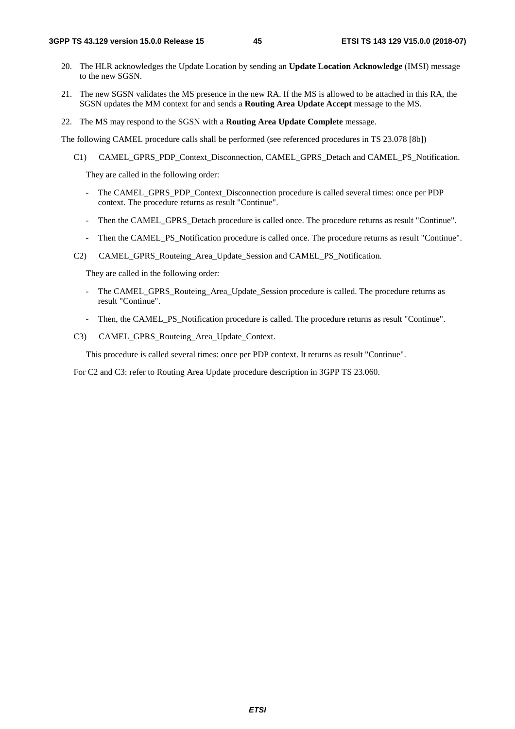20. The HLR acknowledges the Update Location by sending an **Update Location Acknowledge** (IMSI) message to the new SGSN.

21. The new SGSN validates the MS presence in the new RA. If the MS is allowed to be attached in this RA, the SGSN updates the MM context for and sends a **Routing Area Update Accept** message to the MS.

22. The MS may respond to the SGSN with a **Routing Area Update Complete** message.

The following CAMEL procedure calls shall be performed (see referenced procedures in TS 23.078 [8b])

C1) CAMEL_GPRS_PDP_Context_Disconnection, CAMEL_GPRS_Detach and CAMEL_PS_Notification.

They are called in the following order:

- The CAMEL_GPRS_PDP_Context_Disconnection procedure is called several times: once per PDP context. The procedure returns as result "Continue".
- Then the CAMEL_GPRS_Detach procedure is called once. The procedure returns as result "Continue".
- Then the CAMEL_PS_Notification procedure is called once. The procedure returns as result "Continue".

C2) CAMEL_GPRS_Routeing_Area_Update_Session and CAMEL_PS_Notification.

They are called in the following order:

- The CAMEL_GPRS_Routeing_Area_Update_Session procedure is called. The procedure returns as result "Continue".
- Then, the CAMEL_PS_Notification procedure is called. The procedure returns as result "Continue".

C3) CAMEL_GPRS_Routeing_Area_Update_Context.

This procedure is called several times: once per PDP context. It returns as result "Continue".

For C2 and C3: refer to Routing Area Update procedure description in 3GPP TS 23.060.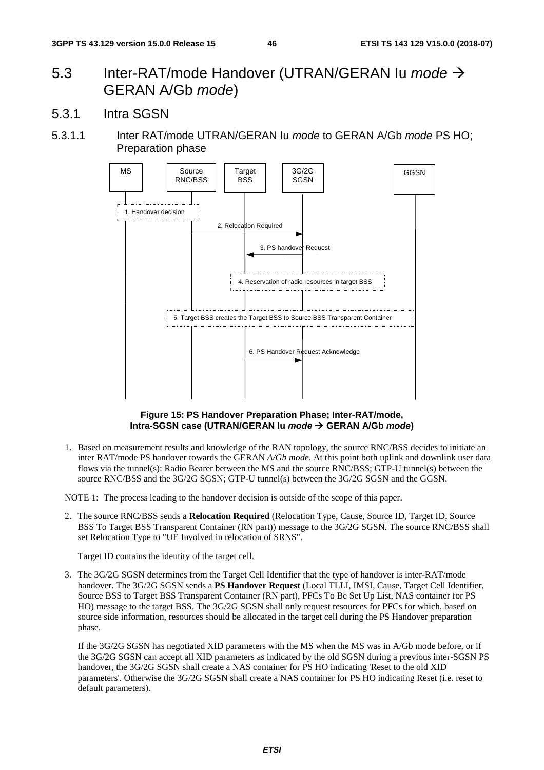## 5.3 Inter-RAT/mode Handover (UTRAN/GERAN Iu *mode* → GERAN A/Gb *mode*)

### 5.3.1 Intra SGSN

#### 5.3.1.1 Inter RAT/mode UTRAN/GERAN Iu *mode* to GERAN A/Gb *mode* PS HO; Preparation phase

MS
Source RNC/BSS
Target BSS
3G/2G SGSN
GGSN
1. Handover decision
2. Relocation Required
3. PS handover Request
4. Reservation of radio resources in target BSS
5. Target BSS creates the Target BSS to Source BSS Transparent Container
6. PS Handover Request Acknowledge

**Figure 15: PS Handover Preparation Phase; Inter-RAT/mode, Intra-SGSN case (UTRAN/GERAN Iu *mode* → GERAN A/Gb *mode*)**

1. Based on measurement results and knowledge of the RAN topology, the source RNC/BSS decides to initiate an inter RAT/mode PS handover towards the GERAN *A/Gb mode*. At this point both uplink and downlink user data flows via the tunnel(s): Radio Bearer between the MS and the source RNC/BSS; GTP-U tunnel(s) between the source RNC/BSS and the 3G/2G SGSN; GTP-U tunnel(s) between the 3G/2G SGSN and the GGSN.

NOTE 1: The process leading to the handover decision is outside of the scope of this paper.

2. The source RNC/BSS sends a **Relocation Required** (Relocation Type, Cause, Source ID, Target ID, Source BSS To Target BSS Transparent Container (RN part)) message to the 3G/2G SGSN. The source RNC/BSS shall set Relocation Type to "UE Involved in relocation of SRNS".

   Target ID contains the identity of the target cell.

3. The 3G/2G SGSN determines from the Target Cell Identifier that the type of handover is inter-RAT/mode handover. The 3G/2G SGSN sends a **PS Handover Request** (Local TLLI, IMSI, Cause, Target Cell Identifier, Source BSS to Target BSS Transparent Container (RN part), PFCs To Be Set Up List, NAS container for PS HO) message to the target BSS. The 3G/2G SGSN shall only request resources for PFCs for which, based on source side information, resources should be allocated in the target cell during the PS Handover preparation phase.

   If the 3G/2G SGSN has negotiated XID parameters with the MS when the MS was in A/Gb mode before, or if the 3G/2G SGSN can accept all XID parameters as indicated by the old SGSN during a previous inter-SGSN PS handover, the 3G/2G SGSN shall create a NAS container for PS HO indicating 'Reset to the old XID parameters'. Otherwise the 3G/2G SGSN shall create a NAS container for PS HO indicating Reset (i.e. reset to default parameters).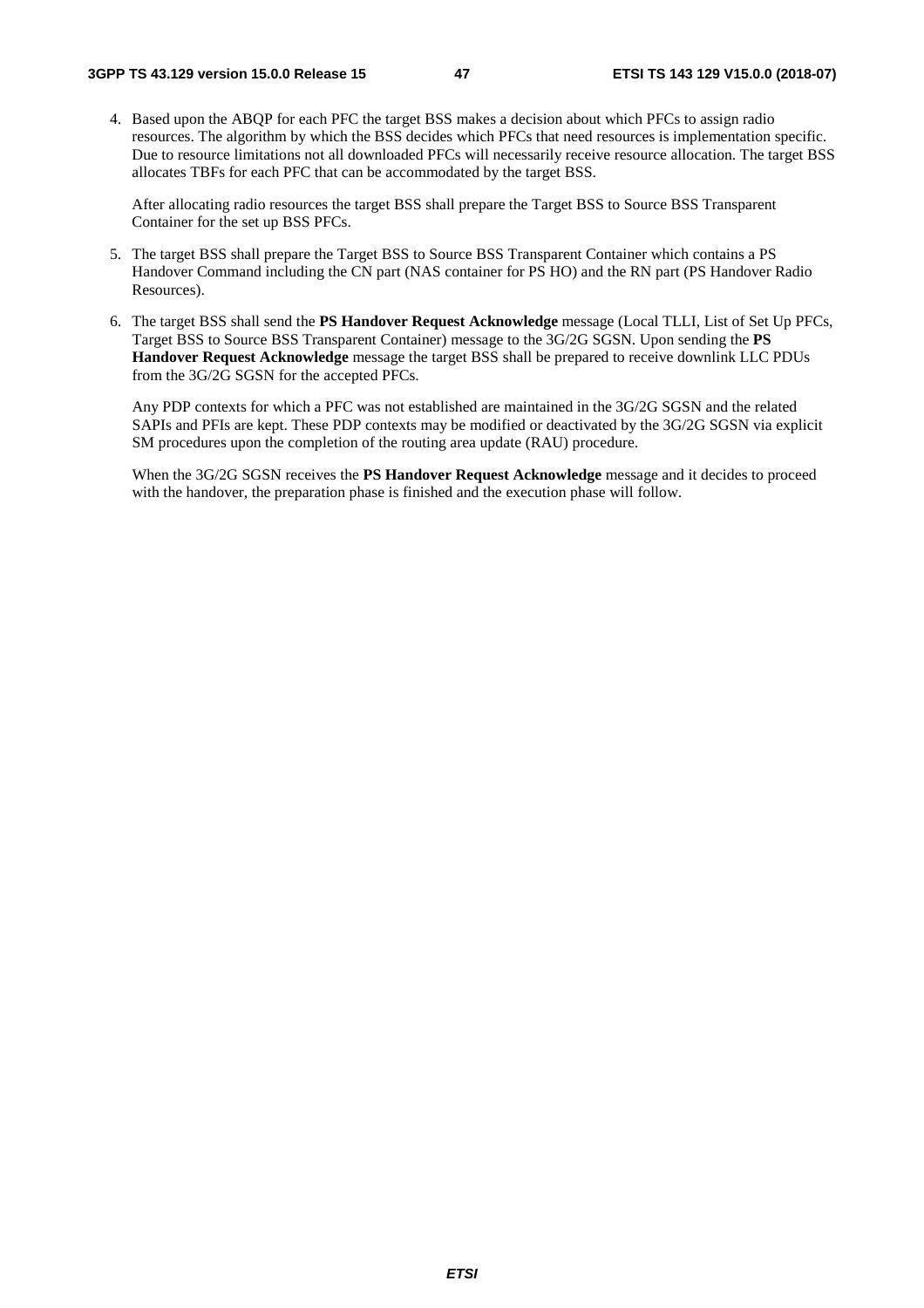4. Based upon the ABQP for each PFC the target BSS makes a decision about which PFCs to assign radio resources. The algorithm by which the BSS decides which PFCs that need resources is implementation specific. Due to resource limitations not all downloaded PFCs will necessarily receive resource allocation. The target BSS allocates TBFs for each PFC that can be accommodated by the target BSS.

   After allocating radio resources the target BSS shall prepare the Target BSS to Source BSS Transparent Container for the set up BSS PFCs.

5. The target BSS shall prepare the Target BSS to Source BSS Transparent Container which contains a PS Handover Command including the CN part (NAS container for PS HO) and the RN part (PS Handover Radio Resources).

6. The target BSS shall send the **PS Handover Request Acknowledge** message (Local TLLI, List of Set Up PFCs, Target BSS to Source BSS Transparent Container) message to the 3G/2G SGSN. Upon sending the **PS Handover Request Acknowledge** message the target BSS shall be prepared to receive downlink LLC PDUs from the 3G/2G SGSN for the accepted PFCs.

   Any PDP contexts for which a PFC was not established are maintained in the 3G/2G SGSN and the related SAPIs and PFIs are kept. These PDP contexts may be modified or deactivated by the 3G/2G SGSN via explicit SM procedures upon the completion of the routing area update (RAU) procedure.

   When the 3G/2G SGSN receives the **PS Handover Request Acknowledge** message and it decides to proceed with the handover, the preparation phase is finished and the execution phase will follow.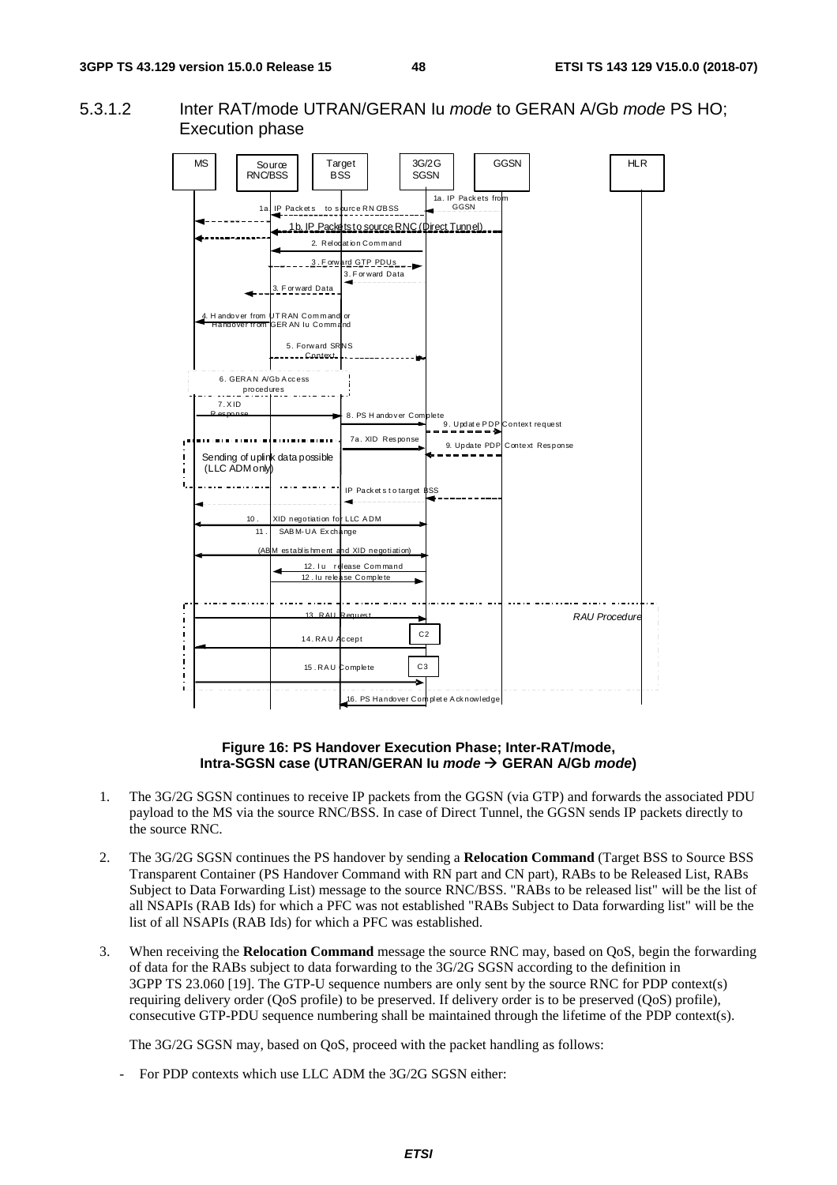### 5.3.1.2 Inter RAT/mode UTRAN/GERAN Iu *mode* to GERAN A/Gb *mode* PS HO; Execution phase

MS

Source RNC/BSS

Target BSS

3G/2G SGSN

GGSN

HLR

1a. IP Packets from GGSN

1a IP Packets to source RNC/BSS

1b. IP Packets to source RNC (Direct Tunnel)

2. Relocation Command

3. Forward GTP PDUs

3. Forward Data

3. Forward Data

4. Handover from UTRAN Command or Handover from GERAN Iu Command

5. Forward SRNS Context

6. GERAN A/Gb Access procedures

7. XID Response

8. PS Handover Complete

9. Update PDP Context request

7a. XID Response

9. Update PDP Context Response

Sending of uplink data possible (LLC ADM only)

IP Packets to target BSS

10. XID negotiation for LLC ADM

11. SABM-UA Exchange

(ABM establishment and XID negotiation)

12. Iu release Command

12. Iu release Complete

13. RAU Request

RAU Procedure

C2

14. RAU Accept

C3

15. RAU Complete

16. PS Handover Complete Acknowledge

**Figure 16: PS Handover Execution Phase; Inter-RAT/mode, Intra-SGSN case (UTRAN/GERAN Iu *mode* → GERAN A/Gb *mode*)**

1. The 3G/2G SGSN continues to receive IP packets from the GGSN (via GTP) and forwards the associated PDU payload to the MS via the source RNC/BSS. In case of Direct Tunnel, the GGSN sends IP packets directly to the source RNC.

2. The 3G/2G SGSN continues the PS handover by sending a **Relocation Command** (Target BSS to Source BSS Transparent Container (PS Handover Command with RN part and CN part), RABs to be Released List, RABs Subject to Data Forwarding List) message to the source RNC/BSS. "RABs to be released list" will be the list of all NSAPIs (RAB Ids) for which a PFC was not established "RABs Subject to Data forwarding list" will be the list of all NSAPIs (RAB Ids) for which a PFC was established.

3. When receiving the **Relocation Command** message the source RNC may, based on QoS, begin the forwarding of data for the RABs subject to data forwarding to the 3G/2G SGSN according to the definition in 3GPP TS 23.060 [19]. The GTP-U sequence numbers are only sent by the source RNC for PDP context(s) requiring delivery order (QoS profile) to be preserved. If delivery order is to be preserved (QoS) profile), consecutive GTP-PDU sequence numbering shall be maintained through the lifetime of the PDP context(s).

   The 3G/2G SGSN may, based on QoS, proceed with the packet handling as follows:

   - For PDP contexts which use LLC ADM the 3G/2G SGSN either: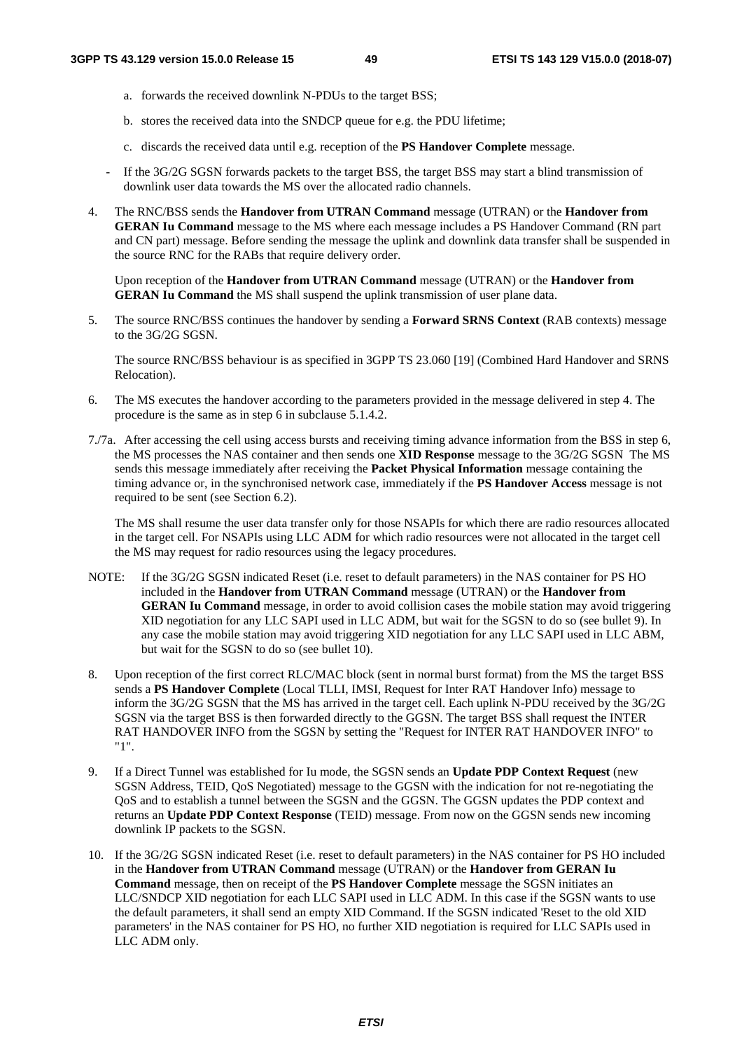a. forwards the received downlink N-PDUs to the target BSS;

b. stores the received data into the SNDCP queue for e.g. the PDU lifetime;

c. discards the received data until e.g. reception of the **PS Handover Complete** message.

- If the 3G/2G SGSN forwards packets to the target BSS, the target BSS may start a blind transmission of downlink user data towards the MS over the allocated radio channels.

4. The RNC/BSS sends the **Handover from UTRAN Command** message (UTRAN) or the **Handover from GERAN Iu Command** message to the MS where each message includes a PS Handover Command (RN part and CN part) message. Before sending the message the uplink and downlink data transfer shall be suspended in the source RNC for the RABs that require delivery order.

   Upon reception of the **Handover from UTRAN Command** message (UTRAN) or the **Handover from GERAN Iu Command** the MS shall suspend the uplink transmission of user plane data.

5. The source RNC/BSS continues the handover by sending a **Forward SRNS Context** (RAB contexts) message to the 3G/2G SGSN.

   The source RNC/BSS behaviour is as specified in 3GPP TS 23.060 [19] (Combined Hard Handover and SRNS Relocation).

6. The MS executes the handover according to the parameters provided in the message delivered in step 4. The procedure is the same as in step 6 in subclause 5.1.4.2.

7./7a. After accessing the cell using access bursts and receiving timing advance information from the BSS in step 6, the MS processes the NAS container and then sends one **XID Response** message to the 3G/2G SGSN  The MS sends this message immediately after receiving the **Packet Physical Information** message containing the timing advance or, in the synchronised network case, immediately if the **PS Handover Access** message is not required to be sent (see Section 6.2).

   The MS shall resume the user data transfer only for those NSAPIs for which there are radio resources allocated in the target cell. For NSAPIs using LLC ADM for which radio resources were not allocated in the target cell the MS may request for radio resources using the legacy procedures.

NOTE: If the 3G/2G SGSN indicated Reset (i.e. reset to default parameters) in the NAS container for PS HO included in the **Handover from UTRAN Command** message (UTRAN) or the **Handover from GERAN Iu Command** message, in order to avoid collision cases the mobile station may avoid triggering XID negotiation for any LLC SAPI used in LLC ADM, but wait for the SGSN to do so (see bullet 9). In any case the mobile station may avoid triggering XID negotiation for any LLC SAPI used in LLC ABM, but wait for the SGSN to do so (see bullet 10).

8. Upon reception of the first correct RLC/MAC block (sent in normal burst format) from the MS the target BSS sends a **PS Handover Complete** (Local TLLI, IMSI, Request for Inter RAT Handover Info) message to inform the 3G/2G SGSN that the MS has arrived in the target cell. Each uplink N-PDU received by the 3G/2G SGSN via the target BSS is then forwarded directly to the GGSN. The target BSS shall request the INTER RAT HANDOVER INFO from the SGSN by setting the "Request for INTER RAT HANDOVER INFO" to "1".

9. If a Direct Tunnel was established for Iu mode, the SGSN sends an **Update PDP Context Request** (new SGSN Address, TEID, QoS Negotiated) message to the GGSN with the indication for not re-negotiating the QoS and to establish a tunnel between the SGSN and the GGSN. The GGSN updates the PDP context and returns an **Update PDP Context Response** (TEID) message. From now on the GGSN sends new incoming downlink IP packets to the SGSN.

10. If the 3G/2G SGSN indicated Reset (i.e. reset to default parameters) in the NAS container for PS HO included in the **Handover from UTRAN Command** message (UTRAN) or the **Handover from GERAN Iu Command** message, then on receipt of the **PS Handover Complete** message the SGSN initiates an LLC/SNDCP XID negotiation for each LLC SAPI used in LLC ADM. In this case if the SGSN wants to use the default parameters, it shall send an empty XID Command. If the SGSN indicated 'Reset to the old XID parameters' in the NAS container for PS HO, no further XID negotiation is required for LLC SAPIs used in LLC ADM only.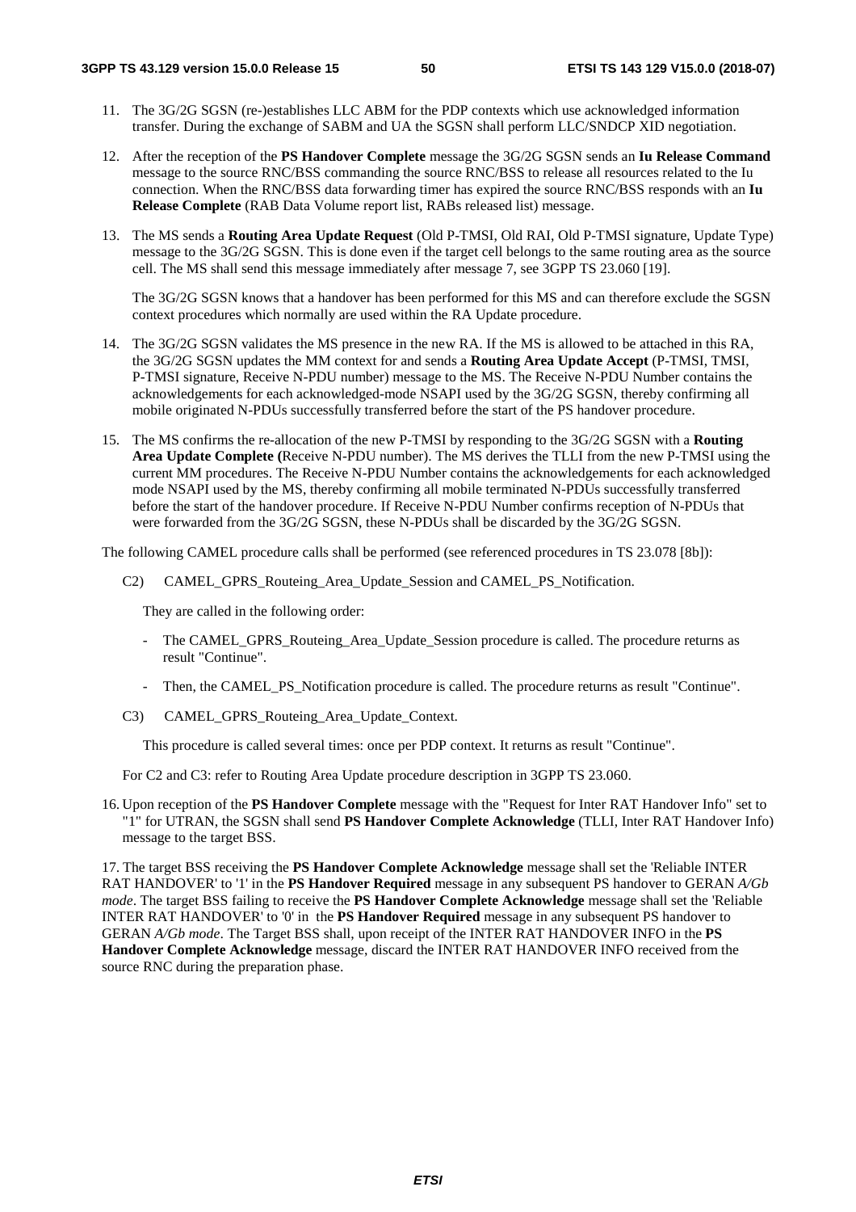11. The 3G/2G SGSN (re-)establishes LLC ABM for the PDP contexts which use acknowledged information transfer. During the exchange of SABM and UA the SGSN shall perform LLC/SNDCP XID negotiation.

12. After the reception of the **PS Handover Complete** message the 3G/2G SGSN sends an **Iu Release Command** message to the source RNC/BSS commanding the source RNC/BSS to release all resources related to the Iu connection. When the RNC/BSS data forwarding timer has expired the source RNC/BSS responds with an **Iu Release Complete** (RAB Data Volume report list, RABs released list) message.

13. The MS sends a **Routing Area Update Request** (Old P-TMSI, Old RAI, Old P-TMSI signature, Update Type) message to the 3G/2G SGSN. This is done even if the target cell belongs to the same routing area as the source cell. The MS shall send this message immediately after message 7, see 3GPP TS 23.060 [19].

    The 3G/2G SGSN knows that a handover has been performed for this MS and can therefore exclude the SGSN context procedures which normally are used within the RA Update procedure.

14. The 3G/2G SGSN validates the MS presence in the new RA. If the MS is allowed to be attached in this RA, the 3G/2G SGSN updates the MM context for and sends a **Routing Area Update Accept** (P-TMSI, TMSI, P-TMSI signature, Receive N-PDU number) message to the MS. The Receive N-PDU Number contains the acknowledgements for each acknowledged-mode NSAPI used by the 3G/2G SGSN, thereby confirming all mobile originated N-PDUs successfully transferred before the start of the PS handover procedure.

15. The MS confirms the re-allocation of the new P-TMSI by responding to the 3G/2G SGSN with a **Routing Area Update Complete (**Receive N-PDU number). The MS derives the TLLI from the new P-TMSI using the current MM procedures. The Receive N-PDU Number contains the acknowledgements for each acknowledged mode NSAPI used by the MS, thereby confirming all mobile terminated N-PDUs successfully transferred before the start of the handover procedure. If Receive N-PDU Number confirms reception of N-PDUs that were forwarded from the 3G/2G SGSN, these N-PDUs shall be discarded by the 3G/2G SGSN.

The following CAMEL procedure calls shall be performed (see referenced procedures in TS 23.078 [8b]):

C2) CAMEL_GPRS_Routeing_Area_Update_Session and CAMEL_PS_Notification.

They are called in the following order:

- The CAMEL_GPRS_Routeing_Area_Update_Session procedure is called. The procedure returns as result "Continue".
- Then, the CAMEL_PS_Notification procedure is called. The procedure returns as result "Continue".

C3) CAMEL_GPRS_Routeing_Area_Update_Context.

This procedure is called several times: once per PDP context. It returns as result "Continue".

For C2 and C3: refer to Routing Area Update procedure description in 3GPP TS 23.060.

16. Upon reception of the **PS Handover Complete** message with the "Request for Inter RAT Handover Info" set to "1" for UTRAN, the SGSN shall send **PS Handover Complete Acknowledge** (TLLI, Inter RAT Handover Info) message to the target BSS.

17. The target BSS receiving the **PS Handover Complete Acknowledge** message shall set the 'Reliable INTER RAT HANDOVER' to '1' in the **PS Handover Required** message in any subsequent PS handover to GERAN *A/Gb mode*. The target BSS failing to receive the **PS Handover Complete Acknowledge** message shall set the 'Reliable INTER RAT HANDOVER' to '0' in the **PS Handover Required** message in any subsequent PS handover to GERAN *A/Gb mode*. The Target BSS shall, upon receipt of the INTER RAT HANDOVER INFO in the **PS Handover Complete Acknowledge** message, discard the INTER RAT HANDOVER INFO received from the source RNC during the preparation phase.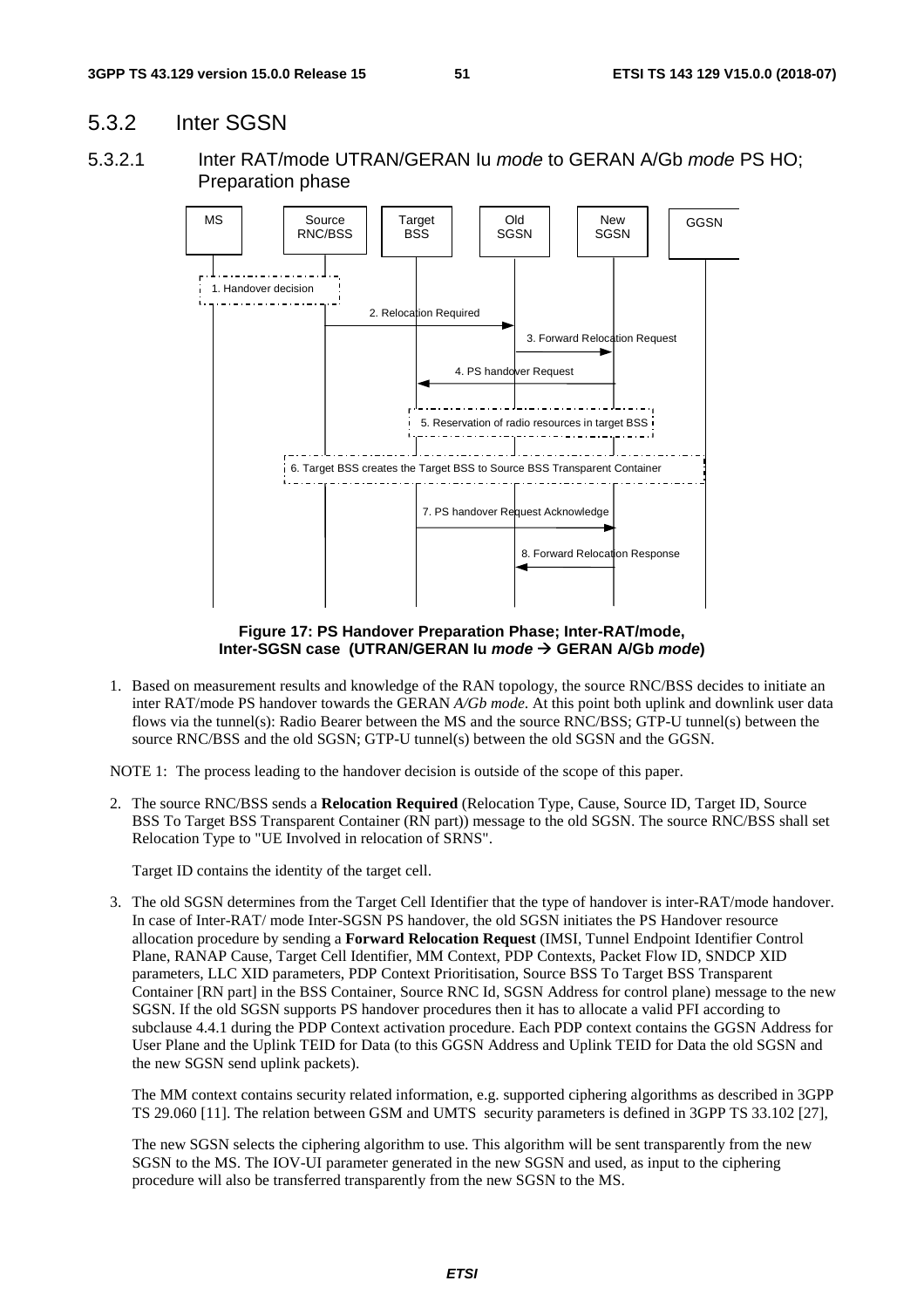## 5.3.2 Inter SGSN

### 5.3.2.1 Inter RAT/mode UTRAN/GERAN Iu *mode* to GERAN A/Gb *mode* PS HO; Preparation phase

MS

Source RNC/BSS

Target BSS

Old SGSN

New SGSN

GGSN

1. Handover decision

2. Relocation Required

3. Forward Relocation Request

4. PS handover Request

5. Reservation of radio resources in target BSS

6. Target BSS creates the Target BSS to Source BSS Transparent Container

7. PS handover Request Acknowledge

8. Forward Relocation Response

**Figure 17: PS Handover Preparation Phase; Inter-RAT/mode, Inter-SGSN case (UTRAN/GERAN Iu *mode* → GERAN A/Gb *mode*)**

1. Based on measurement results and knowledge of the RAN topology, the source RNC/BSS decides to initiate an inter RAT/mode PS handover towards the GERAN *A/Gb mode*. At this point both uplink and downlink user data flows via the tunnel(s): Radio Bearer between the MS and the source RNC/BSS; GTP-U tunnel(s) between the source RNC/BSS and the old SGSN; GTP-U tunnel(s) between the old SGSN and the GGSN.

NOTE 1: The process leading to the handover decision is outside of the scope of this paper.

2. The source RNC/BSS sends a **Relocation Required** (Relocation Type, Cause, Source ID, Target ID, Source BSS To Target BSS Transparent Container (RN part)) message to the old SGSN. The source RNC/BSS shall set Relocation Type to "UE Involved in relocation of SRNS".

   Target ID contains the identity of the target cell.

3. The old SGSN determines from the Target Cell Identifier that the type of handover is inter-RAT/mode handover. In case of Inter-RAT/ mode Inter-SGSN PS handover, the old SGSN initiates the PS Handover resource allocation procedure by sending a **Forward Relocation Request** (IMSI, Tunnel Endpoint Identifier Control Plane, RANAP Cause, Target Cell Identifier, MM Context, PDP Contexts, Packet Flow ID, SNDCP XID parameters, LLC XID parameters, PDP Context Prioritisation, Source BSS To Target BSS Transparent Container [RN part] in the BSS Container, Source RNC Id, SGSN Address for control plane) message to the new SGSN. If the old SGSN supports PS handover procedures then it has to allocate a valid PFI according to subclause 4.4.1 during the PDP Context activation procedure. Each PDP context contains the GGSN Address for User Plane and the Uplink TEID for Data (to this GGSN Address and Uplink TEID for Data the old SGSN and the new SGSN send uplink packets).

   The MM context contains security related information, e.g. supported ciphering algorithms as described in 3GPP TS 29.060 [11]. The relation between GSM and UMTS security parameters is defined in 3GPP TS 33.102 [27],

   The new SGSN selects the ciphering algorithm to use. This algorithm will be sent transparently from the new SGSN to the MS. The IOV-UI parameter generated in the new SGSN and used, as input to the ciphering procedure will also be transferred transparently from the new SGSN to the MS.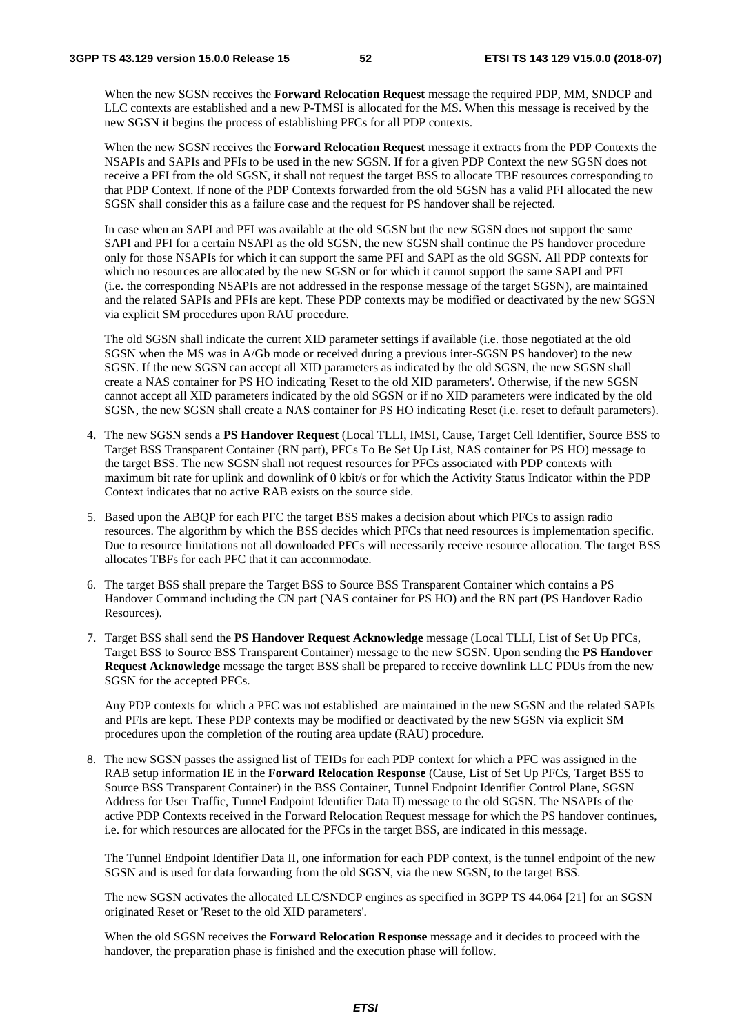When the new SGSN receives the **Forward Relocation Request** message the required PDP, MM, SNDCP and LLC contexts are established and a new P-TMSI is allocated for the MS. When this message is received by the new SGSN it begins the process of establishing PFCs for all PDP contexts.

When the new SGSN receives the **Forward Relocation Request** message it extracts from the PDP Contexts the NSAPIs and SAPIs and PFIs to be used in the new SGSN. If for a given PDP Context the new SGSN does not receive a PFI from the old SGSN, it shall not request the target BSS to allocate TBF resources corresponding to that PDP Context. If none of the PDP Contexts forwarded from the old SGSN has a valid PFI allocated the new SGSN shall consider this as a failure case and the request for PS handover shall be rejected.

In case when an SAPI and PFI was available at the old SGSN but the new SGSN does not support the same SAPI and PFI for a certain NSAPI as the old SGSN, the new SGSN shall continue the PS handover procedure only for those NSAPIs for which it can support the same PFI and SAPI as the old SGSN. All PDP contexts for which no resources are allocated by the new SGSN or for which it cannot support the same SAPI and PFI (i.e. the corresponding NSAPIs are not addressed in the response message of the target SGSN), are maintained and the related SAPIs and PFIs are kept. These PDP contexts may be modified or deactivated by the new SGSN via explicit SM procedures upon RAU procedure.

The old SGSN shall indicate the current XID parameter settings if available (i.e. those negotiated at the old SGSN when the MS was in A/Gb mode or received during a previous inter-SGSN PS handover) to the new SGSN. If the new SGSN can accept all XID parameters as indicated by the old SGSN, the new SGSN shall create a NAS container for PS HO indicating 'Reset to the old XID parameters'. Otherwise, if the new SGSN cannot accept all XID parameters indicated by the old SGSN or if no XID parameters were indicated by the old SGSN, the new SGSN shall create a NAS container for PS HO indicating Reset (i.e. reset to default parameters).

4. The new SGSN sends a **PS Handover Request** (Local TLLI, IMSI, Cause, Target Cell Identifier, Source BSS to Target BSS Transparent Container (RN part), PFCs To Be Set Up List, NAS container for PS HO) message to the target BSS. The new SGSN shall not request resources for PFCs associated with PDP contexts with maximum bit rate for uplink and downlink of 0 kbit/s or for which the Activity Status Indicator within the PDP Context indicates that no active RAB exists on the source side.

5. Based upon the ABQP for each PFC the target BSS makes a decision about which PFCs to assign radio resources. The algorithm by which the BSS decides which PFCs that need resources is implementation specific. Due to resource limitations not all downloaded PFCs will necessarily receive resource allocation. The target BSS allocates TBFs for each PFC that it can accommodate.

6. The target BSS shall prepare the Target BSS to Source BSS Transparent Container which contains a PS Handover Command including the CN part (NAS container for PS HO) and the RN part (PS Handover Radio Resources).

7. Target BSS shall send the **PS Handover Request Acknowledge** message (Local TLLI, List of Set Up PFCs, Target BSS to Source BSS Transparent Container) message to the new SGSN. Upon sending the **PS Handover Request Acknowledge** message the target BSS shall be prepared to receive downlink LLC PDUs from the new SGSN for the accepted PFCs.

   Any PDP contexts for which a PFC was not established are maintained in the new SGSN and the related SAPIs and PFIs are kept. These PDP contexts may be modified or deactivated by the new SGSN via explicit SM procedures upon the completion of the routing area update (RAU) procedure.

8. The new SGSN passes the assigned list of TEIDs for each PDP context for which a PFC was assigned in the RAB setup information IE in the **Forward Relocation Response** (Cause, List of Set Up PFCs, Target BSS to Source BSS Transparent Container) in the BSS Container, Tunnel Endpoint Identifier Control Plane, SGSN Address for User Traffic, Tunnel Endpoint Identifier Data II) message to the old SGSN. The NSAPIs of the active PDP Contexts received in the Forward Relocation Request message for which the PS handover continues, i.e. for which resources are allocated for the PFCs in the target BSS, are indicated in this message.

   The Tunnel Endpoint Identifier Data II, one information for each PDP context, is the tunnel endpoint of the new SGSN and is used for data forwarding from the old SGSN, via the new SGSN, to the target BSS.

   The new SGSN activates the allocated LLC/SNDCP engines as specified in 3GPP TS 44.064 [21] for an SGSN originated Reset or 'Reset to the old XID parameters'.

   When the old SGSN receives the **Forward Relocation Response** message and it decides to proceed with the handover, the preparation phase is finished and the execution phase will follow.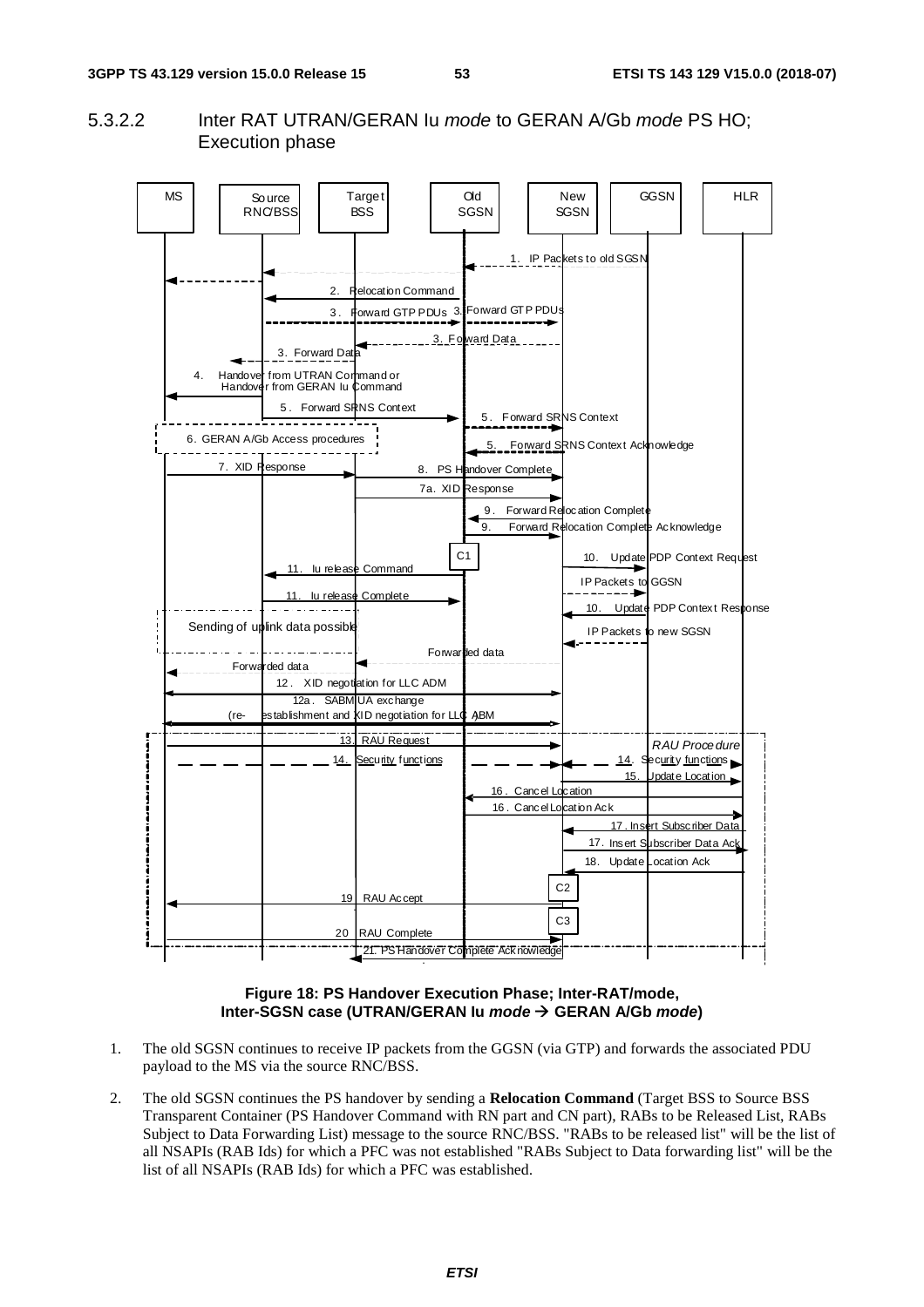### 5.3.2.2 Inter RAT UTRAN/GERAN Iu *mode* to GERAN A/Gb *mode* PS HO; Execution phase

MS
Source RNC/BSS
Target BSS
Old SGSN
New SGSN
GGSN
HLR

1. IP Packets to old SGSN
2. Relocation Command
3. Forward GTP PDUs
3. Forward GTP PDUs
3. Forward Data
3. Forward Data
4. Handover from UTRAN Command or Handover from GERAN Iu Command
5. Forward SRNS Context
5. Forward SRNS Context
5. Forward SRNS Context Acknowledge
6. GERAN A/Gb Access procedures
7. XID Response
8. PS Handover Complete
7a. XID Response
9. Forward Relocation Complete
9. Forward Relocation Complete Acknowledge
C1
10. Update PDP Context Request
11. Iu release Command
IP Packets to GGSN
11. Iu release Complete
10. Update PDP Context Response
Sending of uplink data possible
IP Packets to new SGSN
Forwarded data
Forwarded data
12. XID negotiation for LLC ADM
12a. SABM UA exchange
(re-establishment and XID negotiation for LLC ABM
RAU Procedure
13. RAU Request
14. Security functions
14. Security functions
15. Update Location
16. Cancel Location
16. Cancel Location Ack
17. Insert Subscriber Data
17. Insert Subscriber Data Ack
18. Update Location Ack
C2
19. RAU Accept
C3
20. RAU Complete
21. PS Handover Complete Acknowledge

**Figure 18: PS Handover Execution Phase; Inter-RAT/mode, Inter-SGSN case (UTRAN/GERAN Iu *mode* → GERAN A/Gb *mode*)**

1. The old SGSN continues to receive IP packets from the GGSN (via GTP) and forwards the associated PDU payload to the MS via the source RNC/BSS.

2. The old SGSN continues the PS handover by sending a **Relocation Command** (Target BSS to Source BSS Transparent Container (PS Handover Command with RN part and CN part), RABs to be Released List, RABs Subject to Data Forwarding List) message to the source RNC/BSS. "RABs to be released list" will be the list of all NSAPIs (RAB Ids) for which a PFC was not established "RABs Subject to Data forwarding list" will be the list of all NSAPIs (RAB Ids) for which a PFC was established.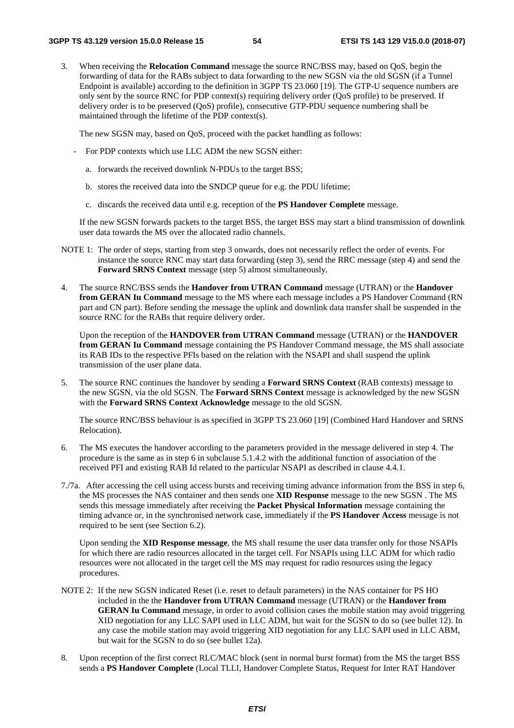3. When receiving the **Relocation Command** message the source RNC/BSS may, based on QoS, begin the forwarding of data for the RABs subject to data forwarding to the new SGSN via the old SGSN (if a Tunnel Endpoint is available) according to the definition in 3GPP TS 23.060 [19]. The GTP-U sequence numbers are only sent by the source RNC for PDP context(s) requiring delivery order (QoS profile) to be preserved. If delivery order is to be preserved (QoS) profile), consecutive GTP-PDU sequence numbering shall be maintained through the lifetime of the PDP context(s).

   The new SGSN may, based on QoS, proceed with the packet handling as follows:

   - For PDP contexts which use LLC ADM the new SGSN either:

     a. forwards the received downlink N-PDUs to the target BSS;

     b. stores the received data into the SNDCP queue for e.g. the PDU lifetime;

     c. discards the received data until e.g. reception of the **PS Handover Complete** message.

   If the new SGSN forwards packets to the target BSS, the target BSS may start a blind transmission of downlink user data towards the MS over the allocated radio channels.

NOTE 1: The order of steps, starting from step 3 onwards, does not necessarily reflect the order of events. For instance the source RNC may start data forwarding (step 3), send the RRC message (step 4) and send the **Forward SRNS Context** message (step 5) almost simultaneously.

4. The source RNC/BSS sends the **Handover from UTRAN Command** message (UTRAN) or the **Handover from GERAN Iu Command** message to the MS where each message includes a PS Handover Command (RN part and CN part). Before sending the message the uplink and downlink data transfer shall be suspended in the source RNC for the RABs that require delivery order.

   Upon the reception of the **HANDOVER from UTRAN Command** message (UTRAN) or the **HANDOVER from GERAN Iu Command** message containing the PS Handover Command message, the MS shall associate its RAB IDs to the respective PFIs based on the relation with the NSAPI and shall suspend the uplink transmission of the user plane data.

5. The source RNC continues the handover by sending a **Forward SRNS Context** (RAB contexts) message to the new SGSN, via the old SGSN. The **Forward SRNS Context** message is acknowledged by the new SGSN with the **Forward SRNS Context Acknowledge** message to the old SGSN.

   The source RNC/BSS behaviour is as specified in 3GPP TS 23.060 [19] (Combined Hard Handover and SRNS Relocation).

6. The MS executes the handover according to the parameters provided in the message delivered in step 4. The procedure is the same as in step 6 in subclause 5.1.4.2 with the additional function of association of the received PFI and existing RAB Id related to the particular NSAPI as described in clause 4.4.1.

7./7a. After accessing the cell using access bursts and receiving timing advance information from the BSS in step 6, the MS processes the NAS container and then sends one **XID Response** message to the new SGSN . The MS sends this message immediately after receiving the **Packet Physical Information** message containing the timing advance or, in the synchronised network case, immediately if the **PS Handover Access** message is not required to be sent (see Section 6.2).

   Upon sending the **XID Response message**, the MS shall resume the user data transfer only for those NSAPIs for which there are radio resources allocated in the target cell. For NSAPIs using LLC ADM for which radio resources were not allocated in the target cell the MS may request for radio resources using the legacy procedures.

NOTE 2: If the new SGSN indicated Reset (i.e. reset to default parameters) in the NAS container for PS HO included in the the **Handover from UTRAN Command** message (UTRAN) or the **Handover from GERAN Iu Command** message, in order to avoid collision cases the mobile station may avoid triggering XID negotiation for any LLC SAPI used in LLC ADM, but wait for the SGSN to do so (see bullet 12). In any case the mobile station may avoid triggering XID negotiation for any LLC SAPI used in LLC ABM, but wait for the SGSN to do so (see bullet 12a).

8. Upon reception of the first correct RLC/MAC block (sent in normal burst format) from the MS the target BSS sends a **PS Handover Complete** (Local TLLI, Handover Complete Status, Request for Inter RAT Handover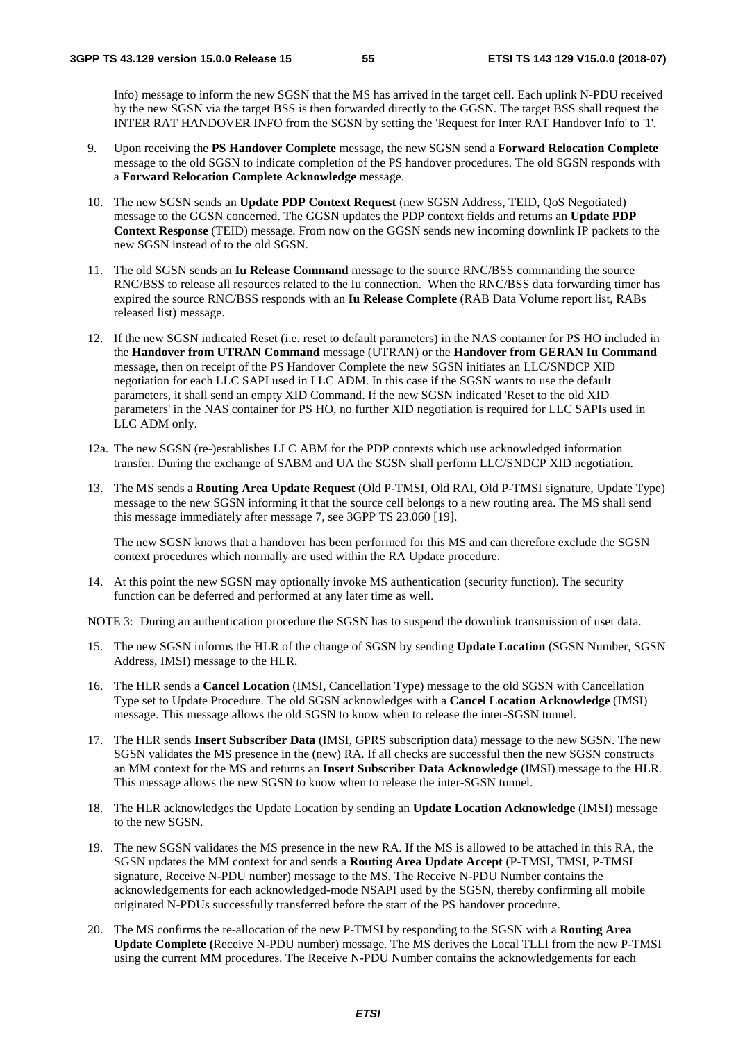Info) message to inform the new SGSN that the MS has arrived in the target cell. Each uplink N-PDU received by the new SGSN via the target BSS is then forwarded directly to the GGSN. The target BSS shall request the INTER RAT HANDOVER INFO from the SGSN by setting the 'Request for Inter RAT Handover Info' to '1'.

9. Upon receiving the **PS Handover Complete** message**,** the new SGSN send a **Forward Relocation Complete** message to the old SGSN to indicate completion of the PS handover procedures. The old SGSN responds with a **Forward Relocation Complete Acknowledge** message.

10. The new SGSN sends an **Update PDP Context Request** (new SGSN Address, TEID, QoS Negotiated) message to the GGSN concerned. The GGSN updates the PDP context fields and returns an **Update PDP Context Response** (TEID) message. From now on the GGSN sends new incoming downlink IP packets to the new SGSN instead of to the old SGSN.

11. The old SGSN sends an **Iu Release Command** message to the source RNC/BSS commanding the source RNC/BSS to release all resources related to the Iu connection. When the RNC/BSS data forwarding timer has expired the source RNC/BSS responds with an **Iu Release Complete** (RAB Data Volume report list, RABs released list) message.

12. If the new SGSN indicated Reset (i.e. reset to default parameters) in the NAS container for PS HO included in the **Handover from UTRAN Command** message (UTRAN) or the **Handover from GERAN Iu Command** message, then on receipt of the PS Handover Complete the new SGSN initiates an LLC/SNDCP XID negotiation for each LLC SAPI used in LLC ADM. In this case if the SGSN wants to use the default parameters, it shall send an empty XID Command. If the new SGSN indicated 'Reset to the old XID parameters' in the NAS container for PS HO, no further XID negotiation is required for LLC SAPIs used in LLC ADM only.

12a. The new SGSN (re-)establishes LLC ABM for the PDP contexts which use acknowledged information transfer. During the exchange of SABM and UA the SGSN shall perform LLC/SNDCP XID negotiation.

13. The MS sends a **Routing Area Update Request** (Old P-TMSI, Old RAI, Old P-TMSI signature, Update Type) message to the new SGSN informing it that the source cell belongs to a new routing area. The MS shall send this message immediately after message 7, see 3GPP TS 23.060 [19].

    The new SGSN knows that a handover has been performed for this MS and can therefore exclude the SGSN context procedures which normally are used within the RA Update procedure.

14. At this point the new SGSN may optionally invoke MS authentication (security function). The security function can be deferred and performed at any later time as well.

NOTE 3: During an authentication procedure the SGSN has to suspend the downlink transmission of user data.

15. The new SGSN informs the HLR of the change of SGSN by sending **Update Location** (SGSN Number, SGSN Address, IMSI) message to the HLR.

16. The HLR sends a **Cancel Location** (IMSI, Cancellation Type) message to the old SGSN with Cancellation Type set to Update Procedure. The old SGSN acknowledges with a **Cancel Location Acknowledge** (IMSI) message. This message allows the old SGSN to know when to release the inter-SGSN tunnel.

17. The HLR sends **Insert Subscriber Data** (IMSI, GPRS subscription data) message to the new SGSN. The new SGSN validates the MS presence in the (new) RA. If all checks are successful then the new SGSN constructs an MM context for the MS and returns an **Insert Subscriber Data Acknowledge** (IMSI) message to the HLR. This message allows the new SGSN to know when to release the inter-SGSN tunnel.

18. The HLR acknowledges the Update Location by sending an **Update Location Acknowledge** (IMSI) message to the new SGSN.

19. The new SGSN validates the MS presence in the new RA. If the MS is allowed to be attached in this RA, the SGSN updates the MM context for and sends a **Routing Area Update Accept** (P-TMSI, TMSI, P-TMSI signature, Receive N-PDU number) message to the MS. The Receive N-PDU Number contains the acknowledgements for each acknowledged-mode NSAPI used by the SGSN, thereby confirming all mobile originated N-PDUs successfully transferred before the start of the PS handover procedure.

20. The MS confirms the re-allocation of the new P-TMSI by responding to the SGSN with a **Routing Area Update Complete (**Receive N-PDU number) message. The MS derives the Local TLLI from the new P-TMSI using the current MM procedures. The Receive N-PDU Number contains the acknowledgements for each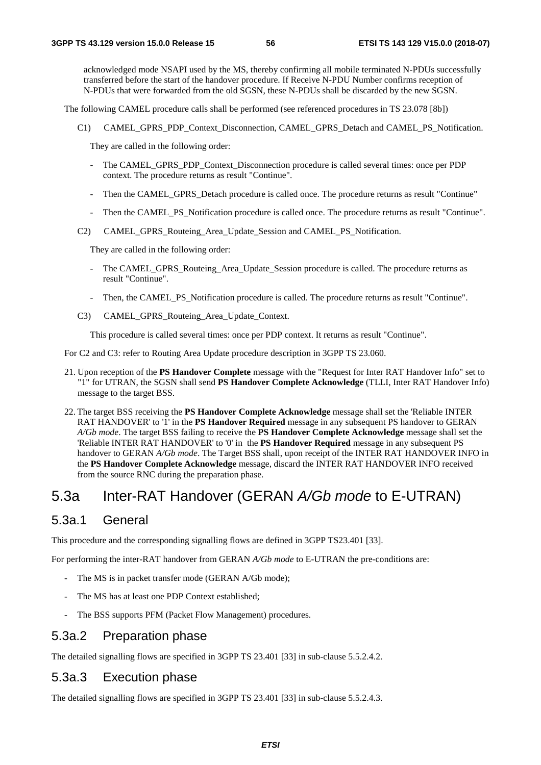acknowledged mode NSAPI used by the MS, thereby confirming all mobile terminated N-PDUs successfully transferred before the start of the handover procedure. If Receive N-PDU Number confirms reception of N-PDUs that were forwarded from the old SGSN, these N-PDUs shall be discarded by the new SGSN.

The following CAMEL procedure calls shall be performed (see referenced procedures in TS 23.078 [8b])

C1) CAMEL_GPRS_PDP_Context_Disconnection, CAMEL_GPRS_Detach and CAMEL_PS_Notification.

They are called in the following order:

- The CAMEL_GPRS_PDP_Context_Disconnection procedure is called several times: once per PDP context. The procedure returns as result "Continue".
- Then the CAMEL_GPRS_Detach procedure is called once. The procedure returns as result "Continue"
- Then the CAMEL_PS_Notification procedure is called once. The procedure returns as result "Continue".

C2) CAMEL_GPRS_Routeing_Area_Update_Session and CAMEL_PS_Notification.

They are called in the following order:

- The CAMEL_GPRS_Routeing_Area_Update_Session procedure is called. The procedure returns as result "Continue".
- Then, the CAMEL_PS_Notification procedure is called. The procedure returns as result "Continue".

C3) CAMEL_GPRS_Routeing_Area_Update_Context.

This procedure is called several times: once per PDP context. It returns as result "Continue".

For C2 and C3: refer to Routing Area Update procedure description in 3GPP TS 23.060.

21. Upon reception of the **PS Handover Complete** message with the "Request for Inter RAT Handover Info" set to "1" for UTRAN, the SGSN shall send **PS Handover Complete Acknowledge** (TLLI, Inter RAT Handover Info) message to the target BSS.

22. The target BSS receiving the **PS Handover Complete Acknowledge** message shall set the 'Reliable INTER RAT HANDOVER' to '1' in the **PS Handover Required** message in any subsequent PS handover to GERAN *A/Gb mode*. The target BSS failing to receive the **PS Handover Complete Acknowledge** message shall set the 'Reliable INTER RAT HANDOVER' to '0' in the **PS Handover Required** message in any subsequent PS handover to GERAN *A/Gb mode*. The Target BSS shall, upon receipt of the INTER RAT HANDOVER INFO in the **PS Handover Complete Acknowledge** message, discard the INTER RAT HANDOVER INFO received from the source RNC during the preparation phase.

## 5.3a Inter-RAT Handover (GERAN *A/Gb mode* to E-UTRAN)

### 5.3a.1 General

This procedure and the corresponding signalling flows are defined in 3GPP TS23.401 [33].

For performing the inter-RAT handover from GERAN *A/Gb mode* to E-UTRAN the pre-conditions are:

- The MS is in packet transfer mode (GERAN A/Gb mode);
- The MS has at least one PDP Context established;
- The BSS supports PFM (Packet Flow Management) procedures.

### 5.3a.2 Preparation phase

The detailed signalling flows are specified in 3GPP TS 23.401 [33] in sub-clause 5.5.2.4.2.

### 5.3a.3 Execution phase

The detailed signalling flows are specified in 3GPP TS 23.401 [33] in sub-clause 5.5.2.4.3.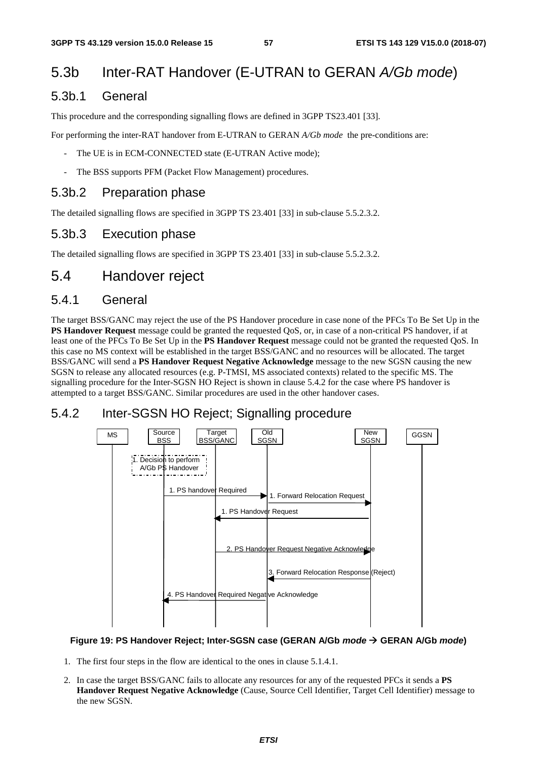## 5.3b Inter-RAT Handover (E-UTRAN to GERAN *A/Gb mode*)

### 5.3b.1 General

This procedure and the corresponding signalling flows are defined in 3GPP TS23.401 [33].

For performing the inter-RAT handover from E-UTRAN to GERAN *A/Gb mode* the pre-conditions are:

- The UE is in ECM-CONNECTED state (E-UTRAN Active mode);
- The BSS supports PFM (Packet Flow Management) procedures.

### 5.3b.2 Preparation phase

The detailed signalling flows are specified in 3GPP TS 23.401 [33] in sub-clause 5.5.2.3.2.

### 5.3b.3 Execution phase

The detailed signalling flows are specified in 3GPP TS 23.401 [33] in sub-clause 5.5.2.3.2.

## 5.4 Handover reject

### 5.4.1 General

The target BSS/GANC may reject the use of the PS Handover procedure in case none of the PFCs To Be Set Up in the **PS Handover Request** message could be granted the requested QoS, or, in case of a non-critical PS handover, if at least one of the PFCs To Be Set Up in the **PS Handover Request** message could not be granted the requested QoS. In this case no MS context will be established in the target BSS/GANC and no resources will be allocated. The target BSS/GANC will send a **PS Handover Request Negative Acknowledge** message to the new SGSN causing the new SGSN to release any allocated resources (e.g. P-TMSI, MS associated contexts) related to the specific MS. The signalling procedure for the Inter-SGSN HO Reject is shown in clause 5.4.2 for the case where PS handover is attempted to a target BSS/GANC. Similar procedures are used in the other handover cases.

### 5.4.2 Inter-SGSN HO Reject; Signalling procedure

MS
Source BSS
Target BSS/GANC
Old SGSN
New SGSN
GGSN
1. Decision to perform A/Gb PS Handover
1. PS handover Required
1. Forward Relocation Request
1. PS Handover Request
2. PS Handover Request Negative Acknowledge
3. Forward Relocation Response (Reject)
4. PS Handover Required Negative Acknowledge

**Figure 19: PS Handover Reject; Inter-SGSN case (GERAN A/Gb *mode* → GERAN A/Gb *mode*)**

1. The first four steps in the flow are identical to the ones in clause 5.1.4.1.
2. In case the target BSS/GANC fails to allocate any resources for any of the requested PFCs it sends a **PS Handover Request Negative Acknowledge** (Cause, Source Cell Identifier, Target Cell Identifier) message to the new SGSN.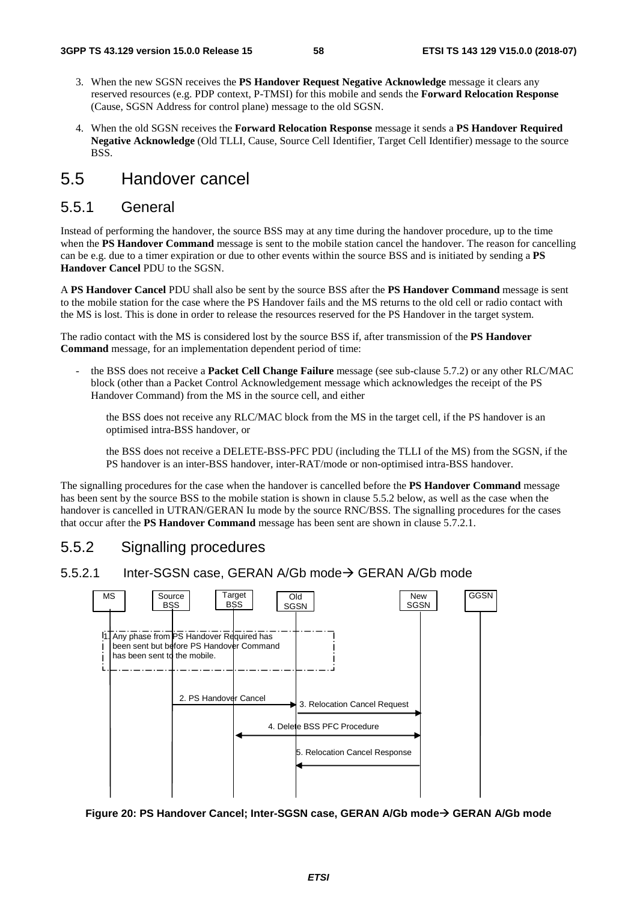3. When the new SGSN receives the **PS Handover Request Negative Acknowledge** message it clears any reserved resources (e.g. PDP context, P-TMSI) for this mobile and sends the **Forward Relocation Response** (Cause, SGSN Address for control plane) message to the old SGSN.

4. When the old SGSN receives the **Forward Relocation Response** message it sends a **PS Handover Required Negative Acknowledge** (Old TLLI, Cause, Source Cell Identifier, Target Cell Identifier) message to the source BSS.

# 5.5 Handover cancel

## 5.5.1 General

Instead of performing the handover, the source BSS may at any time during the handover procedure, up to the time when the **PS Handover Command** message is sent to the mobile station cancel the handover. The reason for cancelling can be e.g. due to a timer expiration or due to other events within the source BSS and is initiated by sending a **PS Handover Cancel** PDU to the SGSN.

A **PS Handover Cancel** PDU shall also be sent by the source BSS after the **PS Handover Command** message is sent to the mobile station for the case where the PS Handover fails and the MS returns to the old cell or radio contact with the MS is lost. This is done in order to release the resources reserved for the PS Handover in the target system.

The radio contact with the MS is considered lost by the source BSS if, after transmission of the **PS Handover Command** message, for an implementation dependent period of time:

- the BSS does not receive a **Packet Cell Change Failure** message (see sub-clause 5.7.2) or any other RLC/MAC block (other than a Packet Control Acknowledgement message which acknowledges the receipt of the PS Handover Command) from the MS in the source cell, and either

  the BSS does not receive any RLC/MAC block from the MS in the target cell, if the PS handover is an optimised intra-BSS handover, or

  the BSS does not receive a DELETE-BSS-PFC PDU (including the TLLI of the MS) from the SGSN, if the PS handover is an inter-BSS handover, inter-RAT/mode or non-optimised intra-BSS handover.

The signalling procedures for the case when the handover is cancelled before the **PS Handover Command** message has been sent by the source BSS to the mobile station is shown in clause 5.5.2 below, as well as the case when the handover is cancelled in UTRAN/GERAN Iu mode by the source RNC/BSS. The signalling procedures for the cases that occur after the **PS Handover Command** message has been sent are shown in clause 5.7.2.1.

## 5.5.2 Signalling procedures

### 5.5.2.1 Inter-SGSN case, GERAN A/Gb mode→ GERAN A/Gb mode

MS
Source BSS
Target BSS
Old SGSN
New SGSN
GGSN
1. Any phase from PS Handover Required has been sent but before PS Handover Command has been sent to the mobile.
2. PS Handover Cancel
3. Relocation Cancel Request
4. Delete BSS PFC Procedure
5. Relocation Cancel Response

**Figure 20: PS Handover Cancel; Inter-SGSN case, GERAN A/Gb mode→ GERAN A/Gb mode**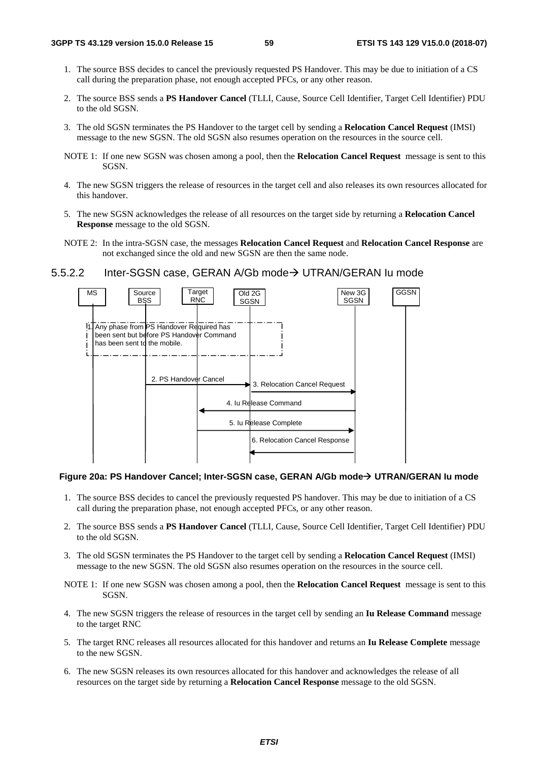1. The source BSS decides to cancel the previously requested PS Handover. This may be due to initiation of a CS call during the preparation phase, not enough accepted PFCs, or any other reason.

2. The source BSS sends a **PS Handover Cancel** (TLLI, Cause, Source Cell Identifier, Target Cell Identifier) PDU to the old SGSN.

3. The old SGSN terminates the PS Handover to the target cell by sending a **Relocation Cancel Request** (IMSI) message to the new SGSN. The old SGSN also resumes operation on the resources in the source cell.

NOTE 1: If one new SGSN was chosen among a pool, then the **Relocation Cancel Request** message is sent to this SGSN.

4. The new SGSN triggers the release of resources in the target cell and also releases its own resources allocated for this handover.

5. The new SGSN acknowledges the release of all resources on the target side by returning a **Relocation Cancel Response** message to the old SGSN.

NOTE 2: In the intra-SGSN case, the messages **Relocation Cancel Request** and **Relocation Cancel Response** are not exchanged since the old and new SGSN are then the same node.

### 5.5.2.2 Inter-SGSN case, GERAN A/Gb mode→ UTRAN/GERAN Iu mode

MS
Source BSS
Target RNC
Old 2G SGSN
New 3G SGSN
GGSN
1. Any phase from PS Handover Required has been sent but before PS Handover Command has been sent to the mobile.
2. PS Handover Cancel
3. Relocation Cancel Request
4. Iu Release Command
5. Iu Release Complete
6. Relocation Cancel Response

**Figure 20a: PS Handover Cancel; Inter-SGSN case, GERAN A/Gb mode→ UTRAN/GERAN Iu mode**

1. The source BSS decides to cancel the previously requested PS handover. This may be due to initiation of a CS call during the preparation phase, not enough accepted PFCs, or any other reason.

2. The source BSS sends a **PS Handover Cancel** (TLLI, Cause, Source Cell Identifier, Target Cell Identifier) PDU to the old SGSN.

3. The old SGSN terminates the PS Handover to the target cell by sending a **Relocation Cancel Request** (IMSI) message to the new SGSN. The old SGSN also resumes operation on the resources in the source cell.

NOTE 1: If one new SGSN was chosen among a pool, then the **Relocation Cancel Request** message is sent to this SGSN.

4. The new SGSN triggers the release of resources in the target cell by sending an **Iu Release Command** message to the target RNC

5. The target RNC releases all resources allocated for this handover and returns an **Iu Release Complete** message to the new SGSN.

6. The new SGSN releases its own resources allocated for this handover and acknowledges the release of all resources on the target side by returning a **Relocation Cancel Response** message to the old SGSN.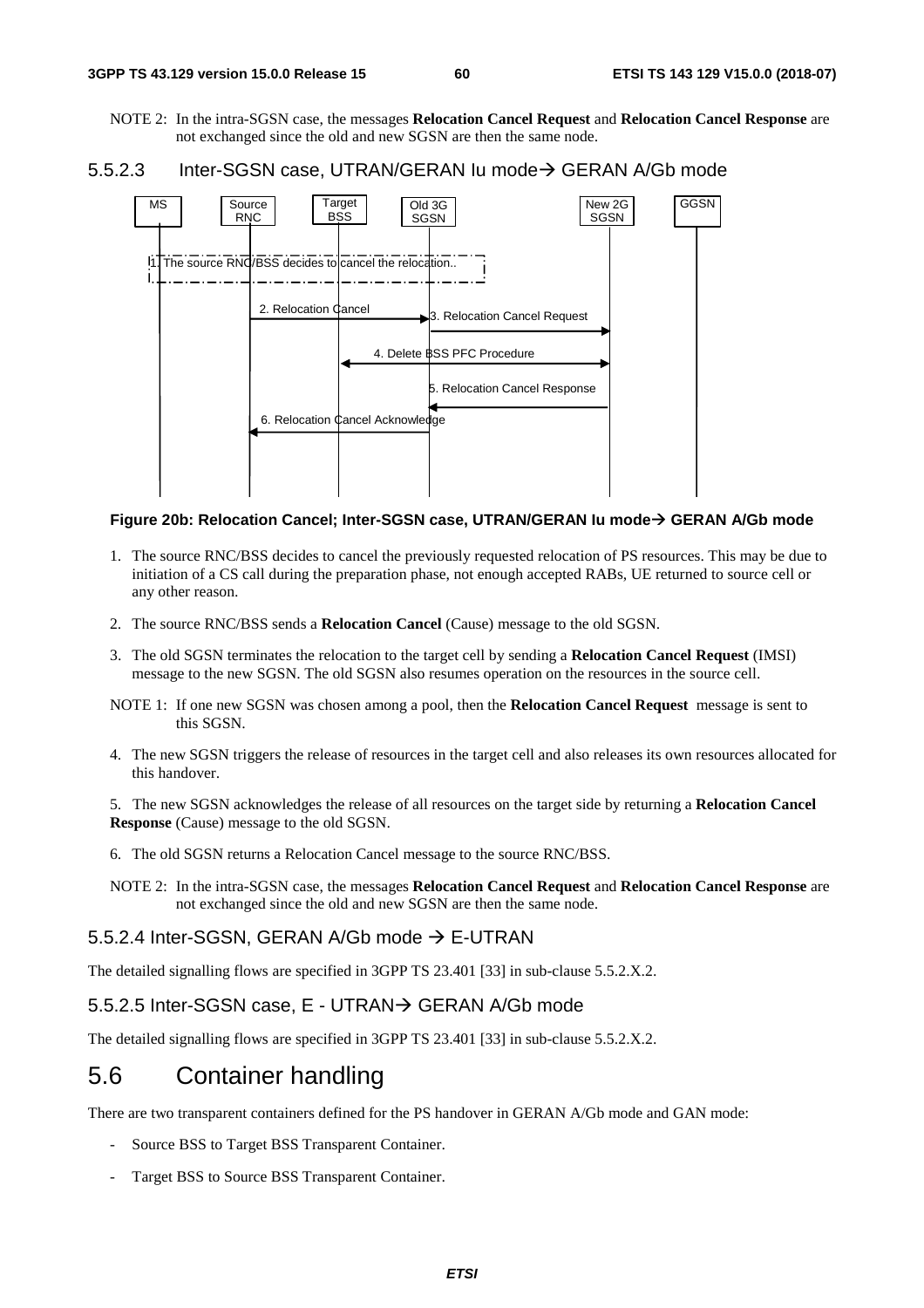NOTE 2: In the intra-SGSN case, the messages **Relocation Cancel Request** and **Relocation Cancel Response** are not exchanged since the old and new SGSN are then the same node.

### 5.5.2.3 Inter-SGSN case, UTRAN/GERAN Iu mode→ GERAN A/Gb mode

MS
Source RNC
Target BSS
Old 3G SGSN
New 2G SGSN
GGSN
1. The source RNC/BSS decides to cancel the relocation..
2. Relocation Cancel
3. Relocation Cancel Request
4. Delete BSS PFC Procedure
5. Relocation Cancel Response
6. Relocation Cancel Acknowledge

**Figure 20b: Relocation Cancel; Inter-SGSN case, UTRAN/GERAN Iu mode→ GERAN A/Gb mode**

1. The source RNC/BSS decides to cancel the previously requested relocation of PS resources. This may be due to initiation of a CS call during the preparation phase, not enough accepted RABs, UE returned to source cell or any other reason.

2. The source RNC/BSS sends a **Relocation Cancel** (Cause) message to the old SGSN.

3. The old SGSN terminates the relocation to the target cell by sending a **Relocation Cancel Request** (IMSI) message to the new SGSN. The old SGSN also resumes operation on the resources in the source cell.

NOTE 1: If one new SGSN was chosen among a pool, then the **Relocation Cancel Request** message is sent to this SGSN.

4. The new SGSN triggers the release of resources in the target cell and also releases its own resources allocated for this handover.

5. The new SGSN acknowledges the release of all resources on the target side by returning a **Relocation Cancel Response** (Cause) message to the old SGSN.

6. The old SGSN returns a Relocation Cancel message to the source RNC/BSS.

NOTE 2: In the intra-SGSN case, the messages **Relocation Cancel Request** and **Relocation Cancel Response** are not exchanged since the old and new SGSN are then the same node.

### 5.5.2.4 Inter-SGSN, GERAN A/Gb mode → E-UTRAN

The detailed signalling flows are specified in 3GPP TS 23.401 [33] in sub-clause 5.5.2.X.2.

### 5.5.2.5 Inter-SGSN case, E - UTRAN→ GERAN A/Gb mode

The detailed signalling flows are specified in 3GPP TS 23.401 [33] in sub-clause 5.5.2.X.2.

## 5.6 Container handling

There are two transparent containers defined for the PS handover in GERAN A/Gb mode and GAN mode:

- Source BSS to Target BSS Transparent Container.
- Target BSS to Source BSS Transparent Container.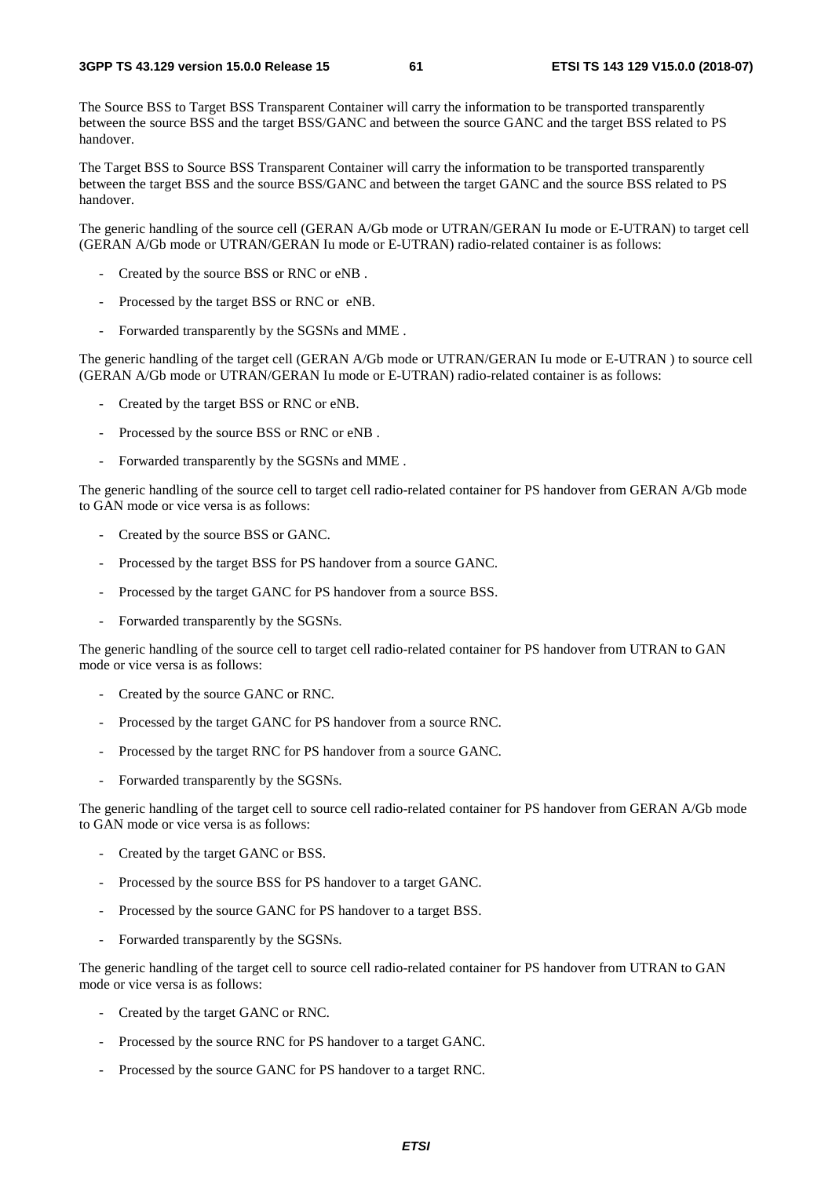The Source BSS to Target BSS Transparent Container will carry the information to be transported transparently between the source BSS and the target BSS/GANC and between the source GANC and the target BSS related to PS handover.

The Target BSS to Source BSS Transparent Container will carry the information to be transported transparently between the target BSS and the source BSS/GANC and between the target GANC and the source BSS related to PS handover.

The generic handling of the source cell (GERAN A/Gb mode or UTRAN/GERAN Iu mode or E-UTRAN) to target cell (GERAN A/Gb mode or UTRAN/GERAN Iu mode or E-UTRAN) radio-related container is as follows:

- Created by the source BSS or RNC or eNB .
- Processed by the target BSS or RNC or eNB.
- Forwarded transparently by the SGSNs and MME .

The generic handling of the target cell (GERAN A/Gb mode or UTRAN/GERAN Iu mode or E-UTRAN ) to source cell (GERAN A/Gb mode or UTRAN/GERAN Iu mode or E-UTRAN) radio-related container is as follows:

- Created by the target BSS or RNC or eNB.
- Processed by the source BSS or RNC or eNB .
- Forwarded transparently by the SGSNs and MME .

The generic handling of the source cell to target cell radio-related container for PS handover from GERAN A/Gb mode to GAN mode or vice versa is as follows:

- Created by the source BSS or GANC.
- Processed by the target BSS for PS handover from a source GANC.
- Processed by the target GANC for PS handover from a source BSS.
- Forwarded transparently by the SGSNs.

The generic handling of the source cell to target cell radio-related container for PS handover from UTRAN to GAN mode or vice versa is as follows:

- Created by the source GANC or RNC.
- Processed by the target GANC for PS handover from a source RNC.
- Processed by the target RNC for PS handover from a source GANC.
- Forwarded transparently by the SGSNs.

The generic handling of the target cell to source cell radio-related container for PS handover from GERAN A/Gb mode to GAN mode or vice versa is as follows:

- Created by the target GANC or BSS.
- Processed by the source BSS for PS handover to a target GANC.
- Processed by the source GANC for PS handover to a target BSS.
- Forwarded transparently by the SGSNs.

The generic handling of the target cell to source cell radio-related container for PS handover from UTRAN to GAN mode or vice versa is as follows:

- Created by the target GANC or RNC.
- Processed by the source RNC for PS handover to a target GANC.
- Processed by the source GANC for PS handover to a target RNC.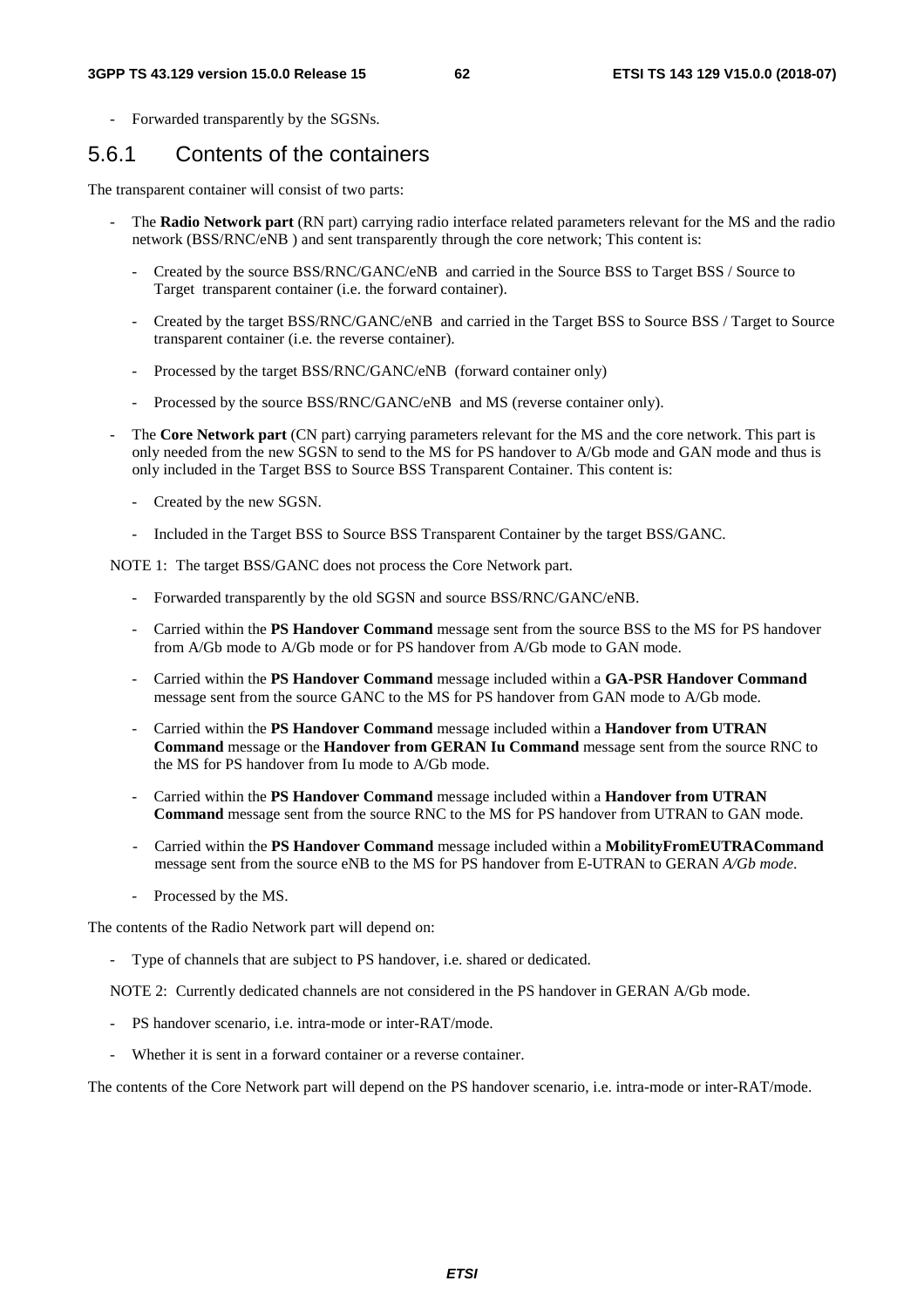- Forwarded transparently by the SGSNs.

## 5.6.1 Contents of the containers

The transparent container will consist of two parts:

- The **Radio Network part** (RN part) carrying radio interface related parameters relevant for the MS and the radio network (BSS/RNC/eNB ) and sent transparently through the core network; This content is:
  - Created by the source BSS/RNC/GANC/eNB and carried in the Source BSS to Target BSS / Source to Target transparent container (i.e. the forward container).
  - Created by the target BSS/RNC/GANC/eNB and carried in the Target BSS to Source BSS / Target to Source transparent container (i.e. the reverse container).
  - Processed by the target BSS/RNC/GANC/eNB (forward container only)
  - Processed by the source BSS/RNC/GANC/eNB and MS (reverse container only).
- The **Core Network part** (CN part) carrying parameters relevant for the MS and the core network. This part is only needed from the new SGSN to send to the MS for PS handover to A/Gb mode and GAN mode and thus is only included in the Target BSS to Source BSS Transparent Container. This content is:
  - Created by the new SGSN.
  - Included in the Target BSS to Source BSS Transparent Container by the target BSS/GANC.

NOTE 1: The target BSS/GANC does not process the Core Network part.

  - Forwarded transparently by the old SGSN and source BSS/RNC/GANC/eNB.
  - Carried within the **PS Handover Command** message sent from the source BSS to the MS for PS handover from A/Gb mode to A/Gb mode or for PS handover from A/Gb mode to GAN mode.
  - Carried within the **PS Handover Command** message included within a **GA-PSR Handover Command** message sent from the source GANC to the MS for PS handover from GAN mode to A/Gb mode.
  - Carried within the **PS Handover Command** message included within a **Handover from UTRAN Command** message or the **Handover from GERAN Iu Command** message sent from the source RNC to the MS for PS handover from Iu mode to A/Gb mode.
  - Carried within the **PS Handover Command** message included within a **Handover from UTRAN Command** message sent from the source RNC to the MS for PS handover from UTRAN to GAN mode.
  - Carried within the **PS Handover Command** message included within a **MobilityFromEUTRACommand** message sent from the source eNB to the MS for PS handover from E-UTRAN to GERAN *A/Gb mode*.
  - Processed by the MS.

The contents of the Radio Network part will depend on:

- Type of channels that are subject to PS handover, i.e. shared or dedicated.

NOTE 2: Currently dedicated channels are not considered in the PS handover in GERAN A/Gb mode.

- PS handover scenario, i.e. intra-mode or inter-RAT/mode.
- Whether it is sent in a forward container or a reverse container.

The contents of the Core Network part will depend on the PS handover scenario, i.e. intra-mode or inter-RAT/mode.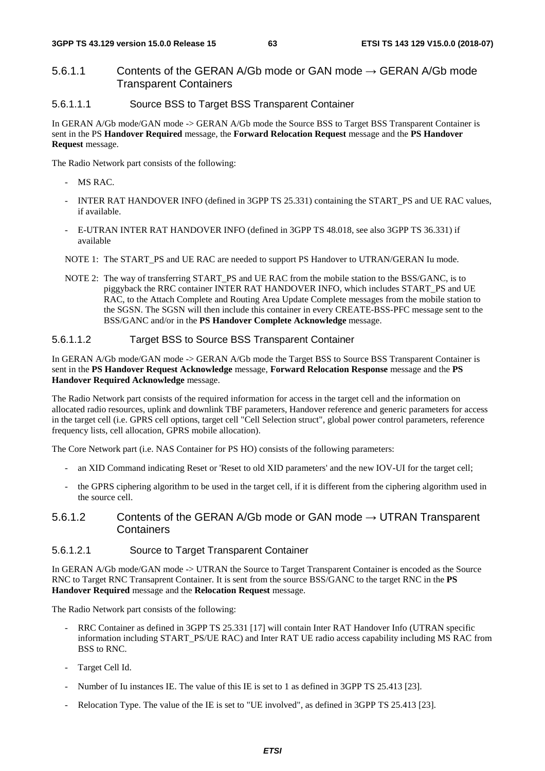#### 5.6.1.1 Contents of the GERAN A/Gb mode or GAN mode → GERAN A/Gb mode Transparent Containers

##### 5.6.1.1.1 Source BSS to Target BSS Transparent Container

In GERAN A/Gb mode/GAN mode -> GERAN A/Gb mode the Source BSS to Target BSS Transparent Container is sent in the PS **Handover Required** message, the **Forward Relocation Request** message and the **PS Handover Request** message.

The Radio Network part consists of the following:

- MS RAC.
- INTER RAT HANDOVER INFO (defined in 3GPP TS 25.331) containing the START_PS and UE RAC values, if available.
- E-UTRAN INTER RAT HANDOVER INFO (defined in 3GPP TS 48.018, see also 3GPP TS 36.331) if available

NOTE 1: The START_PS and UE RAC are needed to support PS Handover to UTRAN/GERAN Iu mode.

NOTE 2: The way of transferring START_PS and UE RAC from the mobile station to the BSS/GANC, is to piggyback the RRC container INTER RAT HANDOVER INFO, which includes START_PS and UE RAC, to the Attach Complete and Routing Area Update Complete messages from the mobile station to the SGSN. The SGSN will then include this container in every CREATE-BSS-PFC message sent to the BSS/GANC and/or in the **PS Handover Complete Acknowledge** message.

##### 5.6.1.1.2 Target BSS to Source BSS Transparent Container

In GERAN A/Gb mode/GAN mode -> GERAN A/Gb mode the Target BSS to Source BSS Transparent Container is sent in the **PS Handover Request Acknowledge** message, **Forward Relocation Response** message and the **PS Handover Required Acknowledge** message.

The Radio Network part consists of the required information for access in the target cell and the information on allocated radio resources, uplink and downlink TBF parameters, Handover reference and generic parameters for access in the target cell (i.e. GPRS cell options, target cell "Cell Selection struct", global power control parameters, reference frequency lists, cell allocation, GPRS mobile allocation).

The Core Network part (i.e. NAS Container for PS HO) consists of the following parameters:

- an XID Command indicating Reset or 'Reset to old XID parameters' and the new IOV-UI for the target cell;
- the GPRS ciphering algorithm to be used in the target cell, if it is different from the ciphering algorithm used in the source cell.

#### 5.6.1.2 Contents of the GERAN A/Gb mode or GAN mode → UTRAN Transparent Containers

##### 5.6.1.2.1 Source to Target Transparent Container

In GERAN A/Gb mode/GAN mode -> UTRAN the Source to Target Transparent Container is encoded as the Source RNC to Target RNC Transaprent Container. It is sent from the source BSS/GANC to the target RNC in the **PS Handover Required** message and the **Relocation Request** message.

The Radio Network part consists of the following:

- RRC Container as defined in 3GPP TS 25.331 [17] will contain Inter RAT Handover Info (UTRAN specific information including START_PS/UE RAC) and Inter RAT UE radio access capability including MS RAC from BSS to RNC.
- Target Cell Id.
- Number of Iu instances IE. The value of this IE is set to 1 as defined in 3GPP TS 25.413 [23].
- Relocation Type. The value of the IE is set to "UE involved", as defined in 3GPP TS 25.413 [23].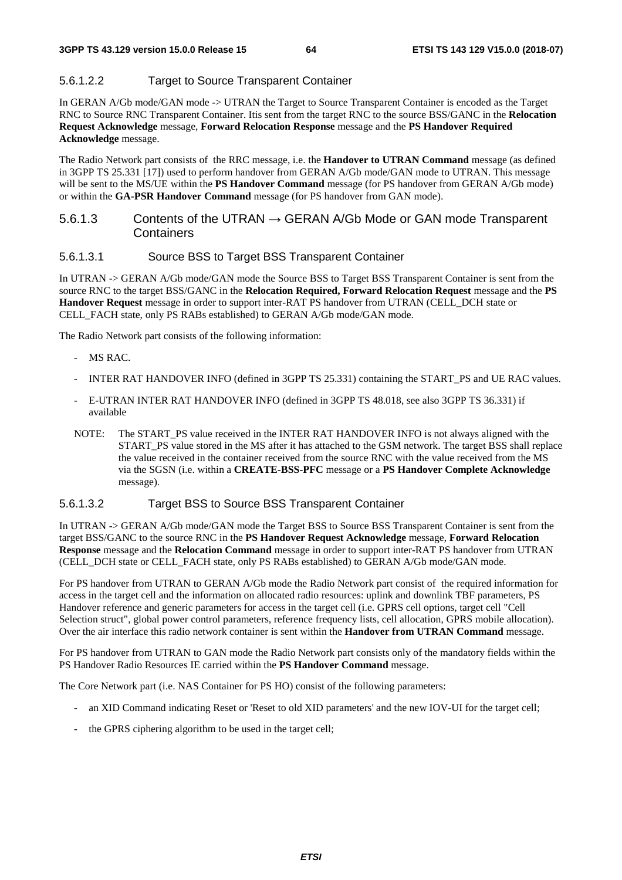#### 5.6.1.2.2 Target to Source Transparent Container

In GERAN A/Gb mode/GAN mode -> UTRAN the Target to Source Transparent Container is encoded as the Target RNC to Source RNC Transparent Container. Itis sent from the target RNC to the source BSS/GANC in the **Relocation Request Acknowledge** message, **Forward Relocation Response** message and the **PS Handover Required Acknowledge** message.

The Radio Network part consists of the RRC message, i.e. the **Handover to UTRAN Command** message (as defined in 3GPP TS 25.331 [17]) used to perform handover from GERAN A/Gb mode/GAN mode to UTRAN. This message will be sent to the MS/UE within the **PS Handover Command** message (for PS handover from GERAN A/Gb mode) or within the **GA-PSR Handover Command** message (for PS handover from GAN mode).

### 5.6.1.3 Contents of the UTRAN → GERAN A/Gb Mode or GAN mode Transparent Containers

#### 5.6.1.3.1 Source BSS to Target BSS Transparent Container

In UTRAN -> GERAN A/Gb mode/GAN mode the Source BSS to Target BSS Transparent Container is sent from the source RNC to the target BSS/GANC in the **Relocation Required, Forward Relocation Request** message and the **PS Handover Request** message in order to support inter-RAT PS handover from UTRAN (CELL_DCH state or CELL_FACH state, only PS RABs established) to GERAN A/Gb mode/GAN mode.

The Radio Network part consists of the following information:

- MS RAC.
- INTER RAT HANDOVER INFO (defined in 3GPP TS 25.331) containing the START_PS and UE RAC values.
- E-UTRAN INTER RAT HANDOVER INFO (defined in 3GPP TS 48.018, see also 3GPP TS 36.331) if available

NOTE: The START_PS value received in the INTER RAT HANDOVER INFO is not always aligned with the START_PS value stored in the MS after it has attached to the GSM network. The target BSS shall replace the value received in the container received from the source RNC with the value received from the MS via the SGSN (i.e. within a **CREATE-BSS-PFC** message or a **PS Handover Complete Acknowledge** message).

#### 5.6.1.3.2 Target BSS to Source BSS Transparent Container

In UTRAN -> GERAN A/Gb mode/GAN mode the Target BSS to Source BSS Transparent Container is sent from the target BSS/GANC to the source RNC in the **PS Handover Request Acknowledge** message, **Forward Relocation Response** message and the **Relocation Command** message in order to support inter-RAT PS handover from UTRAN (CELL_DCH state or CELL_FACH state, only PS RABs established) to GERAN A/Gb mode/GAN mode.

For PS handover from UTRAN to GERAN A/Gb mode the Radio Network part consist of the required information for access in the target cell and the information on allocated radio resources: uplink and downlink TBF parameters, PS Handover reference and generic parameters for access in the target cell (i.e. GPRS cell options, target cell "Cell Selection struct", global power control parameters, reference frequency lists, cell allocation, GPRS mobile allocation). Over the air interface this radio network container is sent within the **Handover from UTRAN Command** message.

For PS handover from UTRAN to GAN mode the Radio Network part consists only of the mandatory fields within the PS Handover Radio Resources IE carried within the **PS Handover Command** message.

The Core Network part (i.e. NAS Container for PS HO) consist of the following parameters:

- an XID Command indicating Reset or 'Reset to old XID parameters' and the new IOV-UI for the target cell;
- the GPRS ciphering algorithm to be used in the target cell;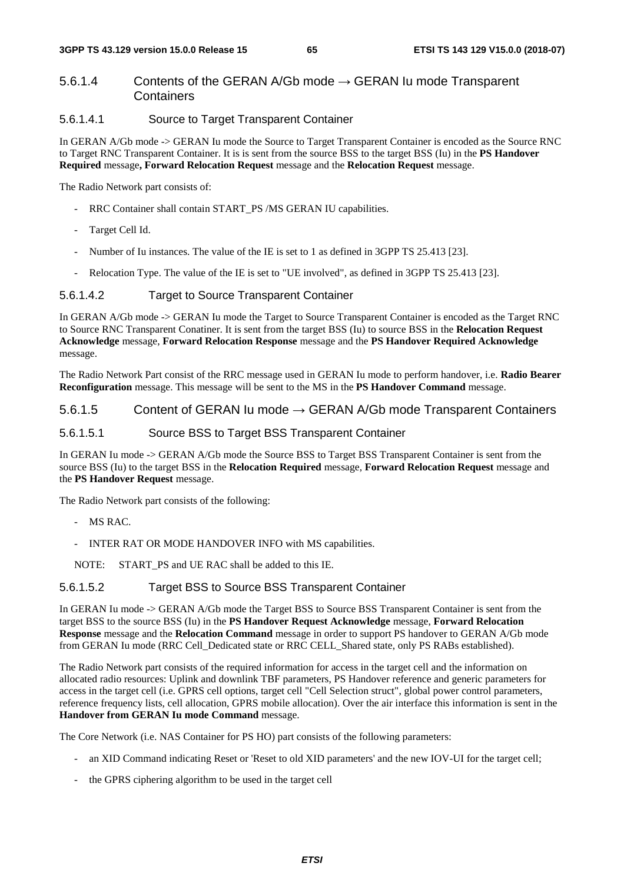#### 5.6.1.4 Contents of the GERAN A/Gb mode → GERAN Iu mode Transparent Containers

##### 5.6.1.4.1 Source to Target Transparent Container

In GERAN A/Gb mode -> GERAN Iu mode the Source to Target Transparent Container is encoded as the Source RNC to Target RNC Transparent Container. It is is sent from the source BSS to the target BSS (Iu) in the **PS Handover Required** message**, Forward Relocation Request** message and the **Relocation Request** message.

The Radio Network part consists of:

- RRC Container shall contain START_PS /MS GERAN IU capabilities.
- Target Cell Id.
- Number of Iu instances. The value of the IE is set to 1 as defined in 3GPP TS 25.413 [23].
- Relocation Type. The value of the IE is set to "UE involved", as defined in 3GPP TS 25.413 [23].

##### 5.6.1.4.2 Target to Source Transparent Container

In GERAN A/Gb mode -> GERAN Iu mode the Target to Source Transparent Container is encoded as the Target RNC to Source RNC Transparent Conatiner. It is sent from the target BSS (Iu) to source BSS in the **Relocation Request Acknowledge** message, **Forward Relocation Response** message and the **PS Handover Required Acknowledge** message.

The Radio Network Part consist of the RRC message used in GERAN Iu mode to perform handover, i.e. **Radio Bearer Reconfiguration** message. This message will be sent to the MS in the **PS Handover Command** message.

#### 5.6.1.5 Content of GERAN Iu mode → GERAN A/Gb mode Transparent Containers

##### 5.6.1.5.1 Source BSS to Target BSS Transparent Container

In GERAN Iu mode -> GERAN A/Gb mode the Source BSS to Target BSS Transparent Container is sent from the source BSS (Iu) to the target BSS in the **Relocation Required** message, **Forward Relocation Request** message and the **PS Handover Request** message.

The Radio Network part consists of the following:

- MS RAC.
- INTER RAT OR MODE HANDOVER INFO with MS capabilities.

NOTE: START_PS and UE RAC shall be added to this IE.

##### 5.6.1.5.2 Target BSS to Source BSS Transparent Container

In GERAN Iu mode -> GERAN A/Gb mode the Target BSS to Source BSS Transparent Container is sent from the target BSS to the source BSS (Iu) in the **PS Handover Request Acknowledge** message, **Forward Relocation Response** message and the **Relocation Command** message in order to support PS handover to GERAN A/Gb mode from GERAN Iu mode (RRC Cell_Dedicated state or RRC CELL_Shared state, only PS RABs established).

The Radio Network part consists of the required information for access in the target cell and the information on allocated radio resources: Uplink and downlink TBF parameters, PS Handover reference and generic parameters for access in the target cell (i.e. GPRS cell options, target cell "Cell Selection struct", global power control parameters, reference frequency lists, cell allocation, GPRS mobile allocation). Over the air interface this information is sent in the **Handover from GERAN Iu mode Command** message.

The Core Network (i.e. NAS Container for PS HO) part consists of the following parameters:

- an XID Command indicating Reset or 'Reset to old XID parameters' and the new IOV-UI for the target cell;
- the GPRS ciphering algorithm to be used in the target cell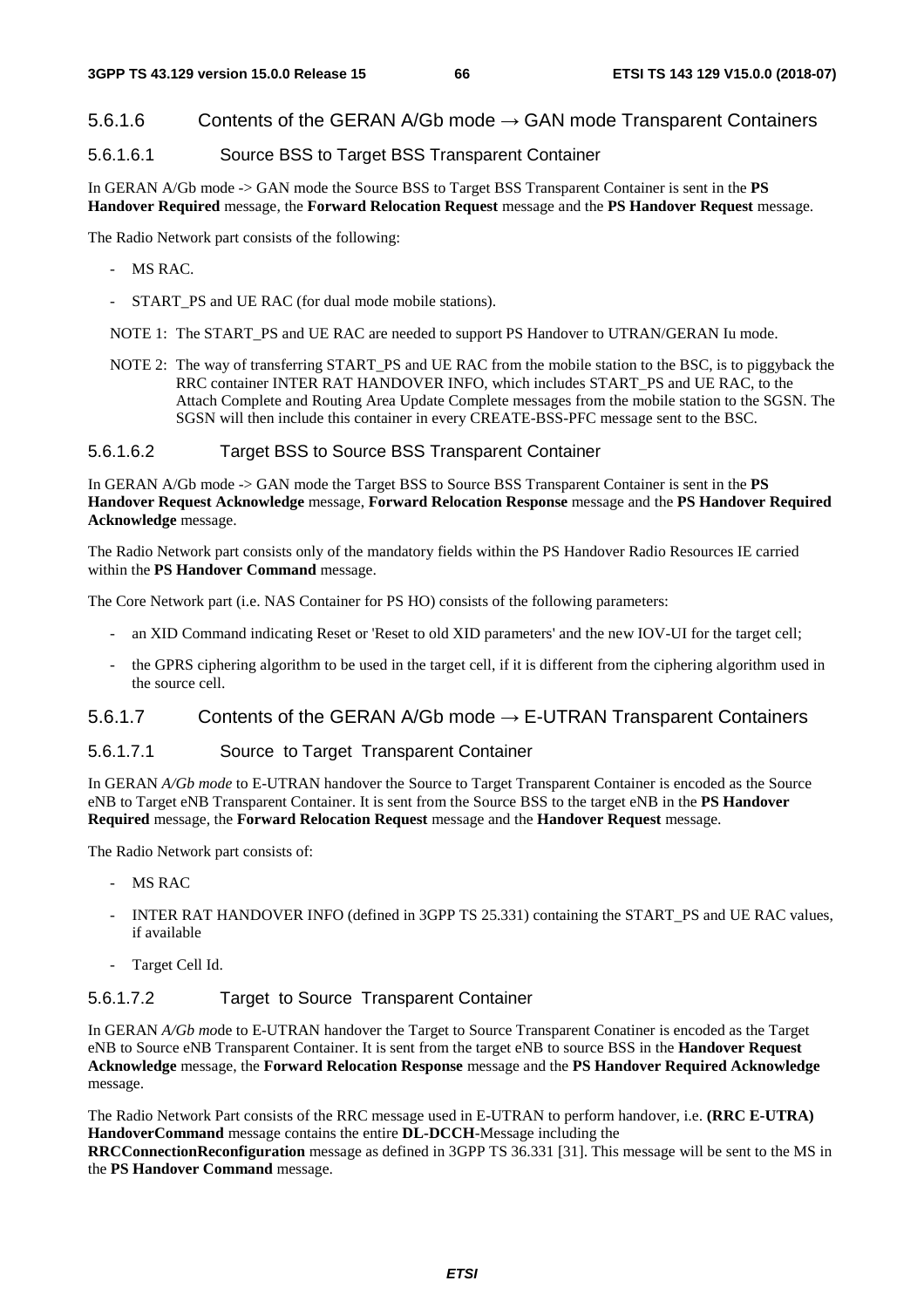#### 5.6.1.6 Contents of the GERAN A/Gb mode → GAN mode Transparent Containers

##### 5.6.1.6.1 Source BSS to Target BSS Transparent Container

In GERAN A/Gb mode -> GAN mode the Source BSS to Target BSS Transparent Container is sent in the **PS Handover Required** message, the **Forward Relocation Request** message and the **PS Handover Request** message.

The Radio Network part consists of the following:

- MS RAC.
- START_PS and UE RAC (for dual mode mobile stations).

NOTE 1: The START_PS and UE RAC are needed to support PS Handover to UTRAN/GERAN Iu mode.

NOTE 2: The way of transferring START_PS and UE RAC from the mobile station to the BSC, is to piggyback the RRC container INTER RAT HANDOVER INFO, which includes START_PS and UE RAC, to the Attach Complete and Routing Area Update Complete messages from the mobile station to the SGSN. The SGSN will then include this container in every CREATE-BSS-PFC message sent to the BSC.

##### 5.6.1.6.2 Target BSS to Source BSS Transparent Container

In GERAN A/Gb mode -> GAN mode the Target BSS to Source BSS Transparent Container is sent in the **PS Handover Request Acknowledge** message, **Forward Relocation Response** message and the **PS Handover Required Acknowledge** message.

The Radio Network part consists only of the mandatory fields within the PS Handover Radio Resources IE carried within the **PS Handover Command** message.

The Core Network part (i.e. NAS Container for PS HO) consists of the following parameters:

- an XID Command indicating Reset or 'Reset to old XID parameters' and the new IOV-UI for the target cell;
- the GPRS ciphering algorithm to be used in the target cell, if it is different from the ciphering algorithm used in the source cell.

#### 5.6.1.7 Contents of the GERAN A/Gb mode → E-UTRAN Transparent Containers

##### 5.6.1.7.1 Source to Target Transparent Container

In GERAN *A/Gb mode* to E-UTRAN handover the Source to Target Transparent Container is encoded as the Source eNB to Target eNB Transparent Container. It is sent from the Source BSS to the target eNB in the **PS Handover Required** message, the **Forward Relocation Request** message and the **Handover Request** message.

The Radio Network part consists of:

- MS RAC
- INTER RAT HANDOVER INFO (defined in 3GPP TS 25.331) containing the START_PS and UE RAC values, if available
- Target Cell Id.

##### 5.6.1.7.2 Target to Source Transparent Container

In GERAN *A/Gb mo*de to E-UTRAN handover the Target to Source Transparent Conatiner is encoded as the Target eNB to Source eNB Transparent Container. It is sent from the target eNB to source BSS in the **Handover Request Acknowledge** message, the **Forward Relocation Response** message and the **PS Handover Required Acknowledge** message.

The Radio Network Part consists of the RRC message used in E-UTRAN to perform handover, i.e. **(RRC E-UTRA) HandoverCommand** message contains the entire **DL-DCCH**-Message including the **RRCConnectionReconfiguration** message as defined in 3GPP TS 36.331 [31]. This message will be sent to the MS in the **PS Handover Command** message.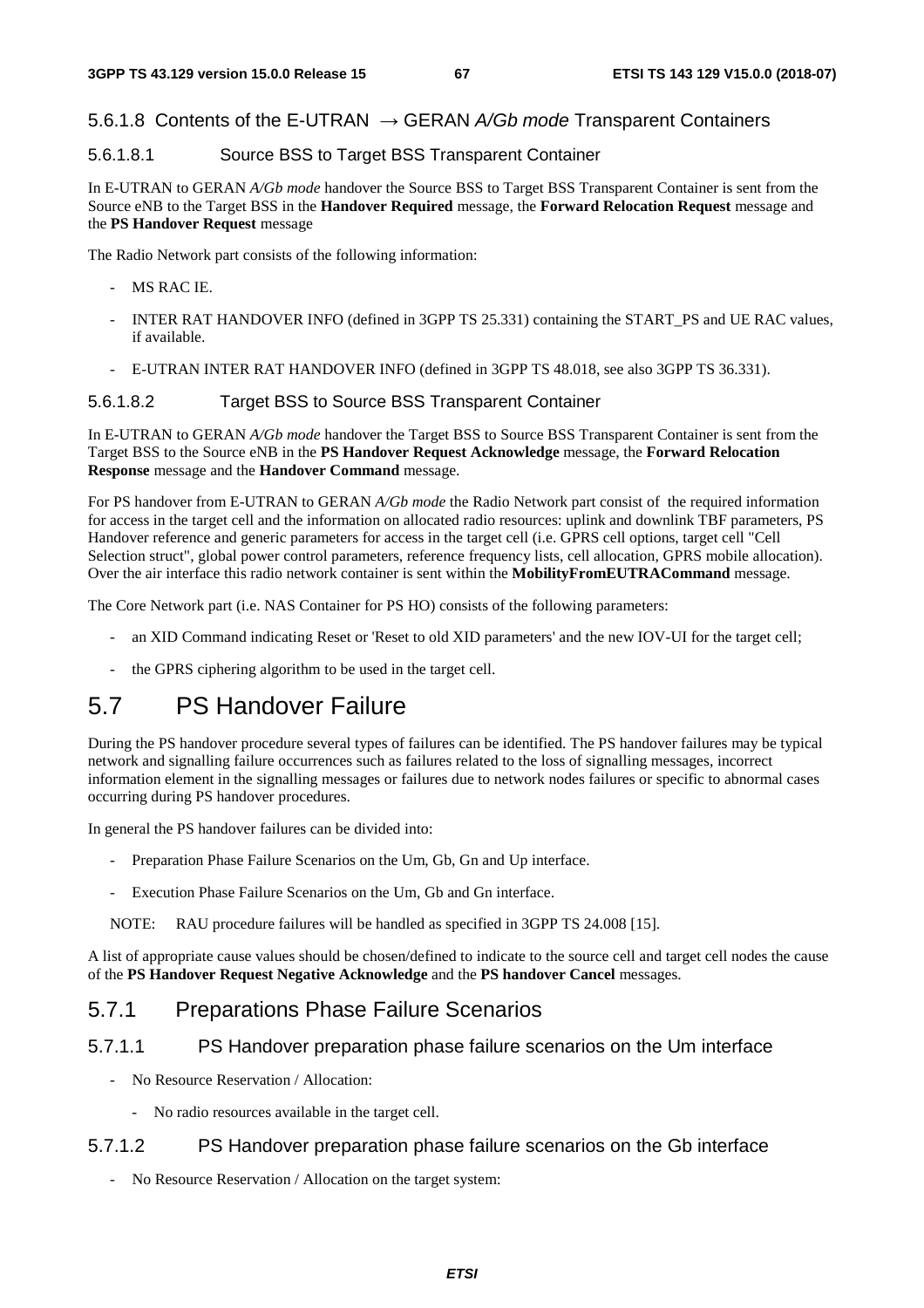#### 5.6.1.8 Contents of the E-UTRAN → GERAN *A/Gb mode* Transparent Containers

##### 5.6.1.8.1 Source BSS to Target BSS Transparent Container

In E-UTRAN to GERAN *A/Gb mode* handover the Source BSS to Target BSS Transparent Container is sent from the Source eNB to the Target BSS in the **Handover Required** message, the **Forward Relocation Request** message and the **PS Handover Request** message

The Radio Network part consists of the following information:

- MS RAC IE.
- INTER RAT HANDOVER INFO (defined in 3GPP TS 25.331) containing the START_PS and UE RAC values, if available.
- E-UTRAN INTER RAT HANDOVER INFO (defined in 3GPP TS 48.018, see also 3GPP TS 36.331).

##### 5.6.1.8.2 Target BSS to Source BSS Transparent Container

In E-UTRAN to GERAN *A/Gb mode* handover the Target BSS to Source BSS Transparent Container is sent from the Target BSS to the Source eNB in the **PS Handover Request Acknowledge** message, the **Forward Relocation Response** message and the **Handover Command** message.

For PS handover from E-UTRAN to GERAN *A/Gb mode* the Radio Network part consist of the required information for access in the target cell and the information on allocated radio resources: uplink and downlink TBF parameters, PS Handover reference and generic parameters for access in the target cell (i.e. GPRS cell options, target cell "Cell Selection struct", global power control parameters, reference frequency lists, cell allocation, GPRS mobile allocation). Over the air interface this radio network container is sent within the **MobilityFromEUTRACommand** message.

The Core Network part (i.e. NAS Container for PS HO) consists of the following parameters:

- an XID Command indicating Reset or 'Reset to old XID parameters' and the new IOV-UI for the target cell;
- the GPRS ciphering algorithm to be used in the target cell.

## 5.7 PS Handover Failure

During the PS handover procedure several types of failures can be identified. The PS handover failures may be typical network and signalling failure occurrences such as failures related to the loss of signalling messages, incorrect information element in the signalling messages or failures due to network nodes failures or specific to abnormal cases occurring during PS handover procedures.

In general the PS handover failures can be divided into:

- Preparation Phase Failure Scenarios on the Um, Gb, Gn and Up interface.
- Execution Phase Failure Scenarios on the Um, Gb and Gn interface.

NOTE: RAU procedure failures will be handled as specified in 3GPP TS 24.008 [15].

A list of appropriate cause values should be chosen/defined to indicate to the source cell and target cell nodes the cause of the **PS Handover Request Negative Acknowledge** and the **PS handover Cancel** messages.

### 5.7.1 Preparations Phase Failure Scenarios

#### 5.7.1.1 PS Handover preparation phase failure scenarios on the Um interface

- No Resource Reservation / Allocation:
  - No radio resources available in the target cell.

#### 5.7.1.2 PS Handover preparation phase failure scenarios on the Gb interface

- No Resource Reservation / Allocation on the target system: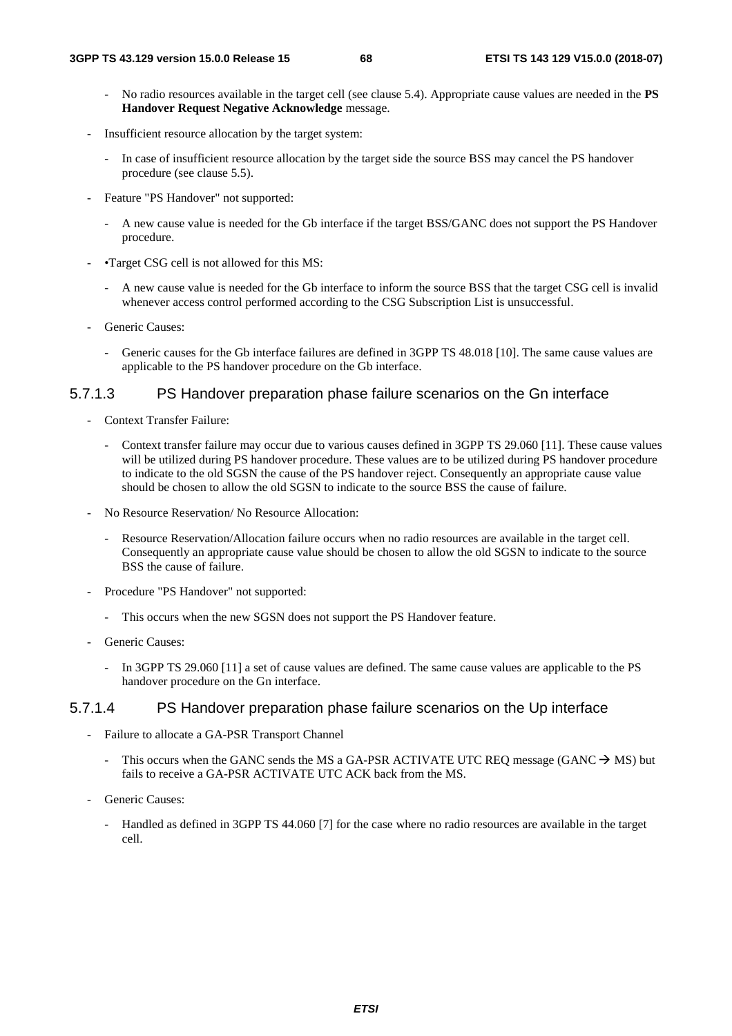- No radio resources available in the target cell (see clause 5.4). Appropriate cause values are needed in the **PS Handover Request Negative Acknowledge** message.

- Insufficient resource allocation by the target system:
  - In case of insufficient resource allocation by the target side the source BSS may cancel the PS handover procedure (see clause 5.5).

- Feature "PS Handover" not supported:
  - A new cause value is needed for the Gb interface if the target BSS/GANC does not support the PS Handover procedure.

- •Target CSG cell is not allowed for this MS:
  - A new cause value is needed for the Gb interface to inform the source BSS that the target CSG cell is invalid whenever access control performed according to the CSG Subscription List is unsuccessful.

- Generic Causes:
  - Generic causes for the Gb interface failures are defined in 3GPP TS 48.018 [10]. The same cause values are applicable to the PS handover procedure on the Gb interface.

#### 5.7.1.3 PS Handover preparation phase failure scenarios on the Gn interface

- Context Transfer Failure:
  - Context transfer failure may occur due to various causes defined in 3GPP TS 29.060 [11]. These cause values will be utilized during PS handover procedure. These values are to be utilized during PS handover procedure to indicate to the old SGSN the cause of the PS handover reject. Consequently an appropriate cause value should be chosen to allow the old SGSN to indicate to the source BSS the cause of failure.

- No Resource Reservation/ No Resource Allocation:
  - Resource Reservation/Allocation failure occurs when no radio resources are available in the target cell. Consequently an appropriate cause value should be chosen to allow the old SGSN to indicate to the source BSS the cause of failure.

- Procedure "PS Handover" not supported:
  - This occurs when the new SGSN does not support the PS Handover feature.

- Generic Causes:
  - In 3GPP TS 29.060 [11] a set of cause values are defined. The same cause values are applicable to the PS handover procedure on the Gn interface.

#### 5.7.1.4 PS Handover preparation phase failure scenarios on the Up interface

- Failure to allocate a GA-PSR Transport Channel
  - This occurs when the GANC sends the MS a GA-PSR ACTIVATE UTC REQ message (GANC → MS) but fails to receive a GA-PSR ACTIVATE UTC ACK back from the MS.

- Generic Causes:
  - Handled as defined in 3GPP TS 44.060 [7] for the case where no radio resources are available in the target cell.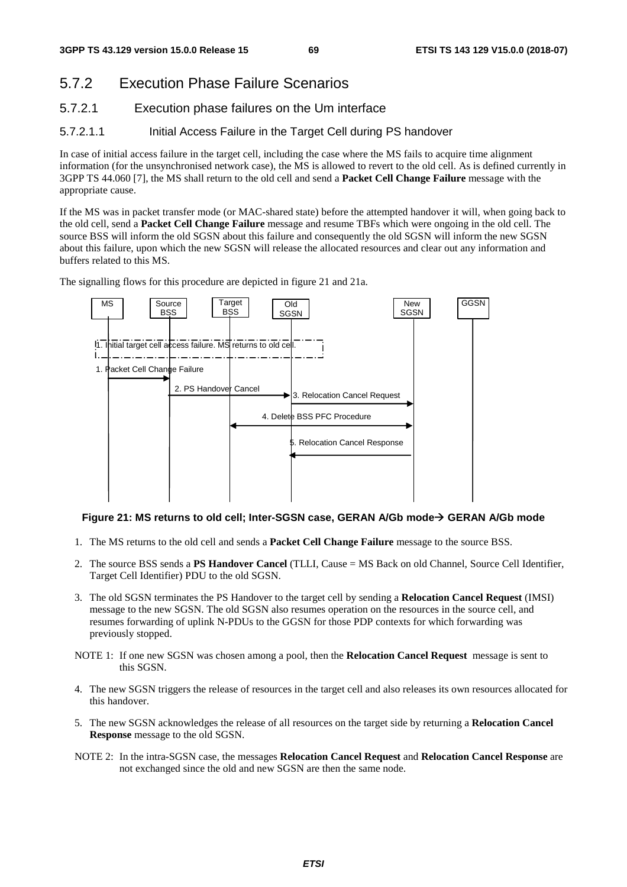## 5.7.2 Execution Phase Failure Scenarios

### 5.7.2.1 Execution phase failures on the Um interface

#### 5.7.2.1.1 Initial Access Failure in the Target Cell during PS handover

In case of initial access failure in the target cell, including the case where the MS fails to acquire time alignment information (for the unsynchronised network case), the MS is allowed to revert to the old cell. As is defined currently in 3GPP TS 44.060 [7], the MS shall return to the old cell and send a **Packet Cell Change Failure** message with the appropriate cause.

If the MS was in packet transfer mode (or MAC-shared state) before the attempted handover it will, when going back to the old cell, send a **Packet Cell Change Failure** message and resume TBFs which were ongoing in the old cell. The source BSS will inform the old SGSN about this failure and consequently the old SGSN will inform the new SGSN about this failure, upon which the new SGSN will release the allocated resources and clear out any information and buffers related to this MS.

The signalling flows for this procedure are depicted in figure 21 and 21a.

MS
Source BSS
Target BSS
Old SGSN
New SGSN
GGSN
1. Initial target cell access failure. MS returns to old cell.
1. Packet Cell Change Failure
2. PS Handover Cancel
3. Relocation Cancel Request
4. Delete BSS PFC Procedure
5. Relocation Cancel Response

**Figure 21: MS returns to old cell; Inter-SGSN case, GERAN A/Gb mode→ GERAN A/Gb mode**

1. The MS returns to the old cell and sends a **Packet Cell Change Failure** message to the source BSS.
2. The source BSS sends a **PS Handover Cancel** (TLLI, Cause = MS Back on old Channel, Source Cell Identifier, Target Cell Identifier) PDU to the old SGSN.
3. The old SGSN terminates the PS Handover to the target cell by sending a **Relocation Cancel Request** (IMSI) message to the new SGSN. The old SGSN also resumes operation on the resources in the source cell, and resumes forwarding of uplink N-PDUs to the GGSN for those PDP contexts for which forwarding was previously stopped.

NOTE 1: If one new SGSN was chosen among a pool, then the **Relocation Cancel Request** message is sent to this SGSN.

4. The new SGSN triggers the release of resources in the target cell and also releases its own resources allocated for this handover.
5. The new SGSN acknowledges the release of all resources on the target side by returning a **Relocation Cancel Response** message to the old SGSN.

NOTE 2: In the intra-SGSN case, the messages **Relocation Cancel Request** and **Relocation Cancel Response** are not exchanged since the old and new SGSN are then the same node.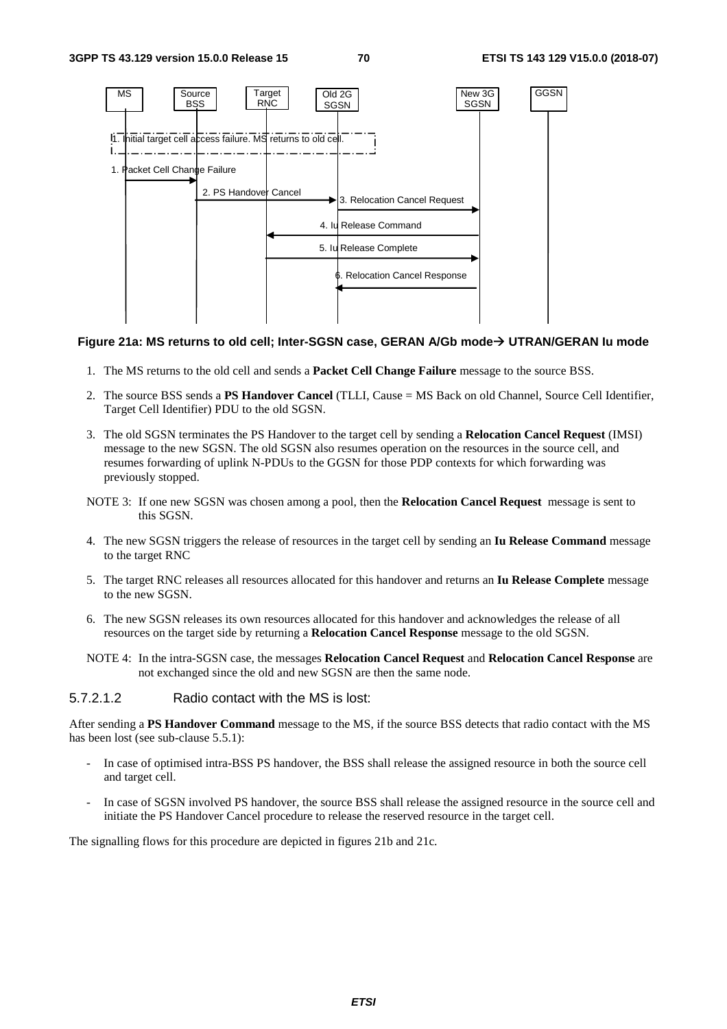MS
Source BSS
Target RNC
Old 2G SGSN
New 3G SGSN
GGSN

1. Initial target cell access failure. MS returns to old cell.
1. Packet Cell Change Failure
2. PS Handover Cancel
3. Relocation Cancel Request
4. Iu Release Command
5. Iu Release Complete
6. Relocation Cancel Response

**Figure 21a: MS returns to old cell; Inter-SGSN case, GERAN A/Gb mode→ UTRAN/GERAN Iu mode**

1. The MS returns to the old cell and sends a **Packet Cell Change Failure** message to the source BSS.
2. The source BSS sends a **PS Handover Cancel** (TLLI, Cause = MS Back on old Channel, Source Cell Identifier, Target Cell Identifier) PDU to the old SGSN.
3. The old SGSN terminates the PS Handover to the target cell by sending a **Relocation Cancel Request** (IMSI) message to the new SGSN. The old SGSN also resumes operation on the resources in the source cell, and resumes forwarding of uplink N-PDUs to the GGSN for those PDP contexts for which forwarding was previously stopped.

NOTE 3: If one new SGSN was chosen among a pool, then the **Relocation Cancel Request** message is sent to this SGSN.

4. The new SGSN triggers the release of resources in the target cell by sending an **Iu Release Command** message to the target RNC
5. The target RNC releases all resources allocated for this handover and returns an **Iu Release Complete** message to the new SGSN.
6. The new SGSN releases its own resources allocated for this handover and acknowledges the release of all resources on the target side by returning a **Relocation Cancel Response** message to the old SGSN.

NOTE 4: In the intra-SGSN case, the messages **Relocation Cancel Request** and **Relocation Cancel Response** are not exchanged since the old and new SGSN are then the same node.

#### 5.7.2.1.2 Radio contact with the MS is lost:

After sending a **PS Handover Command** message to the MS, if the source BSS detects that radio contact with the MS has been lost (see sub-clause 5.5.1):

- In case of optimised intra-BSS PS handover, the BSS shall release the assigned resource in both the source cell and target cell.
- In case of SGSN involved PS handover, the source BSS shall release the assigned resource in the source cell and initiate the PS Handover Cancel procedure to release the reserved resource in the target cell.

The signalling flows for this procedure are depicted in figures 21b and 21c.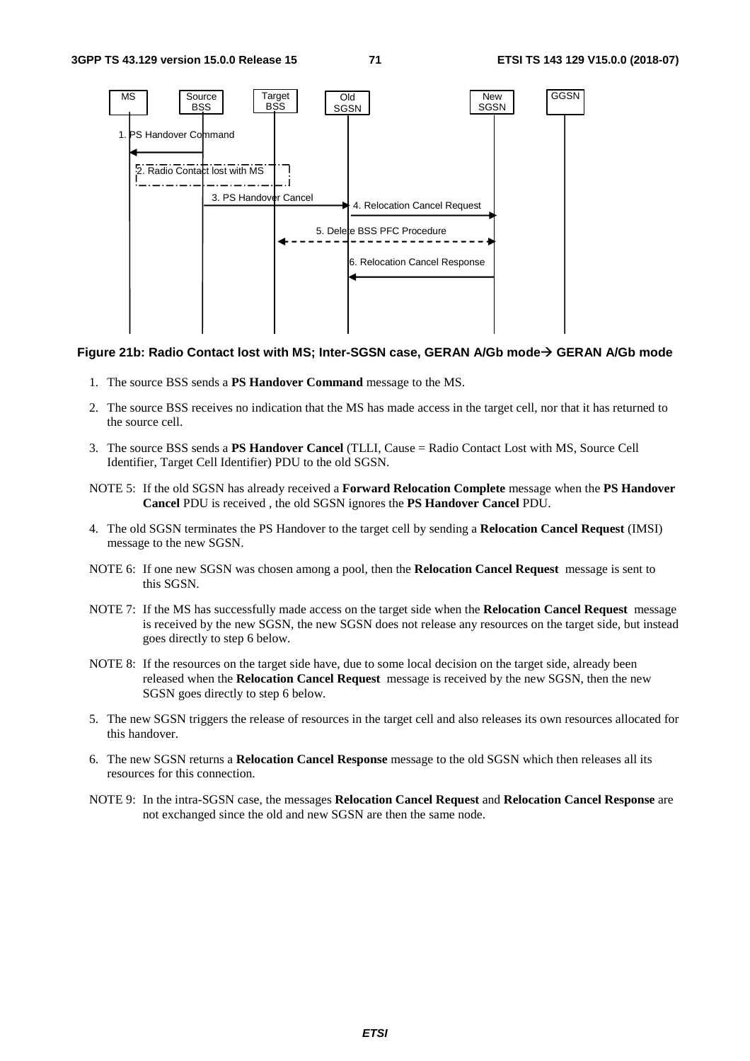MS
Source BSS
Target BSS
Old SGSN
New SGSN
GGSN

1. PS Handover Command
2. Radio Contact lost with MS
3. PS Handover Cancel
4. Relocation Cancel Request
5. Delete BSS PFC Procedure
6. Relocation Cancel Response

**Figure 21b: Radio Contact lost with MS; Inter-SGSN case, GERAN A/Gb mode→ GERAN A/Gb mode**

1. The source BSS sends a **PS Handover Command** message to the MS.

2. The source BSS receives no indication that the MS has made access in the target cell, nor that it has returned to the source cell.

3. The source BSS sends a **PS Handover Cancel** (TLLI, Cause = Radio Contact Lost with MS, Source Cell Identifier, Target Cell Identifier) PDU to the old SGSN.

NOTE 5: If the old SGSN has already received a **Forward Relocation Complete** message when the **PS Handover Cancel** PDU is received , the old SGSN ignores the **PS Handover Cancel** PDU.

4. The old SGSN terminates the PS Handover to the target cell by sending a **Relocation Cancel Request** (IMSI) message to the new SGSN.

NOTE 6: If one new SGSN was chosen among a pool, then the **Relocation Cancel Request** message is sent to this SGSN.

NOTE 7: If the MS has successfully made access on the target side when the **Relocation Cancel Request** message is received by the new SGSN, the new SGSN does not release any resources on the target side, but instead goes directly to step 6 below.

NOTE 8: If the resources on the target side have, due to some local decision on the target side, already been released when the **Relocation Cancel Request** message is received by the new SGSN, then the new SGSN goes directly to step 6 below.

5. The new SGSN triggers the release of resources in the target cell and also releases its own resources allocated for this handover.

6. The new SGSN returns a **Relocation Cancel Response** message to the old SGSN which then releases all its resources for this connection.

NOTE 9: In the intra-SGSN case, the messages **Relocation Cancel Request** and **Relocation Cancel Response** are not exchanged since the old and new SGSN are then the same node.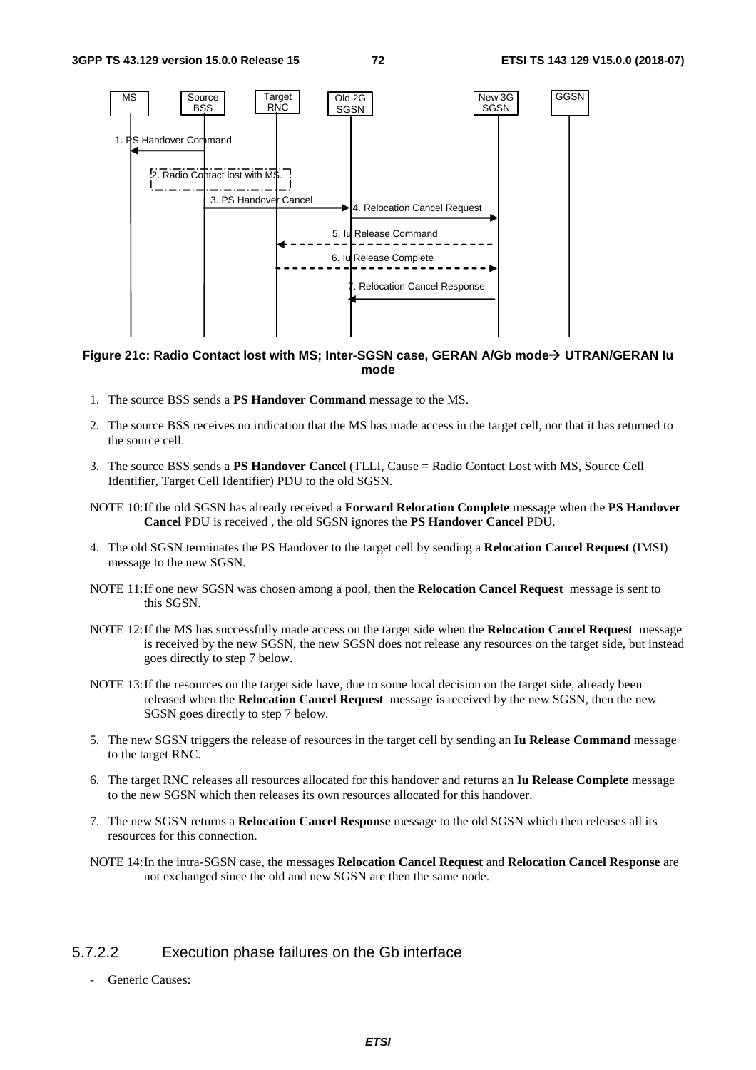MS | Source BSS | Target RNC | Old 2G SGSN | New 3G SGSN | GGSN

1. PS Handover Command

2. Radio Contact lost with MS.

3. PS Handover Cancel

4. Relocation Cancel Request

5. Iu Release Command

6. Iu Release Complete

7. Relocation Cancel Response

**Figure 21c: Radio Contact lost with MS; Inter-SGSN case, GERAN A/Gb mode→ UTRAN/GERAN Iu mode**

1. The source BSS sends a **PS Handover Command** message to the MS.

2. The source BSS receives no indication that the MS has made access in the target cell, nor that it has returned to the source cell.

3. The source BSS sends a **PS Handover Cancel** (TLLI, Cause = Radio Contact Lost with MS, Source Cell Identifier, Target Cell Identifier) PDU to the old SGSN.

NOTE 10: If the old SGSN has already received a **Forward Relocation Complete** message when the **PS Handover Cancel** PDU is received , the old SGSN ignores the **PS Handover Cancel** PDU.

4. The old SGSN terminates the PS Handover to the target cell by sending a **Relocation Cancel Request** (IMSI) message to the new SGSN.

NOTE 11: If one new SGSN was chosen among a pool, then the **Relocation Cancel Request** message is sent to this SGSN.

NOTE 12: If the MS has successfully made access on the target side when the **Relocation Cancel Request** message is received by the new SGSN, the new SGSN does not release any resources on the target side, but instead goes directly to step 7 below.

NOTE 13: If the resources on the target side have, due to some local decision on the target side, already been released when the **Relocation Cancel Request** message is received by the new SGSN, then the new SGSN goes directly to step 7 below.

5. The new SGSN triggers the release of resources in the target cell by sending an **Iu Release Command** message to the target RNC.

6. The target RNC releases all resources allocated for this handover and returns an **Iu Release Complete** message to the new SGSN which then releases its own resources allocated for this handover.

7. The new SGSN returns a **Relocation Cancel Response** message to the old SGSN which then releases all its resources for this connection.

NOTE 14: In the intra-SGSN case, the messages **Relocation Cancel Request** and **Relocation Cancel Response** are not exchanged since the old and new SGSN are then the same node.

### 5.7.2.2 Execution phase failures on the Gb interface

- Generic Causes: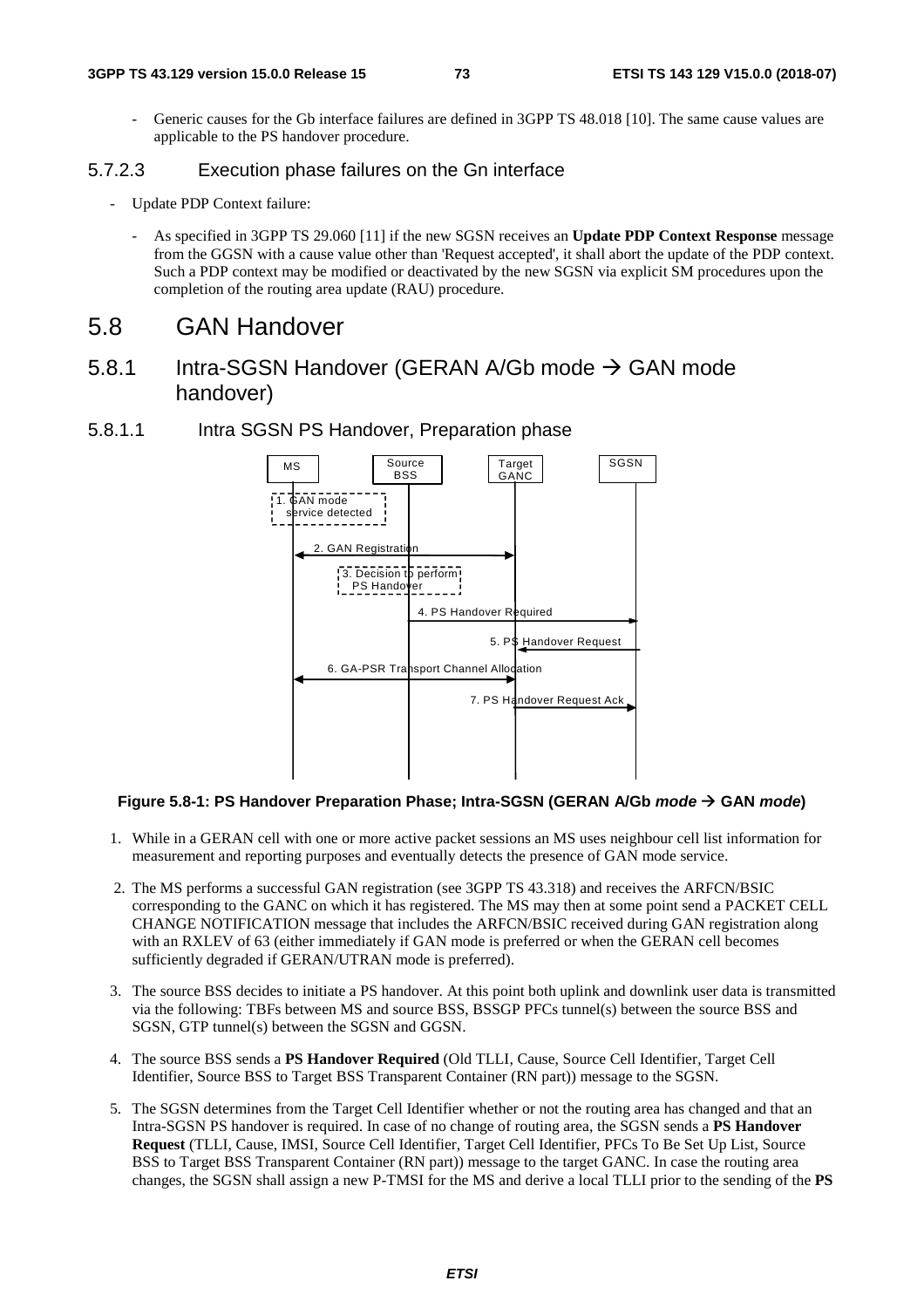- Generic causes for the Gb interface failures are defined in 3GPP TS 48.018 [10]. The same cause values are applicable to the PS handover procedure.

#### 5.7.2.3 Execution phase failures on the Gn interface

- Update PDP Context failure:
  - As specified in 3GPP TS 29.060 [11] if the new SGSN receives an **Update PDP Context Response** message from the GGSN with a cause value other than 'Request accepted', it shall abort the update of the PDP context. Such a PDP context may be modified or deactivated by the new SGSN via explicit SM procedures upon the completion of the routing area update (RAU) procedure.

## 5.8 GAN Handover

### 5.8.1 Intra-SGSN Handover (GERAN A/Gb mode → GAN mode handover)

#### 5.8.1.1 Intra SGSN PS Handover, Preparation phase

**Figure 5.8-1: PS Handover Preparation Phase; Intra-SGSN (GERAN A/Gb *mode* → GAN *mode*)**

1. While in a GERAN cell with one or more active packet sessions an MS uses neighbour cell list information for measurement and reporting purposes and eventually detects the presence of GAN mode service.

2. The MS performs a successful GAN registration (see 3GPP TS 43.318) and receives the ARFCN/BSIC corresponding to the GANC on which it has registered. The MS may then at some point send a PACKET CELL CHANGE NOTIFICATION message that includes the ARFCN/BSIC received during GAN registration along with an RXLEV of 63 (either immediately if GAN mode is preferred or when the GERAN cell becomes sufficiently degraded if GERAN/UTRAN mode is preferred).

3. The source BSS decides to initiate a PS handover. At this point both uplink and downlink user data is transmitted via the following: TBFs between MS and source BSS, BSSGP PFCs tunnel(s) between the source BSS and SGSN, GTP tunnel(s) between the SGSN and GGSN.

4. The source BSS sends a **PS Handover Required** (Old TLLI, Cause, Source Cell Identifier, Target Cell Identifier, Source BSS to Target BSS Transparent Container (RN part)) message to the SGSN.

5. The SGSN determines from the Target Cell Identifier whether or not the routing area has changed and that an Intra-SGSN PS handover is required. In case of no change of routing area, the SGSN sends a **PS Handover Request** (TLLI, Cause, IMSI, Source Cell Identifier, Target Cell Identifier, PFCs To Be Set Up List, Source BSS to Target BSS Transparent Container (RN part)) message to the target GANC. In case the routing area changes, the SGSN shall assign a new P-TMSI for the MS and derive a local TLLI prior to the sending of the **PS**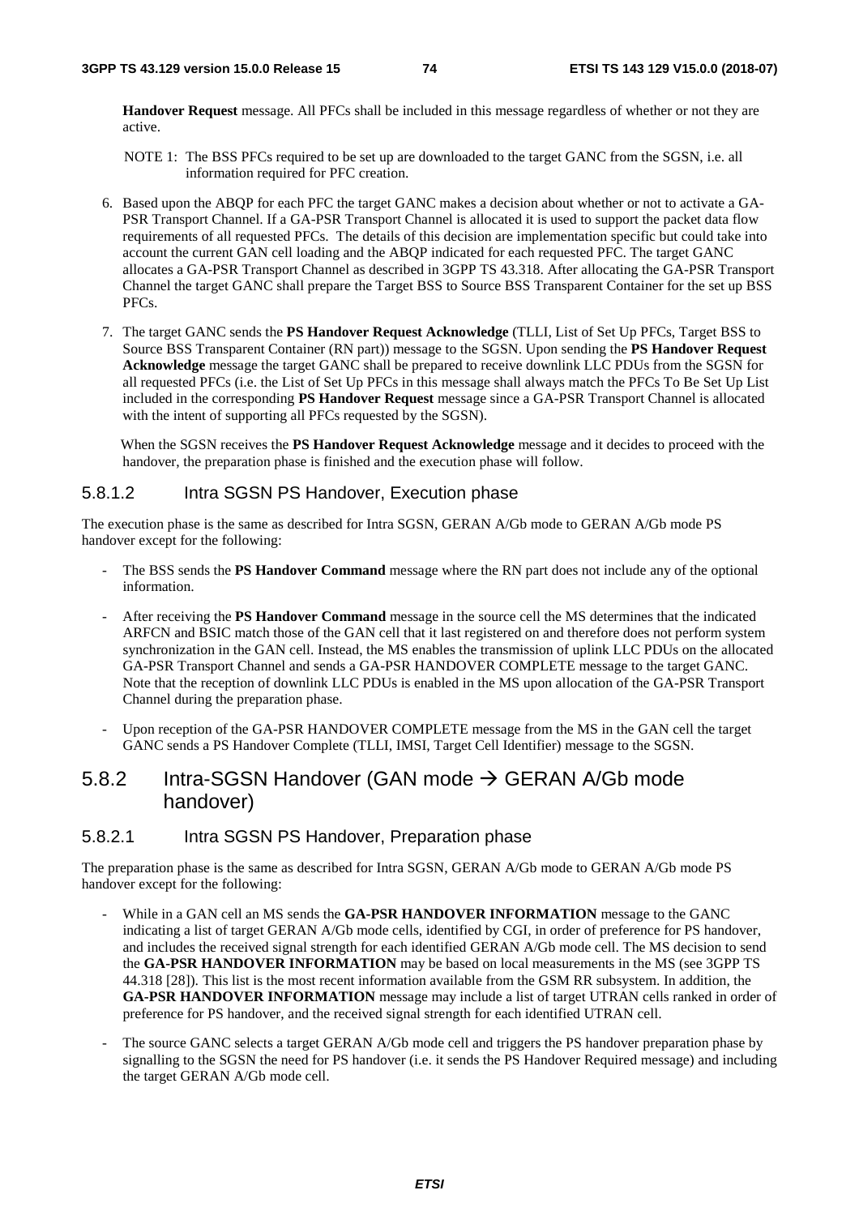**Handover Request** message. All PFCs shall be included in this message regardless of whether or not they are active.

NOTE 1: The BSS PFCs required to be set up are downloaded to the target GANC from the SGSN, i.e. all information required for PFC creation.

6. Based upon the ABQP for each PFC the target GANC makes a decision about whether or not to activate a GA-PSR Transport Channel. If a GA-PSR Transport Channel is allocated it is used to support the packet data flow requirements of all requested PFCs. The details of this decision are implementation specific but could take into account the current GAN cell loading and the ABQP indicated for each requested PFC. The target GANC allocates a GA-PSR Transport Channel as described in 3GPP TS 43.318. After allocating the GA-PSR Transport Channel the target GANC shall prepare the Target BSS to Source BSS Transparent Container for the set up BSS PFCs.

7. The target GANC sends the **PS Handover Request Acknowledge** (TLLI, List of Set Up PFCs, Target BSS to Source BSS Transparent Container (RN part)) message to the SGSN. Upon sending the **PS Handover Request Acknowledge** message the target GANC shall be prepared to receive downlink LLC PDUs from the SGSN for all requested PFCs (i.e. the List of Set Up PFCs in this message shall always match the PFCs To Be Set Up List included in the corresponding **PS Handover Request** message since a GA-PSR Transport Channel is allocated with the intent of supporting all PFCs requested by the SGSN).

   When the SGSN receives the **PS Handover Request Acknowledge** message and it decides to proceed with the handover, the preparation phase is finished and the execution phase will follow.

#### 5.8.1.2 Intra SGSN PS Handover, Execution phase

The execution phase is the same as described for Intra SGSN, GERAN A/Gb mode to GERAN A/Gb mode PS handover except for the following:

- The BSS sends the **PS Handover Command** message where the RN part does not include any of the optional information.
- After receiving the **PS Handover Command** message in the source cell the MS determines that the indicated ARFCN and BSIC match those of the GAN cell that it last registered on and therefore does not perform system synchronization in the GAN cell. Instead, the MS enables the transmission of uplink LLC PDUs on the allocated GA-PSR Transport Channel and sends a GA-PSR HANDOVER COMPLETE message to the target GANC. Note that the reception of downlink LLC PDUs is enabled in the MS upon allocation of the GA-PSR Transport Channel during the preparation phase.
- Upon reception of the GA-PSR HANDOVER COMPLETE message from the MS in the GAN cell the target GANC sends a PS Handover Complete (TLLI, IMSI, Target Cell Identifier) message to the SGSN.

### 5.8.2 Intra-SGSN Handover (GAN mode → GERAN A/Gb mode handover)

#### 5.8.2.1 Intra SGSN PS Handover, Preparation phase

The preparation phase is the same as described for Intra SGSN, GERAN A/Gb mode to GERAN A/Gb mode PS handover except for the following:

- While in a GAN cell an MS sends the **GA-PSR HANDOVER INFORMATION** message to the GANC indicating a list of target GERAN A/Gb mode cells, identified by CGI, in order of preference for PS handover, and includes the received signal strength for each identified GERAN A/Gb mode cell. The MS decision to send the **GA-PSR HANDOVER INFORMATION** may be based on local measurements in the MS (see 3GPP TS 44.318 [28]). This list is the most recent information available from the GSM RR subsystem. In addition, the **GA-PSR HANDOVER INFORMATION** message may include a list of target UTRAN cells ranked in order of preference for PS handover, and the received signal strength for each identified UTRAN cell.
- The source GANC selects a target GERAN A/Gb mode cell and triggers the PS handover preparation phase by signalling to the SGSN the need for PS handover (i.e. it sends the PS Handover Required message) and including the target GERAN A/Gb mode cell.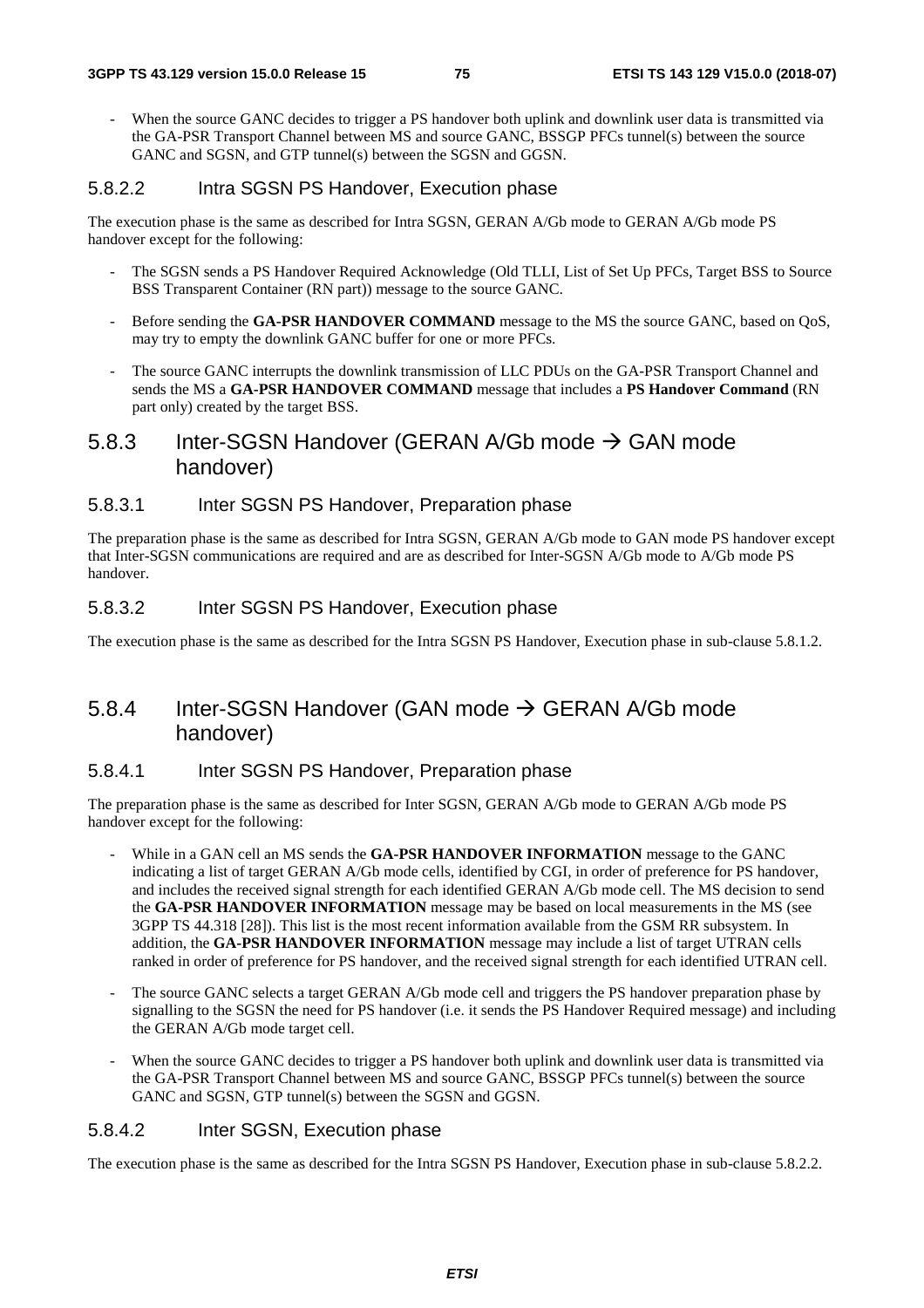- When the source GANC decides to trigger a PS handover both uplink and downlink user data is transmitted via the GA-PSR Transport Channel between MS and source GANC, BSSGP PFCs tunnel(s) between the source GANC and SGSN, and GTP tunnel(s) between the SGSN and GGSN.

#### 5.8.2.2 Intra SGSN PS Handover, Execution phase

The execution phase is the same as described for Intra SGSN, GERAN A/Gb mode to GERAN A/Gb mode PS handover except for the following:

- The SGSN sends a PS Handover Required Acknowledge (Old TLLI, List of Set Up PFCs, Target BSS to Source BSS Transparent Container (RN part)) message to the source GANC.
- Before sending the **GA-PSR HANDOVER COMMAND** message to the MS the source GANC, based on QoS, may try to empty the downlink GANC buffer for one or more PFCs.
- The source GANC interrupts the downlink transmission of LLC PDUs on the GA-PSR Transport Channel and sends the MS a **GA-PSR HANDOVER COMMAND** message that includes a **PS Handover Command** (RN part only) created by the target BSS.

### 5.8.3 Inter-SGSN Handover (GERAN A/Gb mode → GAN mode handover)

#### 5.8.3.1 Inter SGSN PS Handover, Preparation phase

The preparation phase is the same as described for Intra SGSN, GERAN A/Gb mode to GAN mode PS handover except that Inter-SGSN communications are required and are as described for Inter-SGSN A/Gb mode to A/Gb mode PS handover.

#### 5.8.3.2 Inter SGSN PS Handover, Execution phase

The execution phase is the same as described for the Intra SGSN PS Handover, Execution phase in sub-clause 5.8.1.2.

### 5.8.4 Inter-SGSN Handover (GAN mode → GERAN A/Gb mode handover)

#### 5.8.4.1 Inter SGSN PS Handover, Preparation phase

The preparation phase is the same as described for Inter SGSN, GERAN A/Gb mode to GERAN A/Gb mode PS handover except for the following:

- While in a GAN cell an MS sends the **GA-PSR HANDOVER INFORMATION** message to the GANC indicating a list of target GERAN A/Gb mode cells, identified by CGI, in order of preference for PS handover, and includes the received signal strength for each identified GERAN A/Gb mode cell. The MS decision to send the **GA-PSR HANDOVER INFORMATION** message may be based on local measurements in the MS (see 3GPP TS 44.318 [28]). This list is the most recent information available from the GSM RR subsystem. In addition, the **GA-PSR HANDOVER INFORMATION** message may include a list of target UTRAN cells ranked in order of preference for PS handover, and the received signal strength for each identified UTRAN cell.
- The source GANC selects a target GERAN A/Gb mode cell and triggers the PS handover preparation phase by signalling to the SGSN the need for PS handover (i.e. it sends the PS Handover Required message) and including the GERAN A/Gb mode target cell.
- When the source GANC decides to trigger a PS handover both uplink and downlink user data is transmitted via the GA-PSR Transport Channel between MS and source GANC, BSSGP PFCs tunnel(s) between the source GANC and SGSN, GTP tunnel(s) between the SGSN and GGSN.

#### 5.8.4.2 Inter SGSN, Execution phase

The execution phase is the same as described for the Intra SGSN PS Handover, Execution phase in sub-clause 5.8.2.2.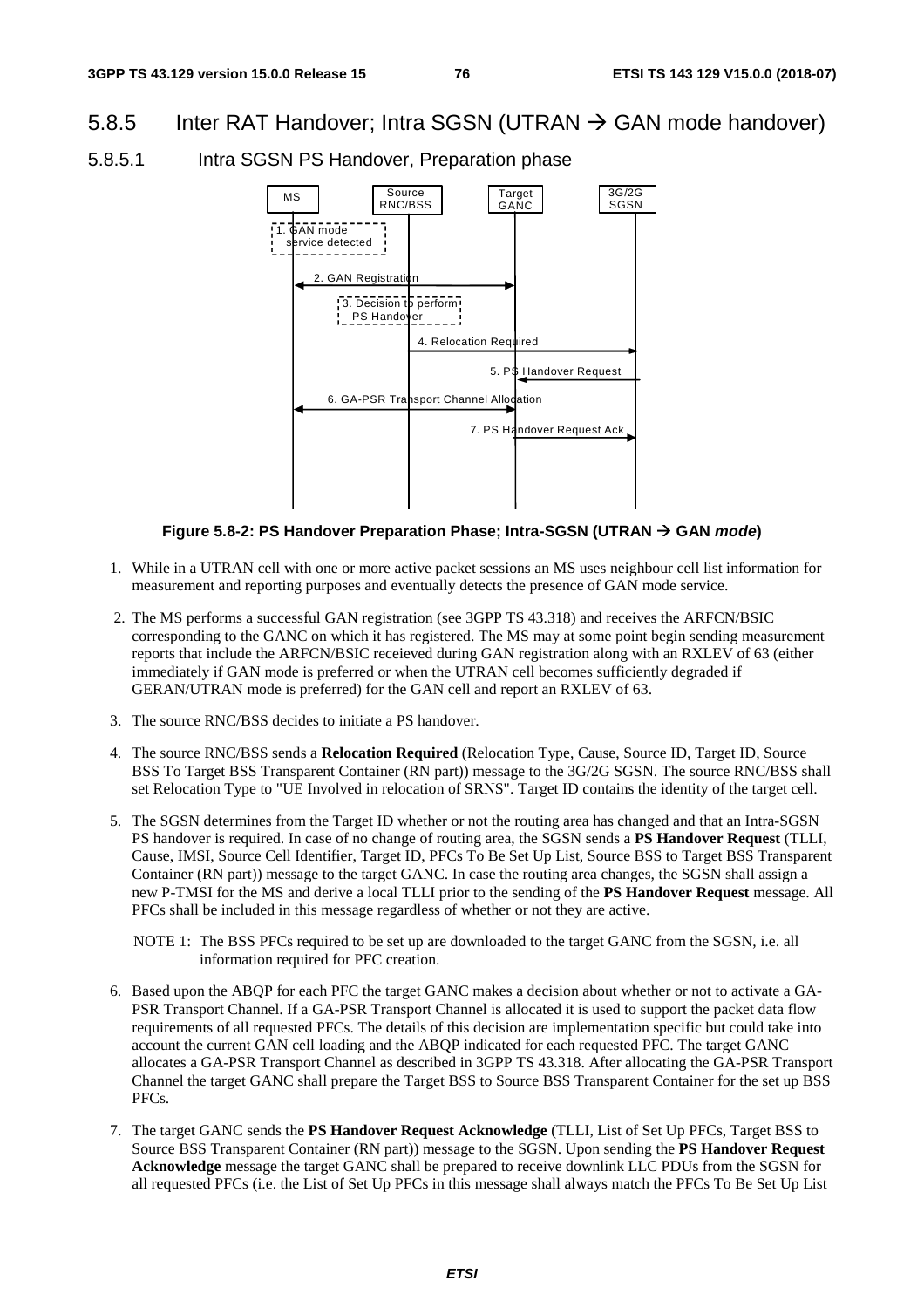## 5.8.5 Inter RAT Handover; Intra SGSN (UTRAN → GAN mode handover)

### 5.8.5.1 Intra SGSN PS Handover, Preparation phase

MS
Source RNC/BSS
Target GANC
3G/2G SGSN
1. GAN mode service detected
2. GAN Registration
3. Decision to perform PS Handover
4. Relocation Required
5. PS Handover Request
6. GA-PSR Transport Channel Allocation
7. PS Handover Request Ack

**Figure 5.8-2: PS Handover Preparation Phase; Intra-SGSN (UTRAN → GAN *mode*)**

1. While in a UTRAN cell with one or more active packet sessions an MS uses neighbour cell list information for measurement and reporting purposes and eventually detects the presence of GAN mode service.

2. The MS performs a successful GAN registration (see 3GPP TS 43.318) and receives the ARFCN/BSIC corresponding to the GANC on which it has registered. The MS may at some point begin sending measurement reports that include the ARFCN/BSIC receieved during GAN registration along with an RXLEV of 63 (either immediately if GAN mode is preferred or when the UTRAN cell becomes sufficiently degraded if GERAN/UTRAN mode is preferred) for the GAN cell and report an RXLEV of 63.

3. The source RNC/BSS decides to initiate a PS handover.

4. The source RNC/BSS sends a **Relocation Required** (Relocation Type, Cause, Source ID, Target ID, Source BSS To Target BSS Transparent Container (RN part)) message to the 3G/2G SGSN. The source RNC/BSS shall set Relocation Type to "UE Involved in relocation of SRNS". Target ID contains the identity of the target cell.

5. The SGSN determines from the Target ID whether or not the routing area has changed and that an Intra-SGSN PS handover is required. In case of no change of routing area, the SGSN sends a **PS Handover Request** (TLLI, Cause, IMSI, Source Cell Identifier, Target ID, PFCs To Be Set Up List, Source BSS to Target BSS Transparent Container (RN part)) message to the target GANC. In case the routing area changes, the SGSN shall assign a new P-TMSI for the MS and derive a local TLLI prior to the sending of the **PS Handover Request** message. All PFCs shall be included in this message regardless of whether or not they are active.

   NOTE 1: The BSS PFCs required to be set up are downloaded to the target GANC from the SGSN, i.e. all information required for PFC creation.

6. Based upon the ABQP for each PFC the target GANC makes a decision about whether or not to activate a GA-PSR Transport Channel. If a GA-PSR Transport Channel is allocated it is used to support the packet data flow requirements of all requested PFCs. The details of this decision are implementation specific but could take into account the current GAN cell loading and the ABQP indicated for each requested PFC. The target GANC allocates a GA-PSR Transport Channel as described in 3GPP TS 43.318. After allocating the GA-PSR Transport Channel the target GANC shall prepare the Target BSS to Source BSS Transparent Container for the set up BSS PFCs.

7. The target GANC sends the **PS Handover Request Acknowledge** (TLLI, List of Set Up PFCs, Target BSS to Source BSS Transparent Container (RN part)) message to the SGSN. Upon sending the **PS Handover Request Acknowledge** message the target GANC shall be prepared to receive downlink LLC PDUs from the SGSN for all requested PFCs (i.e. the List of Set Up PFCs in this message shall always match the PFCs To Be Set Up List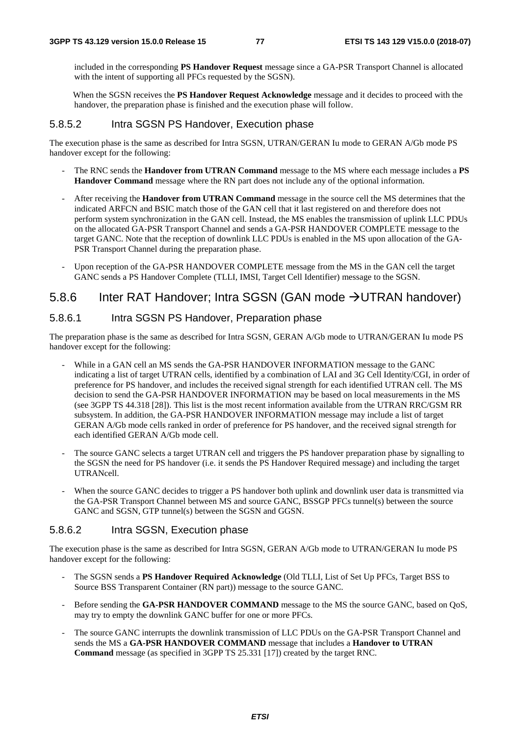included in the corresponding **PS Handover Request** message since a GA-PSR Transport Channel is allocated with the intent of supporting all PFCs requested by the SGSN).

When the SGSN receives the **PS Handover Request Acknowledge** message and it decides to proceed with the handover, the preparation phase is finished and the execution phase will follow.

#### 5.8.5.2 Intra SGSN PS Handover, Execution phase

The execution phase is the same as described for Intra SGSN, UTRAN/GERAN Iu mode to GERAN A/Gb mode PS handover except for the following:

- The RNC sends the **Handover from UTRAN Command** message to the MS where each message includes a **PS Handover Command** message where the RN part does not include any of the optional information.
- After receiving the **Handover from UTRAN Command** message in the source cell the MS determines that the indicated ARFCN and BSIC match those of the GAN cell that it last registered on and therefore does not perform system synchronization in the GAN cell. Instead, the MS enables the transmission of uplink LLC PDUs on the allocated GA-PSR Transport Channel and sends a GA-PSR HANDOVER COMPLETE message to the target GANC. Note that the reception of downlink LLC PDUs is enabled in the MS upon allocation of the GA-PSR Transport Channel during the preparation phase.
- Upon reception of the GA-PSR HANDOVER COMPLETE message from the MS in the GAN cell the target GANC sends a PS Handover Complete (TLLI, IMSI, Target Cell Identifier) message to the SGSN.

### 5.8.6 Inter RAT Handover; Intra SGSN (GAN mode →UTRAN handover)

#### 5.8.6.1 Intra SGSN PS Handover, Preparation phase

The preparation phase is the same as described for Intra SGSN, GERAN A/Gb mode to UTRAN/GERAN Iu mode PS handover except for the following:

- While in a GAN cell an MS sends the GA-PSR HANDOVER INFORMATION message to the GANC indicating a list of target UTRAN cells, identified by a combination of LAI and 3G Cell Identity/CGI, in order of preference for PS handover, and includes the received signal strength for each identified UTRAN cell. The MS decision to send the GA-PSR HANDOVER INFORMATION may be based on local measurements in the MS (see 3GPP TS 44.318 [28]). This list is the most recent information available from the UTRAN RRC/GSM RR subsystem. In addition, the GA-PSR HANDOVER INFORMATION message may include a list of target GERAN A/Gb mode cells ranked in order of preference for PS handover, and the received signal strength for each identified GERAN A/Gb mode cell.
- The source GANC selects a target UTRAN cell and triggers the PS handover preparation phase by signalling to the SGSN the need for PS handover (i.e. it sends the PS Handover Required message) and including the target UTRANcell.
- When the source GANC decides to trigger a PS handover both uplink and downlink user data is transmitted via the GA-PSR Transport Channel between MS and source GANC, BSSGP PFCs tunnel(s) between the source GANC and SGSN, GTP tunnel(s) between the SGSN and GGSN.

#### 5.8.6.2 Intra SGSN, Execution phase

The execution phase is the same as described for Intra SGSN, GERAN A/Gb mode to UTRAN/GERAN Iu mode PS handover except for the following:

- The SGSN sends a **PS Handover Required Acknowledge** (Old TLLI, List of Set Up PFCs, Target BSS to Source BSS Transparent Container (RN part)) message to the source GANC.
- Before sending the **GA-PSR HANDOVER COMMAND** message to the MS the source GANC, based on QoS, may try to empty the downlink GANC buffer for one or more PFCs.
- The source GANC interrupts the downlink transmission of LLC PDUs on the GA-PSR Transport Channel and sends the MS a **GA-PSR HANDOVER COMMAND** message that includes a **Handover to UTRAN Command** message (as specified in 3GPP TS 25.331 [17]) created by the target RNC.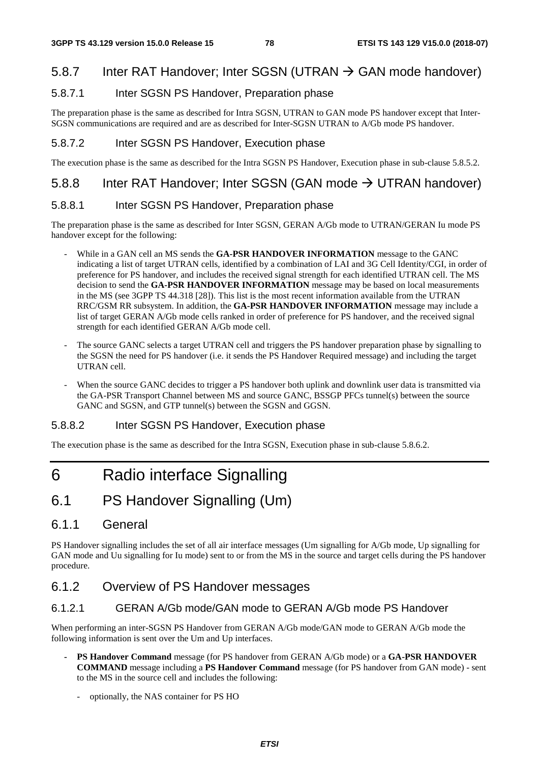### 5.8.7 Inter RAT Handover; Inter SGSN (UTRAN → GAN mode handover)

#### 5.8.7.1 Inter SGSN PS Handover, Preparation phase

The preparation phase is the same as described for Intra SGSN, UTRAN to GAN mode PS handover except that Inter-SGSN communications are required and are as described for Inter-SGSN UTRAN to A/Gb mode PS handover.

#### 5.8.7.2 Inter SGSN PS Handover, Execution phase

The execution phase is the same as described for the Intra SGSN PS Handover, Execution phase in sub-clause 5.8.5.2.

### 5.8.8 Inter RAT Handover; Inter SGSN (GAN mode → UTRAN handover)

#### 5.8.8.1 Inter SGSN PS Handover, Preparation phase

The preparation phase is the same as described for Inter SGSN, GERAN A/Gb mode to UTRAN/GERAN Iu mode PS handover except for the following:

- While in a GAN cell an MS sends the **GA-PSR HANDOVER INFORMATION** message to the GANC indicating a list of target UTRAN cells, identified by a combination of LAI and 3G Cell Identity/CGI, in order of preference for PS handover, and includes the received signal strength for each identified UTRAN cell. The MS decision to send the **GA-PSR HANDOVER INFORMATION** message may be based on local measurements in the MS (see 3GPP TS 44.318 [28]). This list is the most recent information available from the UTRAN RRC/GSM RR subsystem. In addition, the **GA-PSR HANDOVER INFORMATION** message may include a list of target GERAN A/Gb mode cells ranked in order of preference for PS handover, and the received signal strength for each identified GERAN A/Gb mode cell.
- The source GANC selects a target UTRAN cell and triggers the PS handover preparation phase by signalling to the SGSN the need for PS handover (i.e. it sends the PS Handover Required message) and including the target UTRAN cell.
- When the source GANC decides to trigger a PS handover both uplink and downlink user data is transmitted via the GA-PSR Transport Channel between MS and source GANC, BSSGP PFCs tunnel(s) between the source GANC and SGSN, and GTP tunnel(s) between the SGSN and GGSN.

#### 5.8.8.2 Inter SGSN PS Handover, Execution phase

The execution phase is the same as described for the Intra SGSN, Execution phase in sub-clause 5.8.6.2.

# 6 Radio interface Signalling

## 6.1 PS Handover Signalling (Um)

### 6.1.1 General

PS Handover signalling includes the set of all air interface messages (Um signalling for A/Gb mode, Up signalling for GAN mode and Uu signalling for Iu mode) sent to or from the MS in the source and target cells during the PS handover procedure.

### 6.1.2 Overview of PS Handover messages

#### 6.1.2.1 GERAN A/Gb mode/GAN mode to GERAN A/Gb mode PS Handover

When performing an inter-SGSN PS Handover from GERAN A/Gb mode/GAN mode to GERAN A/Gb mode the following information is sent over the Um and Up interfaces.

- **PS Handover Command** message (for PS handover from GERAN A/Gb mode) or a **GA-PSR HANDOVER COMMAND** message including a **PS Handover Command** message (for PS handover from GAN mode) - sent to the MS in the source cell and includes the following:
  - optionally, the NAS container for PS HO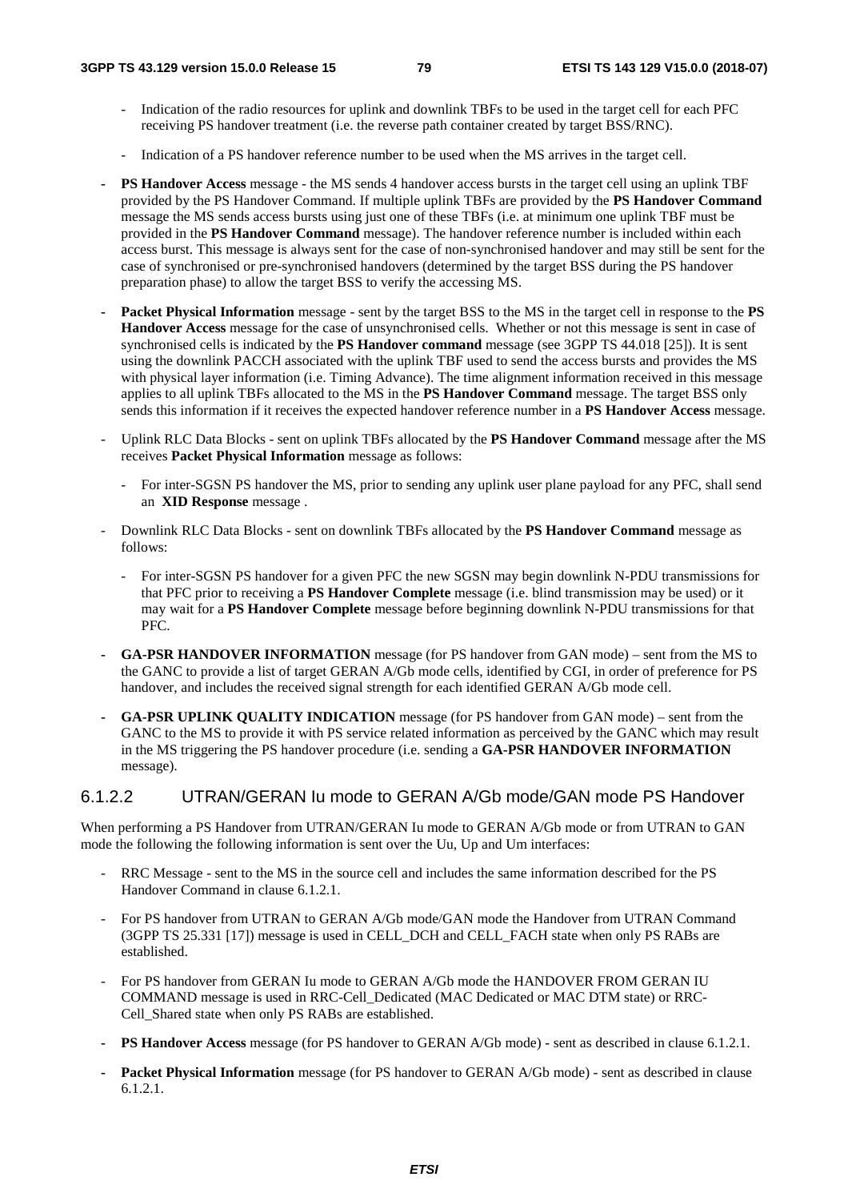- Indication of the radio resources for uplink and downlink TBFs to be used in the target cell for each PFC receiving PS handover treatment (i.e. the reverse path container created by target BSS/RNC).
  - Indication of a PS handover reference number to be used when the MS arrives in the target cell.
- **PS Handover Access** message - the MS sends 4 handover access bursts in the target cell using an uplink TBF provided by the PS Handover Command. If multiple uplink TBFs are provided by the **PS Handover Command** message the MS sends access bursts using just one of these TBFs (i.e. at minimum one uplink TBF must be provided in the **PS Handover Command** message). The handover reference number is included within each access burst. This message is always sent for the case of non-synchronised handover and may still be sent for the case of synchronised or pre-synchronised handovers (determined by the target BSS during the PS handover preparation phase) to allow the target BSS to verify the accessing MS.
- **Packet Physical Information** message - sent by the target BSS to the MS in the target cell in response to the **PS Handover Access** message for the case of unsynchronised cells. Whether or not this message is sent in case of synchronised cells is indicated by the **PS Handover command** message (see 3GPP TS 44.018 [25]). It is sent using the downlink PACCH associated with the uplink TBF used to send the access bursts and provides the MS with physical layer information (i.e. Timing Advance). The time alignment information received in this message applies to all uplink TBFs allocated to the MS in the **PS Handover Command** message. The target BSS only sends this information if it receives the expected handover reference number in a **PS Handover Access** message.
- Uplink RLC Data Blocks - sent on uplink TBFs allocated by the **PS Handover Command** message after the MS receives **Packet Physical Information** message as follows:
  - For inter-SGSN PS handover the MS, prior to sending any uplink user plane payload for any PFC, shall send an **XID Response** message .
- Downlink RLC Data Blocks - sent on downlink TBFs allocated by the **PS Handover Command** message as follows:
  - For inter-SGSN PS handover for a given PFC the new SGSN may begin downlink N-PDU transmissions for that PFC prior to receiving a **PS Handover Complete** message (i.e. blind transmission may be used) or it may wait for a **PS Handover Complete** message before beginning downlink N-PDU transmissions for that PFC.
- **GA-PSR HANDOVER INFORMATION** message (for PS handover from GAN mode) – sent from the MS to the GANC to provide a list of target GERAN A/Gb mode cells, identified by CGI, in order of preference for PS handover, and includes the received signal strength for each identified GERAN A/Gb mode cell.
- **GA-PSR UPLINK QUALITY INDICATION** message (for PS handover from GAN mode) – sent from the GANC to the MS to provide it with PS service related information as perceived by the GANC which may result in the MS triggering the PS handover procedure (i.e. sending a **GA-PSR HANDOVER INFORMATION** message).

#### 6.1.2.2 UTRAN/GERAN Iu mode to GERAN A/Gb mode/GAN mode PS Handover

When performing a PS Handover from UTRAN/GERAN Iu mode to GERAN A/Gb mode or from UTRAN to GAN mode the following the following information is sent over the Uu, Up and Um interfaces:

- RRC Message - sent to the MS in the source cell and includes the same information described for the PS Handover Command in clause 6.1.2.1.
- For PS handover from UTRAN to GERAN A/Gb mode/GAN mode the Handover from UTRAN Command (3GPP TS 25.331 [17]) message is used in CELL_DCH and CELL_FACH state when only PS RABs are established.
- For PS handover from GERAN Iu mode to GERAN A/Gb mode the HANDOVER FROM GERAN IU COMMAND message is used in RRC-Cell_Dedicated (MAC Dedicated or MAC DTM state) or RRC-Cell_Shared state when only PS RABs are established.
- **PS Handover Access** message (for PS handover to GERAN A/Gb mode) - sent as described in clause 6.1.2.1.
- **Packet Physical Information** message (for PS handover to GERAN A/Gb mode) - sent as described in clause 6.1.2.1.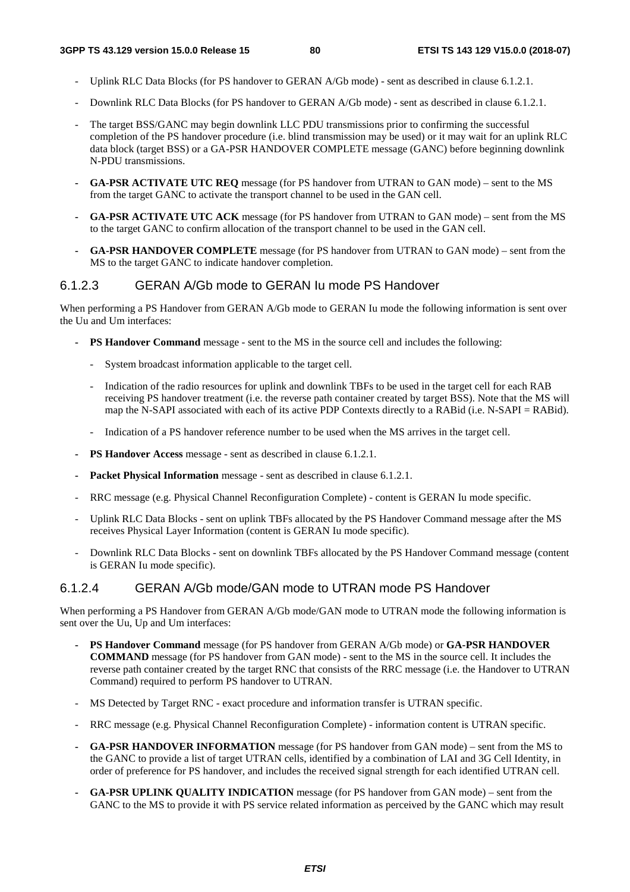- Uplink RLC Data Blocks (for PS handover to GERAN A/Gb mode) - sent as described in clause 6.1.2.1.
- Downlink RLC Data Blocks (for PS handover to GERAN A/Gb mode) - sent as described in clause 6.1.2.1.
- The target BSS/GANC may begin downlink LLC PDU transmissions prior to confirming the successful completion of the PS handover procedure (i.e. blind transmission may be used) or it may wait for an uplink RLC data block (target BSS) or a GA-PSR HANDOVER COMPLETE message (GANC) before beginning downlink N-PDU transmissions.
- **GA-PSR ACTIVATE UTC REQ** message (for PS handover from UTRAN to GAN mode) – sent to the MS from the target GANC to activate the transport channel to be used in the GAN cell.
- **GA-PSR ACTIVATE UTC ACK** message (for PS handover from UTRAN to GAN mode) – sent from the MS to the target GANC to confirm allocation of the transport channel to be used in the GAN cell.
- **GA-PSR HANDOVER COMPLETE** message (for PS handover from UTRAN to GAN mode) – sent from the MS to the target GANC to indicate handover completion.

#### 6.1.2.3 GERAN A/Gb mode to GERAN Iu mode PS Handover

When performing a PS Handover from GERAN A/Gb mode to GERAN Iu mode the following information is sent over the Uu and Um interfaces:

- **PS Handover Command** message - sent to the MS in the source cell and includes the following:
  - System broadcast information applicable to the target cell.
  - Indication of the radio resources for uplink and downlink TBFs to be used in the target cell for each RAB receiving PS handover treatment (i.e. the reverse path container created by target BSS). Note that the MS will map the N-SAPI associated with each of its active PDP Contexts directly to a RABid (i.e. N-SAPI = RABid).
  - Indication of a PS handover reference number to be used when the MS arrives in the target cell.
- **PS Handover Access** message - sent as described in clause 6.1.2.1.
- **Packet Physical Information** message - sent as described in clause 6.1.2.1.
- RRC message (e.g. Physical Channel Reconfiguration Complete) - content is GERAN Iu mode specific.
- Uplink RLC Data Blocks - sent on uplink TBFs allocated by the PS Handover Command message after the MS receives Physical Layer Information (content is GERAN Iu mode specific).
- Downlink RLC Data Blocks - sent on downlink TBFs allocated by the PS Handover Command message (content is GERAN Iu mode specific).

#### 6.1.2.4 GERAN A/Gb mode/GAN mode to UTRAN mode PS Handover

When performing a PS Handover from GERAN A/Gb mode/GAN mode to UTRAN mode the following information is sent over the Uu, Up and Um interfaces:

- **PS Handover Command** message (for PS handover from GERAN A/Gb mode) or **GA-PSR HANDOVER COMMAND** message (for PS handover from GAN mode) - sent to the MS in the source cell. It includes the reverse path container created by the target RNC that consists of the RRC message (i.e. the Handover to UTRAN Command) required to perform PS handover to UTRAN.
- MS Detected by Target RNC - exact procedure and information transfer is UTRAN specific.
- RRC message (e.g. Physical Channel Reconfiguration Complete) - information content is UTRAN specific.
- **GA-PSR HANDOVER INFORMATION** message (for PS handover from GAN mode) – sent from the MS to the GANC to provide a list of target UTRAN cells, identified by a combination of LAI and 3G Cell Identity, in order of preference for PS handover, and includes the received signal strength for each identified UTRAN cell.
- **GA-PSR UPLINK QUALITY INDICATION** message (for PS handover from GAN mode) – sent from the GANC to the MS to provide it with PS service related information as perceived by the GANC which may result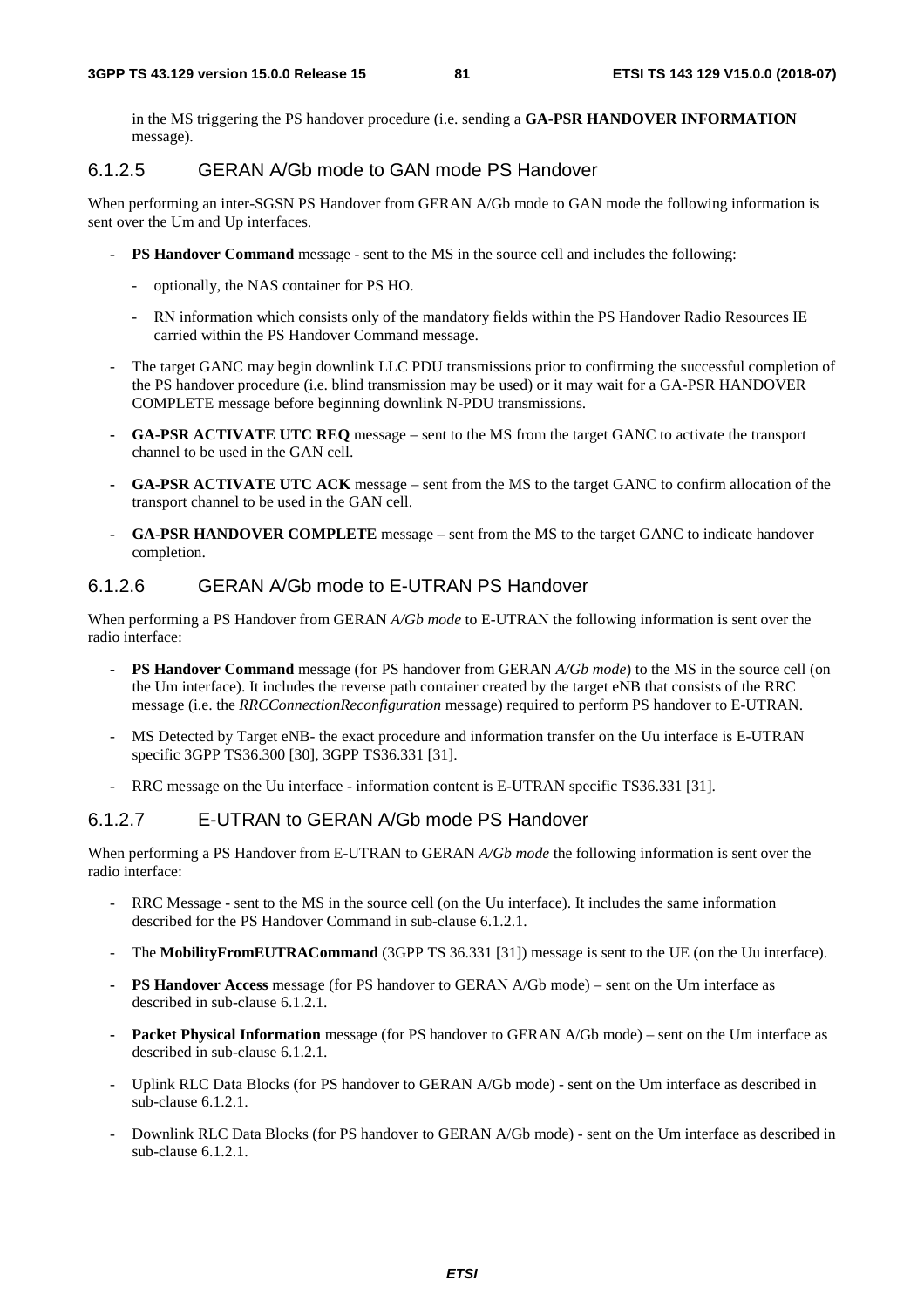in the MS triggering the PS handover procedure (i.e. sending a **GA-PSR HANDOVER INFORMATION** message).

#### 6.1.2.5 GERAN A/Gb mode to GAN mode PS Handover

When performing an inter-SGSN PS Handover from GERAN A/Gb mode to GAN mode the following information is sent over the Um and Up interfaces.

- **PS Handover Command** message - sent to the MS in the source cell and includes the following:
  - optionally, the NAS container for PS HO.
  - RN information which consists only of the mandatory fields within the PS Handover Radio Resources IE carried within the PS Handover Command message.
- The target GANC may begin downlink LLC PDU transmissions prior to confirming the successful completion of the PS handover procedure (i.e. blind transmission may be used) or it may wait for a GA-PSR HANDOVER COMPLETE message before beginning downlink N-PDU transmissions.
- **GA-PSR ACTIVATE UTC REQ** message – sent to the MS from the target GANC to activate the transport channel to be used in the GAN cell.
- **GA-PSR ACTIVATE UTC ACK** message – sent from the MS to the target GANC to confirm allocation of the transport channel to be used in the GAN cell.
- **GA-PSR HANDOVER COMPLETE** message – sent from the MS to the target GANC to indicate handover completion.

#### 6.1.2.6 GERAN A/Gb mode to E-UTRAN PS Handover

When performing a PS Handover from GERAN *A/Gb mode* to E-UTRAN the following information is sent over the radio interface:

- **PS Handover Command** message (for PS handover from GERAN *A/Gb mode*) to the MS in the source cell (on the Um interface). It includes the reverse path container created by the target eNB that consists of the RRC message (i.e. the *RRCConnectionReconfiguration* message) required to perform PS handover to E-UTRAN.
- MS Detected by Target eNB- the exact procedure and information transfer on the Uu interface is E-UTRAN specific 3GPP TS36.300 [30], 3GPP TS36.331 [31].
- RRC message on the Uu interface - information content is E-UTRAN specific TS36.331 [31].

#### 6.1.2.7 E-UTRAN to GERAN A/Gb mode PS Handover

When performing a PS Handover from E-UTRAN to GERAN *A/Gb mode* the following information is sent over the radio interface:

- RRC Message - sent to the MS in the source cell (on the Uu interface). It includes the same information described for the PS Handover Command in sub-clause 6.1.2.1.
- The **MobilityFromEUTRACommand** (3GPP TS 36.331 [31]) message is sent to the UE (on the Uu interface).
- **PS Handover Access** message (for PS handover to GERAN A/Gb mode) – sent on the Um interface as described in sub-clause 6.1.2.1.
- **Packet Physical Information** message (for PS handover to GERAN A/Gb mode) – sent on the Um interface as described in sub-clause 6.1.2.1.
- Uplink RLC Data Blocks (for PS handover to GERAN A/Gb mode) - sent on the Um interface as described in sub-clause 6.1.2.1.
- Downlink RLC Data Blocks (for PS handover to GERAN A/Gb mode) - sent on the Um interface as described in sub-clause 6.1.2.1.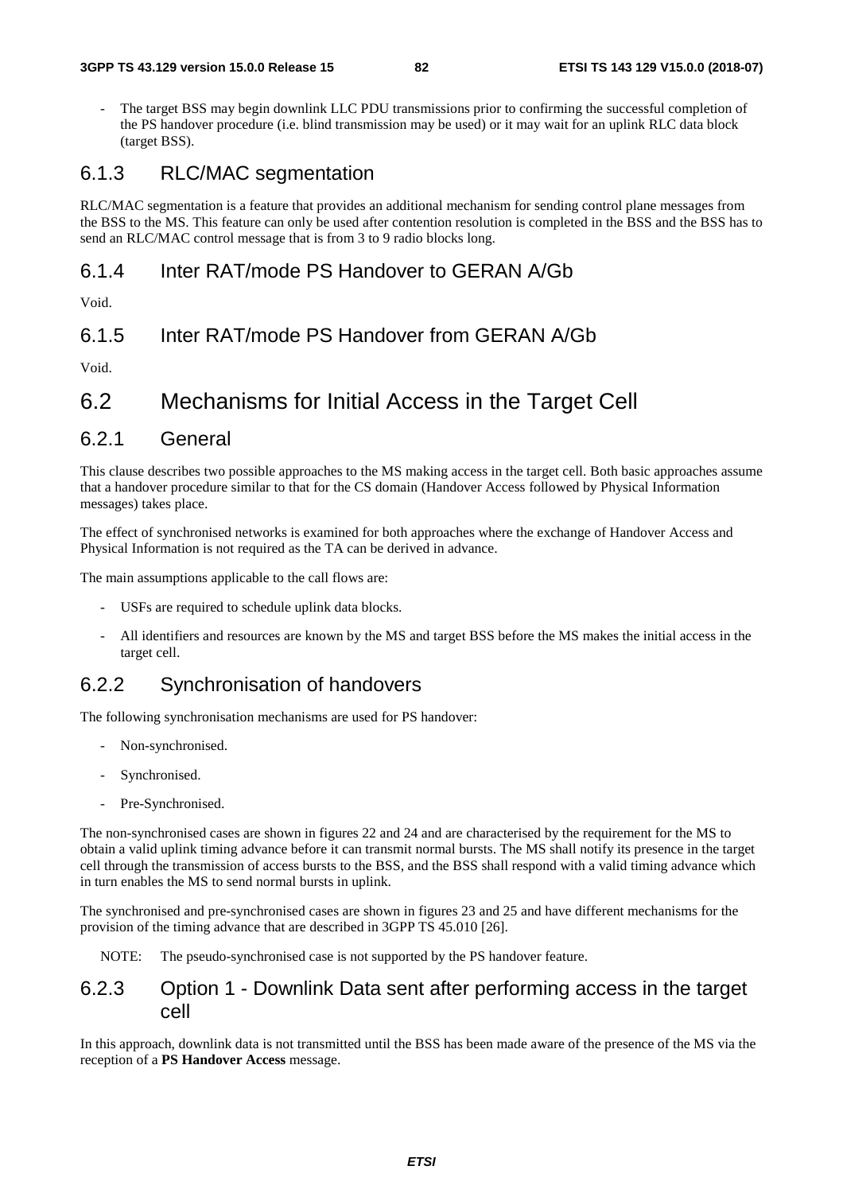- The target BSS may begin downlink LLC PDU transmissions prior to confirming the successful completion of the PS handover procedure (i.e. blind transmission may be used) or it may wait for an uplink RLC data block (target BSS).

### 6.1.3 RLC/MAC segmentation

RLC/MAC segmentation is a feature that provides an additional mechanism for sending control plane messages from the BSS to the MS. This feature can only be used after contention resolution is completed in the BSS and the BSS has to send an RLC/MAC control message that is from 3 to 9 radio blocks long.

### 6.1.4 Inter RAT/mode PS Handover to GERAN A/Gb

Void.

### 6.1.5 Inter RAT/mode PS Handover from GERAN A/Gb

Void.

## 6.2 Mechanisms for Initial Access in the Target Cell

### 6.2.1 General

This clause describes two possible approaches to the MS making access in the target cell. Both basic approaches assume that a handover procedure similar to that for the CS domain (Handover Access followed by Physical Information messages) takes place.

The effect of synchronised networks is examined for both approaches where the exchange of Handover Access and Physical Information is not required as the TA can be derived in advance.

The main assumptions applicable to the call flows are:

- USFs are required to schedule uplink data blocks.
- All identifiers and resources are known by the MS and target BSS before the MS makes the initial access in the target cell.

### 6.2.2 Synchronisation of handovers

The following synchronisation mechanisms are used for PS handover:

- Non-synchronised.
- Synchronised.
- Pre-Synchronised.

The non-synchronised cases are shown in figures 22 and 24 and are characterised by the requirement for the MS to obtain a valid uplink timing advance before it can transmit normal bursts. The MS shall notify its presence in the target cell through the transmission of access bursts to the BSS, and the BSS shall respond with a valid timing advance which in turn enables the MS to send normal bursts in uplink.

The synchronised and pre-synchronised cases are shown in figures 23 and 25 and have different mechanisms for the provision of the timing advance that are described in 3GPP TS 45.010 [26].

NOTE: The pseudo-synchronised case is not supported by the PS handover feature.

### 6.2.3 Option 1 - Downlink Data sent after performing access in the target cell

In this approach, downlink data is not transmitted until the BSS has been made aware of the presence of the MS via the reception of a **PS Handover Access** message.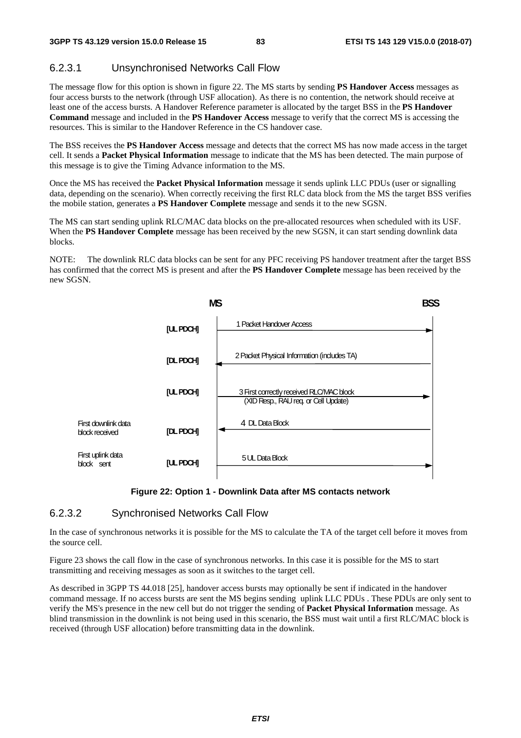### 6.2.3.1 Unsynchronised Networks Call Flow

The message flow for this option is shown in figure 22. The MS starts by sending **PS Handover Access** messages as four access bursts to the network (through USF allocation). As there is no contention, the network should receive at least one of the access bursts. A Handover Reference parameter is allocated by the target BSS in the **PS Handover Command** message and included in the **PS Handover Access** message to verify that the correct MS is accessing the resources. This is similar to the Handover Reference in the CS handover case.

The BSS receives the **PS Handover Access** message and detects that the correct MS has now made access in the target cell. It sends a **Packet Physical Information** message to indicate that the MS has been detected. The main purpose of this message is to give the Timing Advance information to the MS.

Once the MS has received the **Packet Physical Information** message it sends uplink LLC PDUs (user or signalling data, depending on the scenario). When correctly receiving the first RLC data block from the MS the target BSS verifies the mobile station, generates a **PS Handover Complete** message and sends it to the new SGSN.

The MS can start sending uplink RLC/MAC data blocks on the pre-allocated resources when scheduled with its USF. When the **PS Handover Complete** message has been received by the new SGSN, it can start sending downlink data blocks.

NOTE: The downlink RLC data blocks can be sent for any PFC receiving PS handover treatment after the target BSS has confirmed that the correct MS is present and after the **PS Handover Complete** message has been received by the new SGSN.

MS

BSS

[UL PDCH] 1 Packet Handover Access

[DL PDCH] 2 Packet Physical Information (includes TA)

[UL PDCH] 3 First correctly received RLC/MAC block (XID Resp., RAU req. or Cell Update)

First downlink data block received [DL PDCH] 4 DL Data Block

First uplink data block sent [UL PDCH] 5 UL Data Block

**Figure 22: Option 1 - Downlink Data after MS contacts network**

### 6.2.3.2 Synchronised Networks Call Flow

In the case of synchronous networks it is possible for the MS to calculate the TA of the target cell before it moves from the source cell.

Figure 23 shows the call flow in the case of synchronous networks. In this case it is possible for the MS to start transmitting and receiving messages as soon as it switches to the target cell.

As described in 3GPP TS 44.018 [25], handover access bursts may optionally be sent if indicated in the handover command message. If no access bursts are sent the MS begins sending uplink LLC PDUs . These PDUs are only sent to verify the MS's presence in the new cell but do not trigger the sending of **Packet Physical Information** message. As blind transmission in the downlink is not being used in this scenario, the BSS must wait until a first RLC/MAC block is received (through USF allocation) before transmitting data in the downlink.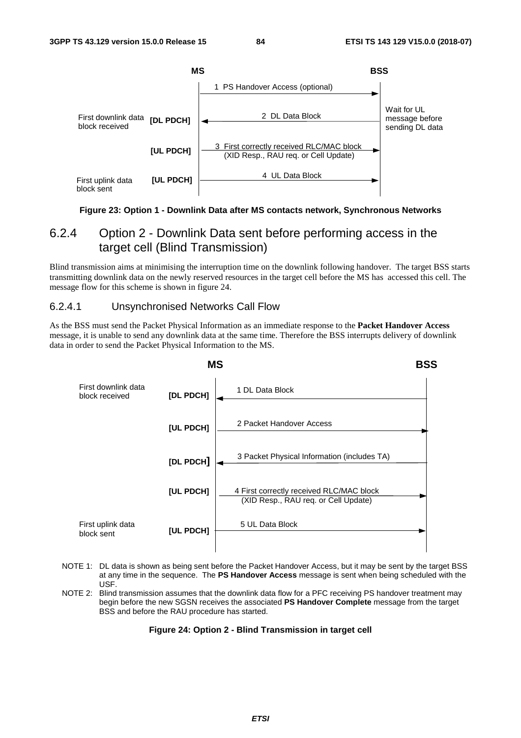MS

BSS

1 PS Handover Access (optional)

First downlink data block received [DL PDCH]

2 DL Data Block

Wait for UL message before sending DL data

[UL PDCH]

3 First correctly received RLC/MAC block (XID Resp., RAU req. or Cell Update)

First uplink data block sent [UL PDCH]

4 UL Data Block

**Figure 23: Option 1 - Downlink Data after MS contacts network, Synchronous Networks**

## 6.2.4 Option 2 - Downlink Data sent before performing access in the target cell (Blind Transmission)

Blind transmission aims at minimising the interruption time on the downlink following handover. The target BSS starts transmitting downlink data on the newly reserved resources in the target cell before the MS has accessed this cell. The message flow for this scheme is shown in figure 24.

### 6.2.4.1 Unsynchronised Networks Call Flow

As the BSS must send the Packet Physical Information as an immediate response to the **Packet Handover Access** message, it is unable to send any downlink data at the same time. Therefore the BSS interrupts delivery of downlink data in order to send the Packet Physical Information to the MS.

MS

BSS

First downlink data block received [DL PDCH]

1 DL Data Block

[UL PDCH]

2 Packet Handover Access

[DL PDCH]

3 Packet Physical Information (includes TA)

[UL PDCH]

4 First correctly received RLC/MAC block (XID Resp., RAU req. or Cell Update)

First uplink data block sent [UL PDCH]

5 UL Data Block

NOTE 1: DL data is shown as being sent before the Packet Handover Access, but it may be sent by the target BSS at any time in the sequence. The **PS Handover Access** message is sent when being scheduled with the USF.

NOTE 2: Blind transmission assumes that the downlink data flow for a PFC receiving PS handover treatment may begin before the new SGSN receives the associated **PS Handover Complete** message from the target BSS and before the RAU procedure has started.

**Figure 24: Option 2 - Blind Transmission in target cell**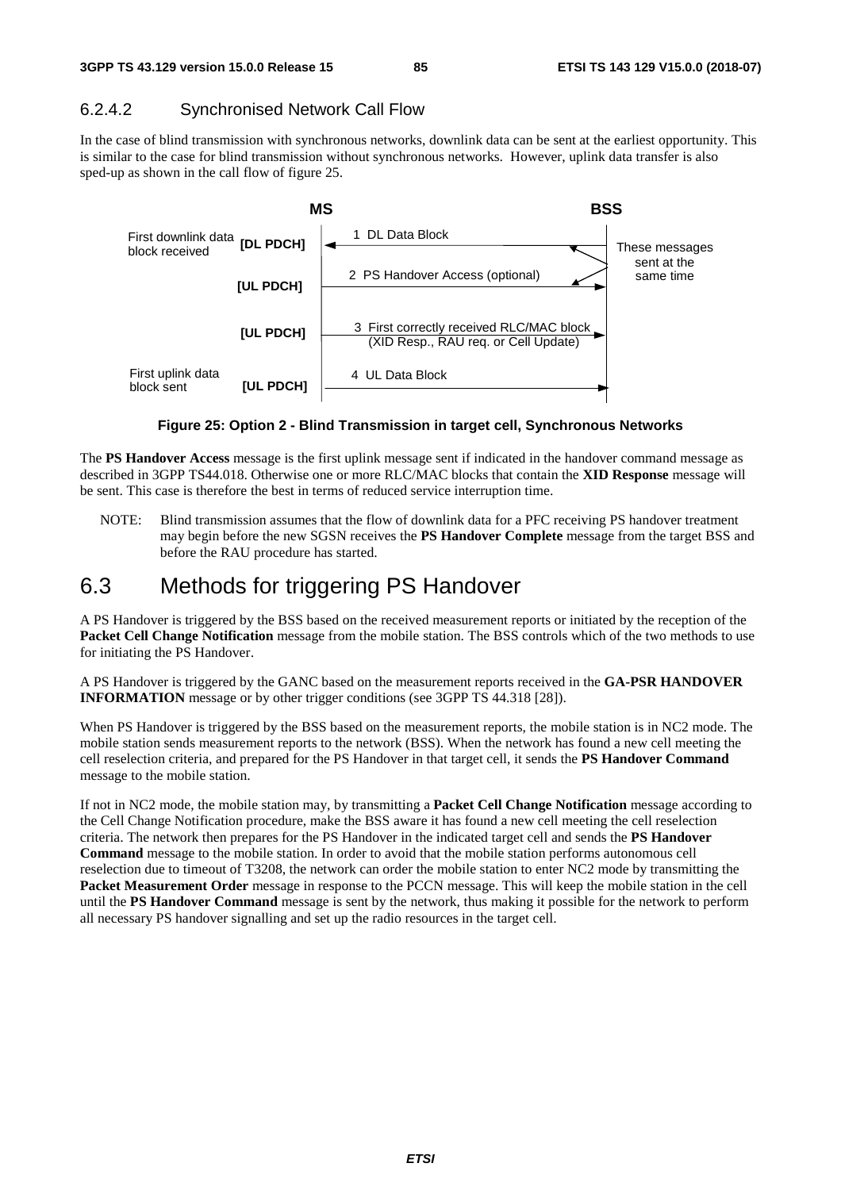### 6.2.4.2 Synchronised Network Call Flow

In the case of blind transmission with synchronous networks, downlink data can be sent at the earliest opportunity. This is similar to the case for blind transmission without synchronous networks. However, uplink data transfer is also sped-up as shown in the call flow of figure 25.

| | | MS | | BSS | |
|---|---|---|---|---|---|
| First downlink data block received | [DL PDCH] | ← | 1 DL Data Block | | These messages sent at the same time |
| | [UL PDCH] | → | 2 PS Handover Access (optional) | | |
| | [UL PDCH] | → | 3 First correctly received RLC/MAC block (XID Resp., RAU req. or Cell Update) | | |
| First uplink data block sent | [UL PDCH] | → | 4 UL Data Block | | |

**Figure 25: Option 2 - Blind Transmission in target cell, Synchronous Networks**

The **PS Handover Access** message is the first uplink message sent if indicated in the handover command message as described in 3GPP TS44.018. Otherwise one or more RLC/MAC blocks that contain the **XID Response** message will be sent. This case is therefore the best in terms of reduced service interruption time.

NOTE: Blind transmission assumes that the flow of downlink data for a PFC receiving PS handover treatment may begin before the new SGSN receives the **PS Handover Complete** message from the target BSS and before the RAU procedure has started.

## 6.3 Methods for triggering PS Handover

A PS Handover is triggered by the BSS based on the received measurement reports or initiated by the reception of the **Packet Cell Change Notification** message from the mobile station. The BSS controls which of the two methods to use for initiating the PS Handover.

A PS Handover is triggered by the GANC based on the measurement reports received in the **GA-PSR HANDOVER INFORMATION** message or by other trigger conditions (see 3GPP TS 44.318 [28]).

When PS Handover is triggered by the BSS based on the measurement reports, the mobile station is in NC2 mode. The mobile station sends measurement reports to the network (BSS). When the network has found a new cell meeting the cell reselection criteria, and prepared for the PS Handover in that target cell, it sends the **PS Handover Command** message to the mobile station.

If not in NC2 mode, the mobile station may, by transmitting a **Packet Cell Change Notification** message according to the Cell Change Notification procedure, make the BSS aware it has found a new cell meeting the cell reselection criteria. The network then prepares for the PS Handover in the indicated target cell and sends the **PS Handover Command** message to the mobile station. In order to avoid that the mobile station performs autonomous cell reselection due to timeout of T3208, the network can order the mobile station to enter NC2 mode by transmitting the **Packet Measurement Order** message in response to the PCCN message. This will keep the mobile station in the cell until the **PS Handover Command** message is sent by the network, thus making it possible for the network to perform all necessary PS handover signalling and set up the radio resources in the target cell.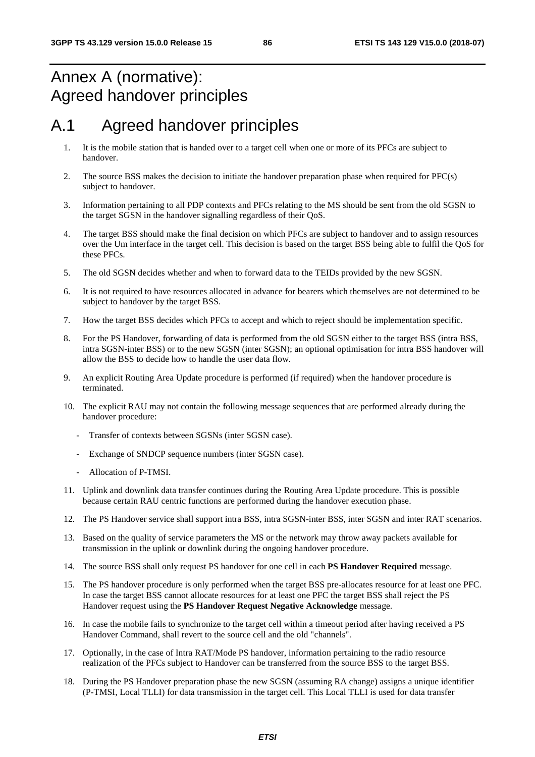# Annex A (normative): Agreed handover principles

## A.1 Agreed handover principles

1. It is the mobile station that is handed over to a target cell when one or more of its PFCs are subject to handover.
2. The source BSS makes the decision to initiate the handover preparation phase when required for PFC(s) subject to handover.
3. Information pertaining to all PDP contexts and PFCs relating to the MS should be sent from the old SGSN to the target SGSN in the handover signalling regardless of their QoS.
4. The target BSS should make the final decision on which PFCs are subject to handover and to assign resources over the Um interface in the target cell. This decision is based on the target BSS being able to fulfil the QoS for these PFCs.
5. The old SGSN decides whether and when to forward data to the TEIDs provided by the new SGSN.
6. It is not required to have resources allocated in advance for bearers which themselves are not determined to be subject to handover by the target BSS.
7. How the target BSS decides which PFCs to accept and which to reject should be implementation specific.
8. For the PS Handover, forwarding of data is performed from the old SGSN either to the target BSS (intra BSS, intra SGSN-inter BSS) or to the new SGSN (inter SGSN); an optional optimisation for intra BSS handover will allow the BSS to decide how to handle the user data flow.
9. An explicit Routing Area Update procedure is performed (if required) when the handover procedure is terminated.
10. The explicit RAU may not contain the following message sequences that are performed already during the handover procedure:
    - Transfer of contexts between SGSNs (inter SGSN case).
    - Exchange of SNDCP sequence numbers (inter SGSN case).
    - Allocation of P-TMSI.
11. Uplink and downlink data transfer continues during the Routing Area Update procedure. This is possible because certain RAU centric functions are performed during the handover execution phase.
12. The PS Handover service shall support intra BSS, intra SGSN-inter BSS, inter SGSN and inter RAT scenarios.
13. Based on the quality of service parameters the MS or the network may throw away packets available for transmission in the uplink or downlink during the ongoing handover procedure.
14. The source BSS shall only request PS handover for one cell in each **PS Handover Required** message.
15. The PS handover procedure is only performed when the target BSS pre-allocates resource for at least one PFC. In case the target BSS cannot allocate resources for at least one PFC the target BSS shall reject the PS Handover request using the **PS Handover Request Negative Acknowledge** message.
16. In case the mobile fails to synchronize to the target cell within a timeout period after having received a PS Handover Command, shall revert to the source cell and the old "channels".
17. Optionally, in the case of Intra RAT/Mode PS handover, information pertaining to the radio resource realization of the PFCs subject to Handover can be transferred from the source BSS to the target BSS.
18. During the PS Handover preparation phase the new SGSN (assuming RA change) assigns a unique identifier (P-TMSI, Local TLLI) for data transmission in the target cell. This Local TLLI is used for data transfer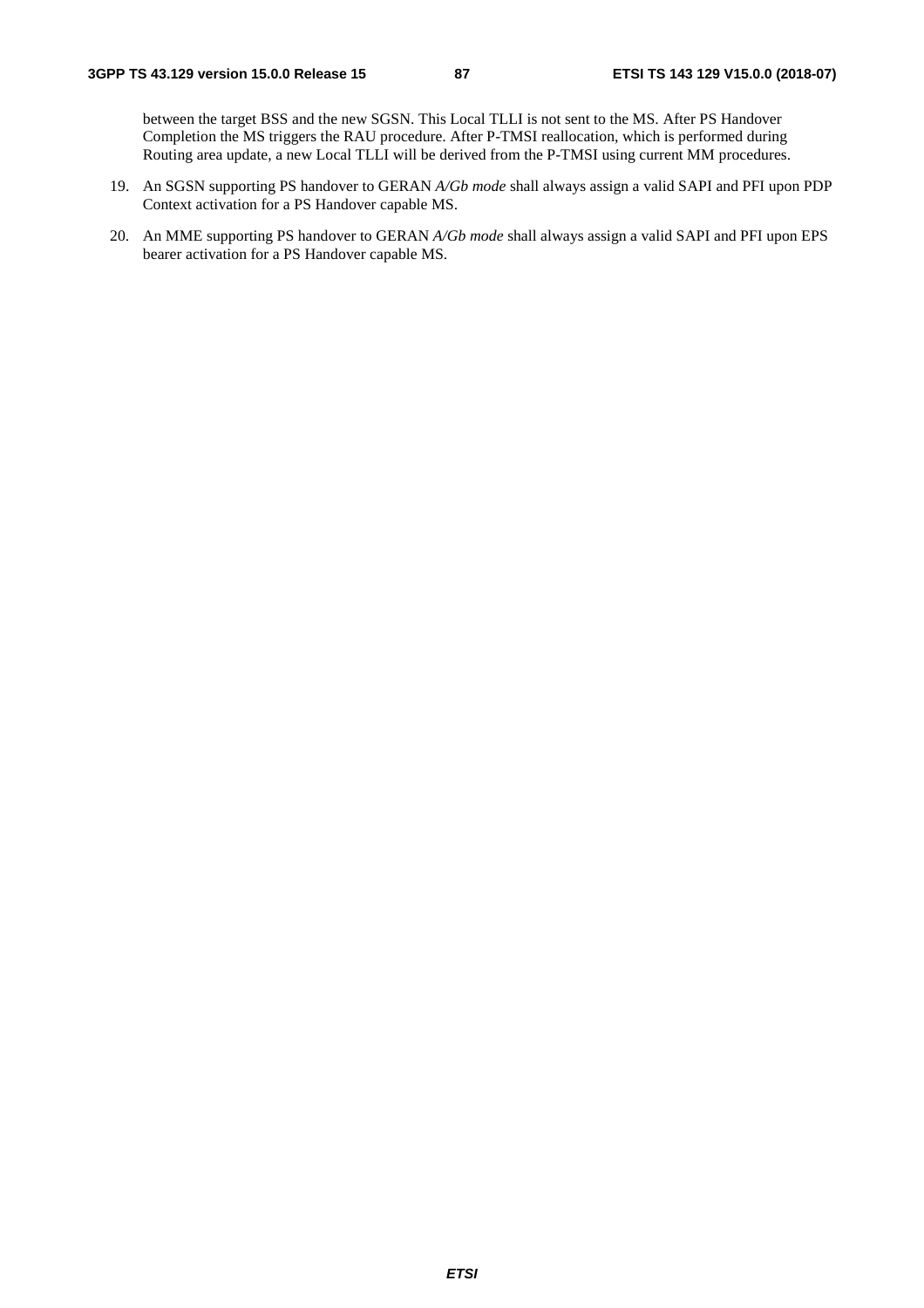between the target BSS and the new SGSN. This Local TLLI is not sent to the MS. After PS Handover Completion the MS triggers the RAU procedure. After P-TMSI reallocation, which is performed during Routing area update, a new Local TLLI will be derived from the P-TMSI using current MM procedures.

19. An SGSN supporting PS handover to GERAN *A/Gb mode* shall always assign a valid SAPI and PFI upon PDP Context activation for a PS Handover capable MS.

20. An MME supporting PS handover to GERAN *A/Gb mode* shall always assign a valid SAPI and PFI upon EPS bearer activation for a PS Handover capable MS.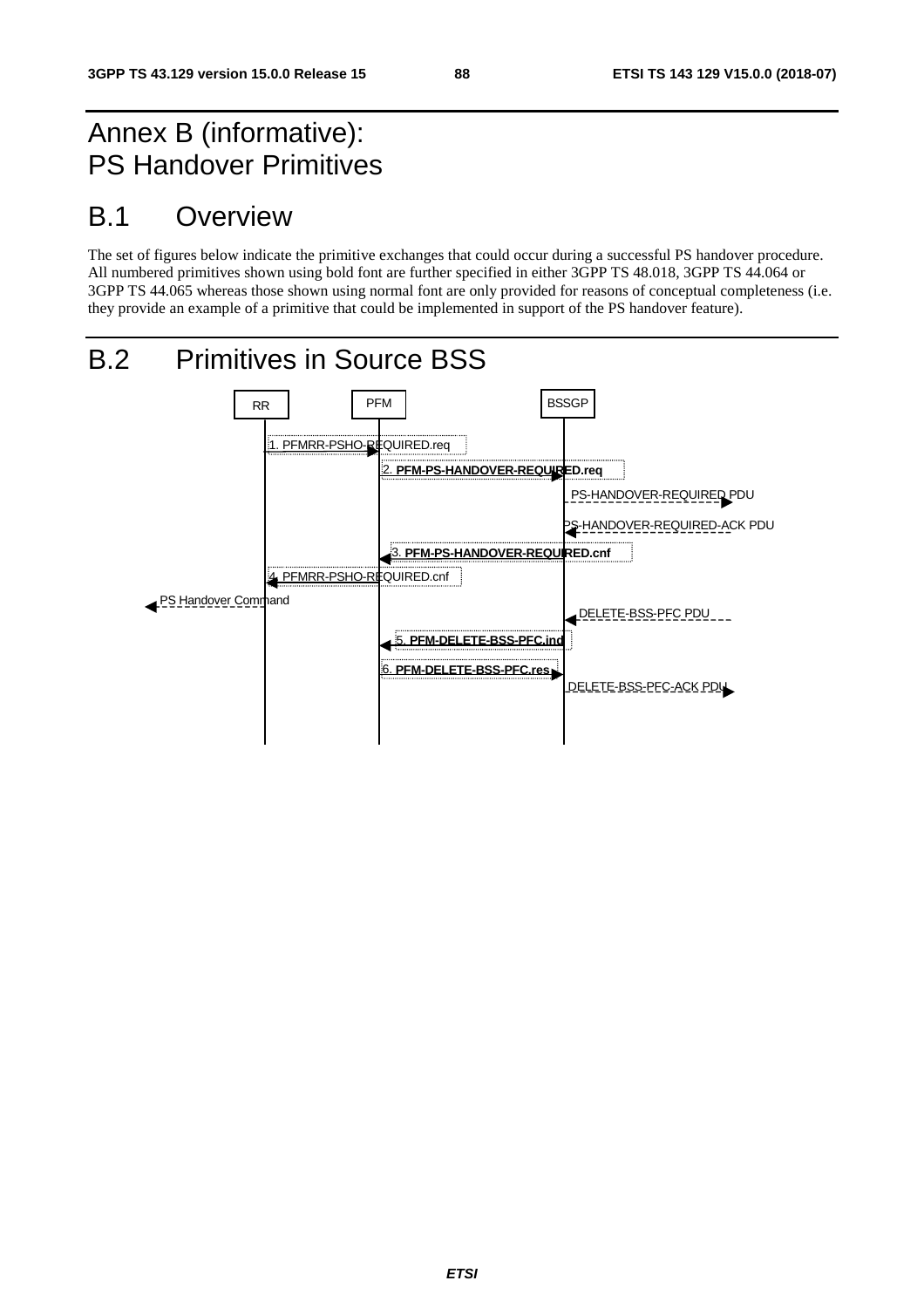# Annex B (informative): PS Handover Primitives

## B.1 Overview

The set of figures below indicate the primitive exchanges that could occur during a successful PS handover procedure. All numbered primitives shown using bold font are further specified in either 3GPP TS 48.018, 3GPP TS 44.064 or 3GPP TS 44.065 whereas those shown using normal font are only provided for reasons of conceptual completeness (i.e. they provide an example of a primitive that could be implemented in support of the PS handover feature).

## B.2 Primitives in Source BSS

RR

PFM

BSSGP

1. PFMRR-PSHO-REQUIRED.req

2. **PFM-PS-HANDOVER-REQUIRED.req**

PS-HANDOVER-REQUIRED PDU

PS-HANDOVER-REQUIRED-ACK PDU

3. **PFM-PS-HANDOVER-REQUIRED.cnf**

4. PFMRR-PSHO-REQUIRED.cnf

PS Handover Command

DELETE-BSS-PFC PDU

5. **PFM-DELETE-BSS-PFC.ind**

6. **PFM-DELETE-BSS-PFC.res**

DELETE-BSS-PFC-ACK PDU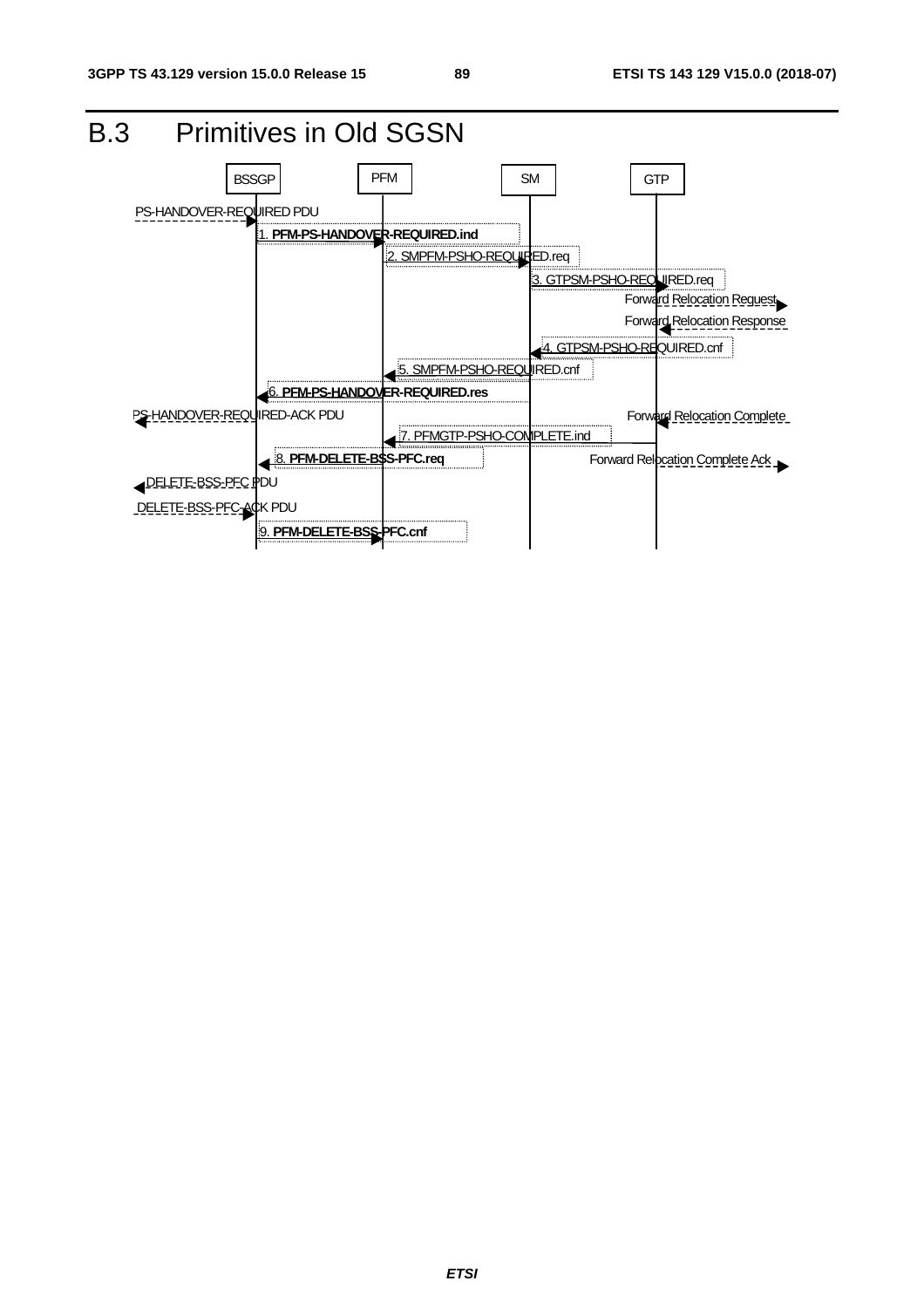# B.3 Primitives in Old SGSN

BSSGP
PFM
SM
GTP

PS-HANDOVER-REQUIRED PDU
1. **PFM-PS-HANDOVER-REQUIRED.ind**
2. SMPFM-PSHO-REQUIRED.req
3. GTPSM-PSHO-REQUIRED.req
Forward Relocation Request
Forward Relocation Response
4. GTPSM-PSHO-REQUIRED.cnf
5. SMPFM-PSHO-REQUIRED.cnf
6. **PFM-PS-HANDOVER-REQUIRED.res**
PS-HANDOVER-REQUIRED-ACK PDU
Forward Relocation Complete
7. PFMGTP-PSHO-COMPLETE.ind
8. **PFM-DELETE-BSS-PFC.req**
Forward Relocation Complete Ack
DELETE-BSS-PFC PDU
DELETE-BSS-PFC-ACK PDU
9. **PFM-DELETE-BSS-PFC.cnf**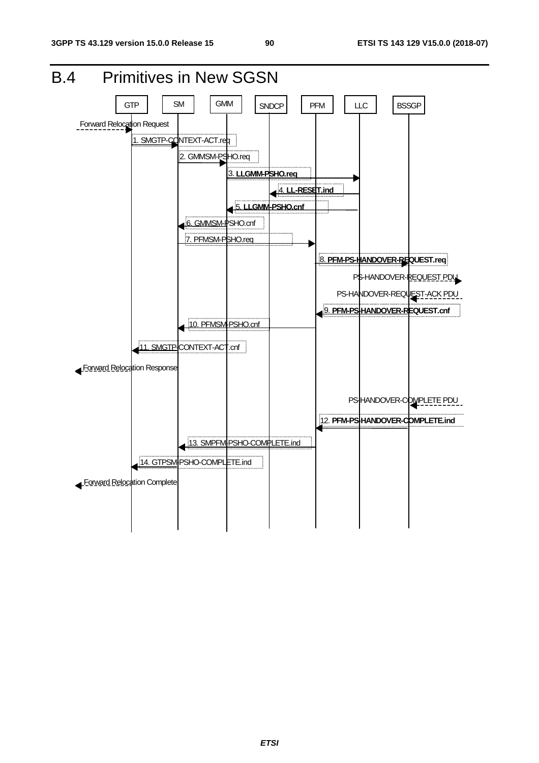# B.4 Primitives in New SGSN

GTP

SM

GMM

SNDCP

PFM

LLC

BSSGP

Forward Relocation Request

1. SMGTP-CONTEXT-ACT.req

2. GMMSM-PSHO.req

3. **LLGMM-PSHO.req**

4. **LL-RESET.ind**

5. **LLGMM-PSHO.cnf**

6. GMMSM-PSHO.cnf

7. PFMSM-PSHO.req

8. **PFM-PS-HANDOVER-REQUEST.req**

PS-HANDOVER-REQUEST PDU

PS-HANDOVER-REQUEST-ACK PDU

9. **PFM-PS-HANDOVER-REQUEST.cnf**

10. PFMSM-PSHO.cnf

11. SMGTP-CONTEXT-ACT.cnf

Forward Relocation Response

PS-HANDOVER-COMPLETE PDU

12. **PFM-PS-HANDOVER-COMPLETE.ind**

13. SMPFM-PSHO-COMPLETE.ind

14. GTPSM-PSHO-COMPLETE.ind

Forward Relocation Complete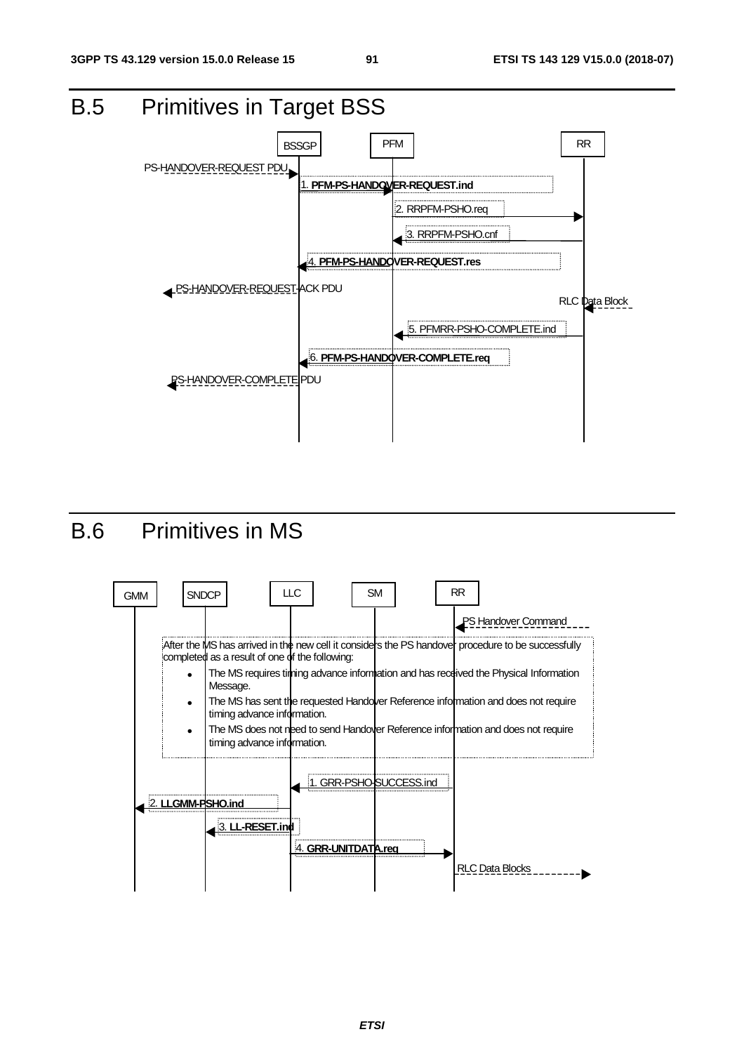# B.5 Primitives in Target BSS

BSSGP

PFM

RR

PS-HANDOVER-REQUEST PDU

1. **PFM-PS-HANDOVER-REQUEST.ind**

2. RRPFM-PSHO.req

3. RRPFM-PSHO.cnf

4. **PFM-PS-HANDOVER-REQUEST.res**

PS-HANDOVER-REQUEST-ACK PDU

RLC Data Block

5. PFMRR-PSHO-COMPLETE.ind

6. **PFM-PS-HANDOVER-COMPLETE.req**

PS-HANDOVER-COMPLETE PDU

# B.6 Primitives in MS

GMM

SNDCP

LLC

SM

RR

PS Handover Command

After the MS has arrived in the new cell it considers the PS handover procedure to be successfully completed as a result of one of the following:

- The MS requires timing advance information and has received the Physical Information Message.
- The MS has sent the requested Handover Reference information and does not require timing advance information.
- The MS does not need to send Handover Reference information and does not require timing advance information.

1. GRR-PSHO-SUCCESS.ind

2. **LLGMM-PSHO.ind**

3. **LL-RESET.ind**

4. **GRR-UNITDATA.req**

RLC Data Blocks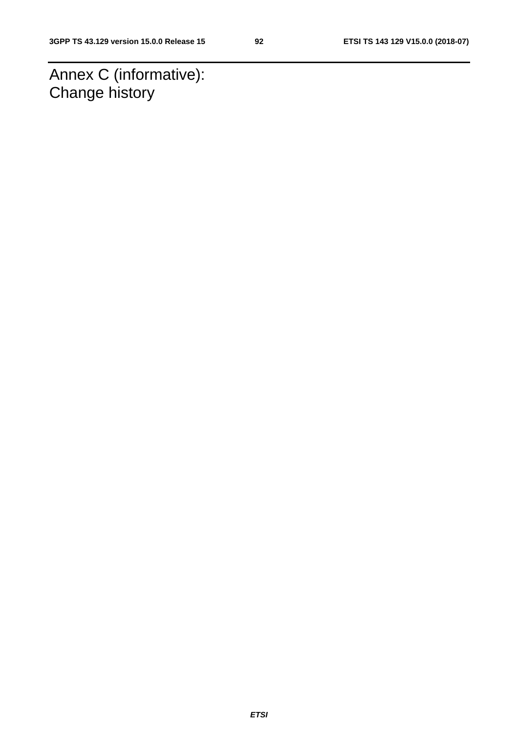# Annex C (informative): Change history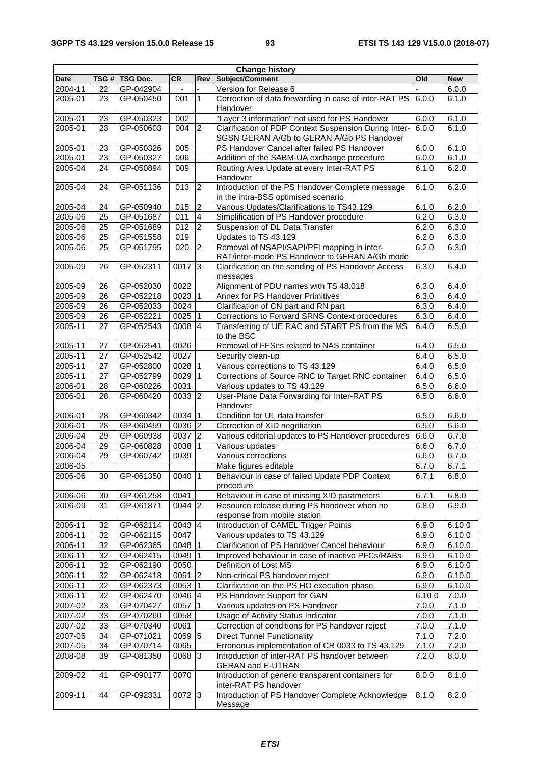| Change history | | | | | | | |
|---|---|---|---|---|---|---|---|
| **Date** | **TSG #** | **TSG Doc.** | **CR** | **Rev** | **Subject/Comment** | **Old** | **New** |
| 2004-11 | 22 | GP-042904 | - | - | Version for Release 6 | - | 6.0.0 |
| 2005-01 | 23 | GP-050450 | 001 | 1 | Correction of data forwarding in case of inter-RAT PS Handover | 6.0.0 | 6.1.0 |
| 2005-01 | 23 | GP-050323 | 002 | | "Layer 3 information" not used for PS Handover | 6.0.0 | 6.1.0 |
| 2005-01 | 23 | GP-050603 | 004 | 2 | Clarification of PDP Context Suspension During Inter-SGSN GERAN A/Gb to GERAN A/Gb PS Handover | 6.0.0 | 6.1.0 |
| 2005-01 | 23 | GP-050326 | 005 | | PS Handover Cancel after failed PS Handover | 6.0.0 | 6.1.0 |
| 2005-01 | 23 | GP-050327 | 006 | | Addition of the SABM-UA exchange procedure | 6.0.0 | 6.1.0 |
| 2005-04 | 24 | GP-050894 | 009 | | Routing Area Update at every Inter-RAT PS Handover | 6.1.0 | 6.2.0 |
| 2005-04 | 24 | GP-051136 | 013 | 2 | Introduction of the PS Handover Complete message in the intra-BSS optimised scenario | 6.1.0 | 6.2.0 |
| 2005-04 | 24 | GP-050940 | 015 | 2 | Various Updates/Clarifications to TS43.129 | 6.1.0 | 6.2.0 |
| 2005-06 | 25 | GP-051687 | 011 | 4 | Simplification of PS Handover procedure | 6.2.0 | 6.3.0 |
| 2005-06 | 25 | GP-051689 | 012 | 2 | Suspension of DL Data Transfer | 6.2.0 | 6.3.0 |
| 2005-06 | 25 | GP-051558 | 019 | | Updates to TS 43.129 | 6.2.0 | 6.3.0 |
| 2005-06 | 25 | GP-051795 | 020 | 2 | Removal of NSAPI/SAPI/PFI mapping in inter-RAT/inter-mode PS Handover to GERAN A/Gb mode | 6.2.0 | 6.3.0 |
| 2005-09 | 26 | GP-052311 | 0017 | 3 | Clarification on the sending of PS Handover Access messages | 6.3.0 | 6.4.0 |
| 2005-09 | 26 | GP-052030 | 0022 | | Alignment of PDU names with TS 48.018 | 6.3.0 | 6.4.0 |
| 2005-09 | 26 | GP-052218 | 0023 | 1 | Annex for PS Handover Primitives | 6.3.0 | 6.4.0 |
| 2005-09 | 26 | GP-052033 | 0024 | | Clarification of CN part and RN part | 6.3.0 | 6.4.0 |
| 2005-09 | 26 | GP-052221 | 0025 | 1 | Corrections to Forward SRNS Context procedures | 6.3.0 | 6.4.0 |
| 2005-11 | 27 | GP-052543 | 0008 | 4 | Transferring of UE RAC and START PS from the MS to the BSC | 6.4.0 | 6.5.0 |
| 2005-11 | 27 | GP-052541 | 0026 | | Removal of FFSes related to NAS container | 6.4.0 | 6.5.0 |
| 2005-11 | 27 | GP-052542 | 0027 | | Security clean-up | 6.4.0 | 6.5.0 |
| 2005-11 | 27 | GP-052800 | 0028 | 1 | Various corrections to TS 43.129 | 6.4.0 | 6.5.0 |
| 2005-11 | 27 | GP-052799 | 0029 | 1 | Corrections of Source RNC to Target RNC container | 6.4.0 | 6.5.0 |
| 2006-01 | 28 | GP-060226 | 0031 | | Various updates to TS 43.129 | 6.5.0 | 6.6.0 |
| 2006-01 | 28 | GP-060420 | 0033 | 2 | User-Plane Data Forwarding for Inter-RAT PS Handover | 6.5.0 | 6.6.0 |
| 2006-01 | 28 | GP-060342 | 0034 | 1 | Condition for UL data transfer | 6.5.0 | 6.6.0 |
| 2006-01 | 28 | GP-060459 | 0036 | 2 | Correction of XID negotiation | 6.5.0 | 6.6.0 |
| 2006-04 | 29 | GP-060938 | 0037 | 2 | Various editorial updates to PS Handover procedures | 6.6.0 | 6.7.0 |
| 2006-04 | 29 | GP-060828 | 0038 | 1 | Various updates | 6.6.0 | 6.7.0 |
| 2006-04 | 29 | GP-060742 | 0039 | | Various corrections | 6.6.0 | 6.7.0 |
| 2006-05 | | | | | Make figures editable | 6.7.0 | 6.7.1 |
| 2006-06 | 30 | GP-061350 | 0040 | 1 | Behaviour in case of failed Update PDP Context procedure | 6.7.1 | 6.8.0 |
| 2006-06 | 30 | GP-061258 | 0041 | | Behaviour in case of missing XID parameters | 6.7.1 | 6.8.0 |
| 2006-09 | 31 | GP-061871 | 0044 | 2 | Resource release during PS handover when no response from mobile station | 6.8.0 | 6.9.0 |
| 2006-11 | 32 | GP-062114 | 0043 | 4 | Introduction of CAMEL Trigger Points | 6.9.0 | 6.10.0 |
| 2006-11 | 32 | GP-062115 | 0047 | | Various updates to TS 43.129 | 6.9.0 | 6.10.0 |
| 2006-11 | 32 | GP-062365 | 0048 | 1 | Clarification of PS Handover Cancel behaviour | 6.9.0 | 6.10.0 |
| 2006-11 | 32 | GP-062415 | 0049 | 1 | Improved behaviour in case of inactive PFCs/RABs | 6.9.0 | 6.10.0 |
| 2006-11 | 32 | GP-062190 | 0050 | | Definition of Lost MS | 6.9.0 | 6.10.0 |
| 2006-11 | 32 | GP-062418 | 0051 | 2 | Non-critical PS handover reject | 6.9.0 | 6.10.0 |
| 2006-11 | 32 | GP-062373 | 0053 | 1 | Clarification on the PS HO execution phase | 6.9.0 | 6.10.0 |
| 2006-11 | 32 | GP-062470 | 0046 | 4 | PS Handover Support for GAN | 6.10.0 | 7.0.0 |
| 2007-02 | 33 | GP-070427 | 0057 | 1 | Various updates on PS Handover | 7.0.0 | 7.1.0 |
| 2007-02 | 33 | GP-070260 | 0058 | | Usage of Activity Status Indicator | 7.0.0 | 7.1.0 |
| 2007-02 | 33 | GP-070340 | 0061 | | Correction of conditions for PS handover reject | 7.0.0 | 7.1.0 |
| 2007-05 | 34 | GP-071021 | 0059 | 5 | Direct Tunnel Functionality | 7.1.0 | 7.2.0 |
| 2007-05 | 34 | GP-070714 | 0065 | | Erroneous implementation of CR 0033 to TS 43.129 | 7.1.0 | 7.2.0 |
| 2008-08 | 39 | GP-081350 | 0068 | 3 | Introduction of inter-RAT PS handover between GERAN and E-UTRAN | 7.2.0 | 8.0.0 |
| 2009-02 | 41 | GP-090177 | 0070 | | Introduction of generic transparent containers for inter-RAT PS handover | 8.0.0 | 8.1.0 |
| 2009-11 | 44 | GP-092331 | 0072 | 3 | Introduction of PS Handover Complete Acknowledge Message | 8.1.0 | 8.2.0 |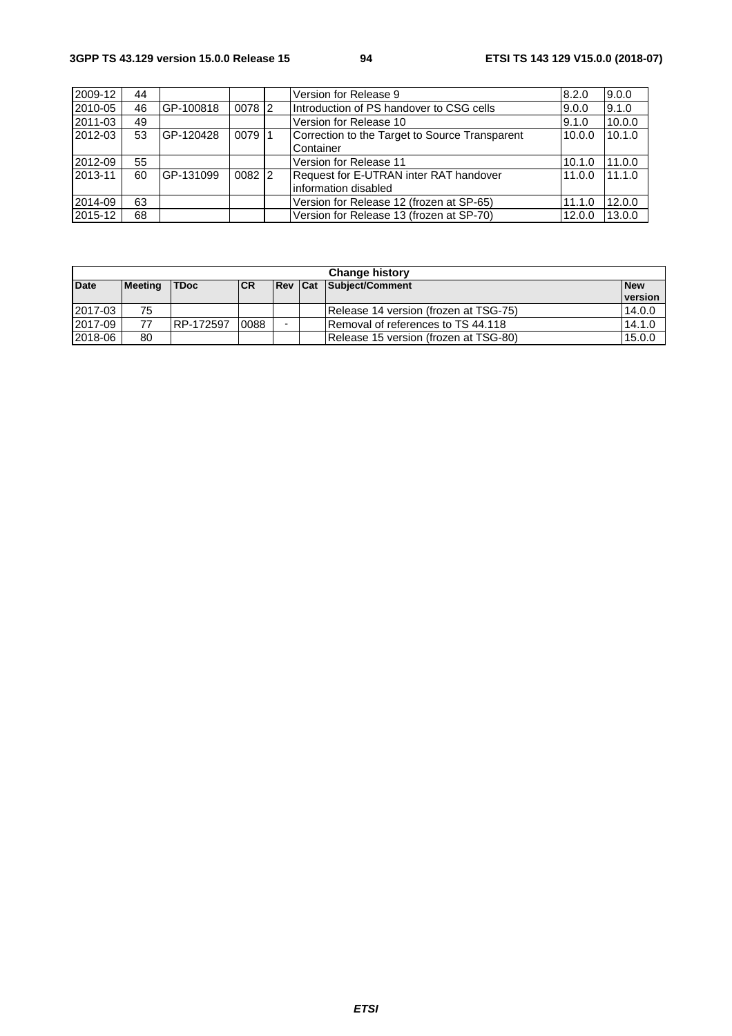| | | | | | | | | |
|---|---|---|---|---|---|---|---|---|
| 2009-12 | 44 | | | | | Version for Release 9 | 8.2.0 | 9.0.0 |
| 2010-05 | 46 | GP-100818 | 0078 | 2 | | Introduction of PS handover to CSG cells | 9.0.0 | 9.1.0 |
| 2011-03 | 49 | | | | | Version for Release 10 | 9.1.0 | 10.0.0 |
| 2012-03 | 53 | GP-120428 | 0079 | 1 | | Correction to the Target to Source Transparent Container | 10.0.0 | 10.1.0 |
| 2012-09 | 55 | | | | | Version for Release 11 | 10.1.0 | 11.0.0 |
| 2013-11 | 60 | GP-131099 | 0082 | 2 | | Request for E-UTRAN inter RAT handover information disabled | 11.0.0 | 11.1.0 |
| 2014-09 | 63 | | | | | Version for Release 12 (frozen at SP-65) | 11.1.0 | 12.0.0 |
| 2015-12 | 68 | | | | | Version for Release 13 (frozen at SP-70) | 12.0.0 | 13.0.0 |

| Change history | | | | | | | |
|---|---|---|---|---|---|---|---|
| **Date** | **Meeting** | **TDoc** | **CR** | **Rev** | **Cat** | **Subject/Comment** | **New version** |
| 2017-03 | 75 | | | | | Release 14 version (frozen at TSG-75) | 14.0.0 |
| 2017-09 | 77 | RP-172597 | 0088 | - | | Removal of references to TS 44.118 | 14.1.0 |
| 2018-06 | 80 | | | | | Release 15 version (frozen at TSG-80) | 15.0.0 |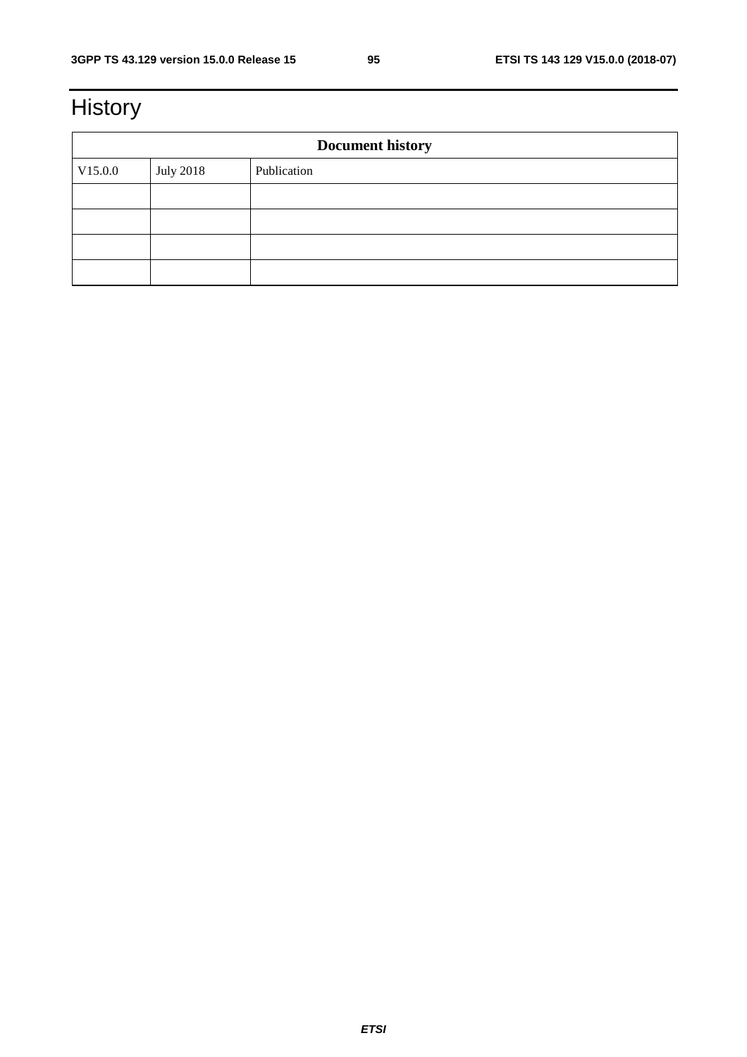# History

| Document history | | |
|---|---|---|
| V15.0.0 | July 2018 | Publication |
| | | |
| | | |
| | | |
| | | |